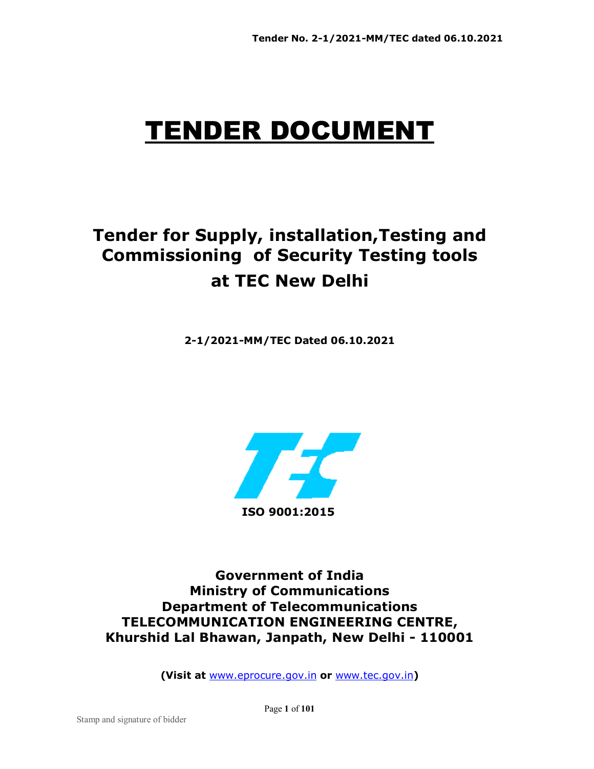# TENDER DOCUMENT

## Tender for Supply, installation,Testing and Commissioning of Security Testing tools at TEC New Delhi

**2-1/2021-MM/TEC Dated 06.10.2021**

**ISO 9001:2015**

**Government of India**
**Ministry of Communications**
**Department of Telecommunications**
**TELECOMMUNICATION ENGINEERING CENTRE,**
**Khurshid Lal Bhawan, Janpath, New Delhi - 110001**

**(Visit at www.eprocure.gov.in or www.tec.gov.in)**

Stamp and signature of bidder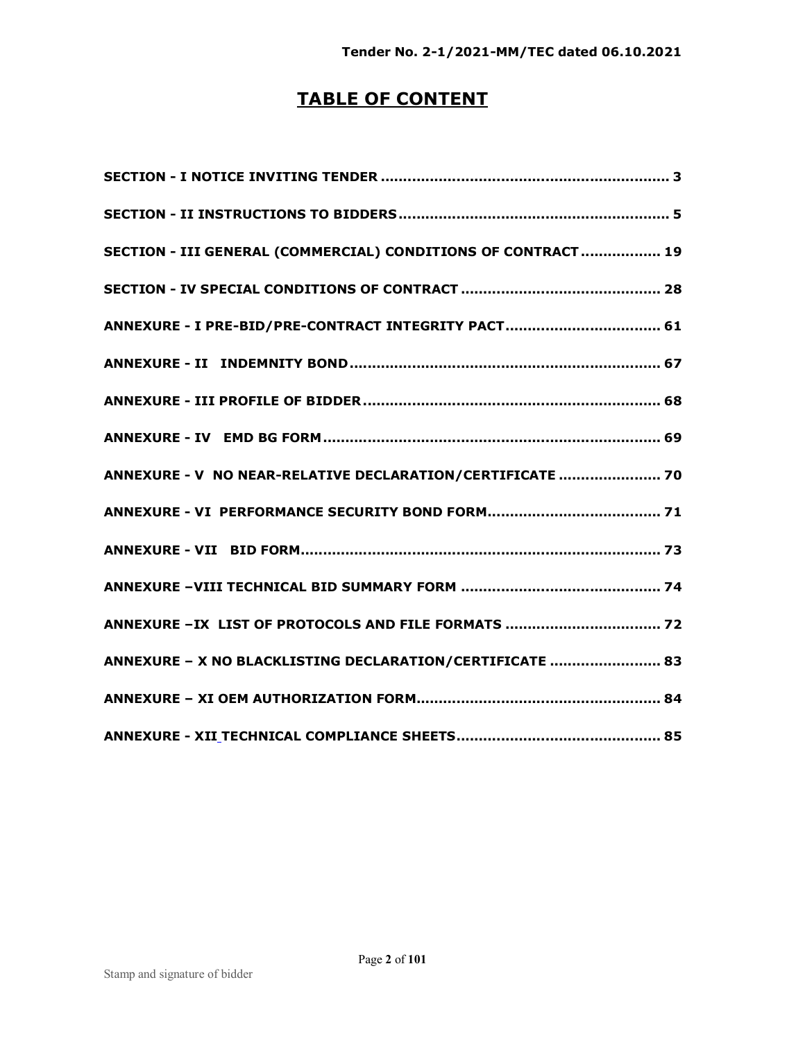# TABLE OF CONTENT

| | |
|---|---|
| **SECTION - I NOTICE INVITING TENDER** | **3** |
| **SECTION - II INSTRUCTIONS TO BIDDERS** | **5** |
| **SECTION - III GENERAL (COMMERCIAL) CONDITIONS OF CONTRACT** | **19** |
| **SECTION - IV SPECIAL CONDITIONS OF CONTRACT** | **28** |
| **ANNEXURE - I PRE-BID/PRE-CONTRACT INTEGRITY PACT** | **61** |
| **ANNEXURE - II INDEMNITY BOND** | **67** |
| **ANNEXURE - III PROFILE OF BIDDER** | **68** |
| **ANNEXURE - IV EMD BG FORM** | **69** |
| **ANNEXURE - V NO NEAR-RELATIVE DECLARATION/CERTIFICATE** | **70** |
| **ANNEXURE - VI PERFORMANCE SECURITY BOND FORM** | **71** |
| **ANNEXURE - VII BID FORM** | **73** |
| **ANNEXURE –VIII TECHNICAL BID SUMMARY FORM** | **74** |
| **ANNEXURE –IX LIST OF PROTOCOLS AND FILE FORMATS** | **72** |
| **ANNEXURE – X NO BLACKLISTING DECLARATION/CERTIFICATE** | **83** |
| **ANNEXURE – XI OEM AUTHORIZATION FORM** | **84** |
| **ANNEXURE - XII TECHNICAL COMPLIANCE SHEETS** | **85** |

Stamp and signature of bidder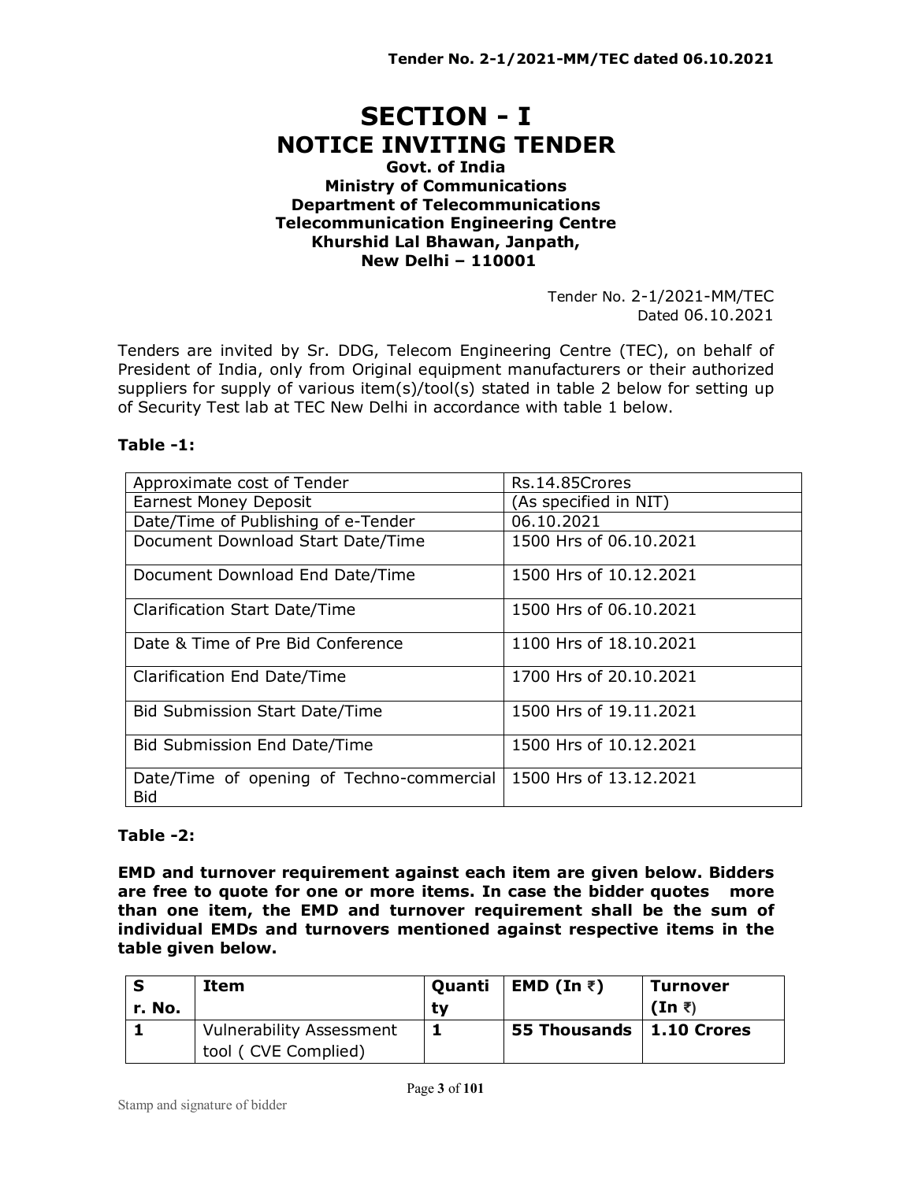# SECTION - I

## NOTICE INVITING TENDER

**Govt. of India**
**Ministry of Communications**
**Department of Telecommunications**
**Telecommunication Engineering Centre**
**Khurshid Lal Bhawan, Janpath,**
**New Delhi – 110001**

Tender No. 2-1/2021-MM/TEC
Dated 06.10.2021

Tenders are invited by Sr. DDG, Telecom Engineering Centre (TEC), on behalf of President of India, only from Original equipment manufacturers or their authorized suppliers for supply of various item(s)/tool(s) stated in table 2 below for setting up of Security Test lab at TEC New Delhi in accordance with table 1 below.

**Table -1:**

| | |
|---|---|
| Approximate cost of Tender | Rs.14.85Crores |
| Earnest Money Deposit | (As specified in NIT) |
| Date/Time of Publishing of e-Tender | 06.10.2021 |
| Document Download Start Date/Time | 1500 Hrs of 06.10.2021 |
| Document Download End Date/Time | 1500 Hrs of 10.12.2021 |
| Clarification Start Date/Time | 1500 Hrs of 06.10.2021 |
| Date & Time of Pre Bid Conference | 1100 Hrs of 18.10.2021 |
| Clarification End Date/Time | 1700 Hrs of 20.10.2021 |
| Bid Submission Start Date/Time | 1500 Hrs of 19.11.2021 |
| Bid Submission End Date/Time | 1500 Hrs of 10.12.2021 |
| Date/Time of opening of Techno-commercial Bid | 1500 Hrs of 13.12.2021 |

**Table -2:**

**EMD and turnover requirement against each item are given below. Bidders are free to quote for one or more items. In case the bidder quotes more than one item, the EMD and turnover requirement shall be the sum of individual EMDs and turnovers mentioned against respective items in the table given below.**

| Sr. No. | Item | Quantity | EMD (In ₹) | Turnover (In ₹) |
|---|---|---|---|---|
| **1** | Vulnerability Assessment tool ( CVE Complied) | **1** | **55 Thousands** | **1.10 Crores** |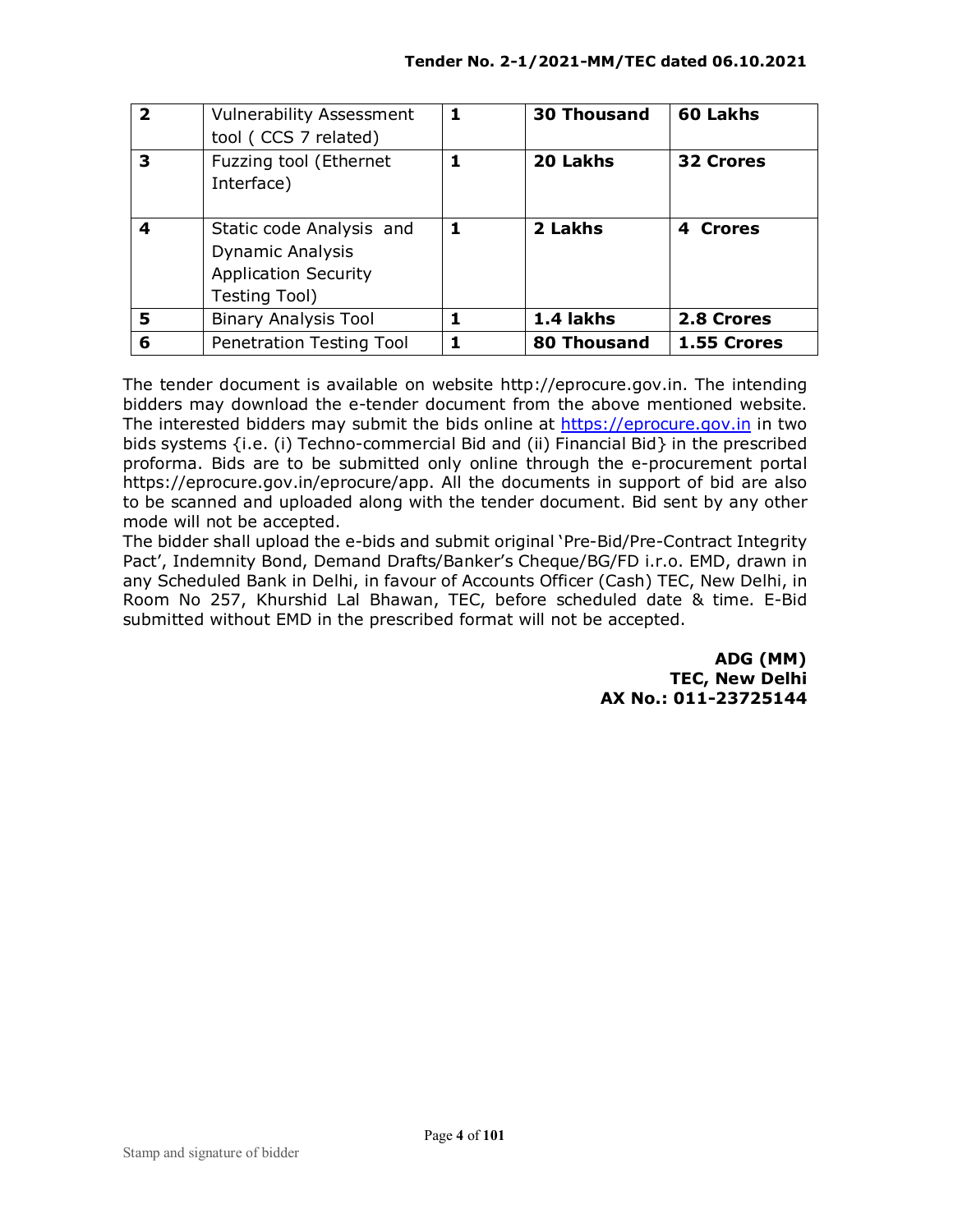| | | | | |
|---|---|---|---|---|
| **2** | Vulnerability Assessment tool ( CCS 7 related) | **1** | **30 Thousand** | **60 Lakhs** |
| **3** | Fuzzing tool (Ethernet Interface) | **1** | **20 Lakhs** | **32 Crores** |
| **4** | Static code Analysis and Dynamic Analysis Application Security Testing Tool) | **1** | **2 Lakhs** | **4 Crores** |
| **5** | Binary Analysis Tool | **1** | **1.4 lakhs** | **2.8 Crores** |
| **6** | Penetration Testing Tool | **1** | **80 Thousand** | **1.55 Crores** |

The tender document is available on website http://eprocure.gov.in. The intending bidders may download the e-tender document from the above mentioned website. The interested bidders may submit the bids online at https://eprocure.gov.in in two bids systems {i.e. (i) Techno-commercial Bid and (ii) Financial Bid} in the prescribed proforma. Bids are to be submitted only online through the e-procurement portal https://eprocure.gov.in/eprocure/app. All the documents in support of bid are also to be scanned and uploaded along with the tender document. Bid sent by any other mode will not be accepted.

The bidder shall upload the e-bids and submit original 'Pre-Bid/Pre-Contract Integrity Pact', Indemnity Bond, Demand Drafts/Banker's Cheque/BG/FD i.r.o. EMD, drawn in any Scheduled Bank in Delhi, in favour of Accounts Officer (Cash) TEC, New Delhi, in Room No 257, Khurshid Lal Bhawan, TEC, before scheduled date & time. E-Bid submitted without EMD in the prescribed format will not be accepted.

**ADG (MM)**
**TEC, New Delhi**
**AX No.: 011-23725144**

Stamp and signature of bidder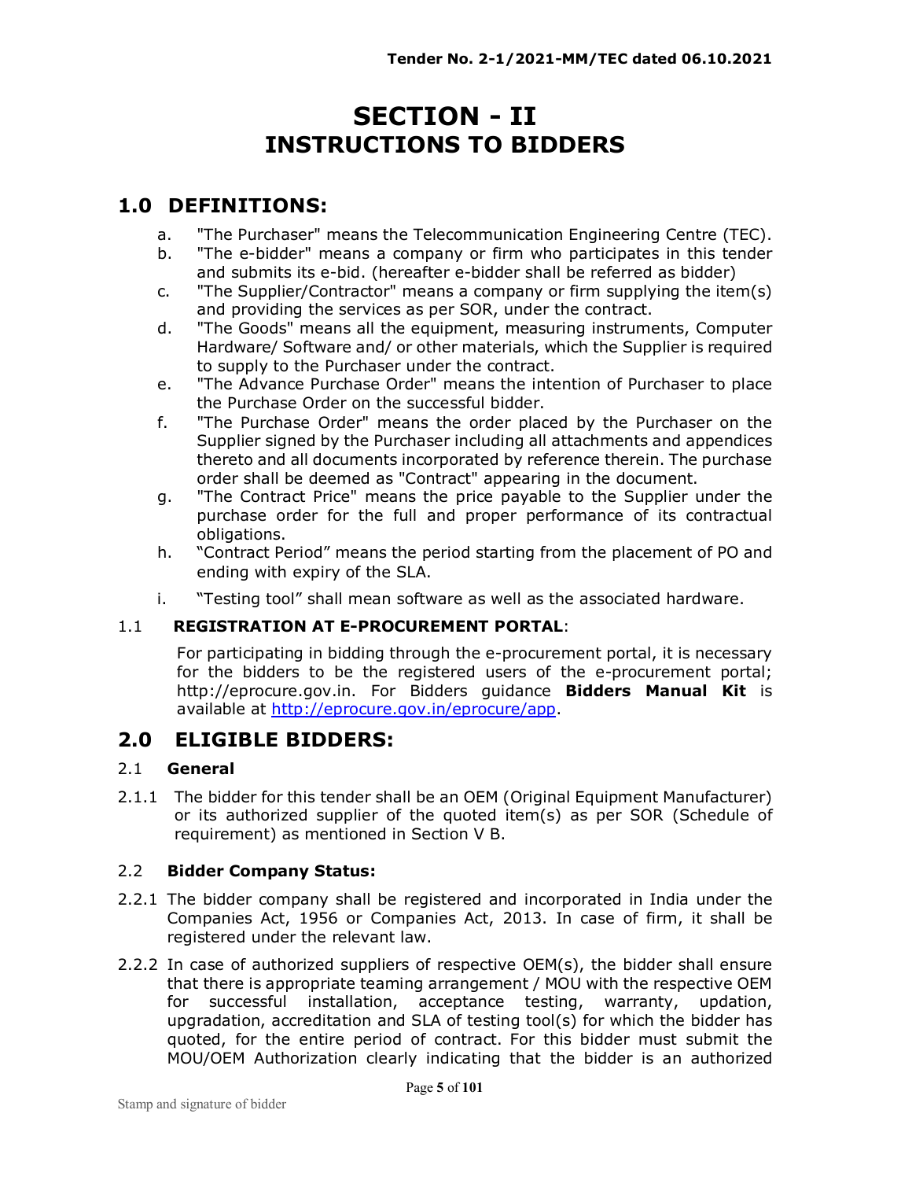# SECTION - II
# INSTRUCTIONS TO BIDDERS

## 1.0 DEFINITIONS:

a. "The Purchaser" means the Telecommunication Engineering Centre (TEC).

b. "The e-bidder" means a company or firm who participates in this tender and submits its e-bid. (hereafter e-bidder shall be referred as bidder)

c. "The Supplier/Contractor" means a company or firm supplying the item(s) and providing the services as per SOR, under the contract.

d. "The Goods" means all the equipment, measuring instruments, Computer Hardware/ Software and/ or other materials, which the Supplier is required to supply to the Purchaser under the contract.

e. "The Advance Purchase Order" means the intention of Purchaser to place the Purchase Order on the successful bidder.

f. "The Purchase Order" means the order placed by the Purchaser on the Supplier signed by the Purchaser including all attachments and appendices thereto and all documents incorporated by reference therein. The purchase order shall be deemed as "Contract" appearing in the document.

g. "The Contract Price" means the price payable to the Supplier under the purchase order for the full and proper performance of its contractual obligations.

h. "Contract Period" means the period starting from the placement of PO and ending with expiry of the SLA.

i. "Testing tool" shall mean software as well as the associated hardware.

### 1.1 REGISTRATION AT E-PROCUREMENT PORTAL:

For participating in bidding through the e-procurement portal, it is necessary for the bidders to be the registered users of the e-procurement portal; http://eprocure.gov.in. For Bidders guidance **Bidders Manual Kit** is available at http://eprocure.gov.in/eprocure/app.

## 2.0 ELIGIBLE BIDDERS:

### 2.1 General

2.1.1 The bidder for this tender shall be an OEM (Original Equipment Manufacturer) or its authorized supplier of the quoted item(s) as per SOR (Schedule of requirement) as mentioned in Section V B.

### 2.2 Bidder Company Status:

2.2.1 The bidder company shall be registered and incorporated in India under the Companies Act, 1956 or Companies Act, 2013. In case of firm, it shall be registered under the relevant law.

2.2.2 In case of authorized suppliers of respective OEM(s), the bidder shall ensure that there is appropriate teaming arrangement / MOU with the respective OEM for successful installation, acceptance testing, warranty, updation, upgradation, accreditation and SLA of testing tool(s) for which the bidder has quoted, for the entire period of contract. For this bidder must submit the MOU/OEM Authorization clearly indicating that the bidder is an authorized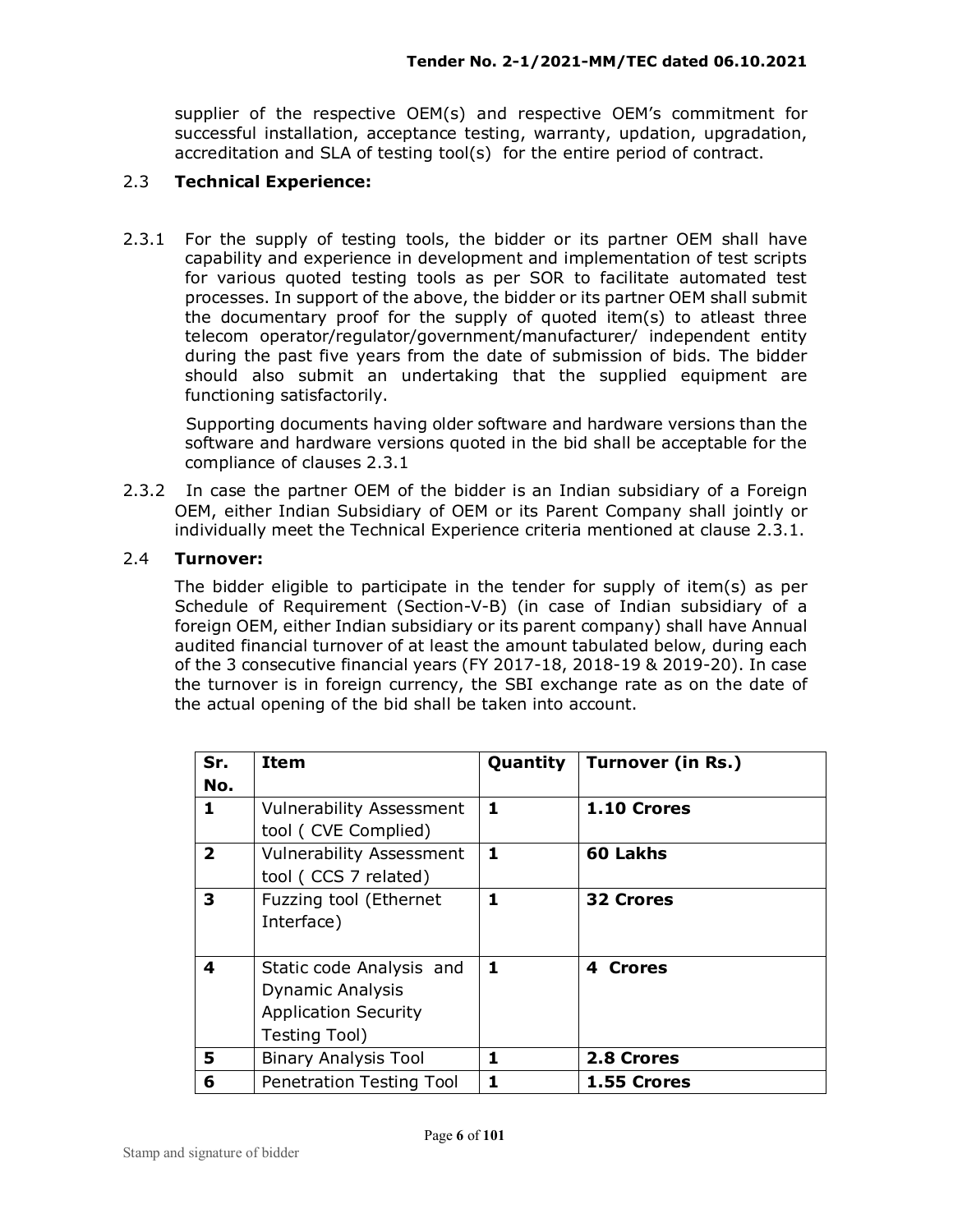supplier of the respective OEM(s) and respective OEM's commitment for successful installation, acceptance testing, warranty, updation, upgradation, accreditation and SLA of testing tool(s) for the entire period of contract.

### 2.3 Technical Experience:

2.3.1 For the supply of testing tools, the bidder or its partner OEM shall have capability and experience in development and implementation of test scripts for various quoted testing tools as per SOR to facilitate automated test processes. In support of the above, the bidder or its partner OEM shall submit the documentary proof for the supply of quoted item(s) to atleast three telecom operator/regulator/government/manufacturer/ independent entity during the past five years from the date of submission of bids. The bidder should also submit an undertaking that the supplied equipment are functioning satisfactorily.

Supporting documents having older software and hardware versions than the software and hardware versions quoted in the bid shall be acceptable for the compliance of clauses 2.3.1

2.3.2 In case the partner OEM of the bidder is an Indian subsidiary of a Foreign OEM, either Indian Subsidiary of OEM or its Parent Company shall jointly or individually meet the Technical Experience criteria mentioned at clause 2.3.1.

### 2.4 Turnover:

The bidder eligible to participate in the tender for supply of item(s) as per Schedule of Requirement (Section-V-B) (in case of Indian subsidiary of a foreign OEM, either Indian subsidiary or its parent company) shall have Annual audited financial turnover of at least the amount tabulated below, during each of the 3 consecutive financial years (FY 2017-18, 2018-19 & 2019-20). In case the turnover is in foreign currency, the SBI exchange rate as on the date of the actual opening of the bid shall be taken into account.

| Sr. No. | Item | Quantity | Turnover (in Rs.) |
|---|---|---|---|
| 1 | Vulnerability Assessment tool ( CVE Complied) | 1 | 1.10 Crores |
| 2 | Vulnerability Assessment tool ( CCS 7 related) | 1 | 60 Lakhs |
| 3 | Fuzzing tool (Ethernet Interface) | 1 | 32 Crores |
| 4 | Static code Analysis and Dynamic Analysis Application Security Testing Tool) | 1 | 4 Crores |
| 5 | Binary Analysis Tool | 1 | 2.8 Crores |
| 6 | Penetration Testing Tool | 1 | 1.55 Crores |

Stamp and signature of bidder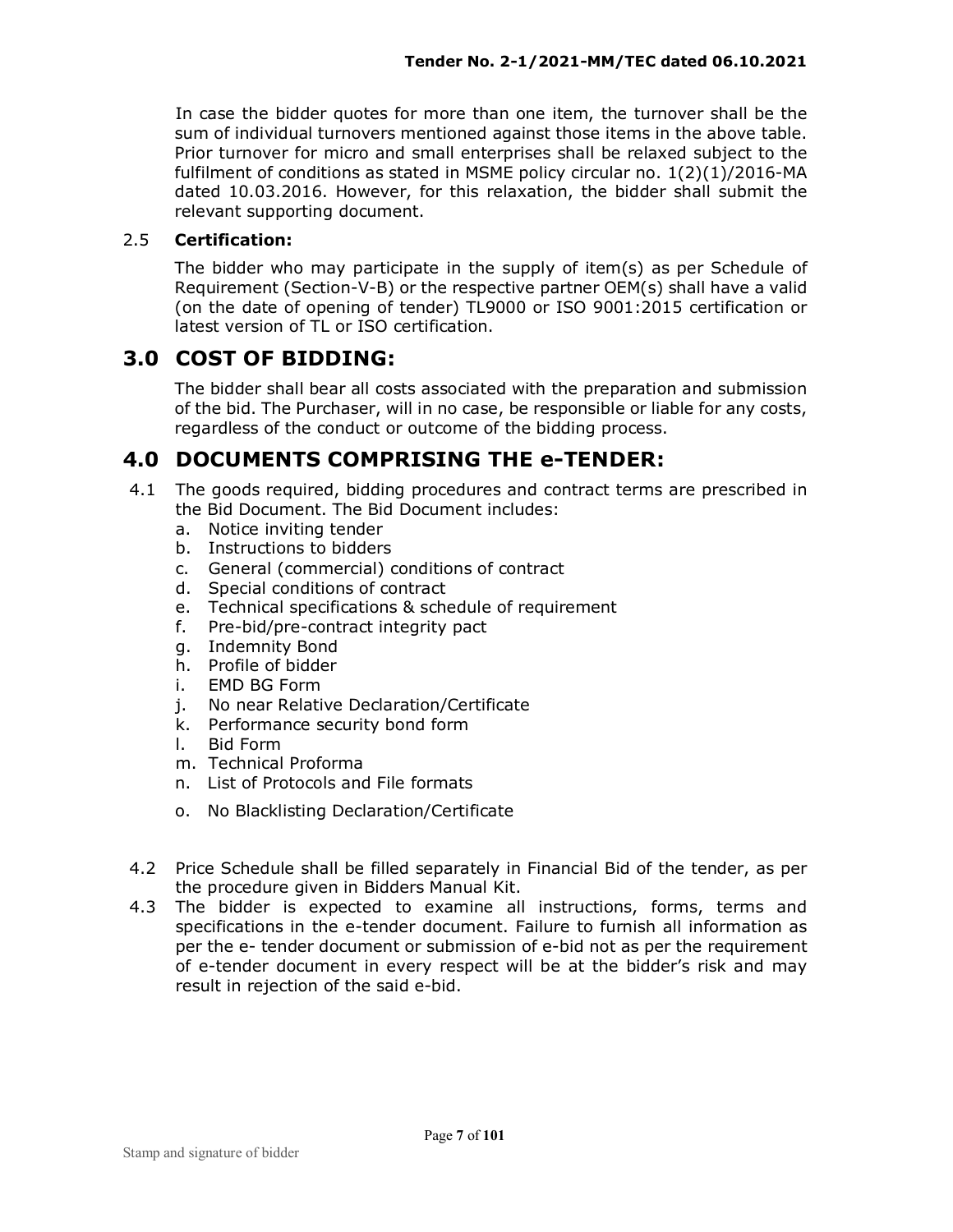In case the bidder quotes for more than one item, the turnover shall be the sum of individual turnovers mentioned against those items in the above table. Prior turnover for micro and small enterprises shall be relaxed subject to the fulfilment of conditions as stated in MSME policy circular no. 1(2)(1)/2016-MA dated 10.03.2016. However, for this relaxation, the bidder shall submit the relevant supporting document.

2.5 **Certification:**

The bidder who may participate in the supply of item(s) as per Schedule of Requirement (Section-V-B) or the respective partner OEM(s) shall have a valid (on the date of opening of tender) TL9000 or ISO 9001:2015 certification or latest version of TL or ISO certification.

## 3.0 COST OF BIDDING:

The bidder shall bear all costs associated with the preparation and submission of the bid. The Purchaser, will in no case, be responsible or liable for any costs, regardless of the conduct or outcome of the bidding process.

## 4.0 DOCUMENTS COMPRISING THE e-TENDER:

4.1 The goods required, bidding procedures and contract terms are prescribed in the Bid Document. The Bid Document includes:

a. Notice inviting tender
b. Instructions to bidders
c. General (commercial) conditions of contract
d. Special conditions of contract
e. Technical specifications & schedule of requirement
f. Pre-bid/pre-contract integrity pact
g. Indemnity Bond
h. Profile of bidder
i. EMD BG Form
j. No near Relative Declaration/Certificate
k. Performance security bond form
l. Bid Form
m. Technical Proforma
n. List of Protocols and File formats
o. No Blacklisting Declaration/Certificate

4.2 Price Schedule shall be filled separately in Financial Bid of the tender, as per the procedure given in Bidders Manual Kit.

4.3 The bidder is expected to examine all instructions, forms, terms and specifications in the e-tender document. Failure to furnish all information as per the e- tender document or submission of e-bid not as per the requirement of e-tender document in every respect will be at the bidder's risk and may result in rejection of the said e-bid.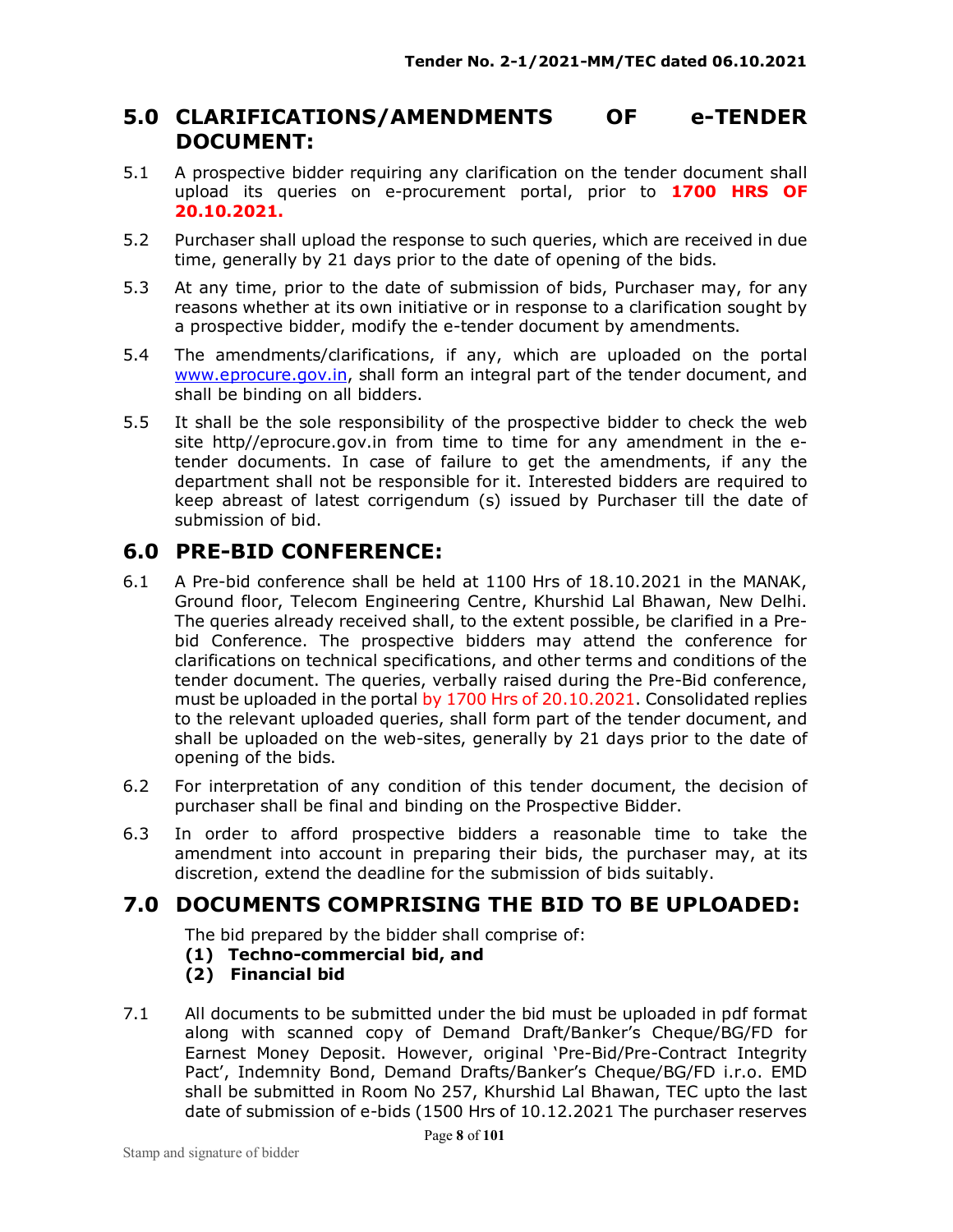## 5.0 CLARIFICATIONS/AMENDMENTS OF e-TENDER DOCUMENT:

5.1 A prospective bidder requiring any clarification on the tender document shall upload its queries on e-procurement portal, prior to **1700 HRS OF 20.10.2021.**

5.2 Purchaser shall upload the response to such queries, which are received in due time, generally by 21 days prior to the date of opening of the bids.

5.3 At any time, prior to the date of submission of bids, Purchaser may, for any reasons whether at its own initiative or in response to a clarification sought by a prospective bidder, modify the e-tender document by amendments.

5.4 The amendments/clarifications, if any, which are uploaded on the portal www.eprocure.gov.in, shall form an integral part of the tender document, and shall be binding on all bidders.

5.5 It shall be the sole responsibility of the prospective bidder to check the web site http//eprocure.gov.in from time to time for any amendment in the e-tender documents. In case of failure to get the amendments, if any the department shall not be responsible for it. Interested bidders are required to keep abreast of latest corrigendum (s) issued by Purchaser till the date of submission of bid.

## 6.0 PRE-BID CONFERENCE:

6.1 A Pre-bid conference shall be held at 1100 Hrs of 18.10.2021 in the MANAK, Ground floor, Telecom Engineering Centre, Khurshid Lal Bhawan, New Delhi. The queries already received shall, to the extent possible, be clarified in a Pre-bid Conference. The prospective bidders may attend the conference for clarifications on technical specifications, and other terms and conditions of the tender document. The queries, verbally raised during the Pre-Bid conference, must be uploaded in the portal by 1700 Hrs of 20.10.2021. Consolidated replies to the relevant uploaded queries, shall form part of the tender document, and shall be uploaded on the web-sites, generally by 21 days prior to the date of opening of the bids.

6.2 For interpretation of any condition of this tender document, the decision of purchaser shall be final and binding on the Prospective Bidder.

6.3 In order to afford prospective bidders a reasonable time to take the amendment into account in preparing their bids, the purchaser may, at its discretion, extend the deadline for the submission of bids suitably.

## 7.0 DOCUMENTS COMPRISING THE BID TO BE UPLOADED:

The bid prepared by the bidder shall comprise of:

**(1) Techno-commercial bid, and**

**(2) Financial bid**

7.1 All documents to be submitted under the bid must be uploaded in pdf format along with scanned copy of Demand Draft/Banker's Cheque/BG/FD for Earnest Money Deposit. However, original 'Pre-Bid/Pre-Contract Integrity Pact', Indemnity Bond, Demand Drafts/Banker's Cheque/BG/FD i.r.o. EMD shall be submitted in Room No 257, Khurshid Lal Bhawan, TEC upto the last date of submission of e-bids (1500 Hrs of 10.12.2021 The purchaser reserves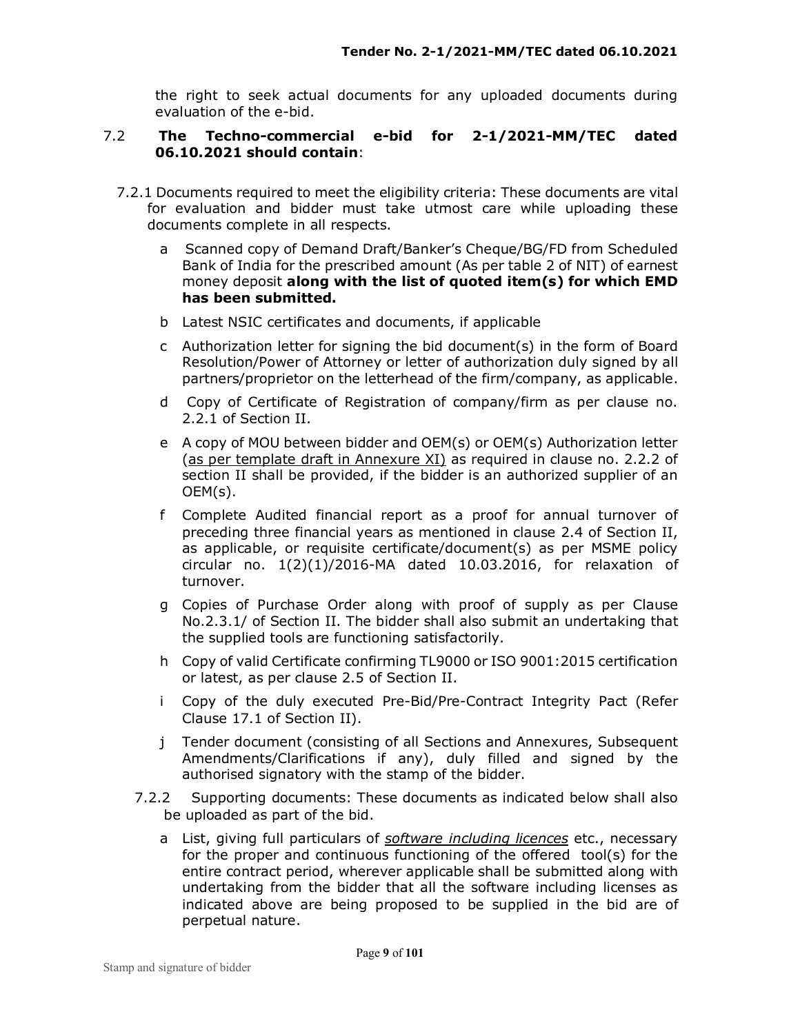the right to seek actual documents for any uploaded documents during evaluation of the e-bid.

7.2 **The Techno-commercial e-bid for 2-1/2021-MM/TEC dated 06.10.2021 should contain**:

7.2.1 Documents required to meet the eligibility criteria: These documents are vital for evaluation and bidder must take utmost care while uploading these documents complete in all respects.

a Scanned copy of Demand Draft/Banker's Cheque/BG/FD from Scheduled Bank of India for the prescribed amount (As per table 2 of NIT) of earnest money deposit **along with the list of quoted item(s) for which EMD has been submitted.**

b Latest NSIC certificates and documents, if applicable

c Authorization letter for signing the bid document(s) in the form of Board Resolution/Power of Attorney or letter of authorization duly signed by all partners/proprietor on the letterhead of the firm/company, as applicable.

d Copy of Certificate of Registration of company/firm as per clause no. 2.2.1 of Section II.

e A copy of MOU between bidder and OEM(s) or OEM(s) Authorization letter (as per template draft in Annexure XI) as required in clause no. 2.2.2 of section II shall be provided, if the bidder is an authorized supplier of an OEM(s).

f Complete Audited financial report as a proof for annual turnover of preceding three financial years as mentioned in clause 2.4 of Section II, as applicable, or requisite certificate/document(s) as per MSME policy circular no. 1(2)(1)/2016-MA dated 10.03.2016, for relaxation of turnover.

g Copies of Purchase Order along with proof of supply as per Clause No.2.3.1/ of Section II. The bidder shall also submit an undertaking that the supplied tools are functioning satisfactorily.

h Copy of valid Certificate confirming TL9000 or ISO 9001:2015 certification or latest, as per clause 2.5 of Section II.

i Copy of the duly executed Pre-Bid/Pre-Contract Integrity Pact (Refer Clause 17.1 of Section II).

j Tender document (consisting of all Sections and Annexures, Subsequent Amendments/Clarifications if any), duly filled and signed by the authorised signatory with the stamp of the bidder.

7.2.2 Supporting documents: These documents as indicated below shall also be uploaded as part of the bid.

a List, giving full particulars of ***software including licences*** etc., necessary for the proper and continuous functioning of the offered tool(s) for the entire contract period, wherever applicable shall be submitted along with undertaking from the bidder that all the software including licenses as indicated above are being proposed to be supplied in the bid are of perpetual nature.

Stamp and signature of bidder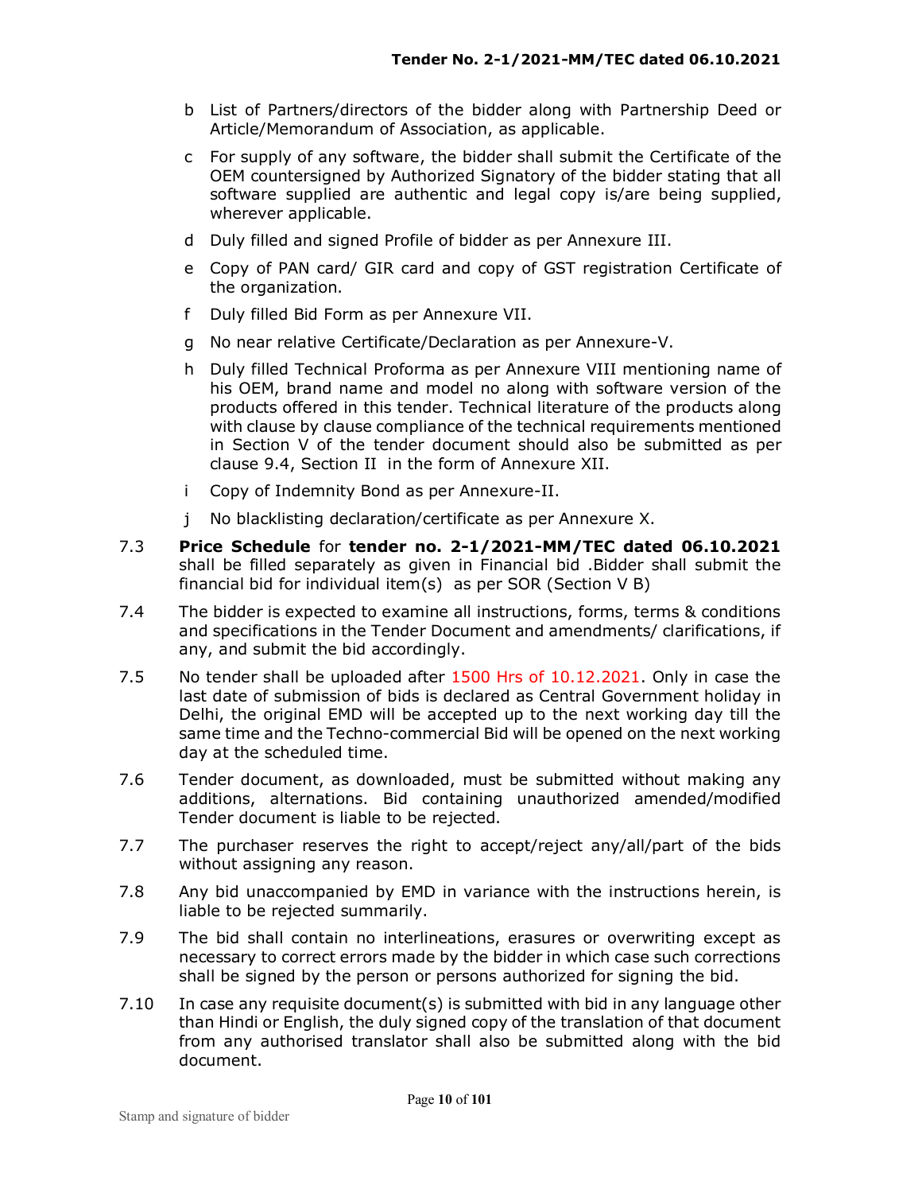b List of Partners/directors of the bidder along with Partnership Deed or Article/Memorandum of Association, as applicable.

c For supply of any software, the bidder shall submit the Certificate of the OEM countersigned by Authorized Signatory of the bidder stating that all software supplied are authentic and legal copy is/are being supplied, wherever applicable.

d Duly filled and signed Profile of bidder as per Annexure III.

e Copy of PAN card/ GIR card and copy of GST registration Certificate of the organization.

f Duly filled Bid Form as per Annexure VII.

g No near relative Certificate/Declaration as per Annexure-V.

h Duly filled Technical Proforma as per Annexure VIII mentioning name of his OEM, brand name and model no along with software version of the products offered in this tender. Technical literature of the products along with clause by clause compliance of the technical requirements mentioned in Section V of the tender document should also be submitted as per clause 9.4, Section II in the form of Annexure XII.

i Copy of Indemnity Bond as per Annexure-II.

j No blacklisting declaration/certificate as per Annexure X.

7.3 **Price Schedule** for **tender no. 2-1/2021-MM/TEC dated 06.10.2021** shall be filled separately as given in Financial bid .Bidder shall submit the financial bid for individual item(s) as per SOR (Section V B)

7.4 The bidder is expected to examine all instructions, forms, terms & conditions and specifications in the Tender Document and amendments/ clarifications, if any, and submit the bid accordingly.

7.5 No tender shall be uploaded after 1500 Hrs of 10.12.2021. Only in case the last date of submission of bids is declared as Central Government holiday in Delhi, the original EMD will be accepted up to the next working day till the same time and the Techno-commercial Bid will be opened on the next working day at the scheduled time.

7.6 Tender document, as downloaded, must be submitted without making any additions, alternations. Bid containing unauthorized amended/modified Tender document is liable to be rejected.

7.7 The purchaser reserves the right to accept/reject any/all/part of the bids without assigning any reason.

7.8 Any bid unaccompanied by EMD in variance with the instructions herein, is liable to be rejected summarily.

7.9 The bid shall contain no interlineations, erasures or overwriting except as necessary to correct errors made by the bidder in which case such corrections shall be signed by the person or persons authorized for signing the bid.

7.10 In case any requisite document(s) is submitted with bid in any language other than Hindi or English, the duly signed copy of the translation of that document from any authorised translator shall also be submitted along with the bid document.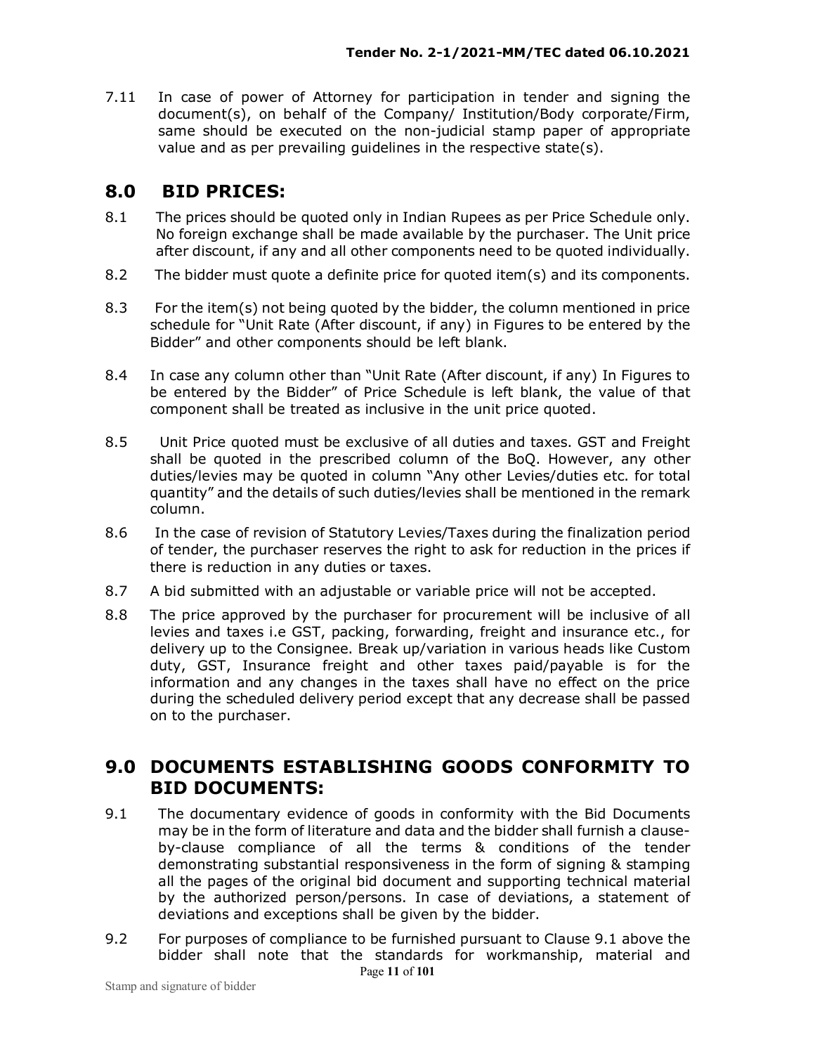7.11 In case of power of Attorney for participation in tender and signing the document(s), on behalf of the Company/ Institution/Body corporate/Firm, same should be executed on the non-judicial stamp paper of appropriate value and as per prevailing guidelines in the respective state(s).

## 8.0 BID PRICES:

8.1 The prices should be quoted only in Indian Rupees as per Price Schedule only. No foreign exchange shall be made available by the purchaser. The Unit price after discount, if any and all other components need to be quoted individually.

8.2 The bidder must quote a definite price for quoted item(s) and its components.

8.3 For the item(s) not being quoted by the bidder, the column mentioned in price schedule for "Unit Rate (After discount, if any) in Figures to be entered by the Bidder" and other components should be left blank.

8.4 In case any column other than "Unit Rate (After discount, if any) In Figures to be entered by the Bidder" of Price Schedule is left blank, the value of that component shall be treated as inclusive in the unit price quoted.

8.5 Unit Price quoted must be exclusive of all duties and taxes. GST and Freight shall be quoted in the prescribed column of the BoQ. However, any other duties/levies may be quoted in column "Any other Levies/duties etc. for total quantity" and the details of such duties/levies shall be mentioned in the remark column.

8.6 In the case of revision of Statutory Levies/Taxes during the finalization period of tender, the purchaser reserves the right to ask for reduction in the prices if there is reduction in any duties or taxes.

8.7 A bid submitted with an adjustable or variable price will not be accepted.

8.8 The price approved by the purchaser for procurement will be inclusive of all levies and taxes i.e GST, packing, forwarding, freight and insurance etc., for delivery up to the Consignee. Break up/variation in various heads like Custom duty, GST, Insurance freight and other taxes paid/payable is for the information and any changes in the taxes shall have no effect on the price during the scheduled delivery period except that any decrease shall be passed on to the purchaser.

## 9.0 DOCUMENTS ESTABLISHING GOODS CONFORMITY TO BID DOCUMENTS:

9.1 The documentary evidence of goods in conformity with the Bid Documents may be in the form of literature and data and the bidder shall furnish a clause-by-clause compliance of all the terms & conditions of the tender demonstrating substantial responsiveness in the form of signing & stamping all the pages of the original bid document and supporting technical material by the authorized person/persons. In case of deviations, a statement of deviations and exceptions shall be given by the bidder.

9.2 For purposes of compliance to be furnished pursuant to Clause 9.1 above the bidder shall note that the standards for workmanship, material and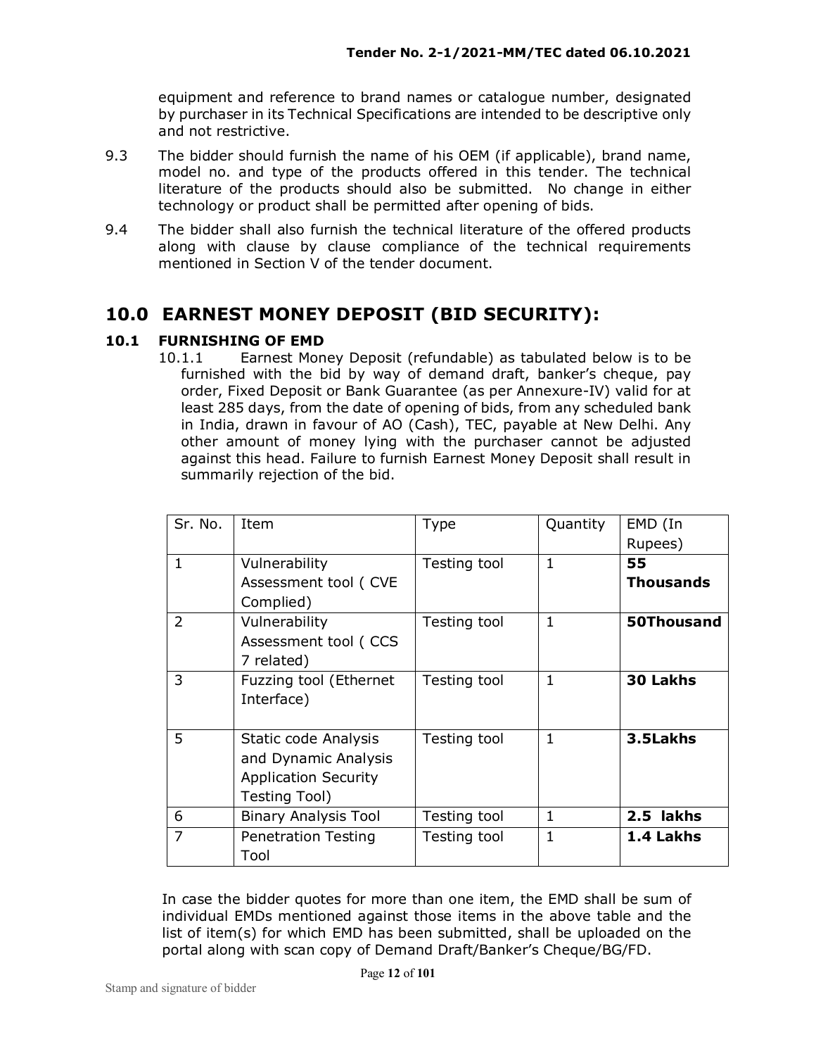equipment and reference to brand names or catalogue number, designated by purchaser in its Technical Specifications are intended to be descriptive only and not restrictive.

9.3 The bidder should furnish the name of his OEM (if applicable), brand name, model no. and type of the products offered in this tender. The technical literature of the products should also be submitted. No change in either technology or product shall be permitted after opening of bids.

9.4 The bidder shall also furnish the technical literature of the offered products along with clause by clause compliance of the technical requirements mentioned in Section V of the tender document.

# 10.0 EARNEST MONEY DEPOSIT (BID SECURITY):

## 10.1 FURNISHING OF EMD

10.1.1 Earnest Money Deposit (refundable) as tabulated below is to be furnished with the bid by way of demand draft, banker's cheque, pay order, Fixed Deposit or Bank Guarantee (as per Annexure-IV) valid for at least 285 days, from the date of opening of bids, from any scheduled bank in India, drawn in favour of AO (Cash), TEC, payable at New Delhi. Any other amount of money lying with the purchaser cannot be adjusted against this head. Failure to furnish Earnest Money Deposit shall result in summarily rejection of the bid.

| Sr. No. | Item | Type | Quantity | EMD (In Rupees) |
|---|---|---|---|---|
| 1 | Vulnerability Assessment tool ( CVE Complied) | Testing tool | 1 | **55 Thousands** |
| 2 | Vulnerability Assessment tool ( CCS 7 related) | Testing tool | 1 | **50Thousand** |
| 3 | Fuzzing tool (Ethernet Interface) | Testing tool | 1 | **30 Lakhs** |
| 5 | Static code Analysis and Dynamic Analysis Application Security Testing Tool) | Testing tool | 1 | **3.5Lakhs** |
| 6 | Binary Analysis Tool | Testing tool | 1 | **2.5 lakhs** |
| 7 | Penetration Testing Tool | Testing tool | 1 | **1.4 Lakhs** |

In case the bidder quotes for more than one item, the EMD shall be sum of individual EMDs mentioned against those items in the above table and the list of item(s) for which EMD has been submitted, shall be uploaded on the portal along with scan copy of Demand Draft/Banker's Cheque/BG/FD.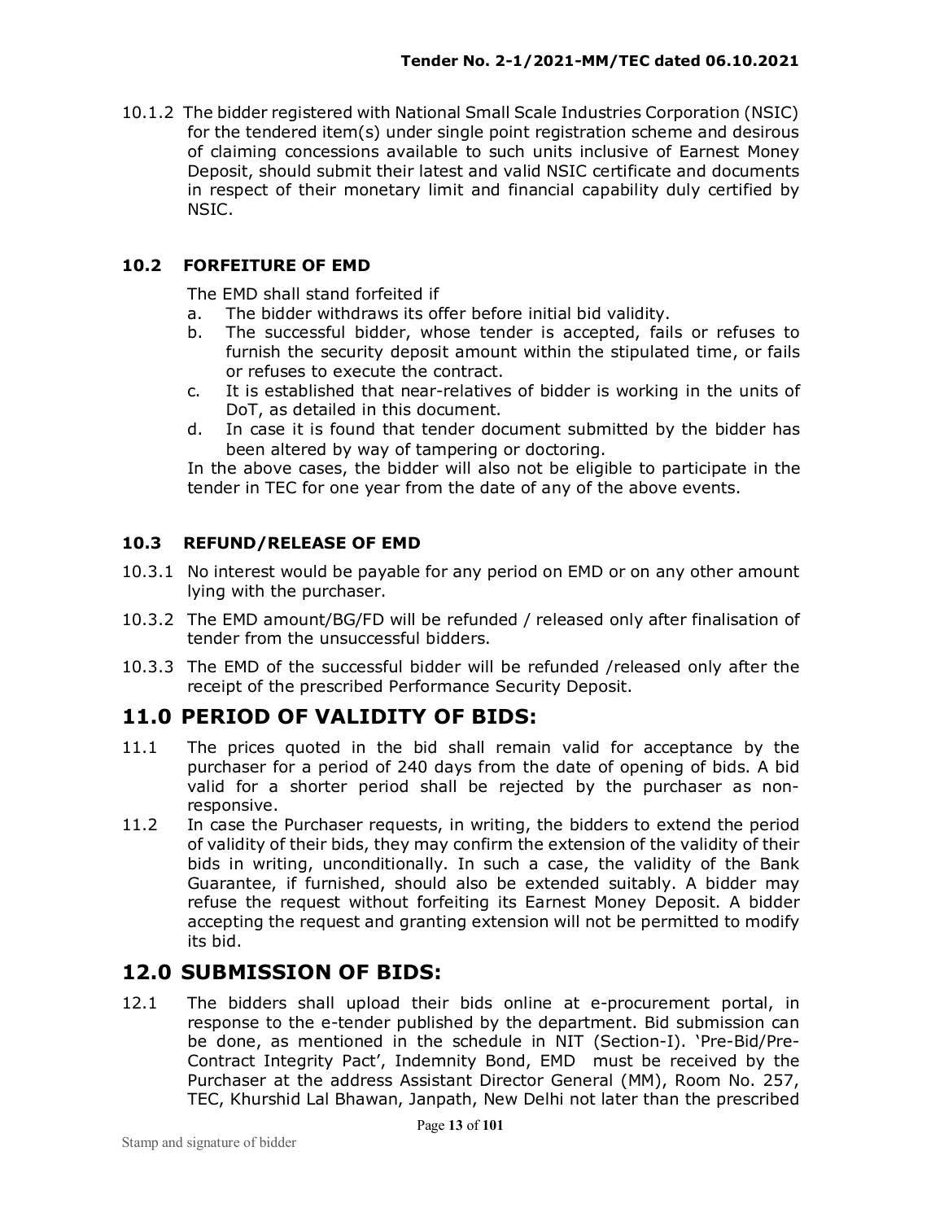10.1.2 The bidder registered with National Small Scale Industries Corporation (NSIC) for the tendered item(s) under single point registration scheme and desirous of claiming concessions available to such units inclusive of Earnest Money Deposit, should submit their latest and valid NSIC certificate and documents in respect of their monetary limit and financial capability duly certified by NSIC.

### 10.2 FORFEITURE OF EMD

The EMD shall stand forfeited if

a. The bidder withdraws its offer before initial bid validity.
b. The successful bidder, whose tender is accepted, fails or refuses to furnish the security deposit amount within the stipulated time, or fails or refuses to execute the contract.
c. It is established that near-relatives of bidder is working in the units of DoT, as detailed in this document.
d. In case it is found that tender document submitted by the bidder has been altered by way of tampering or doctoring.

In the above cases, the bidder will also not be eligible to participate in the tender in TEC for one year from the date of any of the above events.

### 10.3 REFUND/RELEASE OF EMD

10.3.1 No interest would be payable for any period on EMD or on any other amount lying with the purchaser.

10.3.2 The EMD amount/BG/FD will be refunded / released only after finalisation of tender from the unsuccessful bidders.

10.3.3 The EMD of the successful bidder will be refunded /released only after the receipt of the prescribed Performance Security Deposit.

## 11.0 PERIOD OF VALIDITY OF BIDS:

11.1 The prices quoted in the bid shall remain valid for acceptance by the purchaser for a period of 240 days from the date of opening of bids. A bid valid for a shorter period shall be rejected by the purchaser as non-responsive.

11.2 In case the Purchaser requests, in writing, the bidders to extend the period of validity of their bids, they may confirm the extension of the validity of their bids in writing, unconditionally. In such a case, the validity of the Bank Guarantee, if furnished, should also be extended suitably. A bidder may refuse the request without forfeiting its Earnest Money Deposit. A bidder accepting the request and granting extension will not be permitted to modify its bid.

## 12.0 SUBMISSION OF BIDS:

12.1 The bidders shall upload their bids online at e-procurement portal, in response to the e-tender published by the department. Bid submission can be done, as mentioned in the schedule in NIT (Section-I). 'Pre-Bid/Pre-Contract Integrity Pact', Indemnity Bond, EMD must be received by the Purchaser at the address Assistant Director General (MM), Room No. 257, TEC, Khurshid Lal Bhawan, Janpath, New Delhi not later than the prescribed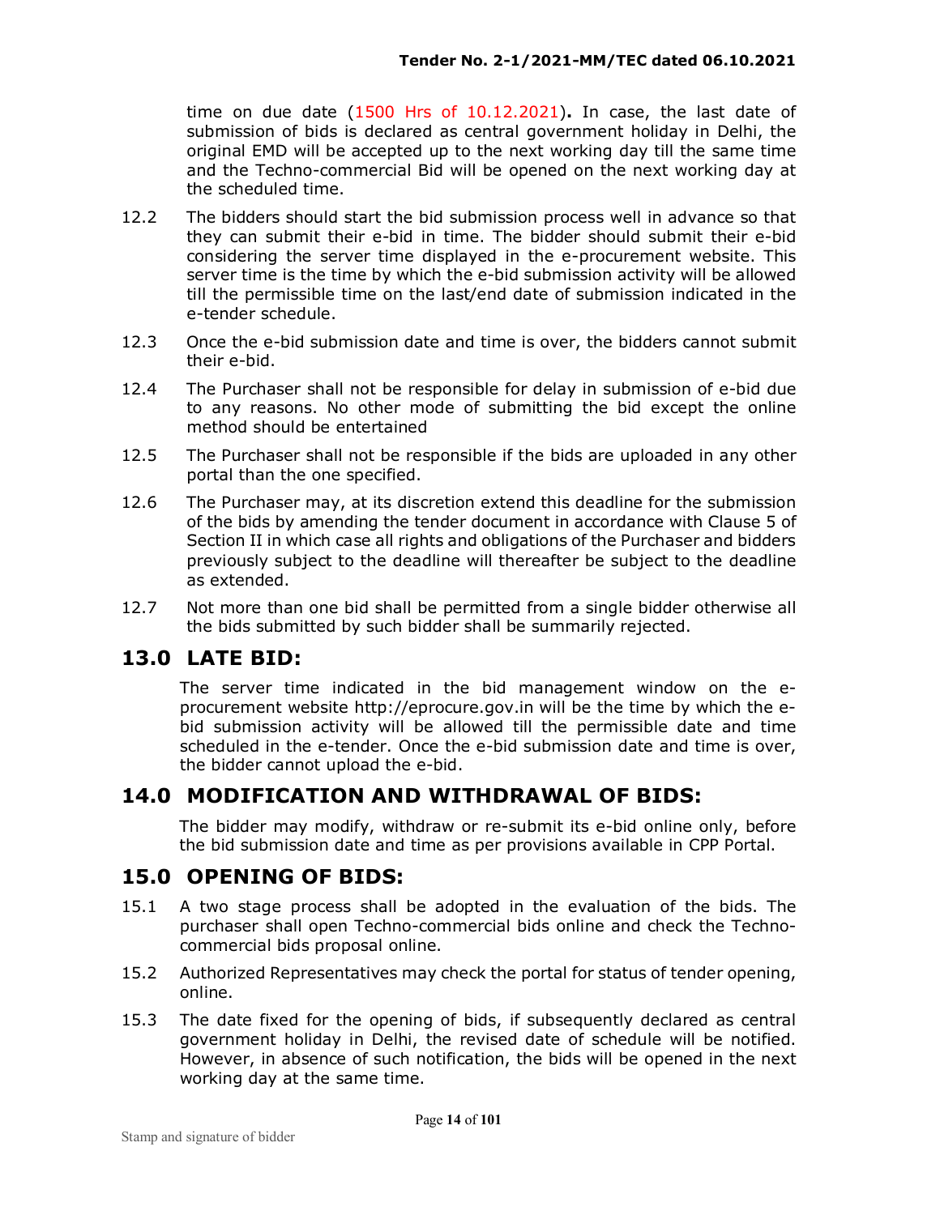time on due date (1500 Hrs of 10.12.2021). In case, the last date of submission of bids is declared as central government holiday in Delhi, the original EMD will be accepted up to the next working day till the same time and the Techno-commercial Bid will be opened on the next working day at the scheduled time.

12.2 The bidders should start the bid submission process well in advance so that they can submit their e-bid in time. The bidder should submit their e-bid considering the server time displayed in the e-procurement website. This server time is the time by which the e-bid submission activity will be allowed till the permissible time on the last/end date of submission indicated in the e-tender schedule.

12.3 Once the e-bid submission date and time is over, the bidders cannot submit their e-bid.

12.4 The Purchaser shall not be responsible for delay in submission of e-bid due to any reasons. No other mode of submitting the bid except the online method should be entertained

12.5 The Purchaser shall not be responsible if the bids are uploaded in any other portal than the one specified.

12.6 The Purchaser may, at its discretion extend this deadline for the submission of the bids by amending the tender document in accordance with Clause 5 of Section II in which case all rights and obligations of the Purchaser and bidders previously subject to the deadline will thereafter be subject to the deadline as extended.

12.7 Not more than one bid shall be permitted from a single bidder otherwise all the bids submitted by such bidder shall be summarily rejected.

## 13.0 LATE BID:

The server time indicated in the bid management window on the e-procurement website http://eprocure.gov.in will be the time by which the e-bid submission activity will be allowed till the permissible date and time scheduled in the e-tender. Once the e-bid submission date and time is over, the bidder cannot upload the e-bid.

## 14.0 MODIFICATION AND WITHDRAWAL OF BIDS:

The bidder may modify, withdraw or re-submit its e-bid online only, before the bid submission date and time as per provisions available in CPP Portal.

## 15.0 OPENING OF BIDS:

15.1 A two stage process shall be adopted in the evaluation of the bids. The purchaser shall open Techno-commercial bids online and check the Techno-commercial bids proposal online.

15.2 Authorized Representatives may check the portal for status of tender opening, online.

15.3 The date fixed for the opening of bids, if subsequently declared as central government holiday in Delhi, the revised date of schedule will be notified. However, in absence of such notification, the bids will be opened in the next working day at the same time.

Stamp and signature of bidder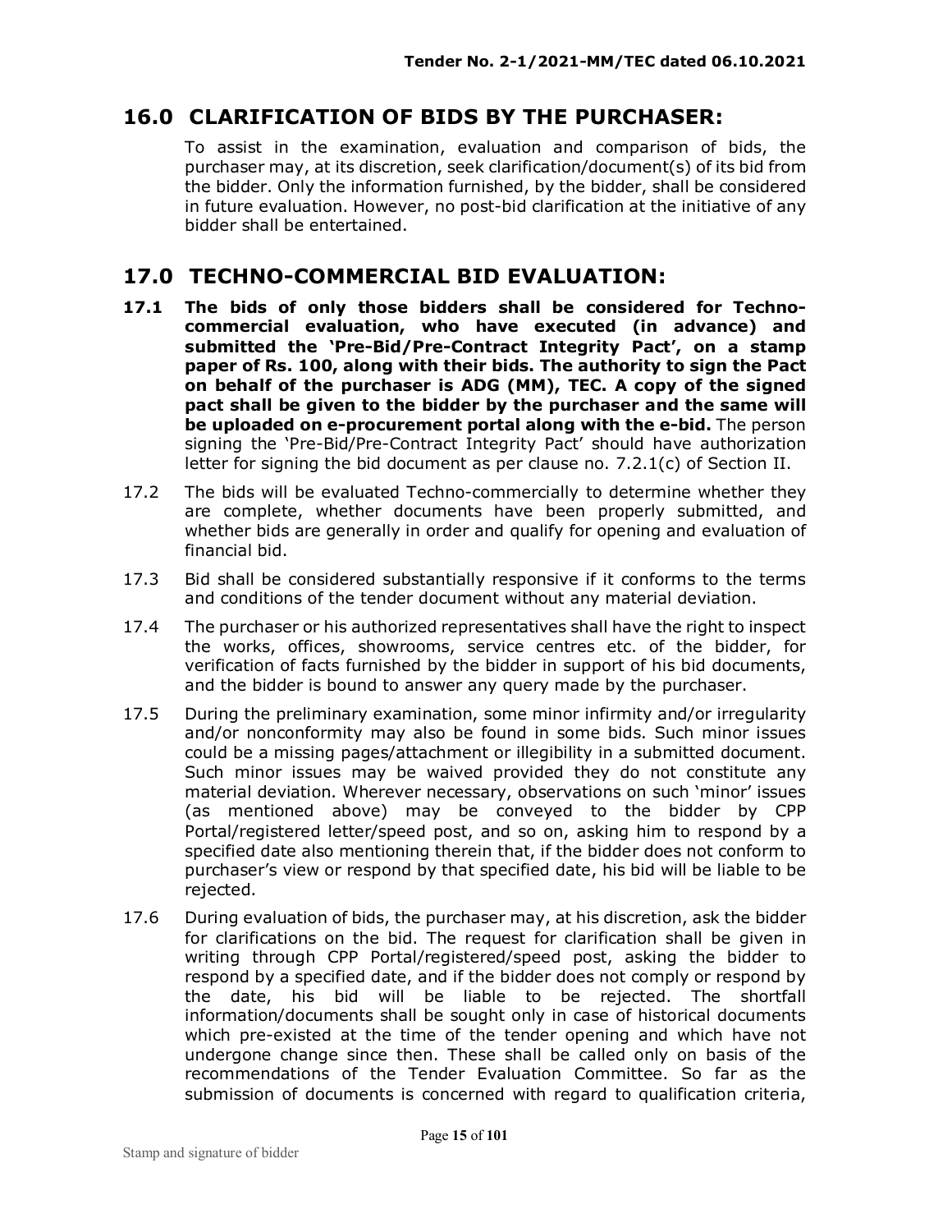## 16.0 CLARIFICATION OF BIDS BY THE PURCHASER:

To assist in the examination, evaluation and comparison of bids, the purchaser may, at its discretion, seek clarification/document(s) of its bid from the bidder. Only the information furnished, by the bidder, shall be considered in future evaluation. However, no post-bid clarification at the initiative of any bidder shall be entertained.

## 17.0 TECHNO-COMMERCIAL BID EVALUATION:

**17.1 The bids of only those bidders shall be considered for Techno-commercial evaluation, who have executed (in advance) and submitted the 'Pre-Bid/Pre-Contract Integrity Pact', on a stamp paper of Rs. 100, along with their bids. The authority to sign the Pact on behalf of the purchaser is ADG (MM), TEC. A copy of the signed pact shall be given to the bidder by the purchaser and the same will be uploaded on e-procurement portal along with the e-bid.** The person signing the 'Pre-Bid/Pre-Contract Integrity Pact' should have authorization letter for signing the bid document as per clause no. 7.2.1(c) of Section II.

17.2 The bids will be evaluated Techno-commercially to determine whether they are complete, whether documents have been properly submitted, and whether bids are generally in order and qualify for opening and evaluation of financial bid.

17.3 Bid shall be considered substantially responsive if it conforms to the terms and conditions of the tender document without any material deviation.

17.4 The purchaser or his authorized representatives shall have the right to inspect the works, offices, showrooms, service centres etc. of the bidder, for verification of facts furnished by the bidder in support of his bid documents, and the bidder is bound to answer any query made by the purchaser.

17.5 During the preliminary examination, some minor infirmity and/or irregularity and/or nonconformity may also be found in some bids. Such minor issues could be a missing pages/attachment or illegibility in a submitted document. Such minor issues may be waived provided they do not constitute any material deviation. Wherever necessary, observations on such 'minor' issues (as mentioned above) may be conveyed to the bidder by CPP Portal/registered letter/speed post, and so on, asking him to respond by a specified date also mentioning therein that, if the bidder does not conform to purchaser's view or respond by that specified date, his bid will be liable to be rejected.

17.6 During evaluation of bids, the purchaser may, at his discretion, ask the bidder for clarifications on the bid. The request for clarification shall be given in writing through CPP Portal/registered/speed post, asking the bidder to respond by a specified date, and if the bidder does not comply or respond by the date, his bid will be liable to be rejected. The shortfall information/documents shall be sought only in case of historical documents which pre-existed at the time of the tender opening and which have not undergone change since then. These shall be called only on basis of the recommendations of the Tender Evaluation Committee. So far as the submission of documents is concerned with regard to qualification criteria,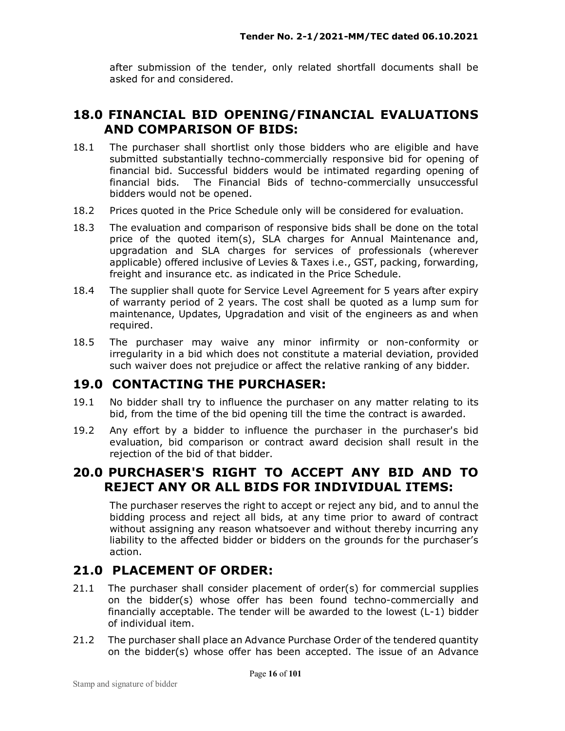after submission of the tender, only related shortfall documents shall be asked for and considered.

## 18.0 FINANCIAL BID OPENING/FINANCIAL EVALUATIONS AND COMPARISON OF BIDS:

18.1 The purchaser shall shortlist only those bidders who are eligible and have submitted substantially techno-commercially responsive bid for opening of financial bid. Successful bidders would be intimated regarding opening of financial bids. The Financial Bids of techno-commercially unsuccessful bidders would not be opened.

18.2 Prices quoted in the Price Schedule only will be considered for evaluation.

18.3 The evaluation and comparison of responsive bids shall be done on the total price of the quoted item(s), SLA charges for Annual Maintenance and, upgradation and SLA charges for services of professionals (wherever applicable) offered inclusive of Levies & Taxes i.e., GST, packing, forwarding, freight and insurance etc. as indicated in the Price Schedule.

18.4 The supplier shall quote for Service Level Agreement for 5 years after expiry of warranty period of 2 years. The cost shall be quoted as a lump sum for maintenance, Updates, Upgradation and visit of the engineers as and when required.

18.5 The purchaser may waive any minor infirmity or non-conformity or irregularity in a bid which does not constitute a material deviation, provided such waiver does not prejudice or affect the relative ranking of any bidder.

## 19.0 CONTACTING THE PURCHASER:

19.1 No bidder shall try to influence the purchaser on any matter relating to its bid, from the time of the bid opening till the time the contract is awarded.

19.2 Any effort by a bidder to influence the purchaser in the purchaser's bid evaluation, bid comparison or contract award decision shall result in the rejection of the bid of that bidder.

## 20.0 PURCHASER'S RIGHT TO ACCEPT ANY BID AND TO REJECT ANY OR ALL BIDS FOR INDIVIDUAL ITEMS:

The purchaser reserves the right to accept or reject any bid, and to annul the bidding process and reject all bids, at any time prior to award of contract without assigning any reason whatsoever and without thereby incurring any liability to the affected bidder or bidders on the grounds for the purchaser's action.

## 21.0 PLACEMENT OF ORDER:

21.1 The purchaser shall consider placement of order(s) for commercial supplies on the bidder(s) whose offer has been found techno-commercially and financially acceptable. The tender will be awarded to the lowest (L-1) bidder of individual item.

21.2 The purchaser shall place an Advance Purchase Order of the tendered quantity on the bidder(s) whose offer has been accepted. The issue of an Advance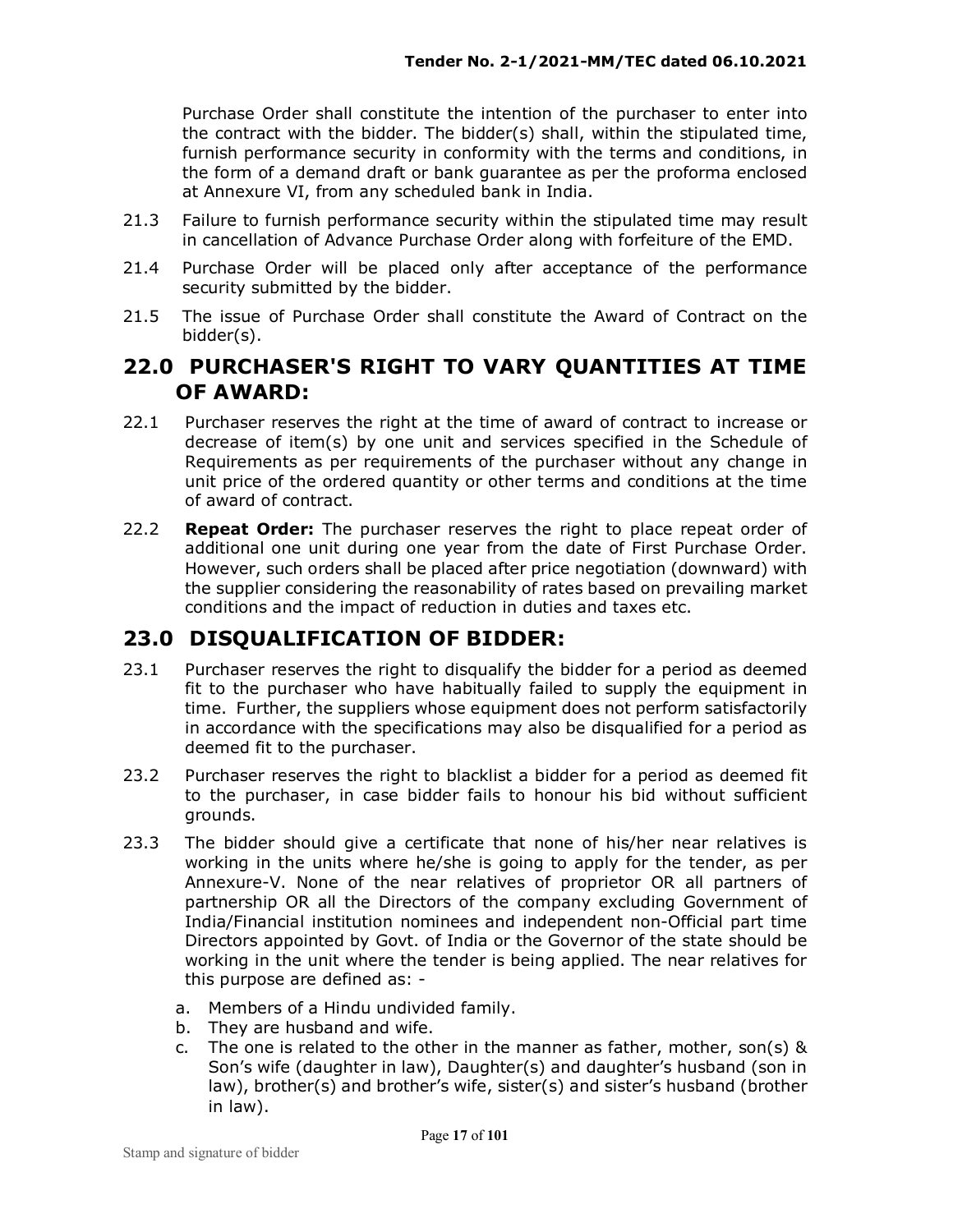Purchase Order shall constitute the intention of the purchaser to enter into the contract with the bidder. The bidder(s) shall, within the stipulated time, furnish performance security in conformity with the terms and conditions, in the form of a demand draft or bank guarantee as per the proforma enclosed at Annexure VI, from any scheduled bank in India.

21.3 Failure to furnish performance security within the stipulated time may result in cancellation of Advance Purchase Order along with forfeiture of the EMD.

21.4 Purchase Order will be placed only after acceptance of the performance security submitted by the bidder.

21.5 The issue of Purchase Order shall constitute the Award of Contract on the bidder(s).

## 22.0 PURCHASER'S RIGHT TO VARY QUANTITIES AT TIME OF AWARD:

22.1 Purchaser reserves the right at the time of award of contract to increase or decrease of item(s) by one unit and services specified in the Schedule of Requirements as per requirements of the purchaser without any change in unit price of the ordered quantity or other terms and conditions at the time of award of contract.

22.2 **Repeat Order:** The purchaser reserves the right to place repeat order of additional one unit during one year from the date of First Purchase Order. However, such orders shall be placed after price negotiation (downward) with the supplier considering the reasonability of rates based on prevailing market conditions and the impact of reduction in duties and taxes etc.

## 23.0 DISQUALIFICATION OF BIDDER:

23.1 Purchaser reserves the right to disqualify the bidder for a period as deemed fit to the purchaser who have habitually failed to supply the equipment in time. Further, the suppliers whose equipment does not perform satisfactorily in accordance with the specifications may also be disqualified for a period as deemed fit to the purchaser.

23.2 Purchaser reserves the right to blacklist a bidder for a period as deemed fit to the purchaser, in case bidder fails to honour his bid without sufficient grounds.

23.3 The bidder should give a certificate that none of his/her near relatives is working in the units where he/she is going to apply for the tender, as per Annexure-V. None of the near relatives of proprietor OR all partners of partnership OR all the Directors of the company excluding Government of India/Financial institution nominees and independent non-Official part time Directors appointed by Govt. of India or the Governor of the state should be working in the unit where the tender is being applied. The near relatives for this purpose are defined as: -

a. Members of a Hindu undivided family.
b. They are husband and wife.
c. The one is related to the other in the manner as father, mother, son(s) & Son's wife (daughter in law), Daughter(s) and daughter's husband (son in law), brother(s) and brother's wife, sister(s) and sister's husband (brother in law).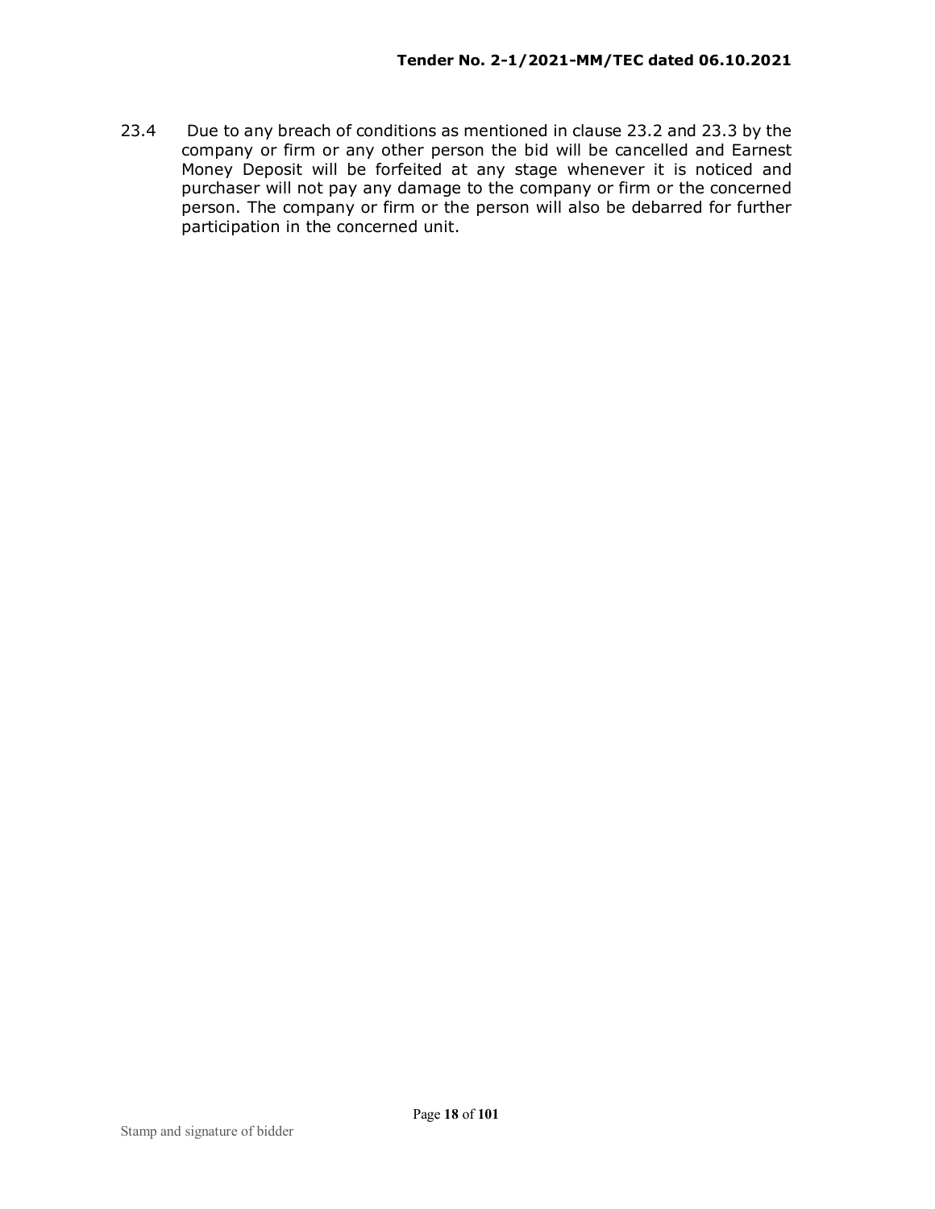23.4 Due to any breach of conditions as mentioned in clause 23.2 and 23.3 by the company or firm or any other person the bid will be cancelled and Earnest Money Deposit will be forfeited at any stage whenever it is noticed and purchaser will not pay any damage to the company or firm or the concerned person. The company or firm or the person will also be debarred for further participation in the concerned unit.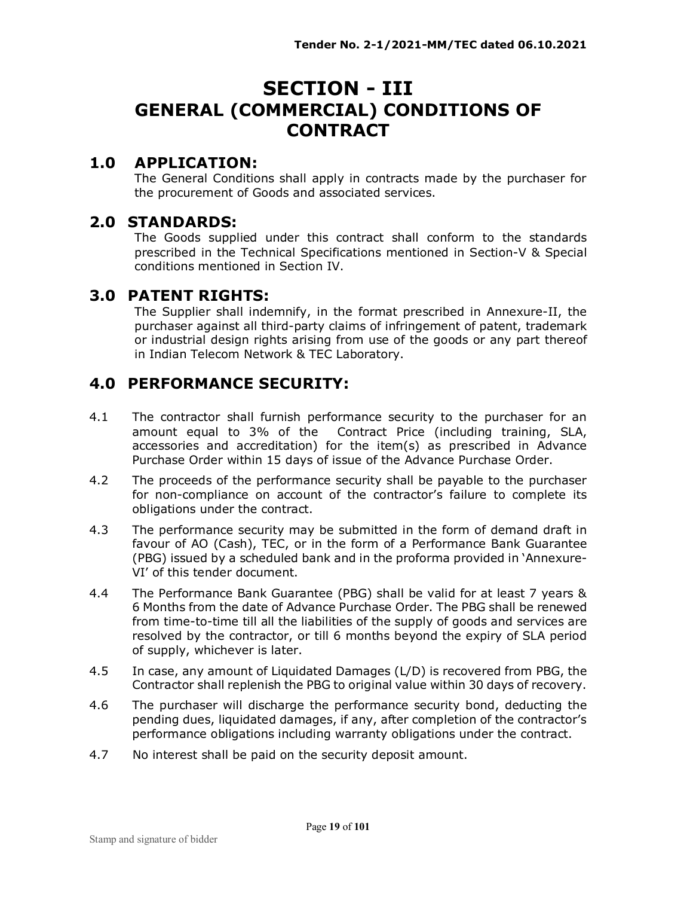# SECTION - III
# GENERAL (COMMERCIAL) CONDITIONS OF CONTRACT

## 1.0 APPLICATION:

The General Conditions shall apply in contracts made by the purchaser for the procurement of Goods and associated services.

## 2.0 STANDARDS:

The Goods supplied under this contract shall conform to the standards prescribed in the Technical Specifications mentioned in Section-V & Special conditions mentioned in Section IV.

## 3.0 PATENT RIGHTS:

The Supplier shall indemnify, in the format prescribed in Annexure-II, the purchaser against all third-party claims of infringement of patent, trademark or industrial design rights arising from use of the goods or any part thereof in Indian Telecom Network & TEC Laboratory.

## 4.0 PERFORMANCE SECURITY:

4.1 The contractor shall furnish performance security to the purchaser for an amount equal to 3% of the Contract Price (including training, SLA, accessories and accreditation) for the item(s) as prescribed in Advance Purchase Order within 15 days of issue of the Advance Purchase Order.

4.2 The proceeds of the performance security shall be payable to the purchaser for non-compliance on account of the contractor's failure to complete its obligations under the contract.

4.3 The performance security may be submitted in the form of demand draft in favour of AO (Cash), TEC, or in the form of a Performance Bank Guarantee (PBG) issued by a scheduled bank and in the proforma provided in 'Annexure-VI' of this tender document.

4.4 The Performance Bank Guarantee (PBG) shall be valid for at least 7 years & 6 Months from the date of Advance Purchase Order. The PBG shall be renewed from time-to-time till all the liabilities of the supply of goods and services are resolved by the contractor, or till 6 months beyond the expiry of SLA period of supply, whichever is later.

4.5 In case, any amount of Liquidated Damages (L/D) is recovered from PBG, the Contractor shall replenish the PBG to original value within 30 days of recovery.

4.6 The purchaser will discharge the performance security bond, deducting the pending dues, liquidated damages, if any, after completion of the contractor's performance obligations including warranty obligations under the contract.

4.7 No interest shall be paid on the security deposit amount.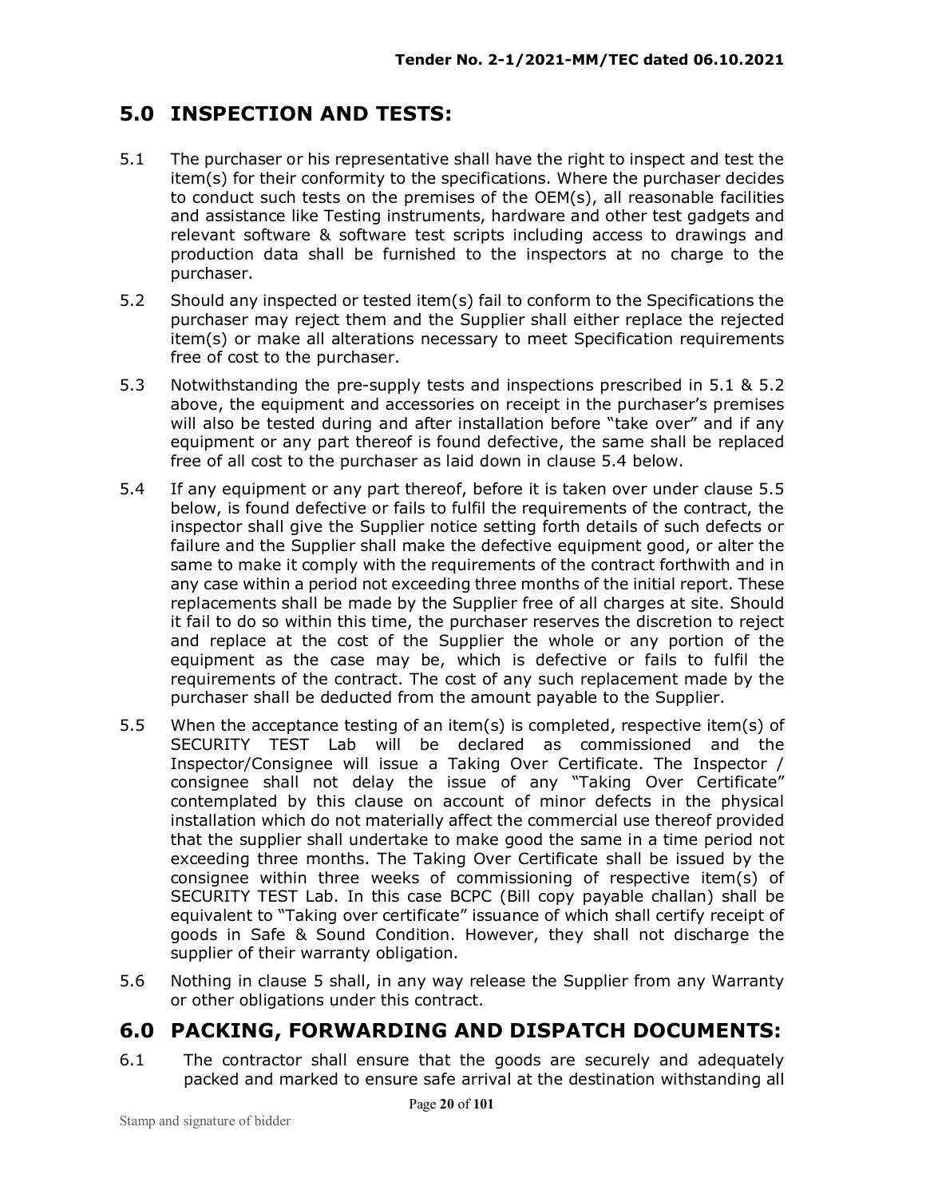## 5.0 INSPECTION AND TESTS:

5.1 The purchaser or his representative shall have the right to inspect and test the item(s) for their conformity to the specifications. Where the purchaser decides to conduct such tests on the premises of the OEM(s), all reasonable facilities and assistance like Testing instruments, hardware and other test gadgets and relevant software & software test scripts including access to drawings and production data shall be furnished to the inspectors at no charge to the purchaser.

5.2 Should any inspected or tested item(s) fail to conform to the Specifications the purchaser may reject them and the Supplier shall either replace the rejected item(s) or make all alterations necessary to meet Specification requirements free of cost to the purchaser.

5.3 Notwithstanding the pre-supply tests and inspections prescribed in 5.1 & 5.2 above, the equipment and accessories on receipt in the purchaser's premises will also be tested during and after installation before "take over" and if any equipment or any part thereof is found defective, the same shall be replaced free of all cost to the purchaser as laid down in clause 5.4 below.

5.4 If any equipment or any part thereof, before it is taken over under clause 5.5 below, is found defective or fails to fulfil the requirements of the contract, the inspector shall give the Supplier notice setting forth details of such defects or failure and the Supplier shall make the defective equipment good, or alter the same to make it comply with the requirements of the contract forthwith and in any case within a period not exceeding three months of the initial report. These replacements shall be made by the Supplier free of all charges at site. Should it fail to do so within this time, the purchaser reserves the discretion to reject and replace at the cost of the Supplier the whole or any portion of the equipment as the case may be, which is defective or fails to fulfil the requirements of the contract. The cost of any such replacement made by the purchaser shall be deducted from the amount payable to the Supplier.

5.5 When the acceptance testing of an item(s) is completed, respective item(s) of SECURITY TEST Lab will be declared as commissioned and the Inspector/Consignee will issue a Taking Over Certificate. The Inspector / consignee shall not delay the issue of any "Taking Over Certificate" contemplated by this clause on account of minor defects in the physical installation which do not materially affect the commercial use thereof provided that the supplier shall undertake to make good the same in a time period not exceeding three months. The Taking Over Certificate shall be issued by the consignee within three weeks of commissioning of respective item(s) of SECURITY TEST Lab. In this case BCPC (Bill copy payable challan) shall be equivalent to "Taking over certificate" issuance of which shall certify receipt of goods in Safe & Sound Condition. However, they shall not discharge the supplier of their warranty obligation.

5.6 Nothing in clause 5 shall, in any way release the Supplier from any Warranty or other obligations under this contract.

## 6.0 PACKING, FORWARDING AND DISPATCH DOCUMENTS:

6.1 The contractor shall ensure that the goods are securely and adequately packed and marked to ensure safe arrival at the destination withstanding all

Stamp and signature of bidder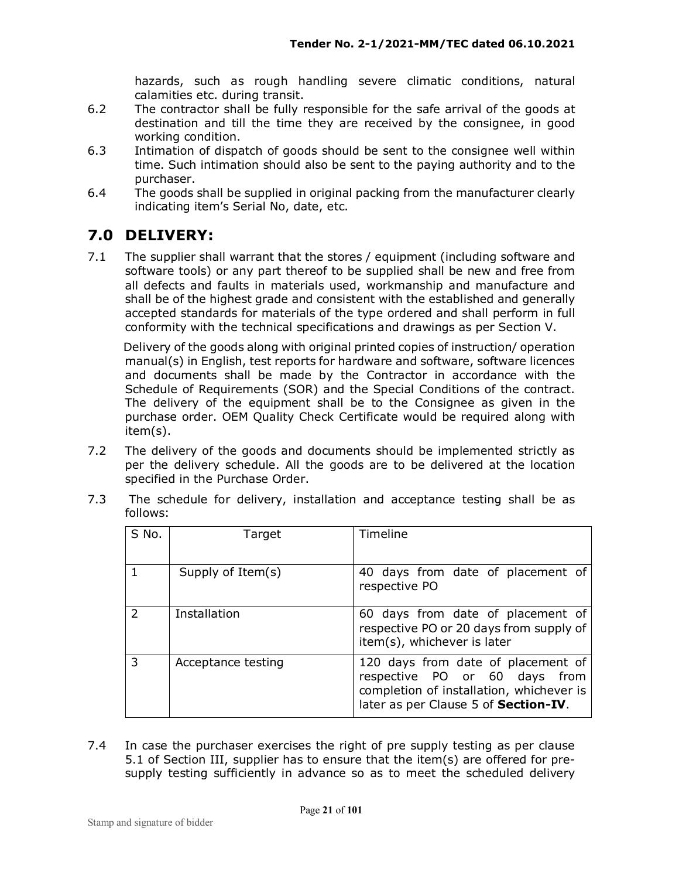hazards, such as rough handling severe climatic conditions, natural calamities etc. during transit.

6.2 The contractor shall be fully responsible for the safe arrival of the goods at destination and till the time they are received by the consignee, in good working condition.

6.3 Intimation of dispatch of goods should be sent to the consignee well within time. Such intimation should also be sent to the paying authority and to the purchaser.

6.4 The goods shall be supplied in original packing from the manufacturer clearly indicating item's Serial No, date, etc.

## 7.0 DELIVERY:

7.1 The supplier shall warrant that the stores / equipment (including software and software tools) or any part thereof to be supplied shall be new and free from all defects and faults in materials used, workmanship and manufacture and shall be of the highest grade and consistent with the established and generally accepted standards for materials of the type ordered and shall perform in full conformity with the technical specifications and drawings as per Section V.

Delivery of the goods along with original printed copies of instruction/ operation manual(s) in English, test reports for hardware and software, software licences and documents shall be made by the Contractor in accordance with the Schedule of Requirements (SOR) and the Special Conditions of the contract. The delivery of the equipment shall be to the Consignee as given in the purchase order. OEM Quality Check Certificate would be required along with item(s).

7.2 The delivery of the goods and documents should be implemented strictly as per the delivery schedule. All the goods are to be delivered at the location specified in the Purchase Order.

7.3 The schedule for delivery, installation and acceptance testing shall be as follows:

| S No. | Target | Timeline |
|---|---|---|
| 1 | Supply of Item(s) | 40 days from date of placement of respective PO |
| 2 | Installation | 60 days from date of placement of respective PO or 20 days from supply of item(s), whichever is later |
| 3 | Acceptance testing | 120 days from date of placement of respective PO or 60 days from completion of installation, whichever is later as per Clause 5 of **Section-IV**. |

7.4 In case the purchaser exercises the right of pre supply testing as per clause 5.1 of Section III, supplier has to ensure that the item(s) are offered for pre-supply testing sufficiently in advance so as to meet the scheduled delivery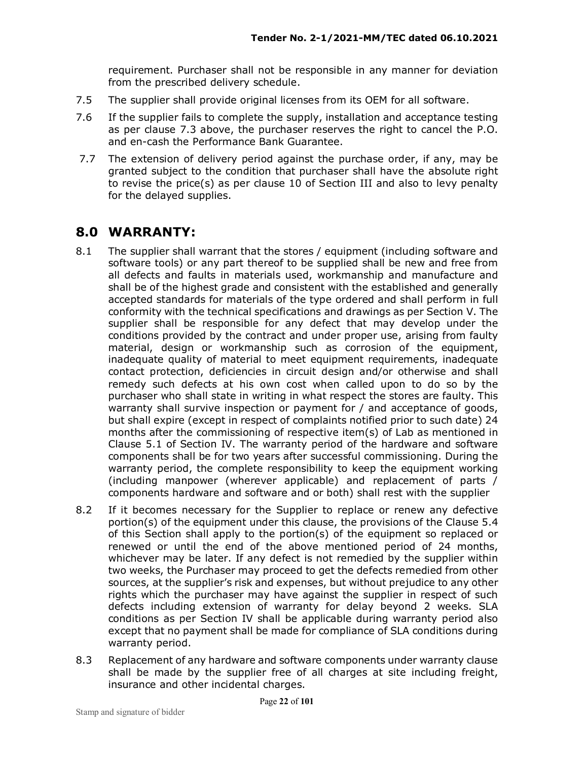requirement. Purchaser shall not be responsible in any manner for deviation from the prescribed delivery schedule.

7.5 The supplier shall provide original licenses from its OEM for all software.

7.6 If the supplier fails to complete the supply, installation and acceptance testing as per clause 7.3 above, the purchaser reserves the right to cancel the P.O. and en-cash the Performance Bank Guarantee.

7.7 The extension of delivery period against the purchase order, if any, may be granted subject to the condition that purchaser shall have the absolute right to revise the price(s) as per clause 10 of Section III and also to levy penalty for the delayed supplies.

## 8.0 WARRANTY:

8.1 The supplier shall warrant that the stores / equipment (including software and software tools) or any part thereof to be supplied shall be new and free from all defects and faults in materials used, workmanship and manufacture and shall be of the highest grade and consistent with the established and generally accepted standards for materials of the type ordered and shall perform in full conformity with the technical specifications and drawings as per Section V. The supplier shall be responsible for any defect that may develop under the conditions provided by the contract and under proper use, arising from faulty material, design or workmanship such as corrosion of the equipment, inadequate quality of material to meet equipment requirements, inadequate contact protection, deficiencies in circuit design and/or otherwise and shall remedy such defects at his own cost when called upon to do so by the purchaser who shall state in writing in what respect the stores are faulty. This warranty shall survive inspection or payment for / and acceptance of goods, but shall expire (except in respect of complaints notified prior to such date) 24 months after the commissioning of respective item(s) of Lab as mentioned in Clause 5.1 of Section IV. The warranty period of the hardware and software components shall be for two years after successful commissioning. During the warranty period, the complete responsibility to keep the equipment working (including manpower (wherever applicable) and replacement of parts / components hardware and software and or both) shall rest with the supplier

8.2 If it becomes necessary for the Supplier to replace or renew any defective portion(s) of the equipment under this clause, the provisions of the Clause 5.4 of this Section shall apply to the portion(s) of the equipment so replaced or renewed or until the end of the above mentioned period of 24 months, whichever may be later. If any defect is not remedied by the supplier within two weeks, the Purchaser may proceed to get the defects remedied from other sources, at the supplier's risk and expenses, but without prejudice to any other rights which the purchaser may have against the supplier in respect of such defects including extension of warranty for delay beyond 2 weeks. SLA conditions as per Section IV shall be applicable during warranty period also except that no payment shall be made for compliance of SLA conditions during warranty period.

8.3 Replacement of any hardware and software components under warranty clause shall be made by the supplier free of all charges at site including freight, insurance and other incidental charges.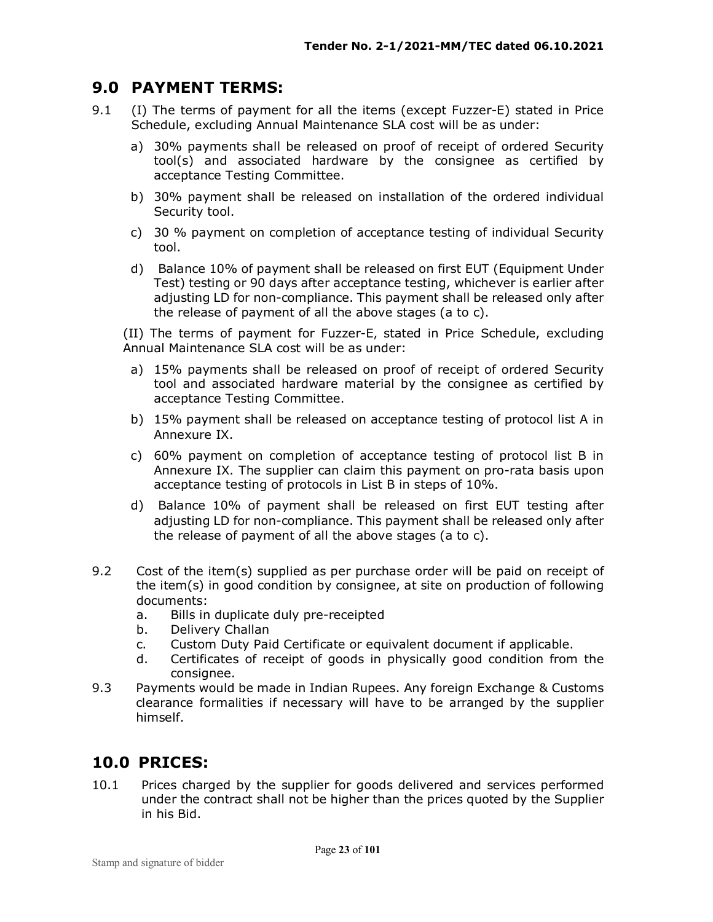## 9.0 PAYMENT TERMS:

9.1 (I) The terms of payment for all the items (except Fuzzer-E) stated in Price Schedule, excluding Annual Maintenance SLA cost will be as under:

a) 30% payments shall be released on proof of receipt of ordered Security tool(s) and associated hardware by the consignee as certified by acceptance Testing Committee.

b) 30% payment shall be released on installation of the ordered individual Security tool.

c) 30 % payment on completion of acceptance testing of individual Security tool.

d) Balance 10% of payment shall be released on first EUT (Equipment Under Test) testing or 90 days after acceptance testing, whichever is earlier after adjusting LD for non-compliance. This payment shall be released only after the release of payment of all the above stages (a to c).

(II) The terms of payment for Fuzzer-E, stated in Price Schedule, excluding Annual Maintenance SLA cost will be as under:

a) 15% payments shall be released on proof of receipt of ordered Security tool and associated hardware material by the consignee as certified by acceptance Testing Committee.

b) 15% payment shall be released on acceptance testing of protocol list A in Annexure IX.

c) 60% payment on completion of acceptance testing of protocol list B in Annexure IX. The supplier can claim this payment on pro-rata basis upon acceptance testing of protocols in List B in steps of 10%.

d) Balance 10% of payment shall be released on first EUT testing after adjusting LD for non-compliance. This payment shall be released only after the release of payment of all the above stages (a to c).

9.2 Cost of the item(s) supplied as per purchase order will be paid on receipt of the item(s) in good condition by consignee, at site on production of following documents:

a. Bills in duplicate duly pre-receipted
b. Delivery Challan
c. Custom Duty Paid Certificate or equivalent document if applicable.
d. Certificates of receipt of goods in physically good condition from the consignee.

9.3 Payments would be made in Indian Rupees. Any foreign Exchange & Customs clearance formalities if necessary will have to be arranged by the supplier himself.

## 10.0 PRICES:

10.1 Prices charged by the supplier for goods delivered and services performed under the contract shall not be higher than the prices quoted by the Supplier in his Bid.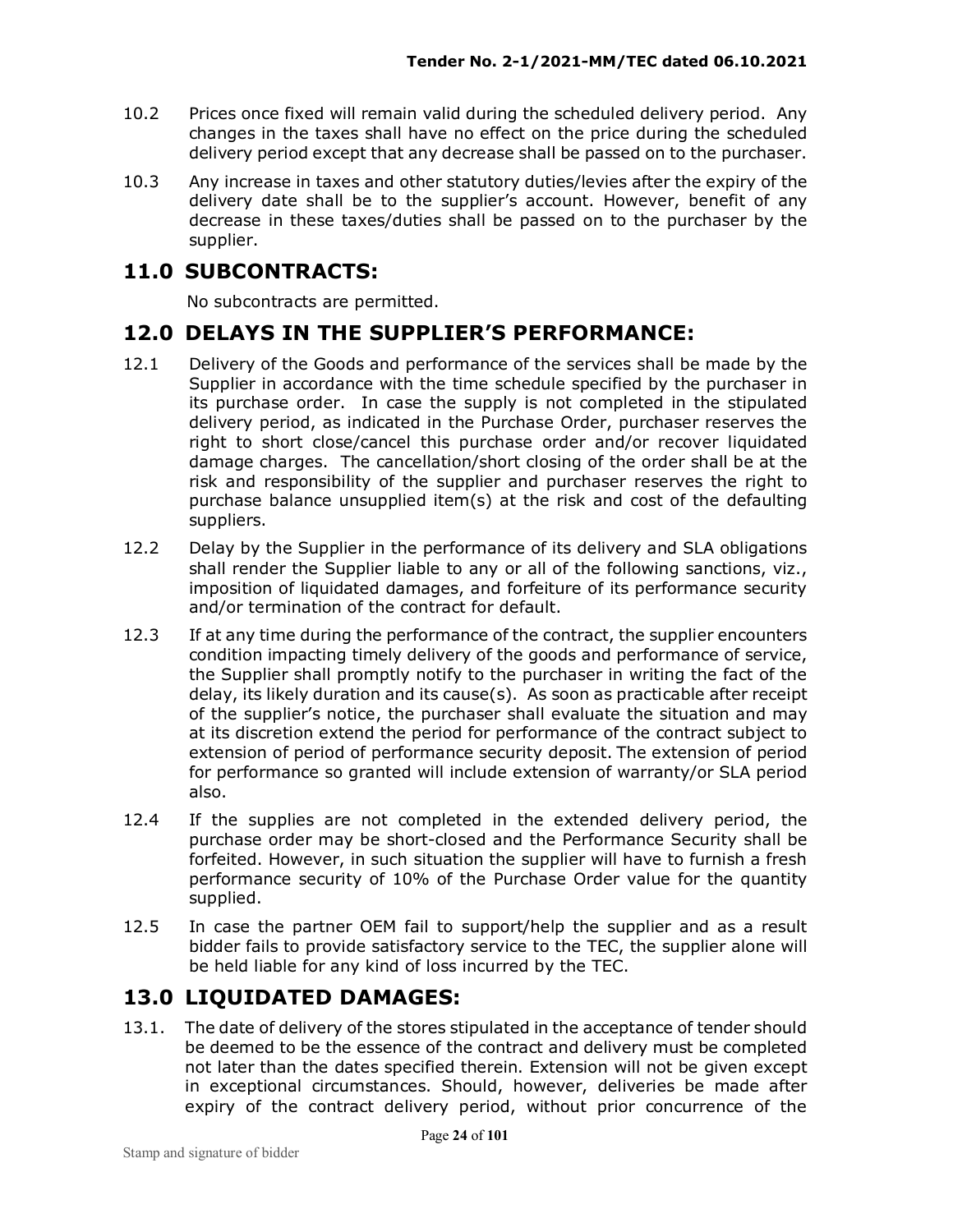10.2 Prices once fixed will remain valid during the scheduled delivery period. Any changes in the taxes shall have no effect on the price during the scheduled delivery period except that any decrease shall be passed on to the purchaser.

10.3 Any increase in taxes and other statutory duties/levies after the expiry of the delivery date shall be to the supplier's account. However, benefit of any decrease in these taxes/duties shall be passed on to the purchaser by the supplier.

## 11.0 SUBCONTRACTS:

No subcontracts are permitted.

## 12.0 DELAYS IN THE SUPPLIER'S PERFORMANCE:

12.1 Delivery of the Goods and performance of the services shall be made by the Supplier in accordance with the time schedule specified by the purchaser in its purchase order. In case the supply is not completed in the stipulated delivery period, as indicated in the Purchase Order, purchaser reserves the right to short close/cancel this purchase order and/or recover liquidated damage charges. The cancellation/short closing of the order shall be at the risk and responsibility of the supplier and purchaser reserves the right to purchase balance unsupplied item(s) at the risk and cost of the defaulting suppliers.

12.2 Delay by the Supplier in the performance of its delivery and SLA obligations shall render the Supplier liable to any or all of the following sanctions, viz., imposition of liquidated damages, and forfeiture of its performance security and/or termination of the contract for default.

12.3 If at any time during the performance of the contract, the supplier encounters condition impacting timely delivery of the goods and performance of service, the Supplier shall promptly notify to the purchaser in writing the fact of the delay, its likely duration and its cause(s). As soon as practicable after receipt of the supplier's notice, the purchaser shall evaluate the situation and may at its discretion extend the period for performance of the contract subject to extension of period of performance security deposit. The extension of period for performance so granted will include extension of warranty/or SLA period also.

12.4 If the supplies are not completed in the extended delivery period, the purchase order may be short-closed and the Performance Security shall be forfeited. However, in such situation the supplier will have to furnish a fresh performance security of 10% of the Purchase Order value for the quantity supplied.

12.5 In case the partner OEM fail to support/help the supplier and as a result bidder fails to provide satisfactory service to the TEC, the supplier alone will be held liable for any kind of loss incurred by the TEC.

## 13.0 LIQUIDATED DAMAGES:

13.1. The date of delivery of the stores stipulated in the acceptance of tender should be deemed to be the essence of the contract and delivery must be completed not later than the dates specified therein. Extension will not be given except in exceptional circumstances. Should, however, deliveries be made after expiry of the contract delivery period, without prior concurrence of the

Stamp and signature of bidder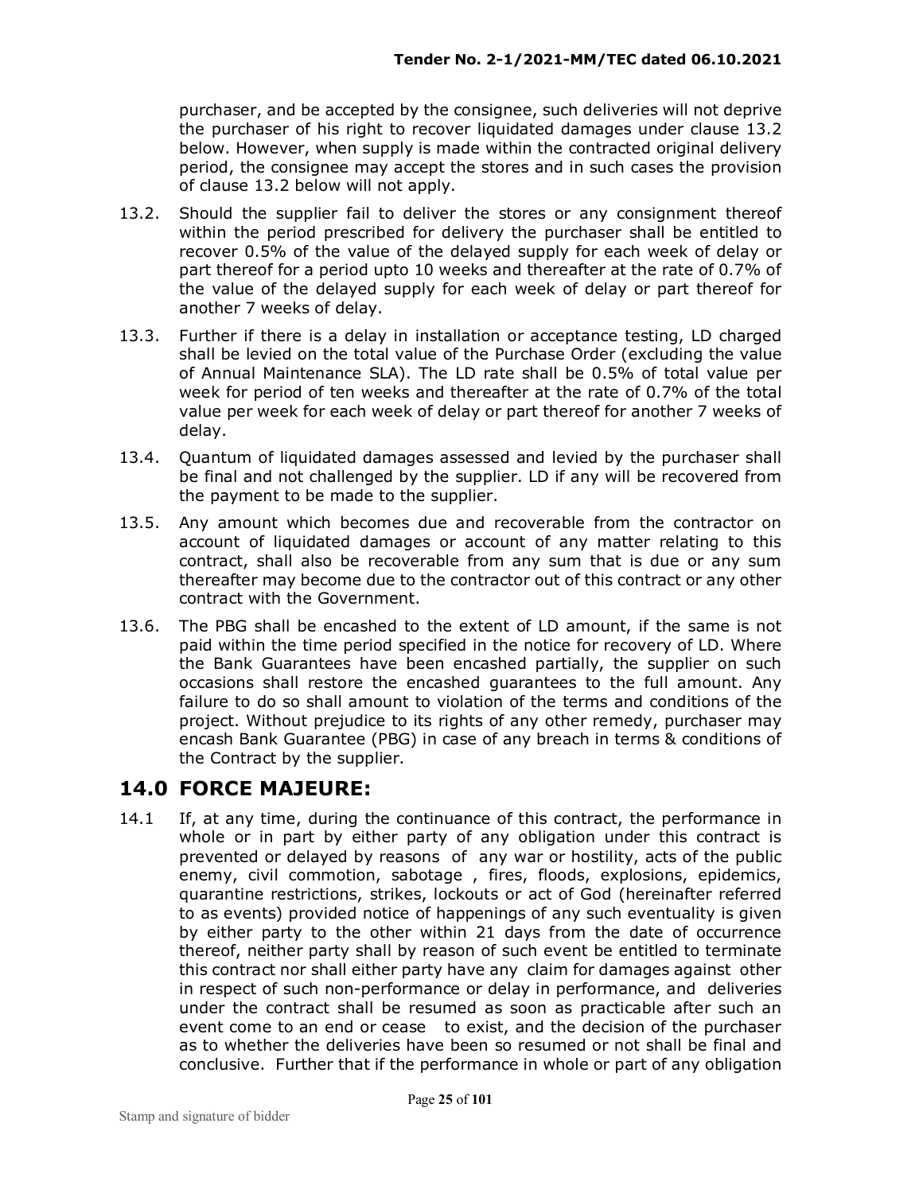purchaser, and be accepted by the consignee, such deliveries will not deprive the purchaser of his right to recover liquidated damages under clause 13.2 below. However, when supply is made within the contracted original delivery period, the consignee may accept the stores and in such cases the provision of clause 13.2 below will not apply.

13.2. Should the supplier fail to deliver the stores or any consignment thereof within the period prescribed for delivery the purchaser shall be entitled to recover 0.5% of the value of the delayed supply for each week of delay or part thereof for a period upto 10 weeks and thereafter at the rate of 0.7% of the value of the delayed supply for each week of delay or part thereof for another 7 weeks of delay.

13.3. Further if there is a delay in installation or acceptance testing, LD charged shall be levied on the total value of the Purchase Order (excluding the value of Annual Maintenance SLA). The LD rate shall be 0.5% of total value per week for period of ten weeks and thereafter at the rate of 0.7% of the total value per week for each week of delay or part thereof for another 7 weeks of delay.

13.4. Quantum of liquidated damages assessed and levied by the purchaser shall be final and not challenged by the supplier. LD if any will be recovered from the payment to be made to the supplier.

13.5. Any amount which becomes due and recoverable from the contractor on account of liquidated damages or account of any matter relating to this contract, shall also be recoverable from any sum that is due or any sum thereafter may become due to the contractor out of this contract or any other contract with the Government.

13.6. The PBG shall be encashed to the extent of LD amount, if the same is not paid within the time period specified in the notice for recovery of LD. Where the Bank Guarantees have been encashed partially, the supplier on such occasions shall restore the encashed guarantees to the full amount. Any failure to do so shall amount to violation of the terms and conditions of the project. Without prejudice to its rights of any other remedy, purchaser may encash Bank Guarantee (PBG) in case of any breach in terms & conditions of the Contract by the supplier.

## 14.0 FORCE MAJEURE:

14.1 If, at any time, during the continuance of this contract, the performance in whole or in part by either party of any obligation under this contract is prevented or delayed by reasons of any war or hostility, acts of the public enemy, civil commotion, sabotage , fires, floods, explosions, epidemics, quarantine restrictions, strikes, lockouts or act of God (hereinafter referred to as events) provided notice of happenings of any such eventuality is given by either party to the other within 21 days from the date of occurrence thereof, neither party shall by reason of such event be entitled to terminate this contract nor shall either party have any claim for damages against other in respect of such non-performance or delay in performance, and deliveries under the contract shall be resumed as soon as practicable after such an event come to an end or cease to exist, and the decision of the purchaser as to whether the deliveries have been so resumed or not shall be final and conclusive. Further that if the performance in whole or part of any obligation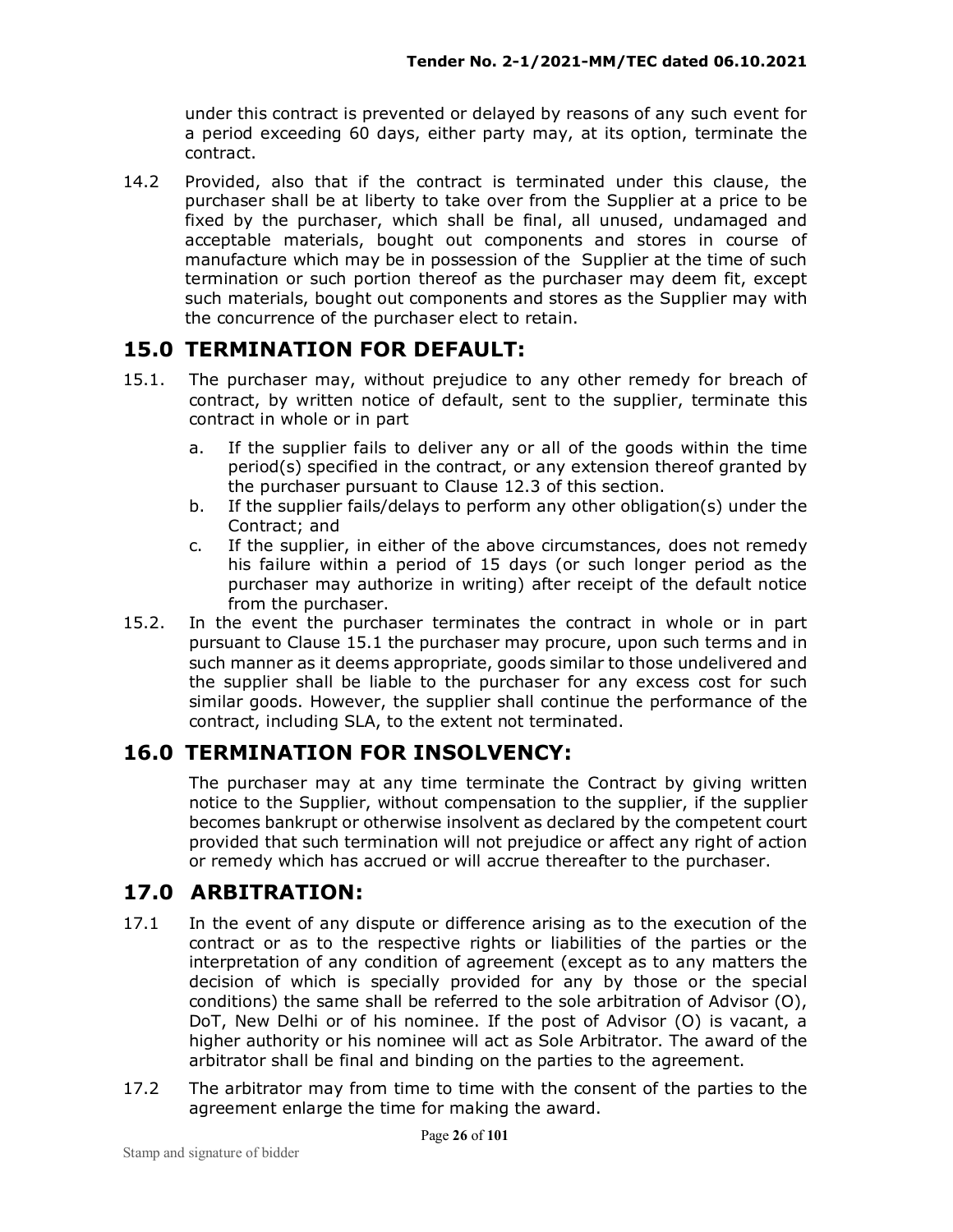under this contract is prevented or delayed by reasons of any such event for a period exceeding 60 days, either party may, at its option, terminate the contract.

14.2 Provided, also that if the contract is terminated under this clause, the purchaser shall be at liberty to take over from the Supplier at a price to be fixed by the purchaser, which shall be final, all unused, undamaged and acceptable materials, bought out components and stores in course of manufacture which may be in possession of the Supplier at the time of such termination or such portion thereof as the purchaser may deem fit, except such materials, bought out components and stores as the Supplier may with the concurrence of the purchaser elect to retain.

## 15.0 TERMINATION FOR DEFAULT:

15.1. The purchaser may, without prejudice to any other remedy for breach of contract, by written notice of default, sent to the supplier, terminate this contract in whole or in part

a. If the supplier fails to deliver any or all of the goods within the time period(s) specified in the contract, or any extension thereof granted by the purchaser pursuant to Clause 12.3 of this section.

b. If the supplier fails/delays to perform any other obligation(s) under the Contract; and

c. If the supplier, in either of the above circumstances, does not remedy his failure within a period of 15 days (or such longer period as the purchaser may authorize in writing) after receipt of the default notice from the purchaser.

15.2. In the event the purchaser terminates the contract in whole or in part pursuant to Clause 15.1 the purchaser may procure, upon such terms and in such manner as it deems appropriate, goods similar to those undelivered and the supplier shall be liable to the purchaser for any excess cost for such similar goods. However, the supplier shall continue the performance of the contract, including SLA, to the extent not terminated.

## 16.0 TERMINATION FOR INSOLVENCY:

The purchaser may at any time terminate the Contract by giving written notice to the Supplier, without compensation to the supplier, if the supplier becomes bankrupt or otherwise insolvent as declared by the competent court provided that such termination will not prejudice or affect any right of action or remedy which has accrued or will accrue thereafter to the purchaser.

## 17.0 ARBITRATION:

17.1 In the event of any dispute or difference arising as to the execution of the contract or as to the respective rights or liabilities of the parties or the interpretation of any condition of agreement (except as to any matters the decision of which is specially provided for any by those or the special conditions) the same shall be referred to the sole arbitration of Advisor (O), DoT, New Delhi or of his nominee. If the post of Advisor (O) is vacant, a higher authority or his nominee will act as Sole Arbitrator. The award of the arbitrator shall be final and binding on the parties to the agreement.

17.2 The arbitrator may from time to time with the consent of the parties to the agreement enlarge the time for making the award.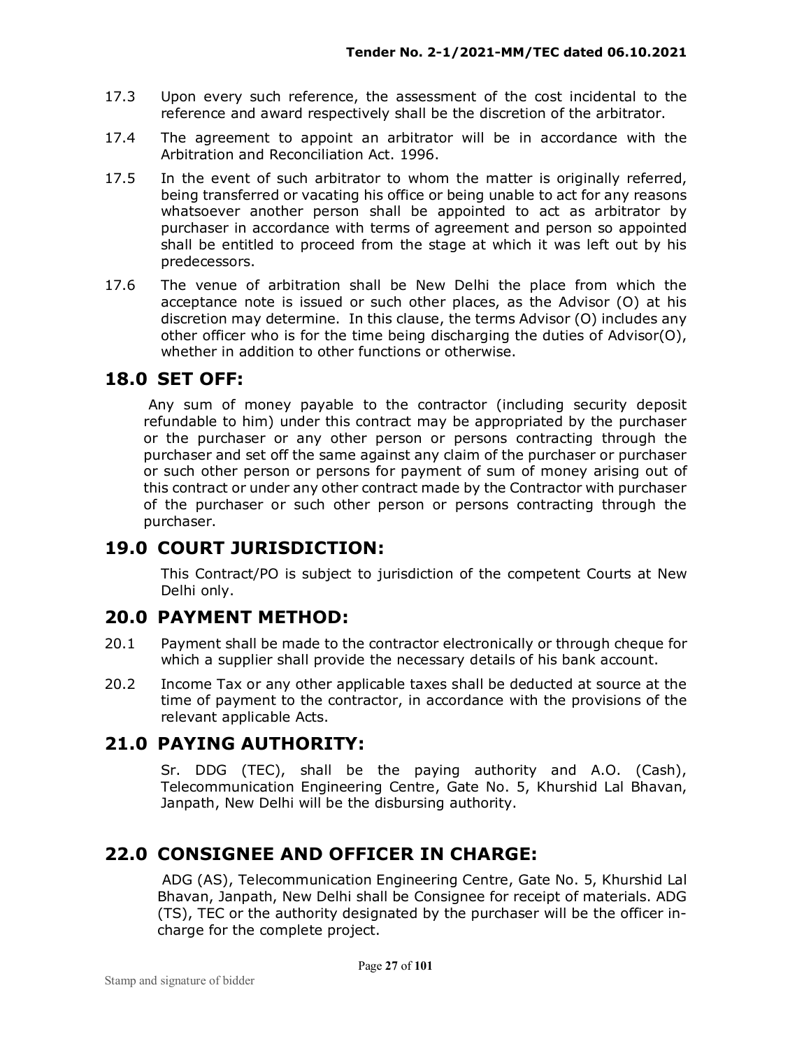17.3 Upon every such reference, the assessment of the cost incidental to the reference and award respectively shall be the discretion of the arbitrator.

17.4 The agreement to appoint an arbitrator will be in accordance with the Arbitration and Reconciliation Act. 1996.

17.5 In the event of such arbitrator to whom the matter is originally referred, being transferred or vacating his office or being unable to act for any reasons whatsoever another person shall be appointed to act as arbitrator by purchaser in accordance with terms of agreement and person so appointed shall be entitled to proceed from the stage at which it was left out by his predecessors.

17.6 The venue of arbitration shall be New Delhi the place from which the acceptance note is issued or such other places, as the Advisor (O) at his discretion may determine. In this clause, the terms Advisor (O) includes any other officer who is for the time being discharging the duties of Advisor(O), whether in addition to other functions or otherwise.

## 18.0 SET OFF:

Any sum of money payable to the contractor (including security deposit refundable to him) under this contract may be appropriated by the purchaser or the purchaser or any other person or persons contracting through the purchaser and set off the same against any claim of the purchaser or purchaser or such other person or persons for payment of sum of money arising out of this contract or under any other contract made by the Contractor with purchaser of the purchaser or such other person or persons contracting through the purchaser.

## 19.0 COURT JURISDICTION:

This Contract/PO is subject to jurisdiction of the competent Courts at New Delhi only.

## 20.0 PAYMENT METHOD:

20.1 Payment shall be made to the contractor electronically or through cheque for which a supplier shall provide the necessary details of his bank account.

20.2 Income Tax or any other applicable taxes shall be deducted at source at the time of payment to the contractor, in accordance with the provisions of the relevant applicable Acts.

## 21.0 PAYING AUTHORITY:

Sr. DDG (TEC), shall be the paying authority and A.O. (Cash), Telecommunication Engineering Centre, Gate No. 5, Khurshid Lal Bhavan, Janpath, New Delhi will be the disbursing authority.

## 22.0 CONSIGNEE AND OFFICER IN CHARGE:

ADG (AS), Telecommunication Engineering Centre, Gate No. 5, Khurshid Lal Bhavan, Janpath, New Delhi shall be Consignee for receipt of materials. ADG (TS), TEC or the authority designated by the purchaser will be the officer in-charge for the complete project.

Stamp and signature of bidder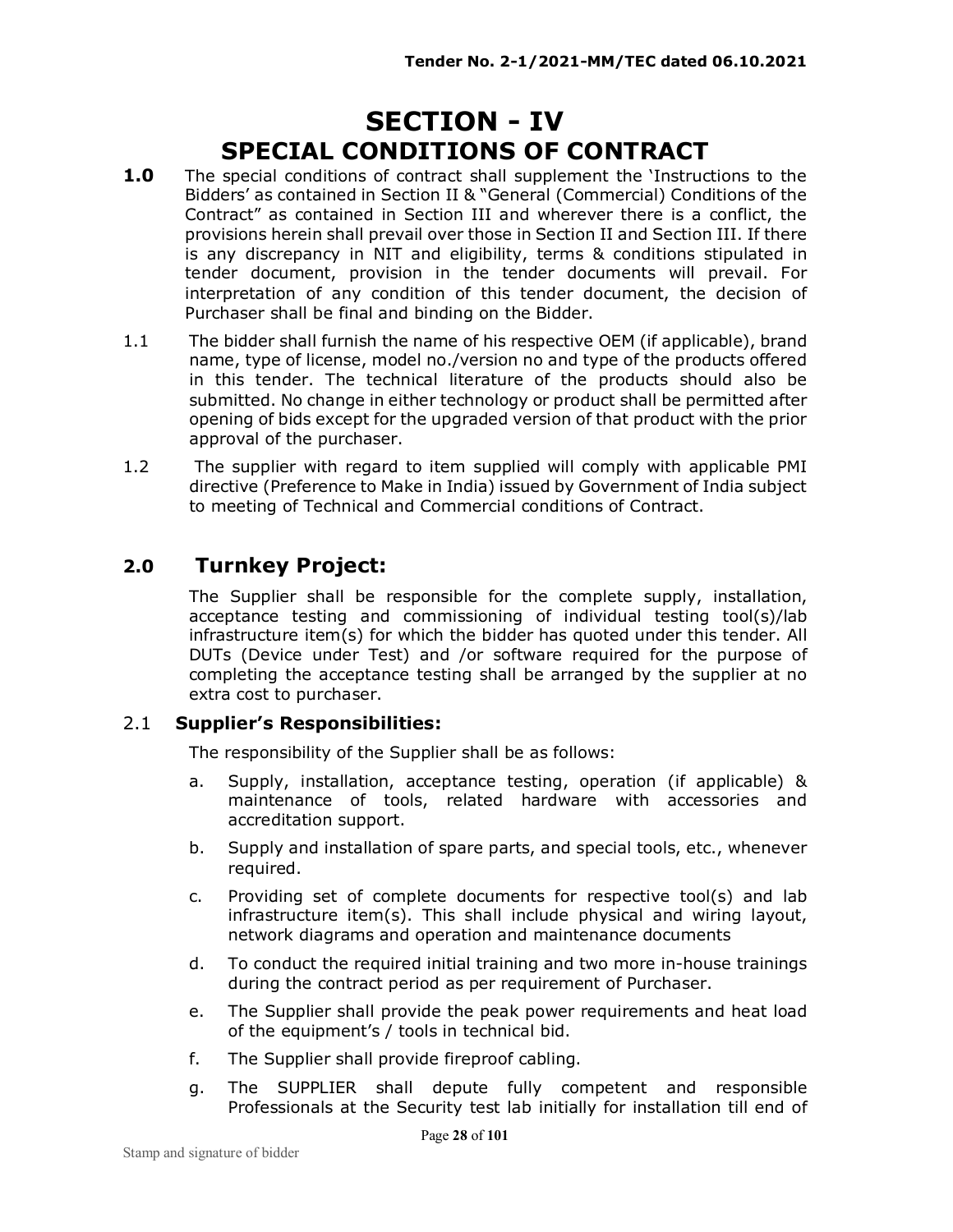# SECTION - IV
## SPECIAL CONDITIONS OF CONTRACT

**1.0** The special conditions of contract shall supplement the 'Instructions to the Bidders' as contained in Section II & "General (Commercial) Conditions of the Contract" as contained in Section III and wherever there is a conflict, the provisions herein shall prevail over those in Section II and Section III. If there is any discrepancy in NIT and eligibility, terms & conditions stipulated in tender document, provision in the tender documents will prevail. For interpretation of any condition of this tender document, the decision of Purchaser shall be final and binding on the Bidder.

1.1 The bidder shall furnish the name of his respective OEM (if applicable), brand name, type of license, model no./version no and type of the products offered in this tender. The technical literature of the products should also be submitted. No change in either technology or product shall be permitted after opening of bids except for the upgraded version of that product with the prior approval of the purchaser.

1.2 The supplier with regard to item supplied will comply with applicable PMI directive (Preference to Make in India) issued by Government of India subject to meeting of Technical and Commercial conditions of Contract.

## 2.0 Turnkey Project:

The Supplier shall be responsible for the complete supply, installation, acceptance testing and commissioning of individual testing tool(s)/lab infrastructure item(s) for which the bidder has quoted under this tender. All DUTs (Device under Test) and /or software required for the purpose of completing the acceptance testing shall be arranged by the supplier at no extra cost to purchaser.

### 2.1 Supplier's Responsibilities:

The responsibility of the Supplier shall be as follows:

a. Supply, installation, acceptance testing, operation (if applicable) & maintenance of tools, related hardware with accessories and accreditation support.

b. Supply and installation of spare parts, and special tools, etc., whenever required.

c. Providing set of complete documents for respective tool(s) and lab infrastructure item(s). This shall include physical and wiring layout, network diagrams and operation and maintenance documents

d. To conduct the required initial training and two more in-house trainings during the contract period as per requirement of Purchaser.

e. The Supplier shall provide the peak power requirements and heat load of the equipment's / tools in technical bid.

f. The Supplier shall provide fireproof cabling.

g. The SUPPLIER shall depute fully competent and responsible Professionals at the Security test lab initially for installation till end of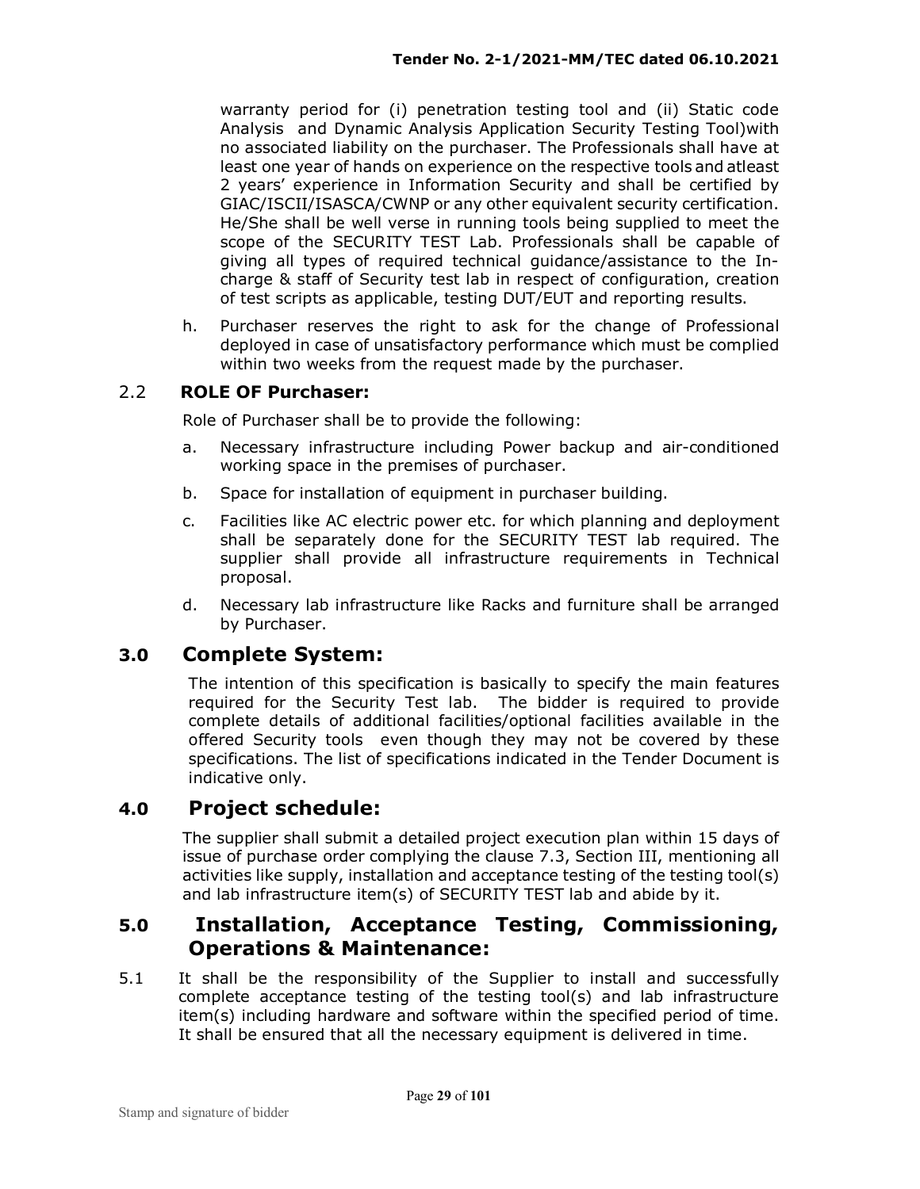warranty period for (i) penetration testing tool and (ii) Static code Analysis and Dynamic Analysis Application Security Testing Tool)with no associated liability on the purchaser. The Professionals shall have at least one year of hands on experience on the respective tools and atleast 2 years' experience in Information Security and shall be certified by GIAC/ISCII/ISASCA/CWNP or any other equivalent security certification. He/She shall be well verse in running tools being supplied to meet the scope of the SECURITY TEST Lab. Professionals shall be capable of giving all types of required technical guidance/assistance to the In-charge & staff of Security test lab in respect of configuration, creation of test scripts as applicable, testing DUT/EUT and reporting results.

h. Purchaser reserves the right to ask for the change of Professional deployed in case of unsatisfactory performance which must be complied within two weeks from the request made by the purchaser.

### 2.2 ROLE OF Purchaser:

Role of Purchaser shall be to provide the following:

a. Necessary infrastructure including Power backup and air-conditioned working space in the premises of purchaser.

b. Space for installation of equipment in purchaser building.

c. Facilities like AC electric power etc. for which planning and deployment shall be separately done for the SECURITY TEST lab required. The supplier shall provide all infrastructure requirements in Technical proposal.

d. Necessary lab infrastructure like Racks and furniture shall be arranged by Purchaser.

## 3.0 Complete System:

The intention of this specification is basically to specify the main features required for the Security Test lab. The bidder is required to provide complete details of additional facilities/optional facilities available in the offered Security tools even though they may not be covered by these specifications. The list of specifications indicated in the Tender Document is indicative only.

## 4.0 Project schedule:

The supplier shall submit a detailed project execution plan within 15 days of issue of purchase order complying the clause 7.3, Section III, mentioning all activities like supply, installation and acceptance testing of the testing tool(s) and lab infrastructure item(s) of SECURITY TEST lab and abide by it.

## 5.0 Installation, Acceptance Testing, Commissioning, Operations & Maintenance:

5.1 It shall be the responsibility of the Supplier to install and successfully complete acceptance testing of the testing tool(s) and lab infrastructure item(s) including hardware and software within the specified period of time. It shall be ensured that all the necessary equipment is delivered in time.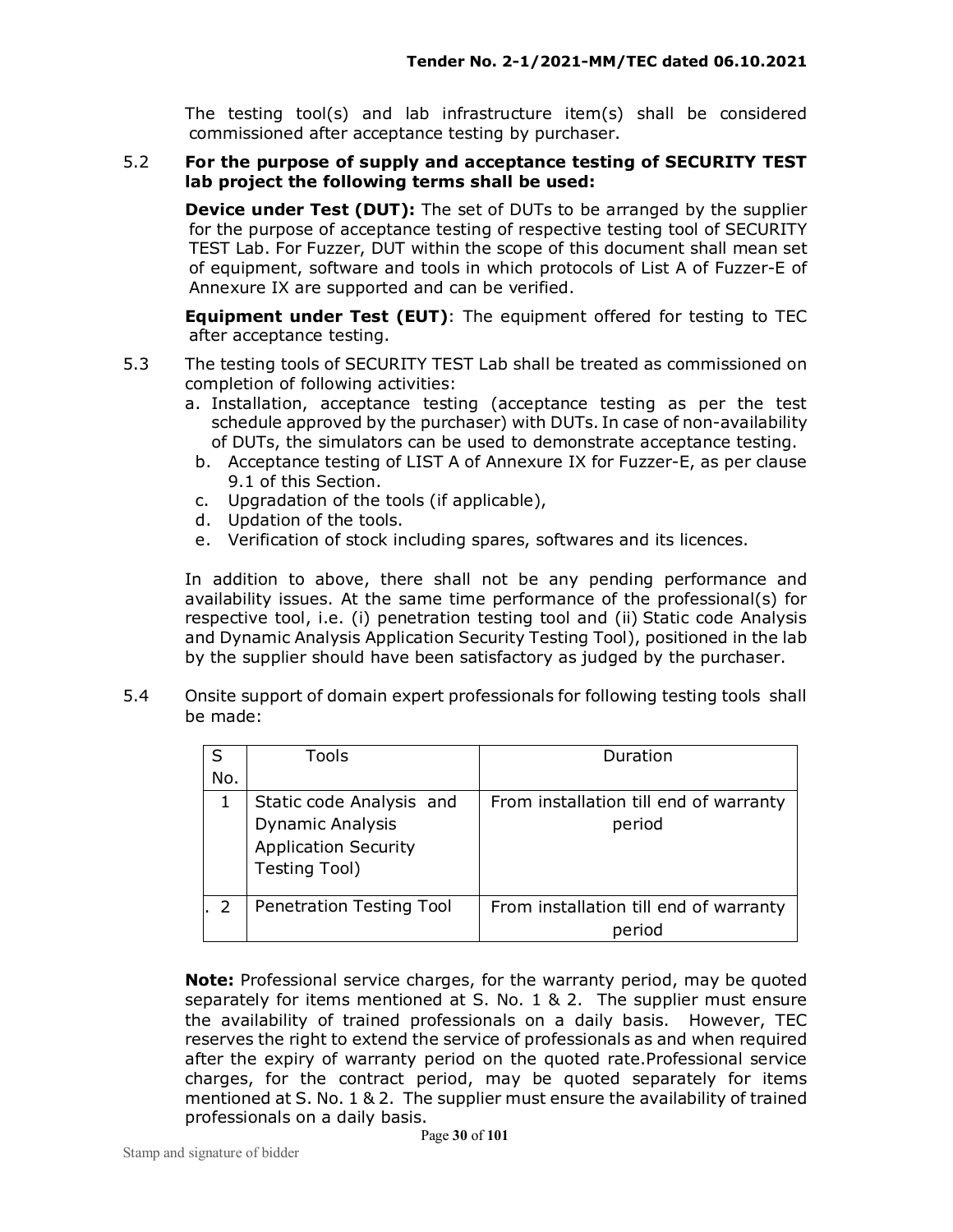The testing tool(s) and lab infrastructure item(s) shall be considered commissioned after acceptance testing by purchaser.

5.2 **For the purpose of supply and acceptance testing of SECURITY TEST lab project the following terms shall be used:**

**Device under Test (DUT):** The set of DUTs to be arranged by the supplier for the purpose of acceptance testing of respective testing tool of SECURITY TEST Lab. For Fuzzer, DUT within the scope of this document shall mean set of equipment, software and tools in which protocols of List A of Fuzzer-E of Annexure IX are supported and can be verified.

**Equipment under Test (EUT)**: The equipment offered for testing to TEC after acceptance testing.

5.3 The testing tools of SECURITY TEST Lab shall be treated as commissioned on completion of following activities:

a. Installation, acceptance testing (acceptance testing as per the test schedule approved by the purchaser) with DUTs. In case of non-availability of DUTs, the simulators can be used to demonstrate acceptance testing.
b. Acceptance testing of LIST A of Annexure IX for Fuzzer-E, as per clause 9.1 of this Section.
c. Upgradation of the tools (if applicable),
d. Updation of the tools.
e. Verification of stock including spares, softwares and its licences.

In addition to above, there shall not be any pending performance and availability issues. At the same time performance of the professional(s) for respective tool, i.e. (i) penetration testing tool and (ii) Static code Analysis and Dynamic Analysis Application Security Testing Tool), positioned in the lab by the supplier should have been satisfactory as judged by the purchaser.

5.4 Onsite support of domain expert professionals for following testing tools shall be made:

| S No. | Tools | Duration |
|---|---|---|
| 1 | Static code Analysis and Dynamic Analysis Application Security Testing Tool) | From installation till end of warranty period |
| . 2 | Penetration Testing Tool | From installation till end of warranty period |

**Note:** Professional service charges, for the warranty period, may be quoted separately for items mentioned at S. No. 1 & 2. The supplier must ensure the availability of trained professionals on a daily basis. However, TEC reserves the right to extend the service of professionals as and when required after the expiry of warranty period on the quoted rate.Professional service charges, for the contract period, may be quoted separately for items mentioned at S. No. 1 & 2. The supplier must ensure the availability of trained professionals on a daily basis.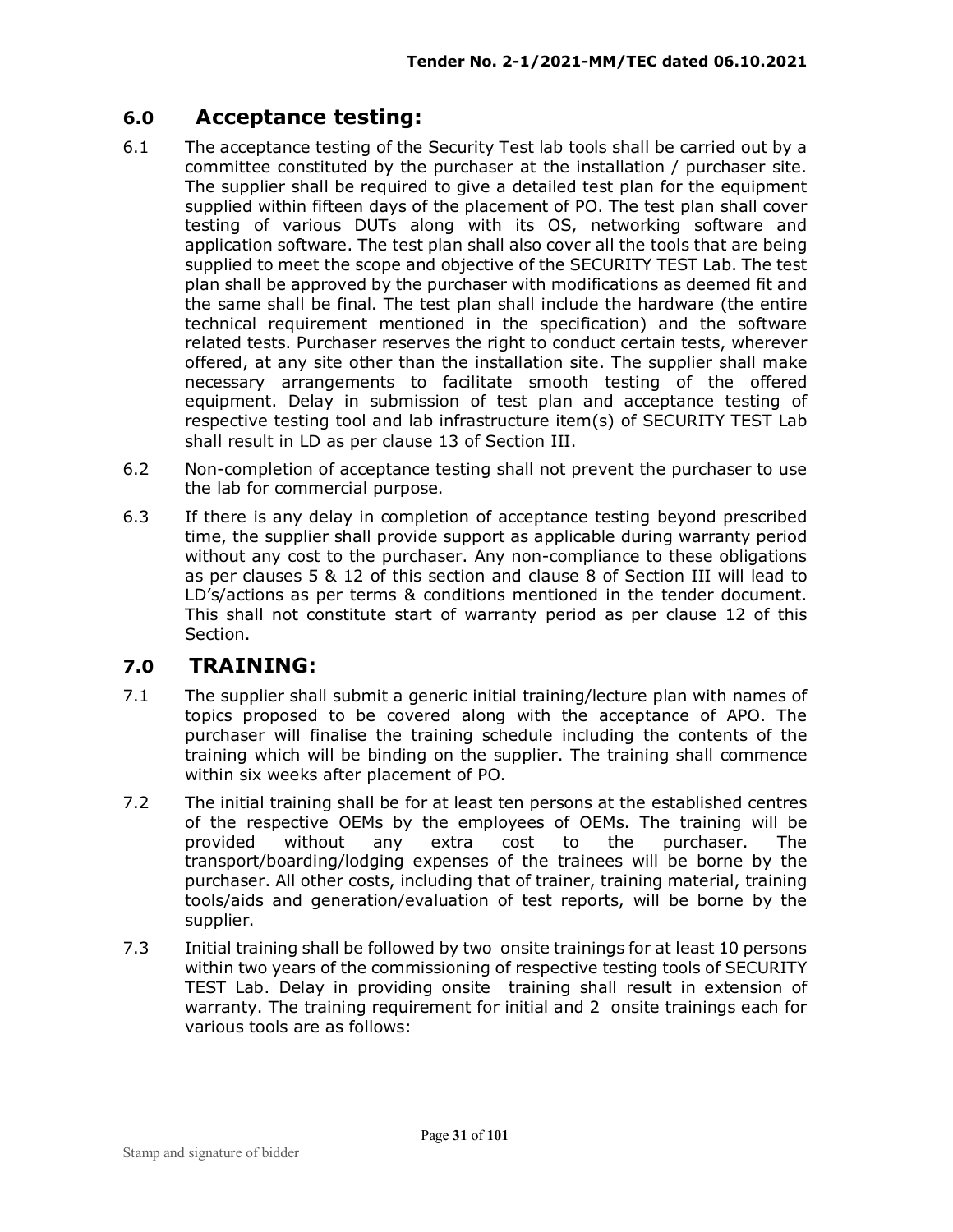## 6.0 Acceptance testing:

6.1 The acceptance testing of the Security Test lab tools shall be carried out by a committee constituted by the purchaser at the installation / purchaser site. The supplier shall be required to give a detailed test plan for the equipment supplied within fifteen days of the placement of PO. The test plan shall cover testing of various DUTs along with its OS, networking software and application software. The test plan shall also cover all the tools that are being supplied to meet the scope and objective of the SECURITY TEST Lab. The test plan shall be approved by the purchaser with modifications as deemed fit and the same shall be final. The test plan shall include the hardware (the entire technical requirement mentioned in the specification) and the software related tests. Purchaser reserves the right to conduct certain tests, wherever offered, at any site other than the installation site. The supplier shall make necessary arrangements to facilitate smooth testing of the offered equipment. Delay in submission of test plan and acceptance testing of respective testing tool and lab infrastructure item(s) of SECURITY TEST Lab shall result in LD as per clause 13 of Section III.

6.2 Non-completion of acceptance testing shall not prevent the purchaser to use the lab for commercial purpose.

6.3 If there is any delay in completion of acceptance testing beyond prescribed time, the supplier shall provide support as applicable during warranty period without any cost to the purchaser. Any non-compliance to these obligations as per clauses 5 & 12 of this section and clause 8 of Section III will lead to LD's/actions as per terms & conditions mentioned in the tender document. This shall not constitute start of warranty period as per clause 12 of this Section.

## 7.0 TRAINING:

7.1 The supplier shall submit a generic initial training/lecture plan with names of topics proposed to be covered along with the acceptance of APO. The purchaser will finalise the training schedule including the contents of the training which will be binding on the supplier. The training shall commence within six weeks after placement of PO.

7.2 The initial training shall be for at least ten persons at the established centres of the respective OEMs by the employees of OEMs. The training will be provided without any extra cost to the purchaser. The transport/boarding/lodging expenses of the trainees will be borne by the purchaser. All other costs, including that of trainer, training material, training tools/aids and generation/evaluation of test reports, will be borne by the supplier.

7.3 Initial training shall be followed by two onsite trainings for at least 10 persons within two years of the commissioning of respective testing tools of SECURITY TEST Lab. Delay in providing onsite training shall result in extension of warranty. The training requirement for initial and 2 onsite trainings each for various tools are as follows: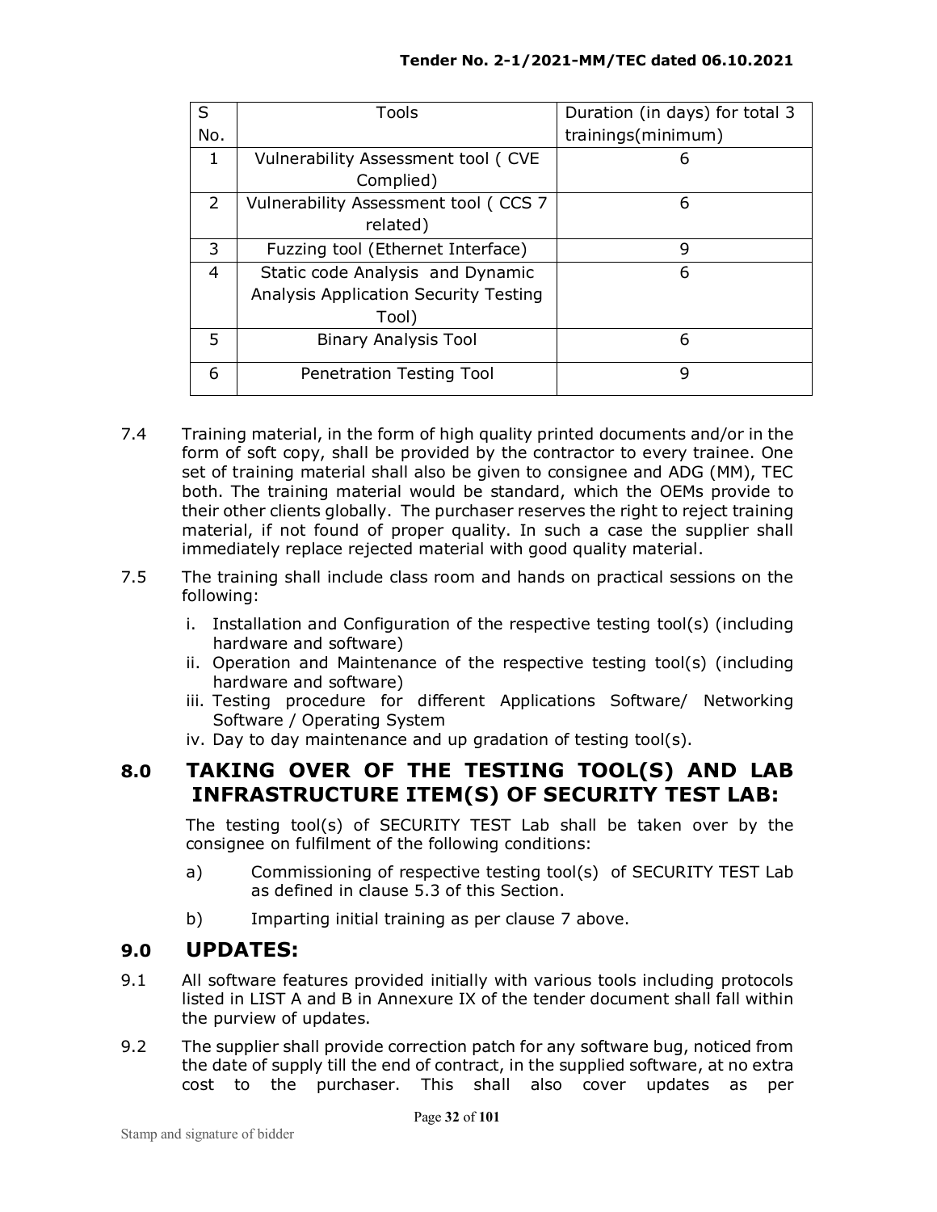| S No. | Tools | Duration (in days) for total 3 trainings(minimum) |
|---|---|---|
| 1 | Vulnerability Assessment tool ( CVE Complied) | 6 |
| 2 | Vulnerability Assessment tool ( CCS 7 related) | 6 |
| 3 | Fuzzing tool (Ethernet Interface) | 9 |
| 4 | Static code Analysis and Dynamic Analysis Application Security Testing Tool) | 6 |
| 5 | Binary Analysis Tool | 6 |
| 6 | Penetration Testing Tool | 9 |

7.4 Training material, in the form of high quality printed documents and/or in the form of soft copy, shall be provided by the contractor to every trainee. One set of training material shall also be given to consignee and ADG (MM), TEC both. The training material would be standard, which the OEMs provide to their other clients globally. The purchaser reserves the right to reject training material, if not found of proper quality. In such a case the supplier shall immediately replace rejected material with good quality material.

7.5 The training shall include class room and hands on practical sessions on the following:

i. Installation and Configuration of the respective testing tool(s) (including hardware and software)
ii. Operation and Maintenance of the respective testing tool(s) (including hardware and software)
iii. Testing procedure for different Applications Software/ Networking Software / Operating System
iv. Day to day maintenance and up gradation of testing tool(s).

## 8.0 TAKING OVER OF THE TESTING TOOL(S) AND LAB INFRASTRUCTURE ITEM(S) OF SECURITY TEST LAB:

The testing tool(s) of SECURITY TEST Lab shall be taken over by the consignee on fulfilment of the following conditions:

a) Commissioning of respective testing tool(s) of SECURITY TEST Lab as defined in clause 5.3 of this Section.

b) Imparting initial training as per clause 7 above.

## 9.0 UPDATES:

9.1 All software features provided initially with various tools including protocols listed in LIST A and B in Annexure IX of the tender document shall fall within the purview of updates.

9.2 The supplier shall provide correction patch for any software bug, noticed from the date of supply till the end of contract, in the supplied software, at no extra cost to the purchaser. This shall also cover updates as per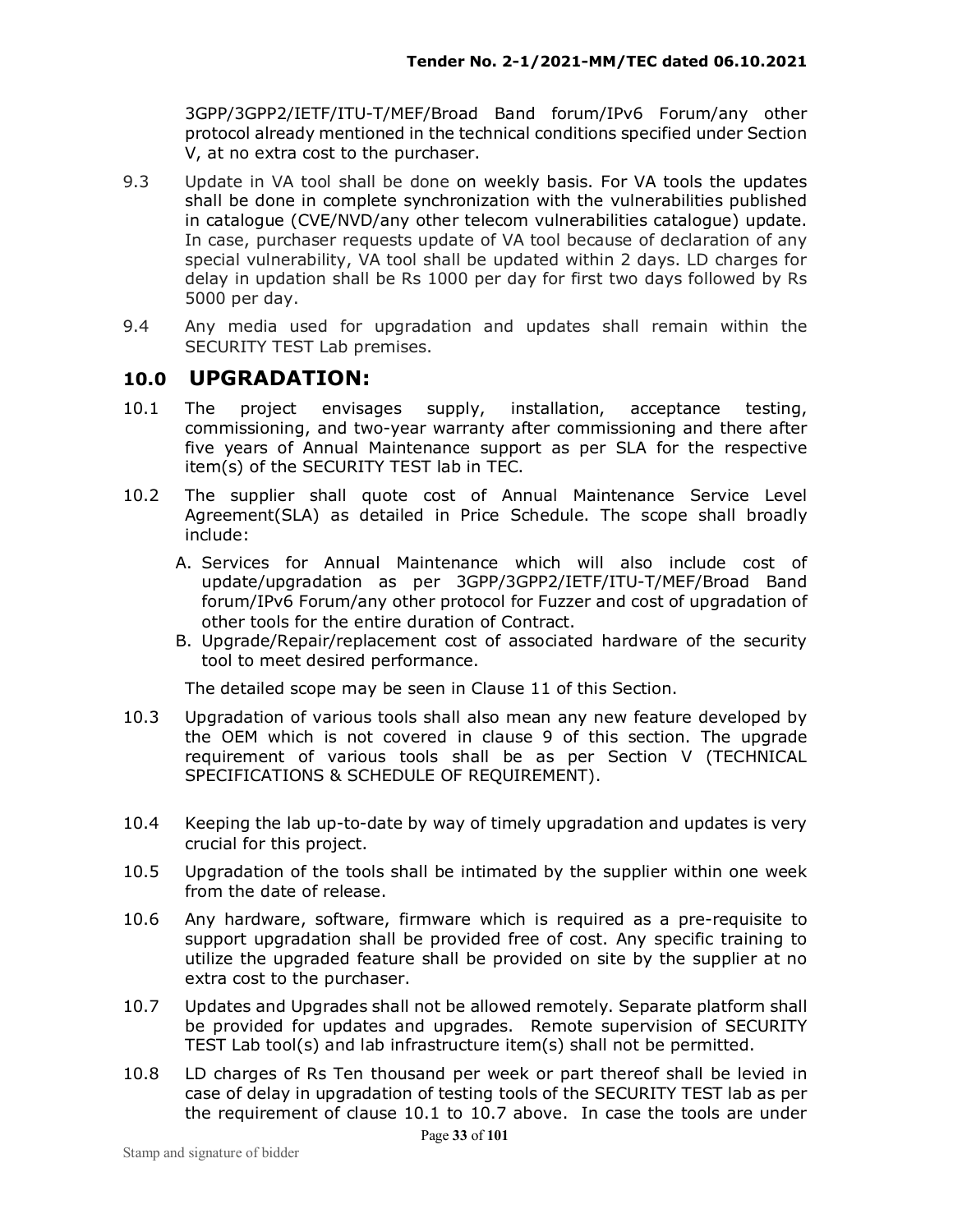3GPP/3GPP2/IETF/ITU-T/MEF/Broad Band forum/IPv6 Forum/any other protocol already mentioned in the technical conditions specified under Section V, at no extra cost to the purchaser.

9.3 Update in VA tool shall be done on weekly basis. For VA tools the updates shall be done in complete synchronization with the vulnerabilities published in catalogue (CVE/NVD/any other telecom vulnerabilities catalogue) update. In case, purchaser requests update of VA tool because of declaration of any special vulnerability, VA tool shall be updated within 2 days. LD charges for delay in updation shall be Rs 1000 per day for first two days followed by Rs 5000 per day.

9.4 Any media used for upgradation and updates shall remain within the SECURITY TEST Lab premises.

## 10.0 UPGRADATION:

10.1 The project envisages supply, installation, acceptance testing, commissioning, and two-year warranty after commissioning and there after five years of Annual Maintenance support as per SLA for the respective item(s) of the SECURITY TEST lab in TEC.

10.2 The supplier shall quote cost of Annual Maintenance Service Level Agreement(SLA) as detailed in Price Schedule. The scope shall broadly include:

A. Services for Annual Maintenance which will also include cost of update/upgradation as per 3GPP/3GPP2/IETF/ITU-T/MEF/Broad Band forum/IPv6 Forum/any other protocol for Fuzzer and cost of upgradation of other tools for the entire duration of Contract.

B. Upgrade/Repair/replacement cost of associated hardware of the security tool to meet desired performance.

The detailed scope may be seen in Clause 11 of this Section.

10.3 Upgradation of various tools shall also mean any new feature developed by the OEM which is not covered in clause 9 of this section. The upgrade requirement of various tools shall be as per Section V (TECHNICAL SPECIFICATIONS & SCHEDULE OF REQUIREMENT).

10.4 Keeping the lab up-to-date by way of timely upgradation and updates is very crucial for this project.

10.5 Upgradation of the tools shall be intimated by the supplier within one week from the date of release.

10.6 Any hardware, software, firmware which is required as a pre-requisite to support upgradation shall be provided free of cost. Any specific training to utilize the upgraded feature shall be provided on site by the supplier at no extra cost to the purchaser.

10.7 Updates and Upgrades shall not be allowed remotely. Separate platform shall be provided for updates and upgrades. Remote supervision of SECURITY TEST Lab tool(s) and lab infrastructure item(s) shall not be permitted.

10.8 LD charges of Rs Ten thousand per week or part thereof shall be levied in case of delay in upgradation of testing tools of the SECURITY TEST lab as per the requirement of clause 10.1 to 10.7 above. In case the tools are under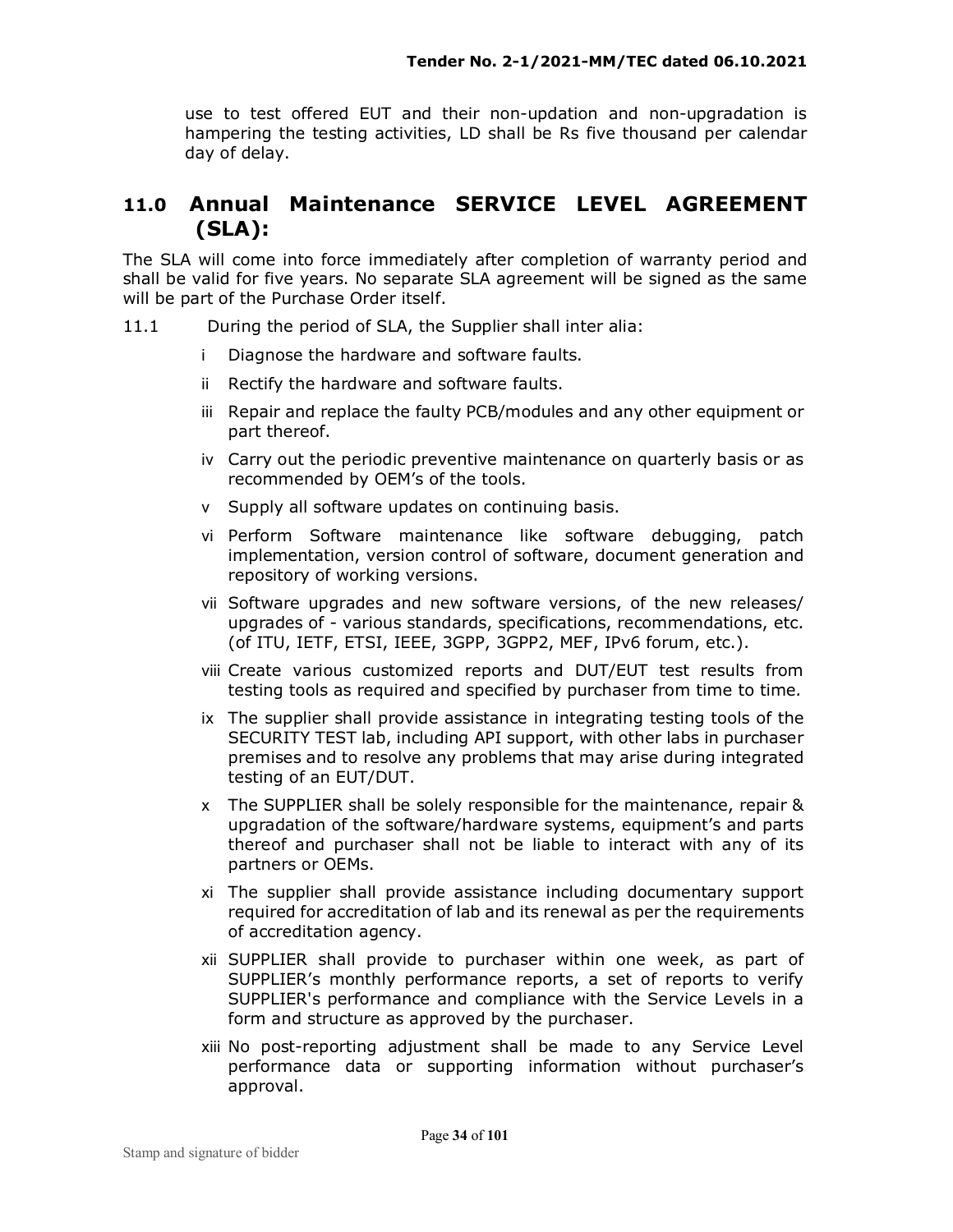use to test offered EUT and their non-updation and non-upgradation is hampering the testing activities, LD shall be Rs five thousand per calendar day of delay.

## 11.0 Annual Maintenance SERVICE LEVEL AGREEMENT (SLA):

The SLA will come into force immediately after completion of warranty period and shall be valid for five years. No separate SLA agreement will be signed as the same will be part of the Purchase Order itself.

11.1 During the period of SLA, the Supplier shall inter alia:

- i Diagnose the hardware and software faults.
- ii Rectify the hardware and software faults.
- iii Repair and replace the faulty PCB/modules and any other equipment or part thereof.
- iv Carry out the periodic preventive maintenance on quarterly basis or as recommended by OEM's of the tools.
- v Supply all software updates on continuing basis.
- vi Perform Software maintenance like software debugging, patch implementation, version control of software, document generation and repository of working versions.
- vii Software upgrades and new software versions, of the new releases/ upgrades of - various standards, specifications, recommendations, etc. (of ITU, IETF, ETSI, IEEE, 3GPP, 3GPP2, MEF, IPv6 forum, etc.).
- viii Create various customized reports and DUT/EUT test results from testing tools as required and specified by purchaser from time to time*.*
- ix The supplier shall provide assistance in integrating testing tools of the SECURITY TEST lab, including API support, with other labs in purchaser premises and to resolve any problems that may arise during integrated testing of an EUT/DUT.
- x The SUPPLIER shall be solely responsible for the maintenance, repair & upgradation of the software/hardware systems, equipment's and parts thereof and purchaser shall not be liable to interact with any of its partners or OEMs.
- xi The supplier shall provide assistance including documentary support required for accreditation of lab and its renewal as per the requirements of accreditation agency.
- xii SUPPLIER shall provide to purchaser within one week, as part of SUPPLIER's monthly performance reports, a set of reports to verify SUPPLIER's performance and compliance with the Service Levels in a form and structure as approved by the purchaser.
- xiii No post-reporting adjustment shall be made to any Service Level performance data or supporting information without purchaser's approval.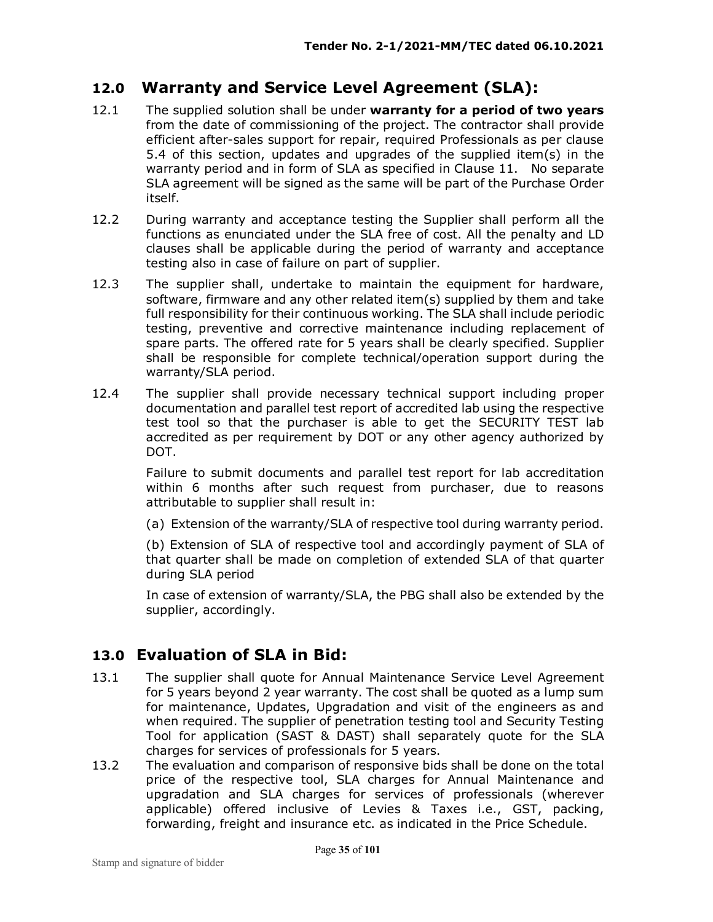## 12.0 Warranty and Service Level Agreement (SLA):

12.1 The supplied solution shall be under **warranty for a period of two years** from the date of commissioning of the project. The contractor shall provide efficient after-sales support for repair, required Professionals as per clause 5.4 of this section, updates and upgrades of the supplied item(s) in the warranty period and in form of SLA as specified in Clause 11. No separate SLA agreement will be signed as the same will be part of the Purchase Order itself.

12.2 During warranty and acceptance testing the Supplier shall perform all the functions as enunciated under the SLA free of cost. All the penalty and LD clauses shall be applicable during the period of warranty and acceptance testing also in case of failure on part of supplier.

12.3 The supplier shall, undertake to maintain the equipment for hardware, software, firmware and any other related item(s) supplied by them and take full responsibility for their continuous working. The SLA shall include periodic testing, preventive and corrective maintenance including replacement of spare parts. The offered rate for 5 years shall be clearly specified. Supplier shall be responsible for complete technical/operation support during the warranty/SLA period.

12.4 The supplier shall provide necessary technical support including proper documentation and parallel test report of accredited lab using the respective test tool so that the purchaser is able to get the SECURITY TEST lab accredited as per requirement by DOT or any other agency authorized by DOT.

Failure to submit documents and parallel test report for lab accreditation within 6 months after such request from purchaser, due to reasons attributable to supplier shall result in:

(a) Extension of the warranty/SLA of respective tool during warranty period.

(b) Extension of SLA of respective tool and accordingly payment of SLA of that quarter shall be made on completion of extended SLA of that quarter during SLA period

In case of extension of warranty/SLA, the PBG shall also be extended by the supplier, accordingly.

## 13.0 Evaluation of SLA in Bid:

13.1 The supplier shall quote for Annual Maintenance Service Level Agreement for 5 years beyond 2 year warranty. The cost shall be quoted as a lump sum for maintenance, Updates, Upgradation and visit of the engineers as and when required. The supplier of penetration testing tool and Security Testing Tool for application (SAST & DAST) shall separately quote for the SLA charges for services of professionals for 5 years.

13.2 The evaluation and comparison of responsive bids shall be done on the total price of the respective tool, SLA charges for Annual Maintenance and upgradation and SLA charges for services of professionals (wherever applicable) offered inclusive of Levies & Taxes i.e., GST, packing, forwarding, freight and insurance etc. as indicated in the Price Schedule.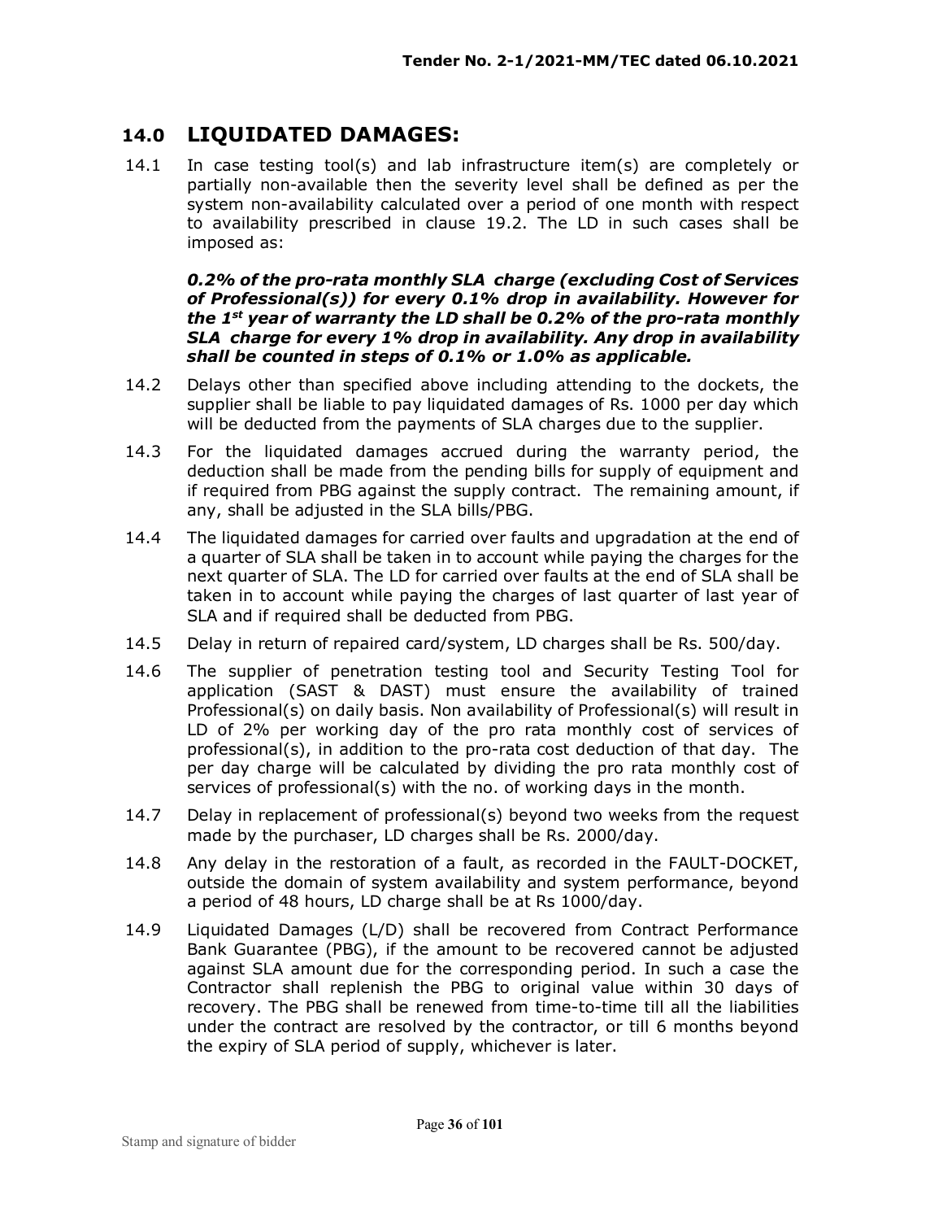## 14.0 LIQUIDATED DAMAGES:

14.1 In case testing tool(s) and lab infrastructure item(s) are completely or partially non-available then the severity level shall be defined as per the system non-availability calculated over a period of one month with respect to availability prescribed in clause 19.2. The LD in such cases shall be imposed as:

***0.2% of the pro-rata monthly SLA charge (excluding Cost of Services of Professional(s)) for every 0.1% drop in availability. However for the 1st year of warranty the LD shall be 0.2% of the pro-rata monthly SLA charge for every 1% drop in availability. Any drop in availability shall be counted in steps of 0.1% or 1.0% as applicable.***

14.2 Delays other than specified above including attending to the dockets, the supplier shall be liable to pay liquidated damages of Rs. 1000 per day which will be deducted from the payments of SLA charges due to the supplier.

14.3 For the liquidated damages accrued during the warranty period, the deduction shall be made from the pending bills for supply of equipment and if required from PBG against the supply contract. The remaining amount, if any, shall be adjusted in the SLA bills/PBG.

14.4 The liquidated damages for carried over faults and upgradation at the end of a quarter of SLA shall be taken in to account while paying the charges for the next quarter of SLA. The LD for carried over faults at the end of SLA shall be taken in to account while paying the charges of last quarter of last year of SLA and if required shall be deducted from PBG.

14.5 Delay in return of repaired card/system, LD charges shall be Rs. 500/day.

14.6 The supplier of penetration testing tool and Security Testing Tool for application (SAST & DAST) must ensure the availability of trained Professional(s) on daily basis. Non availability of Professional(s) will result in LD of 2% per working day of the pro rata monthly cost of services of professional(s), in addition to the pro-rata cost deduction of that day. The per day charge will be calculated by dividing the pro rata monthly cost of services of professional(s) with the no. of working days in the month.

14.7 Delay in replacement of professional(s) beyond two weeks from the request made by the purchaser, LD charges shall be Rs. 2000/day.

14.8 Any delay in the restoration of a fault, as recorded in the FAULT-DOCKET, outside the domain of system availability and system performance, beyond a period of 48 hours, LD charge shall be at Rs 1000/day.

14.9 Liquidated Damages (L/D) shall be recovered from Contract Performance Bank Guarantee (PBG), if the amount to be recovered cannot be adjusted against SLA amount due for the corresponding period. In such a case the Contractor shall replenish the PBG to original value within 30 days of recovery. The PBG shall be renewed from time-to-time till all the liabilities under the contract are resolved by the contractor, or till 6 months beyond the expiry of SLA period of supply, whichever is later.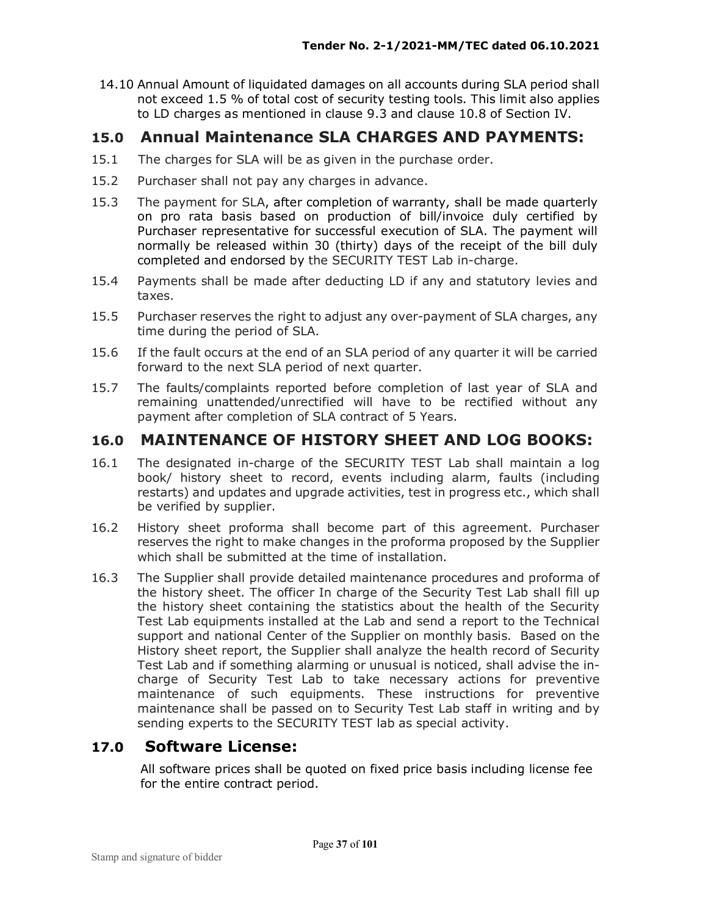14.10 Annual Amount of liquidated damages on all accounts during SLA period shall not exceed 1.5 % of total cost of security testing tools. This limit also applies to LD charges as mentioned in clause 9.3 and clause 10.8 of Section IV.

## 15.0 Annual Maintenance SLA CHARGES AND PAYMENTS:

15.1 The charges for SLA will be as given in the purchase order.

15.2 Purchaser shall not pay any charges in advance.

15.3 The payment for SLA, after completion of warranty, shall be made quarterly on pro rata basis based on production of bill/invoice duly certified by Purchaser representative for successful execution of SLA. The payment will normally be released within 30 (thirty) days of the receipt of the bill duly completed and endorsed by the SECURITY TEST Lab in-charge.

15.4 Payments shall be made after deducting LD if any and statutory levies and taxes.

15.5 Purchaser reserves the right to adjust any over-payment of SLA charges, any time during the period of SLA.

15.6 If the fault occurs at the end of an SLA period of any quarter it will be carried forward to the next SLA period of next quarter.

15.7 The faults/complaints reported before completion of last year of SLA and remaining unattended/unrectified will have to be rectified without any payment after completion of SLA contract of 5 Years.

## 16.0 MAINTENANCE OF HISTORY SHEET AND LOG BOOKS:

16.1 The designated in-charge of the SECURITY TEST Lab shall maintain a log book/ history sheet to record, events including alarm, faults (including restarts) and updates and upgrade activities, test in progress etc., which shall be verified by supplier.

16.2 History sheet proforma shall become part of this agreement. Purchaser reserves the right to make changes in the proforma proposed by the Supplier which shall be submitted at the time of installation.

16.3 The Supplier shall provide detailed maintenance procedures and proforma of the history sheet. The officer In charge of the Security Test Lab shall fill up the history sheet containing the statistics about the health of the Security Test Lab equipments installed at the Lab and send a report to the Technical support and national Center of the Supplier on monthly basis. Based on the History sheet report, the Supplier shall analyze the health record of Security Test Lab and if something alarming or unusual is noticed, shall advise the in-charge of Security Test Lab to take necessary actions for preventive maintenance of such equipments. These instructions for preventive maintenance shall be passed on to Security Test Lab staff in writing and by sending experts to the SECURITY TEST lab as special activity.

## 17.0 Software License:

All software prices shall be quoted on fixed price basis including license fee for the entire contract period.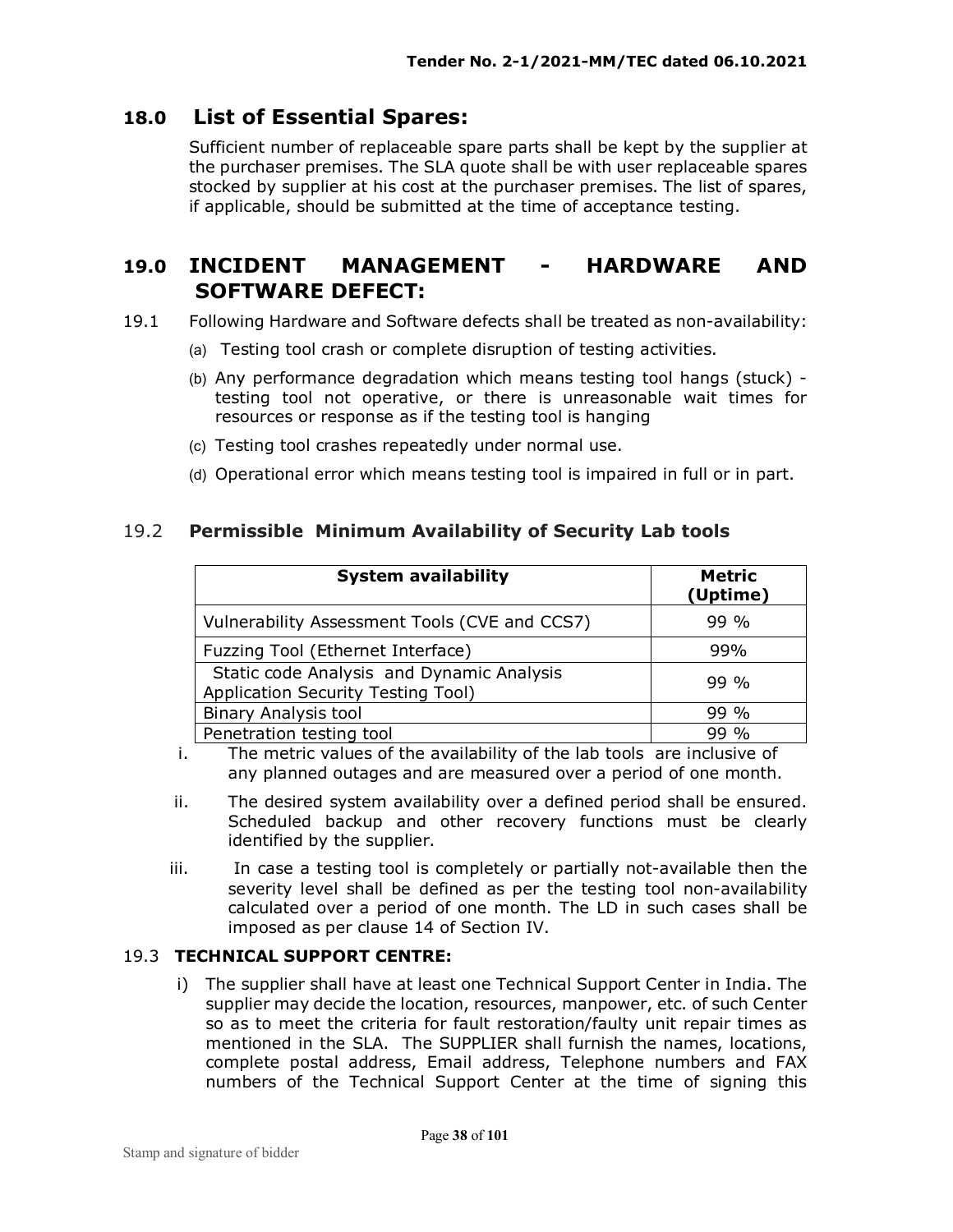## 18.0 List of Essential Spares:

Sufficient number of replaceable spare parts shall be kept by the supplier at the purchaser premises. The SLA quote shall be with user replaceable spares stocked by supplier at his cost at the purchaser premises. The list of spares, if applicable, should be submitted at the time of acceptance testing.

## 19.0 INCIDENT MANAGEMENT - HARDWARE AND SOFTWARE DEFECT:

19.1 Following Hardware and Software defects shall be treated as non-availability:

(a) Testing tool crash or complete disruption of testing activities.

(b) Any performance degradation which means testing tool hangs (stuck) - testing tool not operative, or there is unreasonable wait times for resources or response as if the testing tool is hanging

(c) Testing tool crashes repeatedly under normal use.

(d) Operational error which means testing tool is impaired in full or in part.

### 19.2 Permissible Minimum Availability of Security Lab tools

| System availability | Metric (Uptime) |
|---|---|
| Vulnerability Assessment Tools (CVE and CCS7) | 99 % |
| Fuzzing Tool (Ethernet Interface) | 99% |
| Static code Analysis and Dynamic Analysis Application Security Testing Tool) | 99 % |
| Binary Analysis tool | 99 % |
| Penetration testing tool | 99 % |

i. The metric values of the availability of the lab tools are inclusive of any planned outages and are measured over a period of one month.

ii. The desired system availability over a defined period shall be ensured. Scheduled backup and other recovery functions must be clearly identified by the supplier.

iii. In case a testing tool is completely or partially not-available then the severity level shall be defined as per the testing tool non-availability calculated over a period of one month. The LD in such cases shall be imposed as per clause 14 of Section IV.

### 19.3 TECHNICAL SUPPORT CENTRE:

i) The supplier shall have at least one Technical Support Center in India. The supplier may decide the location, resources, manpower, etc. of such Center so as to meet the criteria for fault restoration/faulty unit repair times as mentioned in the SLA. The SUPPLIER shall furnish the names, locations, complete postal address, Email address, Telephone numbers and FAX numbers of the Technical Support Center at the time of signing this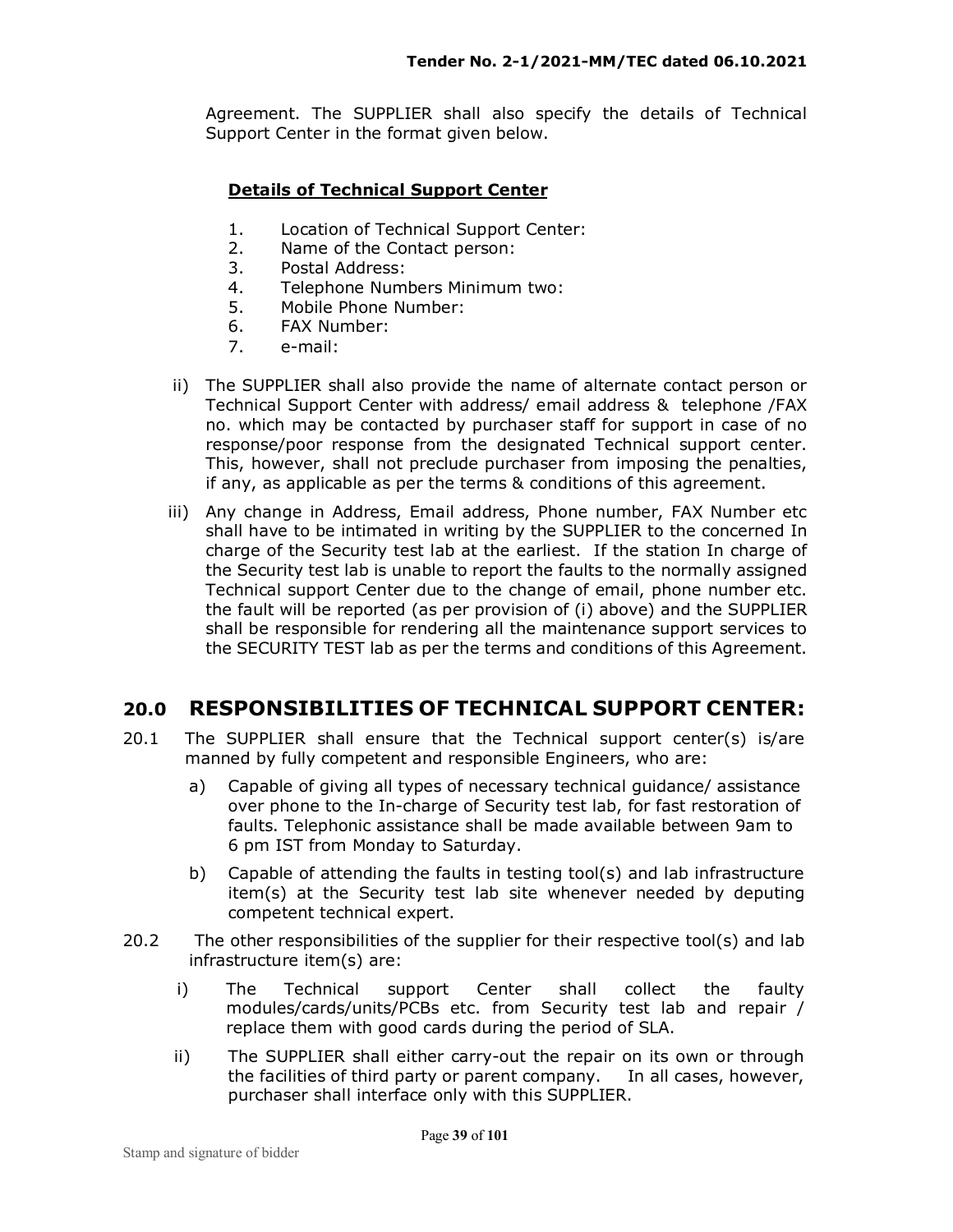Agreement. The SUPPLIER shall also specify the details of Technical Support Center in the format given below.

**Details of Technical Support Center**

1. Location of Technical Support Center:
2. Name of the Contact person:
3. Postal Address:
4. Telephone Numbers Minimum two:
5. Mobile Phone Number:
6. FAX Number:
7. e-mail:

ii) The SUPPLIER shall also provide the name of alternate contact person or Technical Support Center with address/ email address & telephone /FAX no. which may be contacted by purchaser staff for support in case of no response/poor response from the designated Technical support center. This, however, shall not preclude purchaser from imposing the penalties, if any, as applicable as per the terms & conditions of this agreement.

iii) Any change in Address, Email address, Phone number, FAX Number etc shall have to be intimated in writing by the SUPPLIER to the concerned In charge of the Security test lab at the earliest. If the station In charge of the Security test lab is unable to report the faults to the normally assigned Technical support Center due to the change of email, phone number etc. the fault will be reported (as per provision of (i) above) and the SUPPLIER shall be responsible for rendering all the maintenance support services to the SECURITY TEST lab as per the terms and conditions of this Agreement.

## 20.0 RESPONSIBILITIES OF TECHNICAL SUPPORT CENTER:

20.1 The SUPPLIER shall ensure that the Technical support center(s) is/are manned by fully competent and responsible Engineers, who are:

a) Capable of giving all types of necessary technical guidance/ assistance over phone to the In-charge of Security test lab, for fast restoration of faults. Telephonic assistance shall be made available between 9am to 6 pm IST from Monday to Saturday.

b) Capable of attending the faults in testing tool(s) and lab infrastructure item(s) at the Security test lab site whenever needed by deputing competent technical expert.

20.2 The other responsibilities of the supplier for their respective tool(s) and lab infrastructure item(s) are:

i) The Technical support Center shall collect the faulty modules/cards/units/PCBs etc. from Security test lab and repair / replace them with good cards during the period of SLA.

ii) The SUPPLIER shall either carry-out the repair on its own or through the facilities of third party or parent company. In all cases, however, purchaser shall interface only with this SUPPLIER.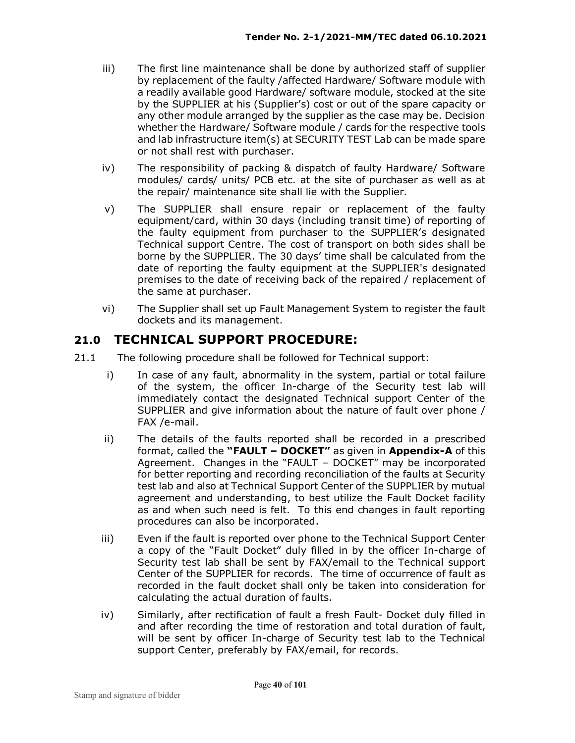iii) The first line maintenance shall be done by authorized staff of supplier by replacement of the faulty /affected Hardware/ Software module with a readily available good Hardware/ software module, stocked at the site by the SUPPLIER at his (Supplier's) cost or out of the spare capacity or any other module arranged by the supplier as the case may be. Decision whether the Hardware/ Software module / cards for the respective tools and lab infrastructure item(s) at SECURITY TEST Lab can be made spare or not shall rest with purchaser.

iv) The responsibility of packing & dispatch of faulty Hardware/ Software modules/ cards/ units/ PCB etc. at the site of purchaser as well as at the repair/ maintenance site shall lie with the Supplier.

v) The SUPPLIER shall ensure repair or replacement of the faulty equipment/card, within 30 days (including transit time) of reporting of the faulty equipment from purchaser to the SUPPLIER's designated Technical support Centre. The cost of transport on both sides shall be borne by the SUPPLIER. The 30 days' time shall be calculated from the date of reporting the faulty equipment at the SUPPLIER's designated premises to the date of receiving back of the repaired / replacement of the same at purchaser.

vi) The Supplier shall set up Fault Management System to register the fault dockets and its management.

## 21.0 TECHNICAL SUPPORT PROCEDURE:

21.1 The following procedure shall be followed for Technical support:

i) In case of any fault, abnormality in the system, partial or total failure of the system, the officer In-charge of the Security test lab will immediately contact the designated Technical support Center of the SUPPLIER and give information about the nature of fault over phone / FAX /e-mail.

ii) The details of the faults reported shall be recorded in a prescribed format, called the **"FAULT – DOCKET"** as given in **Appendix-A** of this Agreement. Changes in the "FAULT – DOCKET" may be incorporated for better reporting and recording reconciliation of the faults at Security test lab and also at Technical Support Center of the SUPPLIER by mutual agreement and understanding, to best utilize the Fault Docket facility as and when such need is felt. To this end changes in fault reporting procedures can also be incorporated.

iii) Even if the fault is reported over phone to the Technical Support Center a copy of the "Fault Docket" duly filled in by the officer In-charge of Security test lab shall be sent by FAX/email to the Technical support Center of the SUPPLIER for records. The time of occurrence of fault as recorded in the fault docket shall only be taken into consideration for calculating the actual duration of faults.

iv) Similarly, after rectification of fault a fresh Fault- Docket duly filled in and after recording the time of restoration and total duration of fault, will be sent by officer In-charge of Security test lab to the Technical support Center, preferably by FAX/email, for records.

Stamp and signature of bidder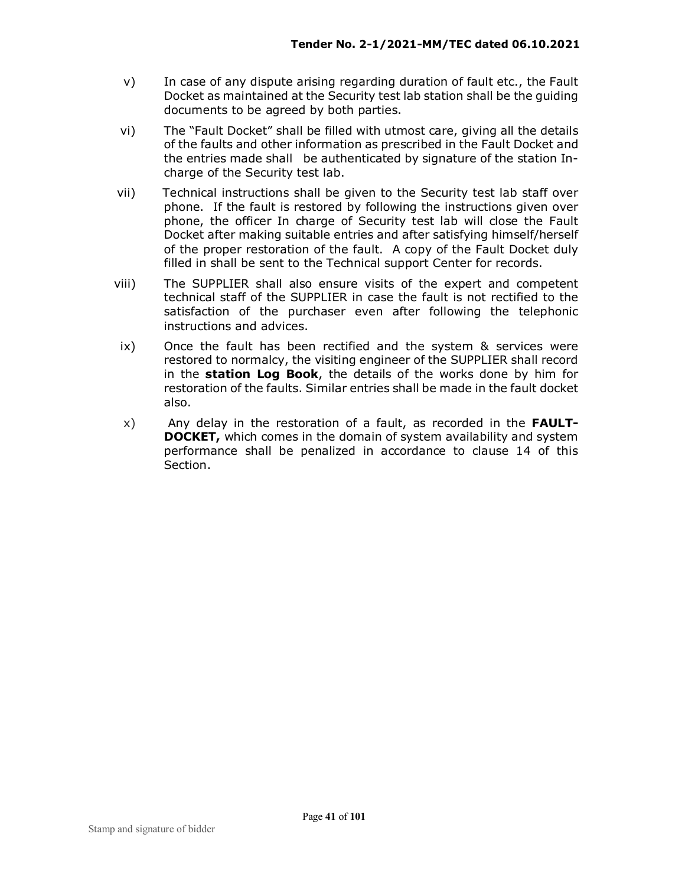v) In case of any dispute arising regarding duration of fault etc., the Fault Docket as maintained at the Security test lab station shall be the guiding documents to be agreed by both parties.

vi) The "Fault Docket" shall be filled with utmost care, giving all the details of the faults and other information as prescribed in the Fault Docket and the entries made shall be authenticated by signature of the station In-charge of the Security test lab.

vii) Technical instructions shall be given to the Security test lab staff over phone. If the fault is restored by following the instructions given over phone, the officer In charge of Security test lab will close the Fault Docket after making suitable entries and after satisfying himself/herself of the proper restoration of the fault. A copy of the Fault Docket duly filled in shall be sent to the Technical support Center for records.

viii) The SUPPLIER shall also ensure visits of the expert and competent technical staff of the SUPPLIER in case the fault is not rectified to the satisfaction of the purchaser even after following the telephonic instructions and advices.

ix) Once the fault has been rectified and the system & services were restored to normalcy, the visiting engineer of the SUPPLIER shall record in the **station Log Book**, the details of the works done by him for restoration of the faults. Similar entries shall be made in the fault docket also.

x) Any delay in the restoration of a fault, as recorded in the **FAULT-DOCKET,** which comes in the domain of system availability and system performance shall be penalized in accordance to clause 14 of this Section.

Stamp and signature of bidder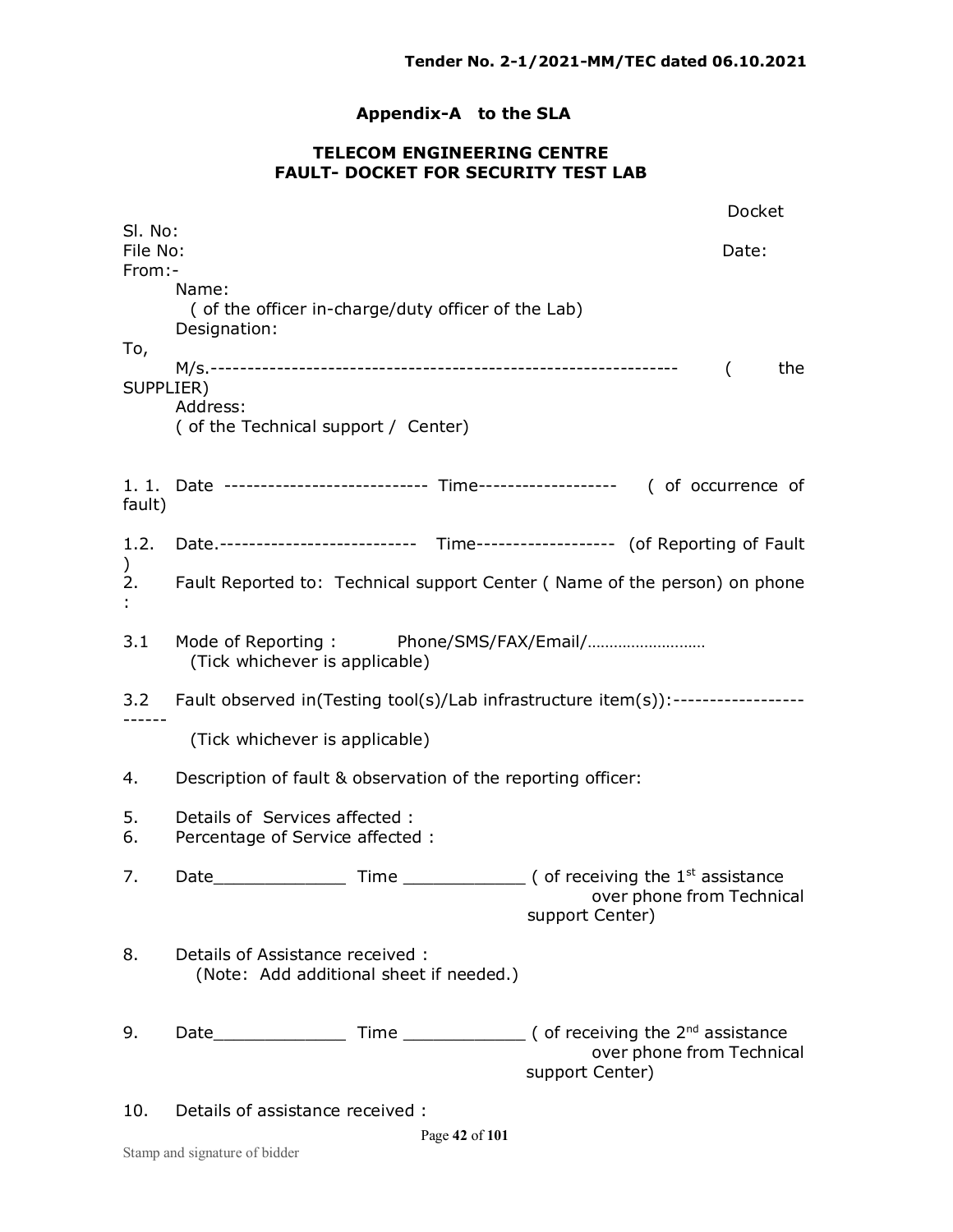## Appendix-A to the SLA

### TELECOM ENGINEERING CENTRE
### FAULT- DOCKET FOR SECURITY TEST LAB

Docket

Sl. No:

File No: Date:

From:-

Name:
( of the officer in-charge/duty officer of the Lab)
Designation:

To,

M/s.---------------------------------------------------------------- ( the SUPPLIER)
Address:
( of the Technical support / Center)

1. 1. Date ---------------------------- Time------------------- ( of occurrence of fault)

1.2. Date.--------------------------- Time------------------- (of Reporting of Fault )

2. Fault Reported to: Technical support Center ( Name of the person) on phone :

3.1 Mode of Reporting : Phone/SMS/FAX/Email/………………………
(Tick whichever is applicable)

3.2 Fault observed in(Testing tool(s)/Lab infrastructure item(s)):------------------------
(Tick whichever is applicable)

4. Description of fault & observation of the reporting officer:

5. Details of Services affected :

6. Percentage of Service affected :

7. Date_____________ Time ____________ ( of receiving the 1st assistance over phone from Technical support Center)

8. Details of Assistance received :
(Note: Add additional sheet if needed.)

9. Date_____________ Time ____________ ( of receiving the 2nd assistance over phone from Technical support Center)

10. Details of assistance received :

Stamp and signature of bidder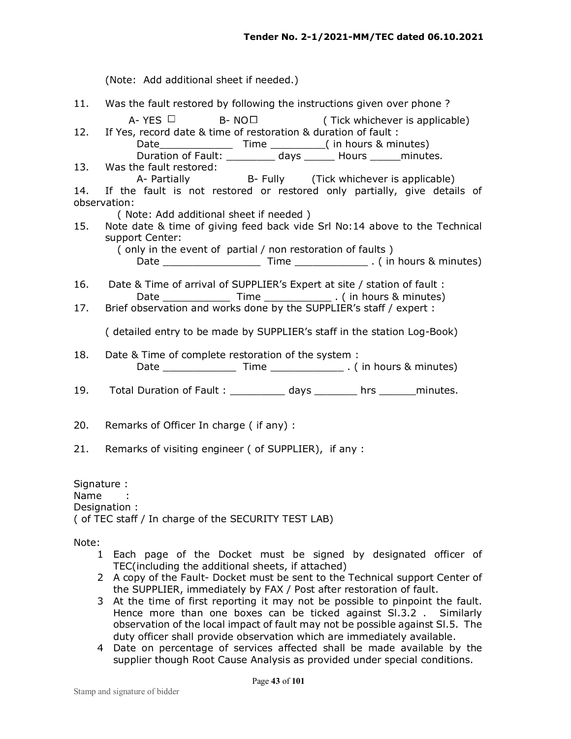(Note: Add additional sheet if needed.)

11. Was the fault restored by following the instructions given over phone ?

    A- YES ☐ B- NO☐ ( Tick whichever is applicable)

12. If Yes, record date & time of restoration & duration of fault :

    Date____________ Time _________( in hours & minutes)

    Duration of Fault: ________ days _____ Hours _____minutes.

13. Was the fault restored:

    A- Partially B- Fully (Tick whichever is applicable)

14. If the fault is not restored or restored only partially, give details of observation:

    ( Note: Add additional sheet if needed )

15. Note date & time of giving feed back vide Srl No:14 above to the Technical support Center:

    ( only in the event of partial / non restoration of faults )

    Date ________________ Time ____________ . ( in hours & minutes)

16. Date & Time of arrival of SUPPLIER's Expert at site / station of fault :

    Date ___________ Time ___________ . ( in hours & minutes)

17. Brief observation and works done by the SUPPLIER's staff / expert :

    ( detailed entry to be made by SUPPLIER's staff in the station Log-Book)

18. Date & Time of complete restoration of the system :

    Date ____________ Time ____________ . ( in hours & minutes)

19. Total Duration of Fault : _________ days _______ hrs ______minutes.

20. Remarks of Officer In charge ( if any) :

21. Remarks of visiting engineer ( of SUPPLIER), if any :

Signature :
Name :
Designation :
( of TEC staff / In charge of the SECURITY TEST LAB)

Note:

1. Each page of the Docket must be signed by designated officer of TEC(including the additional sheets, if attached)
2. A copy of the Fault- Docket must be sent to the Technical support Center of the SUPPLIER, immediately by FAX / Post after restoration of fault.
3. At the time of first reporting it may not be possible to pinpoint the fault. Hence more than one boxes can be ticked against Sl.3.2 . Similarly observation of the local impact of fault may not be possible against Sl.5. The duty officer shall provide observation which are immediately available.
4. Date on percentage of services affected shall be made available by the supplier though Root Cause Analysis as provided under special conditions.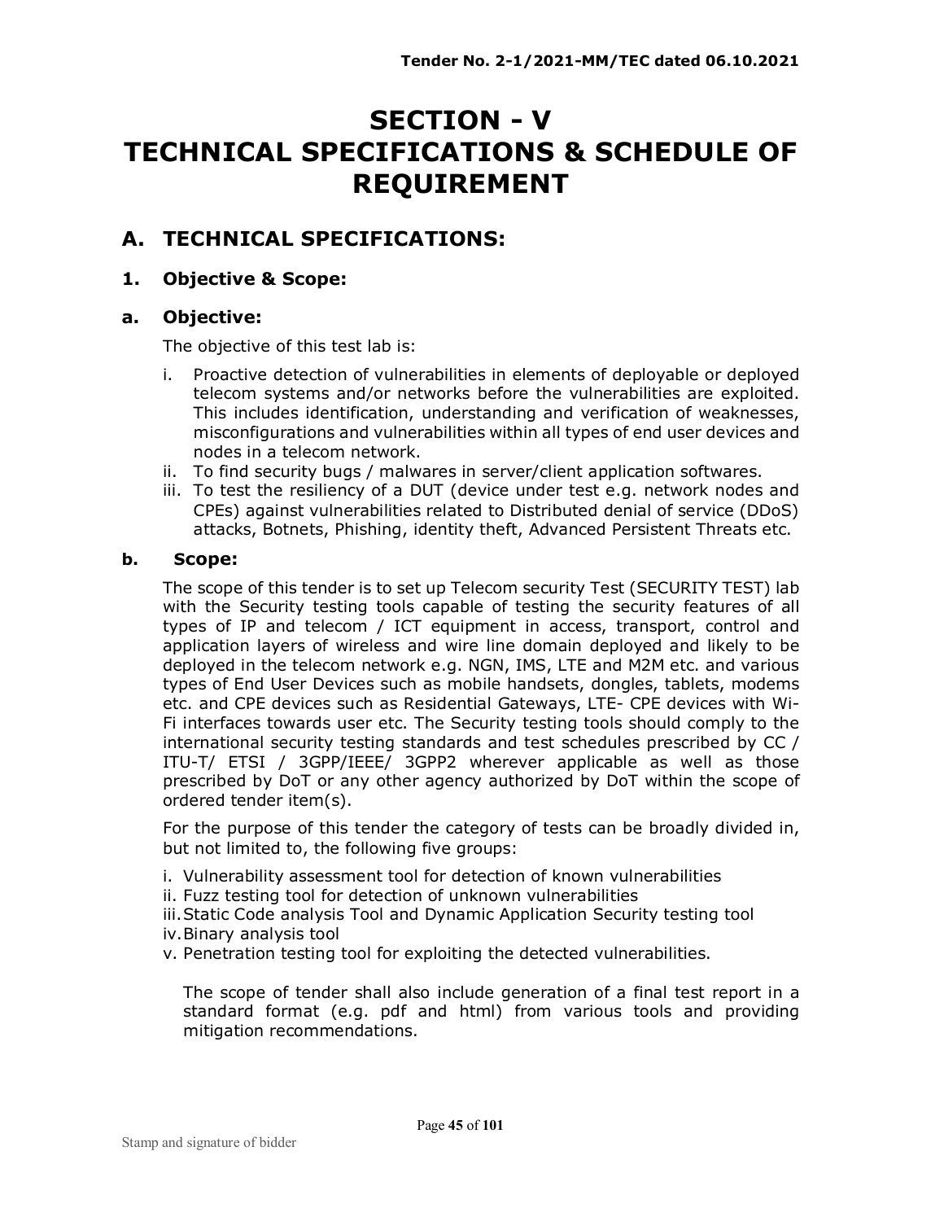# SECTION - V
# TECHNICAL SPECIFICATIONS & SCHEDULE OF REQUIREMENT

## A. TECHNICAL SPECIFICATIONS:

### 1. Objective & Scope:

### a. Objective:

The objective of this test lab is:

i. Proactive detection of vulnerabilities in elements of deployable or deployed telecom systems and/or networks before the vulnerabilities are exploited. This includes identification, understanding and verification of weaknesses, misconfigurations and vulnerabilities within all types of end user devices and nodes in a telecom network.
ii. To find security bugs / malwares in server/client application softwares.
iii. To test the resiliency of a DUT (device under test e.g. network nodes and CPEs) against vulnerabilities related to Distributed denial of service (DDoS) attacks, Botnets, Phishing, identity theft, Advanced Persistent Threats etc.

### b. Scope:

The scope of this tender is to set up Telecom security Test (SECURITY TEST) lab with the Security testing tools capable of testing the security features of all types of IP and telecom / ICT equipment in access, transport, control and application layers of wireless and wire line domain deployed and likely to be deployed in the telecom network e.g. NGN, IMS, LTE and M2M etc. and various types of End User Devices such as mobile handsets, dongles, tablets, modems etc. and CPE devices such as Residential Gateways, LTE- CPE devices with Wi-Fi interfaces towards user etc. The Security testing tools should comply to the international security testing standards and test schedules prescribed by CC / ITU-T/ ETSI / 3GPP/IEEE/ 3GPP2 wherever applicable as well as those prescribed by DoT or any other agency authorized by DoT within the scope of ordered tender item(s).

For the purpose of this tender the category of tests can be broadly divided in, but not limited to, the following five groups:

i. Vulnerability assessment tool for detection of known vulnerabilities
ii. Fuzz testing tool for detection of unknown vulnerabilities
iii. Static Code analysis Tool and Dynamic Application Security testing tool
iv. Binary analysis tool
v. Penetration testing tool for exploiting the detected vulnerabilities.

The scope of tender shall also include generation of a final test report in a standard format (e.g. pdf and html) from various tools and providing mitigation recommendations.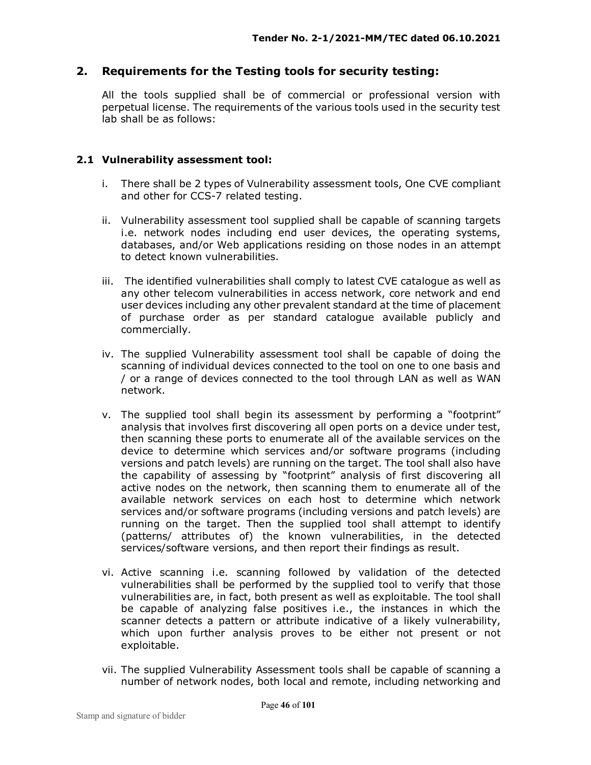## 2. Requirements for the Testing tools for security testing:

All the tools supplied shall be of commercial or professional version with perpetual license. The requirements of the various tools used in the security test lab shall be as follows:

### 2.1 Vulnerability assessment tool:

i. There shall be 2 types of Vulnerability assessment tools, One CVE compliant and other for CCS-7 related testing.

ii. Vulnerability assessment tool supplied shall be capable of scanning targets i.e. network nodes including end user devices, the operating systems, databases, and/or Web applications residing on those nodes in an attempt to detect known vulnerabilities.

iii. The identified vulnerabilities shall comply to latest CVE catalogue as well as any other telecom vulnerabilities in access network, core network and end user devices including any other prevalent standard at the time of placement of purchase order as per standard catalogue available publicly and commercially.

iv. The supplied Vulnerability assessment tool shall be capable of doing the scanning of individual devices connected to the tool on one to one basis and / or a range of devices connected to the tool through LAN as well as WAN network.

v. The supplied tool shall begin its assessment by performing a "footprint" analysis that involves first discovering all open ports on a device under test, then scanning these ports to enumerate all of the available services on the device to determine which services and/or software programs (including versions and patch levels) are running on the target. The tool shall also have the capability of assessing by "footprint" analysis of first discovering all active nodes on the network, then scanning them to enumerate all of the available network services on each host to determine which network services and/or software programs (including versions and patch levels) are running on the target. Then the supplied tool shall attempt to identify (patterns/ attributes of) the known vulnerabilities, in the detected services/software versions, and then report their findings as result.

vi. Active scanning i.e. scanning followed by validation of the detected vulnerabilities shall be performed by the supplied tool to verify that those vulnerabilities are, in fact, both present as well as exploitable. The tool shall be capable of analyzing false positives i.e., the instances in which the scanner detects a pattern or attribute indicative of a likely vulnerability, which upon further analysis proves to be either not present or not exploitable.

vii. The supplied Vulnerability Assessment tools shall be capable of scanning a number of network nodes, both local and remote, including networking and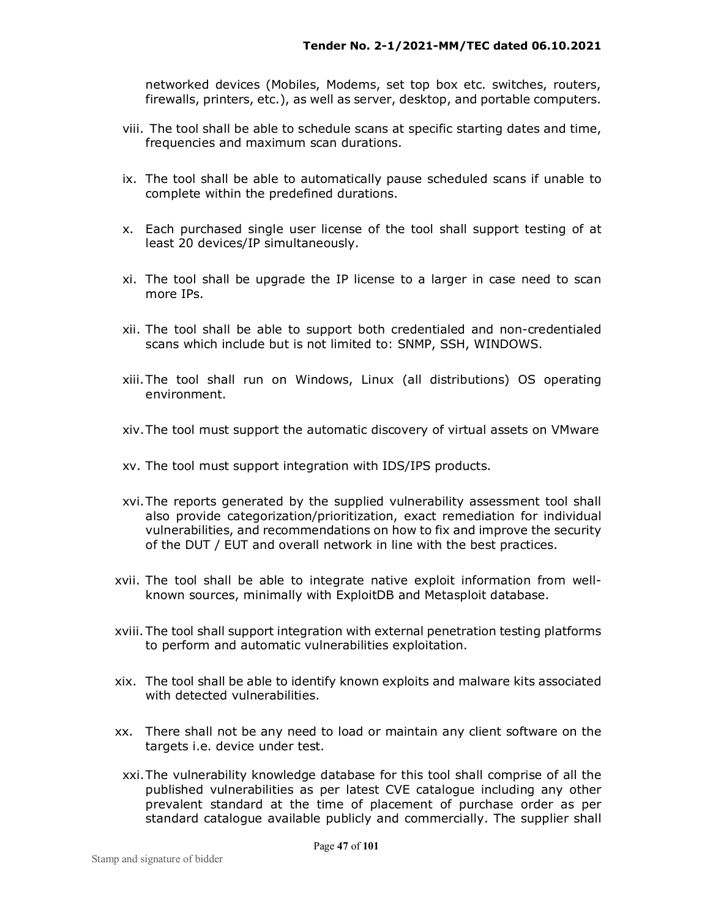networked devices (Mobiles, Modems, set top box etc. switches, routers, firewalls, printers, etc.), as well as server, desktop, and portable computers.

viii. The tool shall be able to schedule scans at specific starting dates and time, frequencies and maximum scan durations.

ix. The tool shall be able to automatically pause scheduled scans if unable to complete within the predefined durations.

x. Each purchased single user license of the tool shall support testing of at least 20 devices/IP simultaneously.

xi. The tool shall be upgrade the IP license to a larger in case need to scan more IPs.

xii. The tool shall be able to support both credentialed and non-credentialed scans which include but is not limited to: SNMP, SSH, WINDOWS.

xiii. The tool shall run on Windows, Linux (all distributions) OS operating environment.

xiv. The tool must support the automatic discovery of virtual assets on VMware

xv. The tool must support integration with IDS/IPS products.

xvi. The reports generated by the supplied vulnerability assessment tool shall also provide categorization/prioritization, exact remediation for individual vulnerabilities, and recommendations on how to fix and improve the security of the DUT / EUT and overall network in line with the best practices.

xvii. The tool shall be able to integrate native exploit information from well-known sources, minimally with ExploitDB and Metasploit database.

xviii. The tool shall support integration with external penetration testing platforms to perform and automatic vulnerabilities exploitation.

xix. The tool shall be able to identify known exploits and malware kits associated with detected vulnerabilities.

xx. There shall not be any need to load or maintain any client software on the targets i.e. device under test.

xxi. The vulnerability knowledge database for this tool shall comprise of all the published vulnerabilities as per latest CVE catalogue including any other prevalent standard at the time of placement of purchase order as per standard catalogue available publicly and commercially. The supplier shall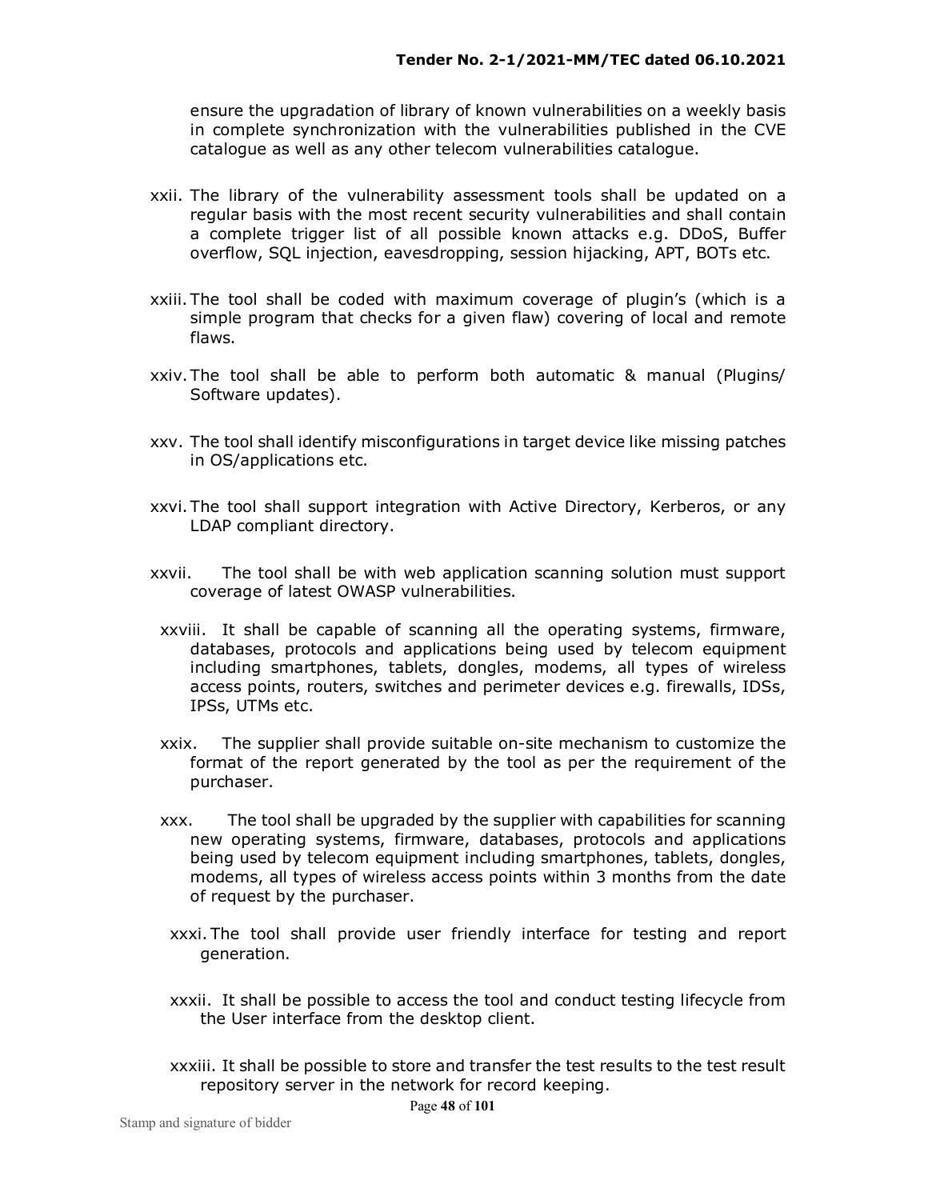ensure the upgradation of library of known vulnerabilities on a weekly basis in complete synchronization with the vulnerabilities published in the CVE catalogue as well as any other telecom vulnerabilities catalogue.

xxii. The library of the vulnerability assessment tools shall be updated on a regular basis with the most recent security vulnerabilities and shall contain a complete trigger list of all possible known attacks e.g. DDoS, Buffer overflow, SQL injection, eavesdropping, session hijacking, APT, BOTs etc.

xxiii. The tool shall be coded with maximum coverage of plugin's (which is a simple program that checks for a given flaw) covering of local and remote flaws.

xxiv. The tool shall be able to perform both automatic & manual (Plugins/ Software updates).

xxv. The tool shall identify misconfigurations in target device like missing patches in OS/applications etc.

xxvi. The tool shall support integration with Active Directory, Kerberos, or any LDAP compliant directory.

xxvii. The tool shall be with web application scanning solution must support coverage of latest OWASP vulnerabilities.

xxviii. It shall be capable of scanning all the operating systems, firmware, databases, protocols and applications being used by telecom equipment including smartphones, tablets, dongles, modems, all types of wireless access points, routers, switches and perimeter devices e.g. firewalls, IDSs, IPSs, UTMs etc.

xxix. The supplier shall provide suitable on-site mechanism to customize the format of the report generated by the tool as per the requirement of the purchaser.

xxx. The tool shall be upgraded by the supplier with capabilities for scanning new operating systems, firmware, databases, protocols and applications being used by telecom equipment including smartphones, tablets, dongles, modems, all types of wireless access points within 3 months from the date of request by the purchaser.

xxxi. The tool shall provide user friendly interface for testing and report generation.

xxxii. It shall be possible to access the tool and conduct testing lifecycle from the User interface from the desktop client.

xxxiii. It shall be possible to store and transfer the test results to the test result repository server in the network for record keeping.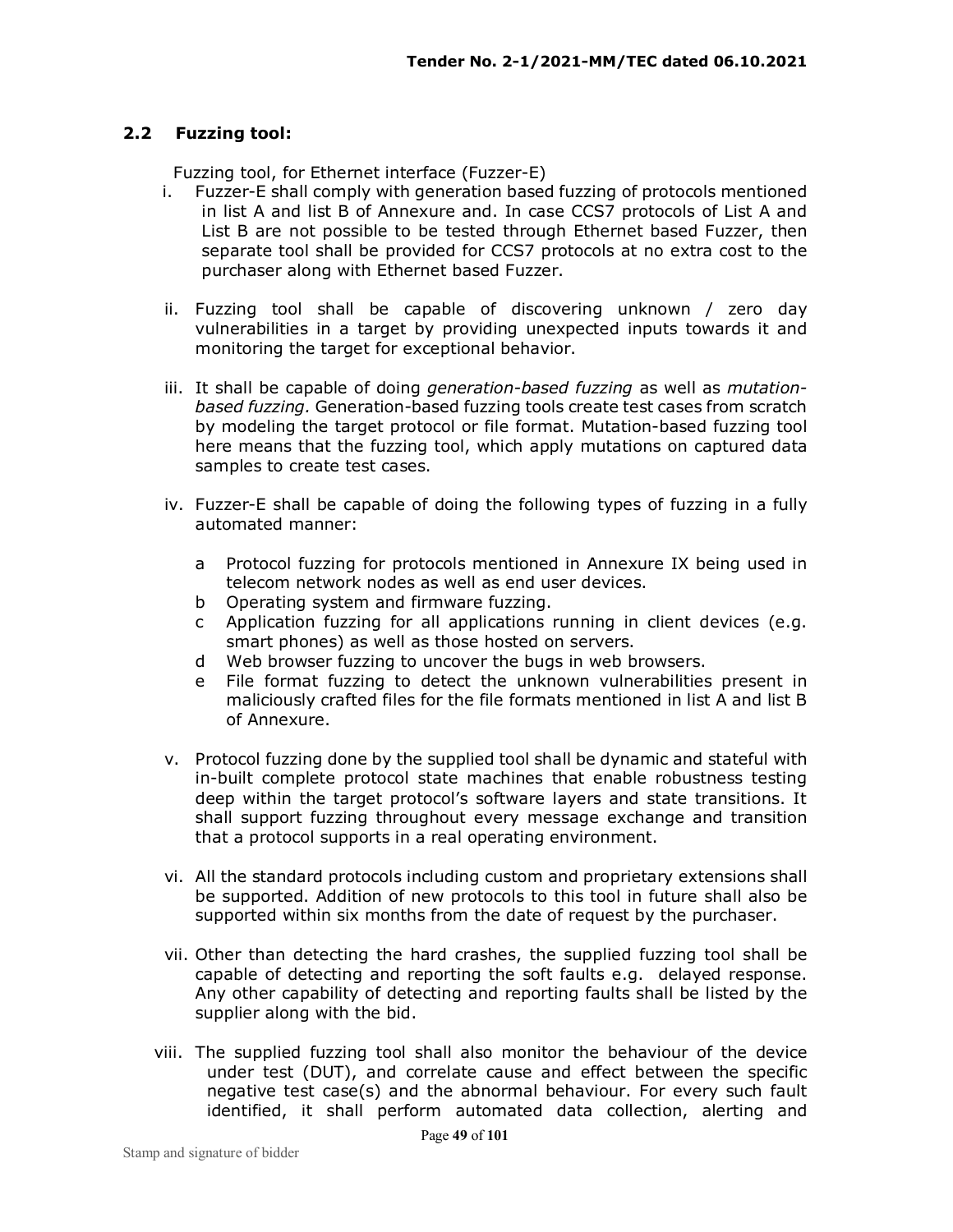## 2.2 Fuzzing tool:

Fuzzing tool, for Ethernet interface (Fuzzer-E)

i. Fuzzer-E shall comply with generation based fuzzing of protocols mentioned in list A and list B of Annexure and. In case CCS7 protocols of List A and List B are not possible to be tested through Ethernet based Fuzzer, then separate tool shall be provided for CCS7 protocols at no extra cost to the purchaser along with Ethernet based Fuzzer.

ii. Fuzzing tool shall be capable of discovering unknown / zero day vulnerabilities in a target by providing unexpected inputs towards it and monitoring the target for exceptional behavior.

iii. It shall be capable of doing *generation-based fuzzing* as well as *mutation-based fuzzing*. Generation-based fuzzing tools create test cases from scratch by modeling the target protocol or file format. Mutation-based fuzzing tool here means that the fuzzing tool, which apply mutations on captured data samples to create test cases.

iv. Fuzzer-E shall be capable of doing the following types of fuzzing in a fully automated manner:

   a Protocol fuzzing for protocols mentioned in Annexure IX being used in telecom network nodes as well as end user devices.
   b Operating system and firmware fuzzing.
   c Application fuzzing for all applications running in client devices (e.g. smart phones) as well as those hosted on servers.
   d Web browser fuzzing to uncover the bugs in web browsers.
   e File format fuzzing to detect the unknown vulnerabilities present in maliciously crafted files for the file formats mentioned in list A and list B of Annexure.

v. Protocol fuzzing done by the supplied tool shall be dynamic and stateful with in-built complete protocol state machines that enable robustness testing deep within the target protocol's software layers and state transitions. It shall support fuzzing throughout every message exchange and transition that a protocol supports in a real operating environment.

vi. All the standard protocols including custom and proprietary extensions shall be supported. Addition of new protocols to this tool in future shall also be supported within six months from the date of request by the purchaser.

vii. Other than detecting the hard crashes, the supplied fuzzing tool shall be capable of detecting and reporting the soft faults e.g. delayed response. Any other capability of detecting and reporting faults shall be listed by the supplier along with the bid.

viii. The supplied fuzzing tool shall also monitor the behaviour of the device under test (DUT), and correlate cause and effect between the specific negative test case(s) and the abnormal behaviour. For every such fault identified, it shall perform automated data collection, alerting and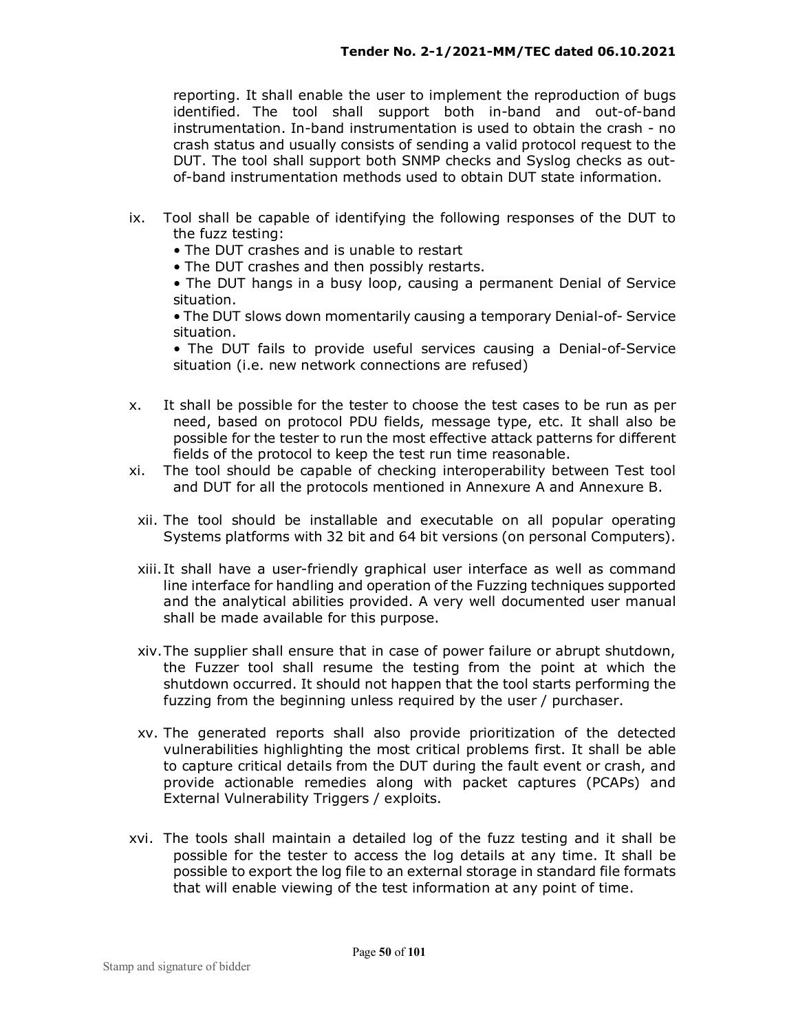reporting. It shall enable the user to implement the reproduction of bugs identified. The tool shall support both in-band and out-of-band instrumentation. In-band instrumentation is used to obtain the crash - no crash status and usually consists of sending a valid protocol request to the DUT. The tool shall support both SNMP checks and Syslog checks as out-of-band instrumentation methods used to obtain DUT state information.

ix. Tool shall be capable of identifying the following responses of the DUT to the fuzz testing:
- The DUT crashes and is unable to restart
- The DUT crashes and then possibly restarts.
- The DUT hangs in a busy loop, causing a permanent Denial of Service situation.
- The DUT slows down momentarily causing a temporary Denial-of- Service situation.
- The DUT fails to provide useful services causing a Denial-of-Service situation (i.e. new network connections are refused)

x. It shall be possible for the tester to choose the test cases to be run as per need, based on protocol PDU fields, message type, etc. It shall also be possible for the tester to run the most effective attack patterns for different fields of the protocol to keep the test run time reasonable.

xi. The tool should be capable of checking interoperability between Test tool and DUT for all the protocols mentioned in Annexure A and Annexure B.

xii. The tool should be installable and executable on all popular operating Systems platforms with 32 bit and 64 bit versions (on personal Computers).

xiii. It shall have a user-friendly graphical user interface as well as command line interface for handling and operation of the Fuzzing techniques supported and the analytical abilities provided. A very well documented user manual shall be made available for this purpose.

xiv. The supplier shall ensure that in case of power failure or abrupt shutdown, the Fuzzer tool shall resume the testing from the point at which the shutdown occurred. It should not happen that the tool starts performing the fuzzing from the beginning unless required by the user / purchaser.

xv. The generated reports shall also provide prioritization of the detected vulnerabilities highlighting the most critical problems first. It shall be able to capture critical details from the DUT during the fault event or crash, and provide actionable remedies along with packet captures (PCAPs) and External Vulnerability Triggers / exploits.

xvi. The tools shall maintain a detailed log of the fuzz testing and it shall be possible for the tester to access the log details at any time. It shall be possible to export the log file to an external storage in standard file formats that will enable viewing of the test information at any point of time.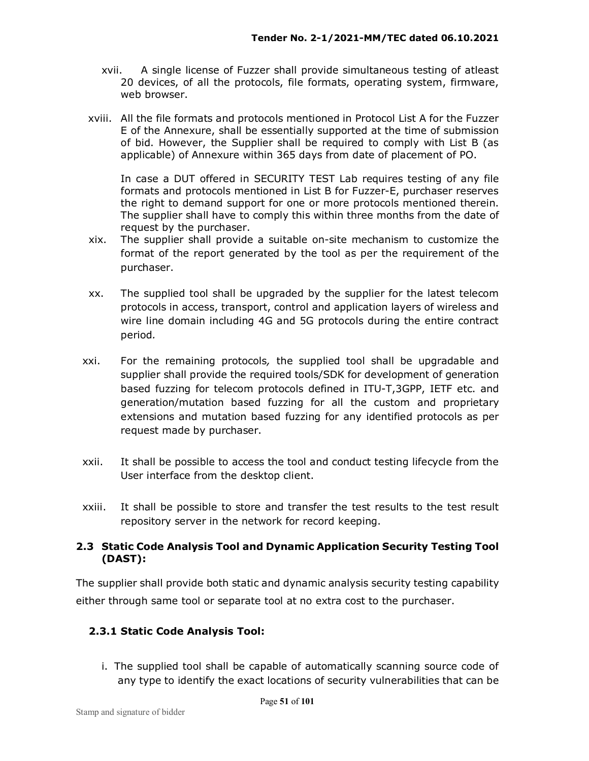xvii. A single license of Fuzzer shall provide simultaneous testing of atleast 20 devices, of all the protocols, file formats, operating system, firmware, web browser.

xviii. All the file formats and protocols mentioned in Protocol List A for the Fuzzer E of the Annexure, shall be essentially supported at the time of submission of bid. However, the Supplier shall be required to comply with List B (as applicable) of Annexure within 365 days from date of placement of PO.

In case a DUT offered in SECURITY TEST Lab requires testing of any file formats and protocols mentioned in List B for Fuzzer-E, purchaser reserves the right to demand support for one or more protocols mentioned therein. The supplier shall have to comply this within three months from the date of request by the purchaser.

xix. The supplier shall provide a suitable on-site mechanism to customize the format of the report generated by the tool as per the requirement of the purchaser.

xx. The supplied tool shall be upgraded by the supplier for the latest telecom protocols in access, transport, control and application layers of wireless and wire line domain including 4G and 5G protocols during the entire contract period.

xxi. For the remaining protocols, the supplied tool shall be upgradable and supplier shall provide the required tools/SDK for development of generation based fuzzing for telecom protocols defined in ITU-T,3GPP, IETF etc. and generation/mutation based fuzzing for all the custom and proprietary extensions and mutation based fuzzing for any identified protocols as per request made by purchaser.

xxii. It shall be possible to access the tool and conduct testing lifecycle from the User interface from the desktop client.

xxiii. It shall be possible to store and transfer the test results to the test result repository server in the network for record keeping.

### 2.3 Static Code Analysis Tool and Dynamic Application Security Testing Tool (DAST):

The supplier shall provide both static and dynamic analysis security testing capability either through same tool or separate tool at no extra cost to the purchaser.

#### 2.3.1 Static Code Analysis Tool:

i. The supplied tool shall be capable of automatically scanning source code of any type to identify the exact locations of security vulnerabilities that can be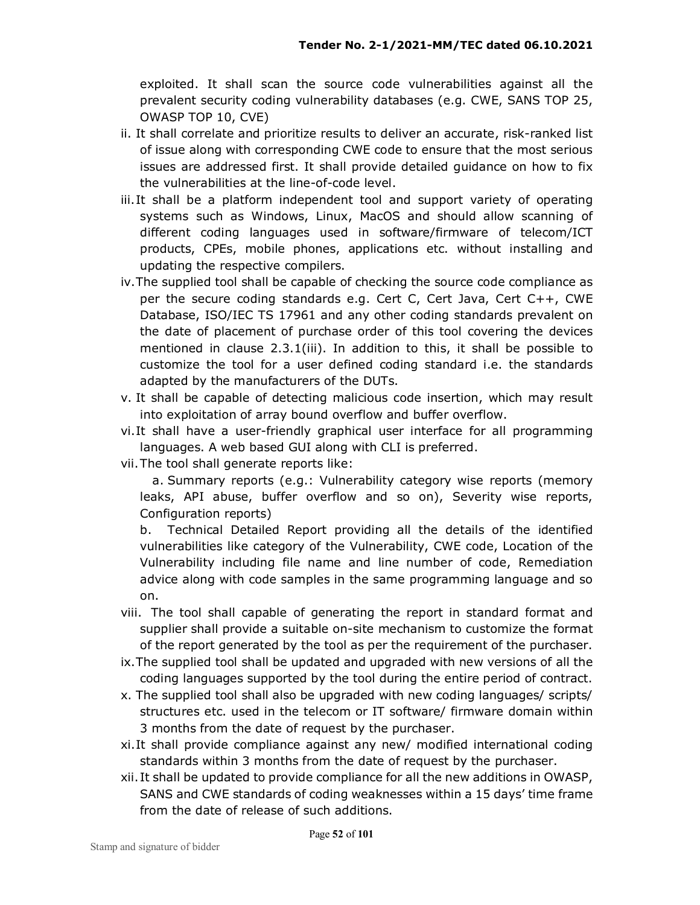exploited. It shall scan the source code vulnerabilities against all the prevalent security coding vulnerability databases (e.g. CWE, SANS TOP 25, OWASP TOP 10, CVE)

ii. It shall correlate and prioritize results to deliver an accurate, risk-ranked list of issue along with corresponding CWE code to ensure that the most serious issues are addressed first. It shall provide detailed guidance on how to fix the vulnerabilities at the line-of-code level.

iii. It shall be a platform independent tool and support variety of operating systems such as Windows, Linux, MacOS and should allow scanning of different coding languages used in software/firmware of telecom/ICT products, CPEs, mobile phones, applications etc. without installing and updating the respective compilers.

iv. The supplied tool shall be capable of checking the source code compliance as per the secure coding standards e.g. Cert C, Cert Java, Cert C++, CWE Database, ISO/IEC TS 17961 and any other coding standards prevalent on the date of placement of purchase order of this tool covering the devices mentioned in clause 2.3.1(iii). In addition to this, it shall be possible to customize the tool for a user defined coding standard i.e. the standards adapted by the manufacturers of the DUTs.

v. It shall be capable of detecting malicious code insertion, which may result into exploitation of array bound overflow and buffer overflow.

vi. It shall have a user-friendly graphical user interface for all programming languages. A web based GUI along with CLI is preferred.

vii. The tool shall generate reports like:

a. Summary reports (e.g.: Vulnerability category wise reports (memory leaks, API abuse, buffer overflow and so on), Severity wise reports, Configuration reports)

b. Technical Detailed Report providing all the details of the identified vulnerabilities like category of the Vulnerability, CWE code, Location of the Vulnerability including file name and line number of code, Remediation advice along with code samples in the same programming language and so on.

viii. The tool shall capable of generating the report in standard format and supplier shall provide a suitable on-site mechanism to customize the format of the report generated by the tool as per the requirement of the purchaser.

ix. The supplied tool shall be updated and upgraded with new versions of all the coding languages supported by the tool during the entire period of contract.

x. The supplied tool shall also be upgraded with new coding languages/ scripts/ structures etc. used in the telecom or IT software/ firmware domain within 3 months from the date of request by the purchaser.

xi. It shall provide compliance against any new/ modified international coding standards within 3 months from the date of request by the purchaser.

xii. It shall be updated to provide compliance for all the new additions in OWASP, SANS and CWE standards of coding weaknesses within a 15 days' time frame from the date of release of such additions.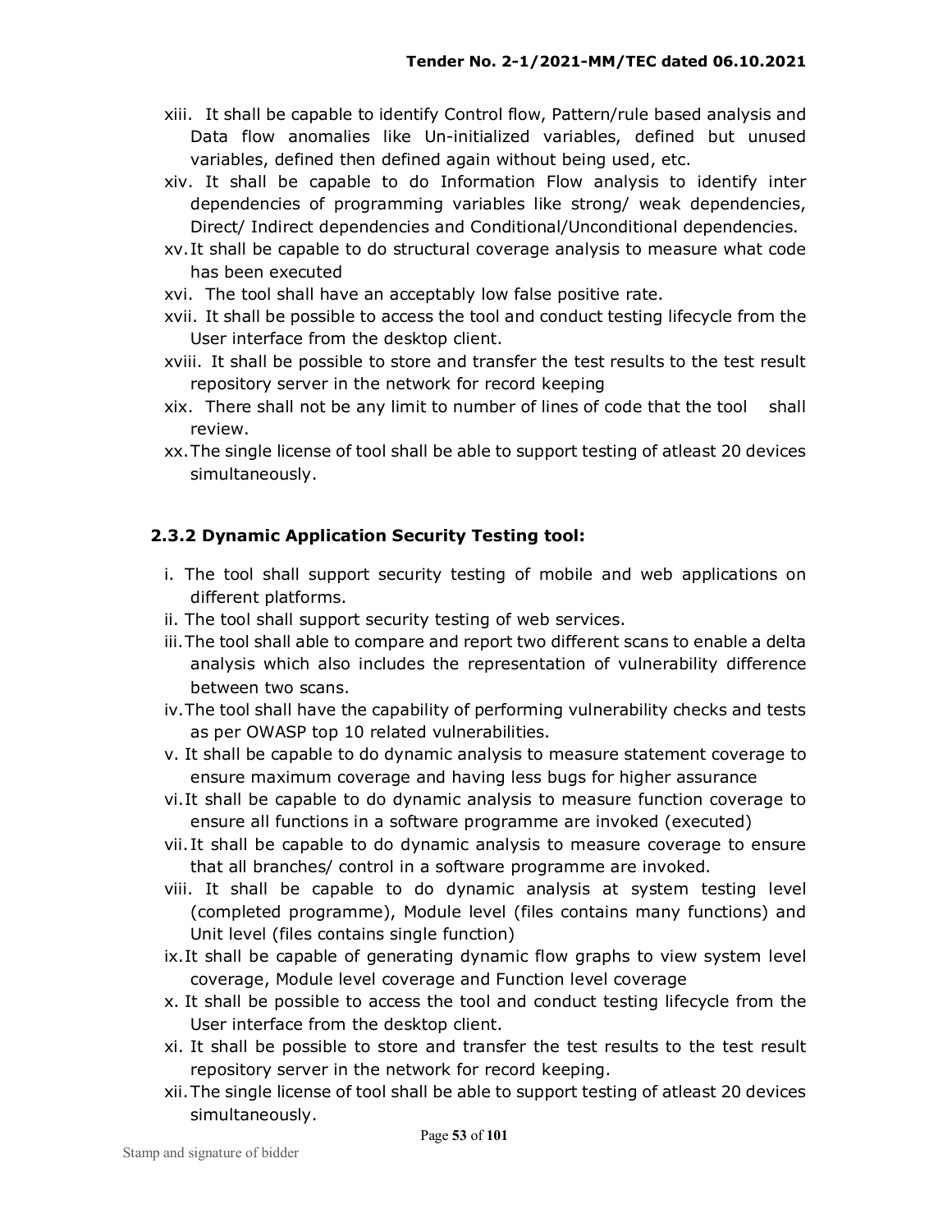xiii. It shall be capable to identify Control flow, Pattern/rule based analysis and Data flow anomalies like Un-initialized variables, defined but unused variables, defined then defined again without being used, etc.

xiv. It shall be capable to do Information Flow analysis to identify inter dependencies of programming variables like strong/ weak dependencies, Direct/ Indirect dependencies and Conditional/Unconditional dependencies.

xv. It shall be capable to do structural coverage analysis to measure what code has been executed

xvi. The tool shall have an acceptably low false positive rate.

xvii. It shall be possible to access the tool and conduct testing lifecycle from the User interface from the desktop client.

xviii. It shall be possible to store and transfer the test results to the test result repository server in the network for record keeping

xix. There shall not be any limit to number of lines of code that the tool shall review.

xx. The single license of tool shall be able to support testing of atleast 20 devices simultaneously.

### 2.3.2 Dynamic Application Security Testing tool:

i. The tool shall support security testing of mobile and web applications on different platforms.

ii. The tool shall support security testing of web services.

iii. The tool shall able to compare and report two different scans to enable a delta analysis which also includes the representation of vulnerability difference between two scans.

iv. The tool shall have the capability of performing vulnerability checks and tests as per OWASP top 10 related vulnerabilities.

v. It shall be capable to do dynamic analysis to measure statement coverage to ensure maximum coverage and having less bugs for higher assurance

vi. It shall be capable to do dynamic analysis to measure function coverage to ensure all functions in a software programme are invoked (executed)

vii. It shall be capable to do dynamic analysis to measure coverage to ensure that all branches/ control in a software programme are invoked.

viii. It shall be capable to do dynamic analysis at system testing level (completed programme), Module level (files contains many functions) and Unit level (files contains single function)

ix. It shall be capable of generating dynamic flow graphs to view system level coverage, Module level coverage and Function level coverage

x. It shall be possible to access the tool and conduct testing lifecycle from the User interface from the desktop client.

xi. It shall be possible to store and transfer the test results to the test result repository server in the network for record keeping.

xii. The single license of tool shall be able to support testing of atleast 20 devices simultaneously.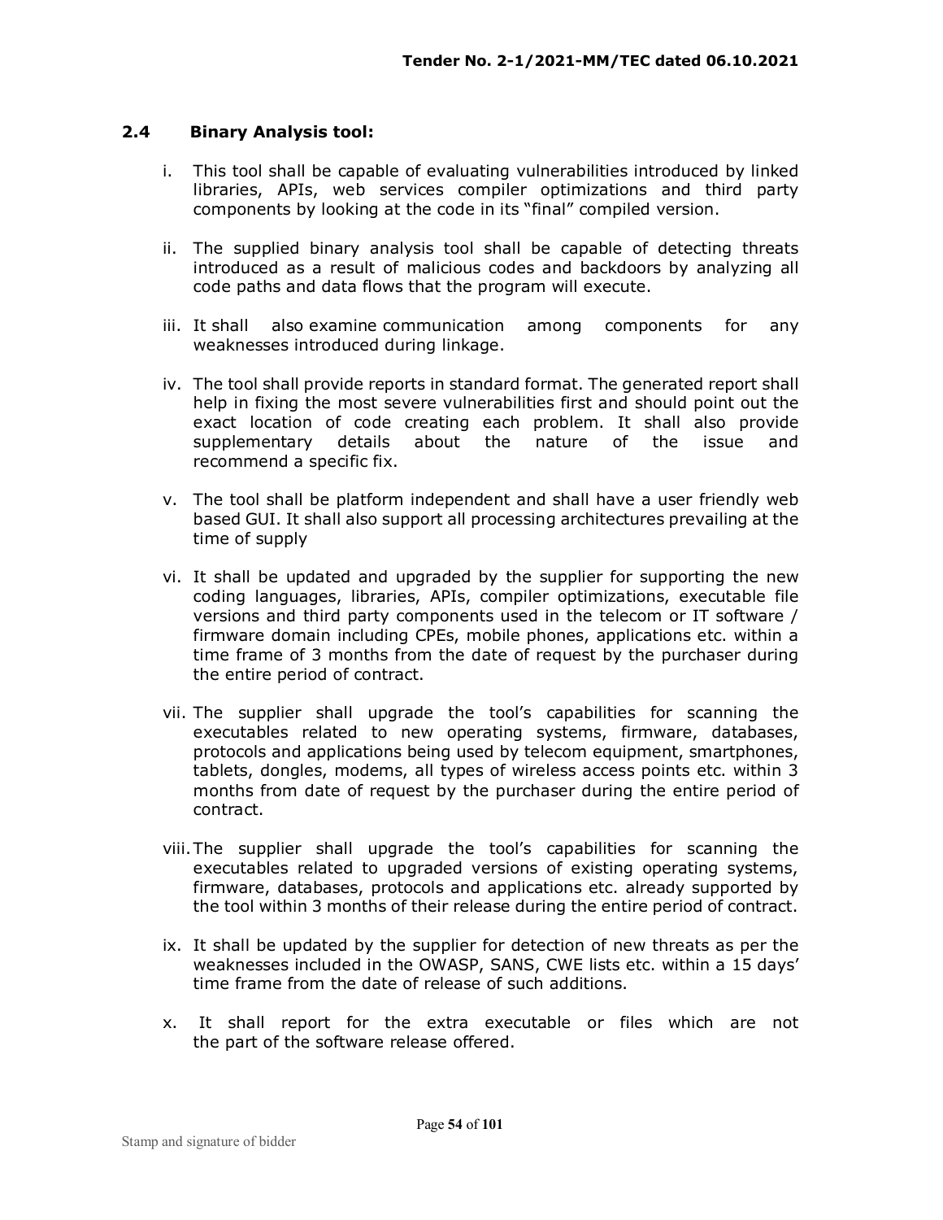### 2.4 Binary Analysis tool:

i. This tool shall be capable of evaluating vulnerabilities introduced by linked libraries, APIs, web services compiler optimizations and third party components by looking at the code in its "final" compiled version.

ii. The supplied binary analysis tool shall be capable of detecting threats introduced as a result of malicious codes and backdoors by analyzing all code paths and data flows that the program will execute.

iii. It shall also examine communication among components for any weaknesses introduced during linkage.

iv. The tool shall provide reports in standard format. The generated report shall help in fixing the most severe vulnerabilities first and should point out the exact location of code creating each problem. It shall also provide supplementary details about the nature of the issue and recommend a specific fix.

v. The tool shall be platform independent and shall have a user friendly web based GUI. It shall also support all processing architectures prevailing at the time of supply

vi. It shall be updated and upgraded by the supplier for supporting the new coding languages, libraries, APIs, compiler optimizations, executable file versions and third party components used in the telecom or IT software / firmware domain including CPEs, mobile phones, applications etc. within a time frame of 3 months from the date of request by the purchaser during the entire period of contract.

vii. The supplier shall upgrade the tool's capabilities for scanning the executables related to new operating systems, firmware, databases, protocols and applications being used by telecom equipment, smartphones, tablets, dongles, modems, all types of wireless access points etc. within 3 months from date of request by the purchaser during the entire period of contract.

viii. The supplier shall upgrade the tool's capabilities for scanning the executables related to upgraded versions of existing operating systems, firmware, databases, protocols and applications etc. already supported by the tool within 3 months of their release during the entire period of contract.

ix. It shall be updated by the supplier for detection of new threats as per the weaknesses included in the OWASP, SANS, CWE lists etc. within a 15 days' time frame from the date of release of such additions.

x. It shall report for the extra executable or files which are not the part of the software release offered.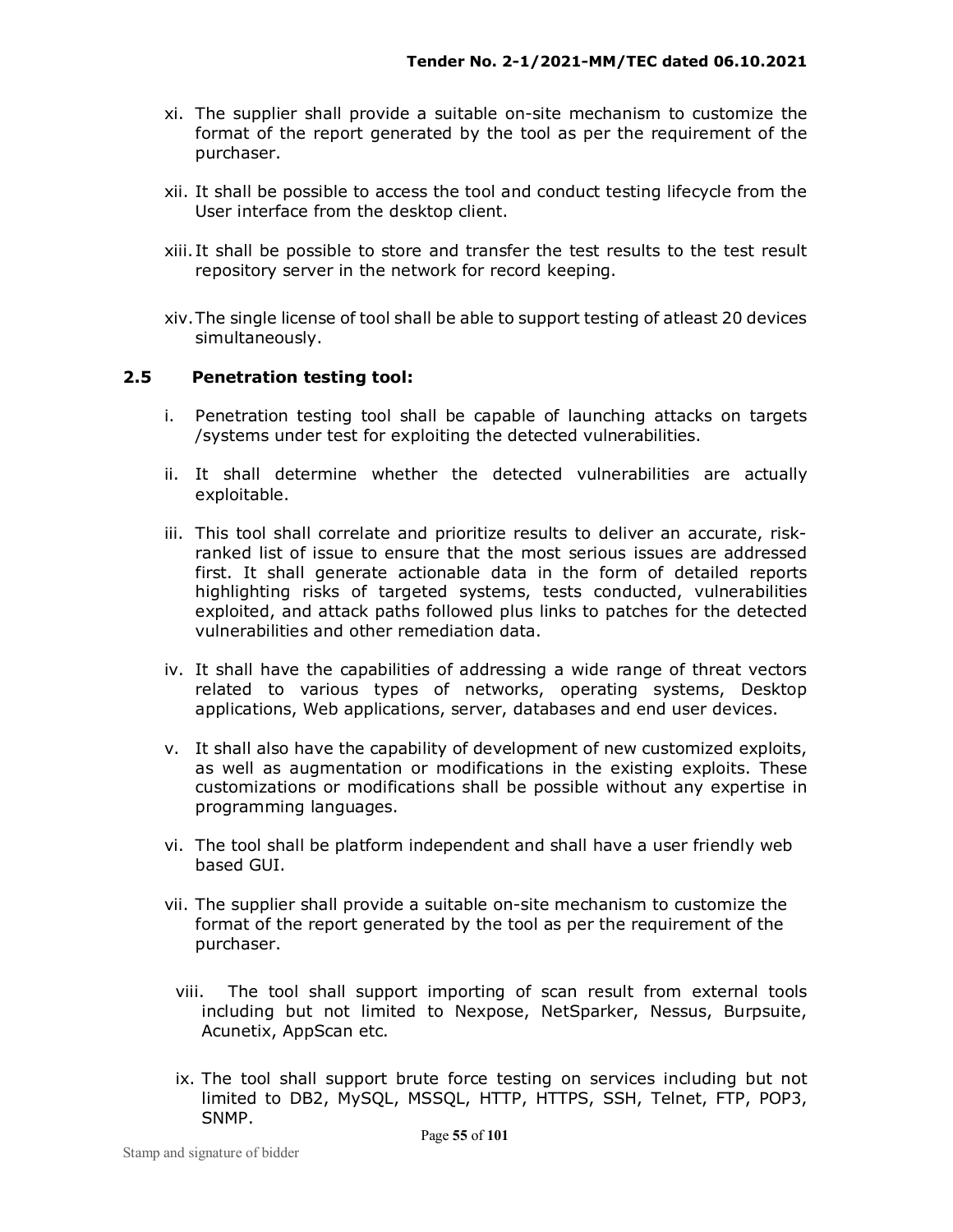xi. The supplier shall provide a suitable on-site mechanism to customize the format of the report generated by the tool as per the requirement of the purchaser.

xii. It shall be possible to access the tool and conduct testing lifecycle from the User interface from the desktop client.

xiii. It shall be possible to store and transfer the test results to the test result repository server in the network for record keeping.

xiv. The single license of tool shall be able to support testing of atleast 20 devices simultaneously.

## 2.5 Penetration testing tool:

i. Penetration testing tool shall be capable of launching attacks on targets /systems under test for exploiting the detected vulnerabilities.

ii. It shall determine whether the detected vulnerabilities are actually exploitable.

iii. This tool shall correlate and prioritize results to deliver an accurate, risk-ranked list of issue to ensure that the most serious issues are addressed first. It shall generate actionable data in the form of detailed reports highlighting risks of targeted systems, tests conducted, vulnerabilities exploited, and attack paths followed plus links to patches for the detected vulnerabilities and other remediation data.

iv. It shall have the capabilities of addressing a wide range of threat vectors related to various types of networks, operating systems, Desktop applications, Web applications, server, databases and end user devices.

v. It shall also have the capability of development of new customized exploits, as well as augmentation or modifications in the existing exploits. These customizations or modifications shall be possible without any expertise in programming languages.

vi. The tool shall be platform independent and shall have a user friendly web based GUI.

vii. The supplier shall provide a suitable on-site mechanism to customize the format of the report generated by the tool as per the requirement of the purchaser.

viii. The tool shall support importing of scan result from external tools including but not limited to Nexpose, NetSparker, Nessus, Burpsuite, Acunetix, AppScan etc.

ix. The tool shall support brute force testing on services including but not limited to DB2, MySQL, MSSQL, HTTP, HTTPS, SSH, Telnet, FTP, POP3, SNMP.

Stamp and signature of bidder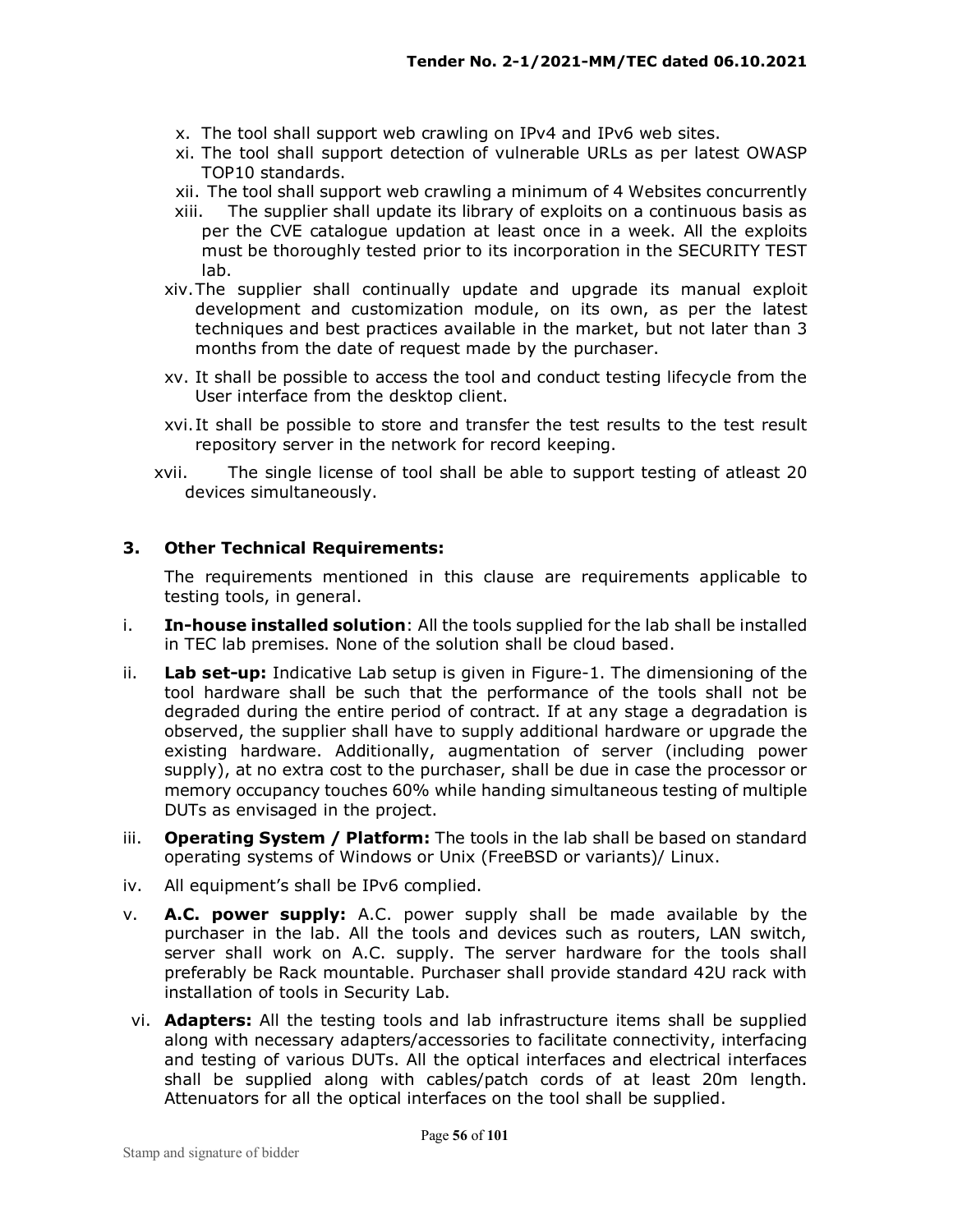x. The tool shall support web crawling on IPv4 and IPv6 web sites.

xi. The tool shall support detection of vulnerable URLs as per latest OWASP TOP10 standards.

xii. The tool shall support web crawling a minimum of 4 Websites concurrently

xiii. The supplier shall update its library of exploits on a continuous basis as per the CVE catalogue updation at least once in a week. All the exploits must be thoroughly tested prior to its incorporation in the SECURITY TEST lab.

xiv. The supplier shall continually update and upgrade its manual exploit development and customization module, on its own, as per the latest techniques and best practices available in the market, but not later than 3 months from the date of request made by the purchaser.

xv. It shall be possible to access the tool and conduct testing lifecycle from the User interface from the desktop client.

xvi. It shall be possible to store and transfer the test results to the test result repository server in the network for record keeping.

xvii. The single license of tool shall be able to support testing of atleast 20 devices simultaneously.

### 3. Other Technical Requirements:

The requirements mentioned in this clause are requirements applicable to testing tools, in general.

i. **In-house installed solution**: All the tools supplied for the lab shall be installed in TEC lab premises. None of the solution shall be cloud based.

ii. **Lab set-up:** Indicative Lab setup is given in Figure-1. The dimensioning of the tool hardware shall be such that the performance of the tools shall not be degraded during the entire period of contract. If at any stage a degradation is observed, the supplier shall have to supply additional hardware or upgrade the existing hardware. Additionally, augmentation of server (including power supply), at no extra cost to the purchaser, shall be due in case the processor or memory occupancy touches 60% while handing simultaneous testing of multiple DUTs as envisaged in the project.

iii. **Operating System / Platform:** The tools in the lab shall be based on standard operating systems of Windows or Unix (FreeBSD or variants)/ Linux.

iv. All equipment's shall be IPv6 complied.

v. **A.C. power supply:** A.C. power supply shall be made available by the purchaser in the lab. All the tools and devices such as routers, LAN switch, server shall work on A.C. supply. The server hardware for the tools shall preferably be Rack mountable. Purchaser shall provide standard 42U rack with installation of tools in Security Lab.

vi. **Adapters:** All the testing tools and lab infrastructure items shall be supplied along with necessary adapters/accessories to facilitate connectivity, interfacing and testing of various DUTs. All the optical interfaces and electrical interfaces shall be supplied along with cables/patch cords of at least 20m length. Attenuators for all the optical interfaces on the tool shall be supplied.

Stamp and signature of bidder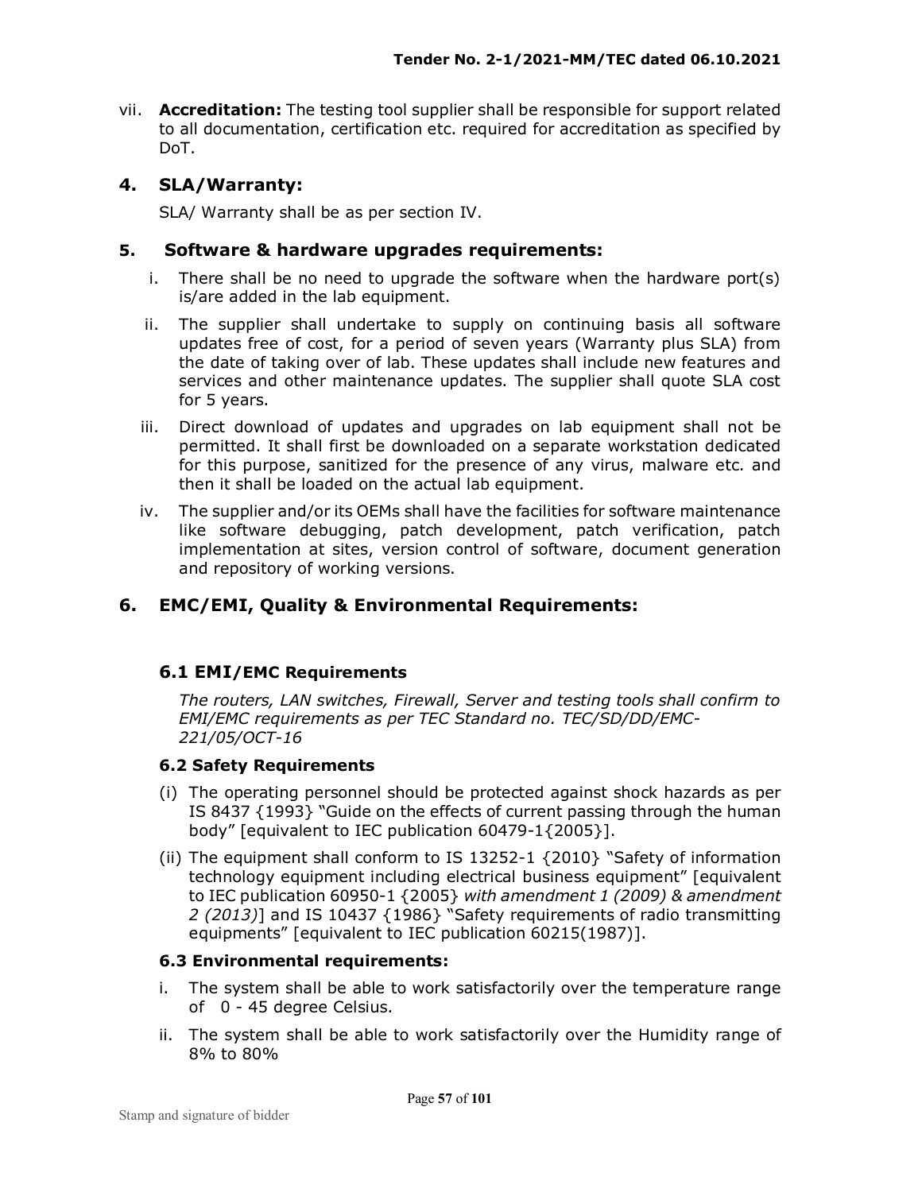vii. **Accreditation:** The testing tool supplier shall be responsible for support related to all documentation, certification etc. required for accreditation as specified by DoT.

## 4. SLA/Warranty:

SLA/ Warranty shall be as per section IV.

## 5. Software & hardware upgrades requirements:

i. There shall be no need to upgrade the software when the hardware port(s) is/are added in the lab equipment.

ii. The supplier shall undertake to supply on continuing basis all software updates free of cost, for a period of seven years (Warranty plus SLA) from the date of taking over of lab. These updates shall include new features and services and other maintenance updates. The supplier shall quote SLA cost for 5 years.

iii. Direct download of updates and upgrades on lab equipment shall not be permitted. It shall first be downloaded on a separate workstation dedicated for this purpose, sanitized for the presence of any virus, malware etc. and then it shall be loaded on the actual lab equipment.

iv. The supplier and/or its OEMs shall have the facilities for software maintenance like software debugging, patch development, patch verification, patch implementation at sites, version control of software, document generation and repository of working versions.

## 6. EMC/EMI, Quality & Environmental Requirements:

### 6.1 EMI/EMC Requirements

*The routers, LAN switches, Firewall, Server and testing tools shall confirm to EMI/EMC requirements as per TEC Standard no. TEC/SD/DD/EMC-221/05/OCT-16*

### 6.2 Safety Requirements

(i) The operating personnel should be protected against shock hazards as per IS 8437 {1993} "Guide on the effects of current passing through the human body" [equivalent to IEC publication 60479-1{2005}].

(ii) The equipment shall conform to IS 13252-1 {2010} "Safety of information technology equipment including electrical business equipment" [equivalent to IEC publication 60950-1 {2005} *with amendment 1 (2009) & amendment 2 (2013)*] and IS 10437 {1986} "Safety requirements of radio transmitting equipments" [equivalent to IEC publication 60215(1987)].

### 6.3 Environmental requirements:

i. The system shall be able to work satisfactorily over the temperature range of 0 - 45 degree Celsius.

ii. The system shall be able to work satisfactorily over the Humidity range of 8% to 80%

Stamp and signature of bidder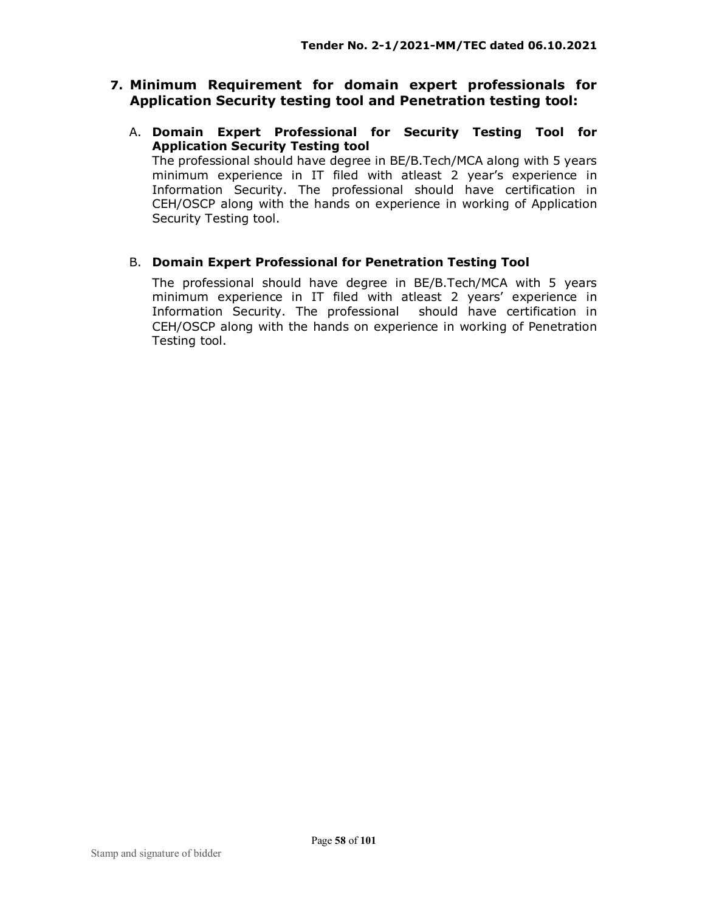## 7. Minimum Requirement for domain expert professionals for Application Security testing tool and Penetration testing tool:

A. **Domain Expert Professional for Security Testing Tool for Application Security Testing tool**

The professional should have degree in BE/B.Tech/MCA along with 5 years minimum experience in IT filed with atleast 2 year's experience in Information Security. The professional should have certification in CEH/OSCP along with the hands on experience in working of Application Security Testing tool.

B. **Domain Expert Professional for Penetration Testing Tool**

The professional should have degree in BE/B.Tech/MCA with 5 years minimum experience in IT filed with atleast 2 years' experience in Information Security. The professional should have certification in CEH/OSCP along with the hands on experience in working of Penetration Testing tool.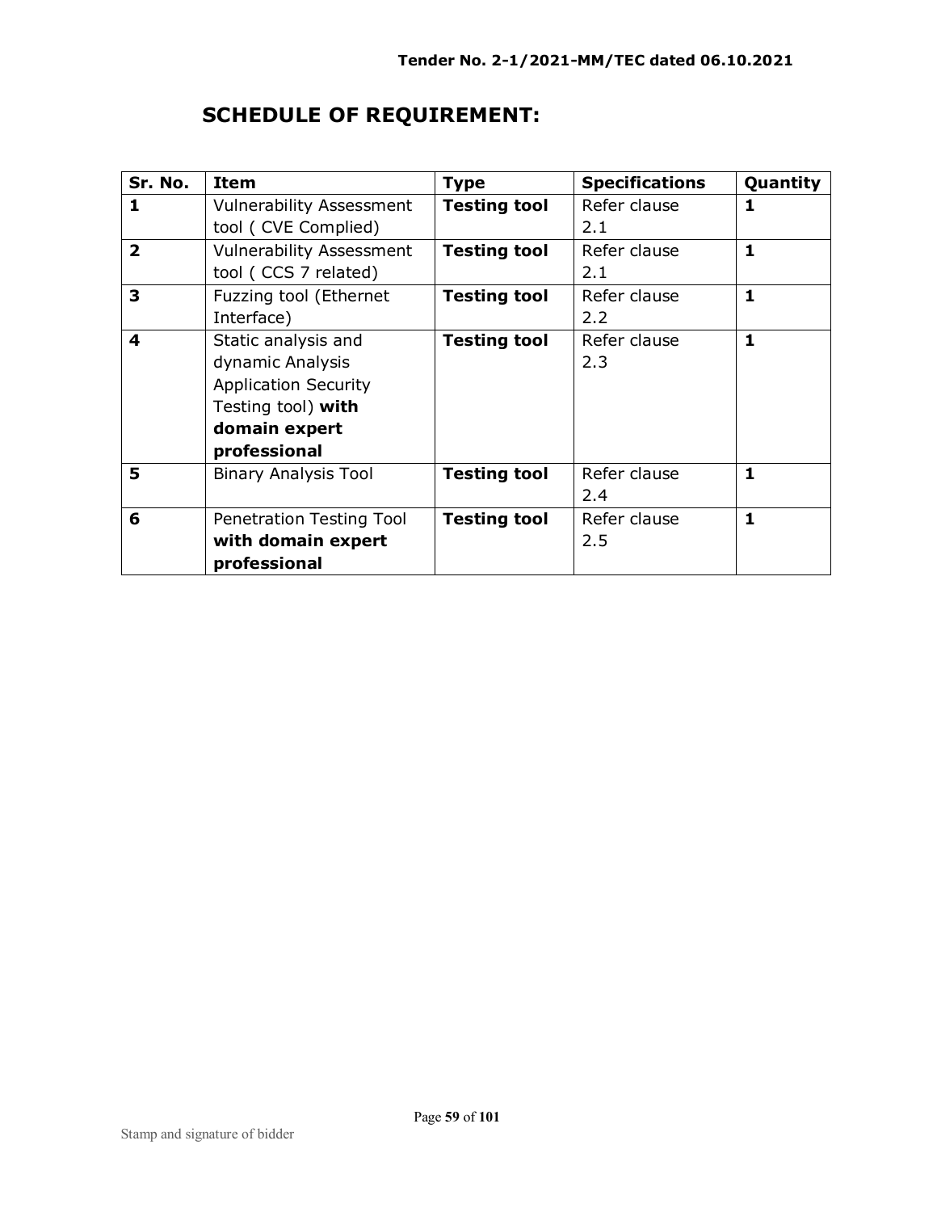## SCHEDULE OF REQUIREMENT:

| Sr. No. | Item | Type | Specifications | Quantity |
|---|---|---|---|---|
| **1** | Vulnerability Assessment tool ( CVE Complied) | **Testing tool** | Refer clause 2.1 | **1** |
| **2** | Vulnerability Assessment tool ( CCS 7 related) | **Testing tool** | Refer clause 2.1 | **1** |
| **3** | Fuzzing tool (Ethernet Interface) | **Testing tool** | Refer clause 2.2 | **1** |
| **4** | Static analysis and dynamic Analysis Application Security Testing tool) **with domain expert professional** | **Testing tool** | Refer clause 2.3 | **1** |
| **5** | Binary Analysis Tool | **Testing tool** | Refer clause 2.4 | **1** |
| **6** | Penetration Testing Tool **with domain expert professional** | **Testing tool** | Refer clause 2.5 | **1** |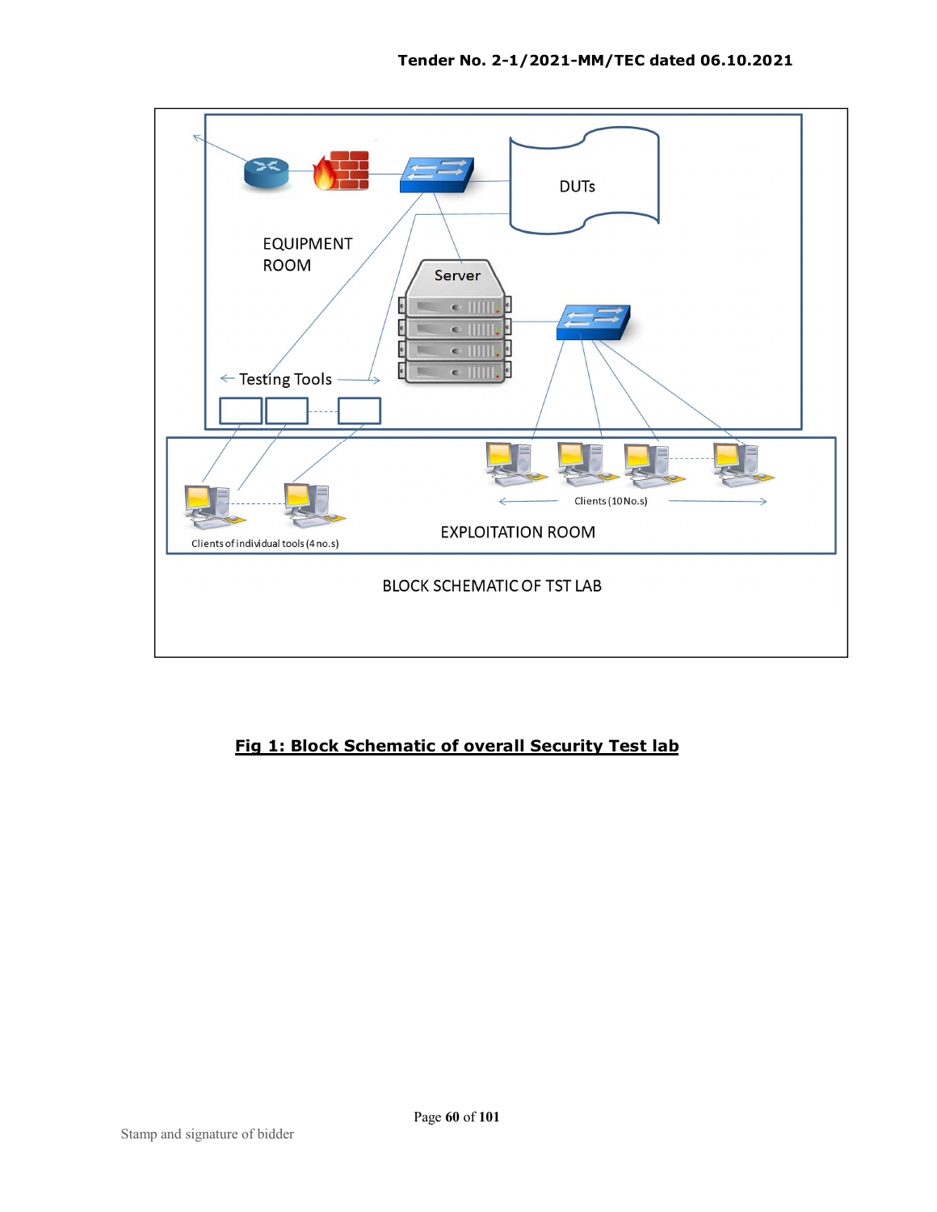EQUIPMENT ROOM

DUTs

Server

Testing Tools

Clients of individual tools (4 no.s)

Clients (10 No.s)

EXPLOITATION ROOM

BLOCK SCHEMATIC OF TST LAB

**Fig 1: Block Schematic of overall Security Test lab**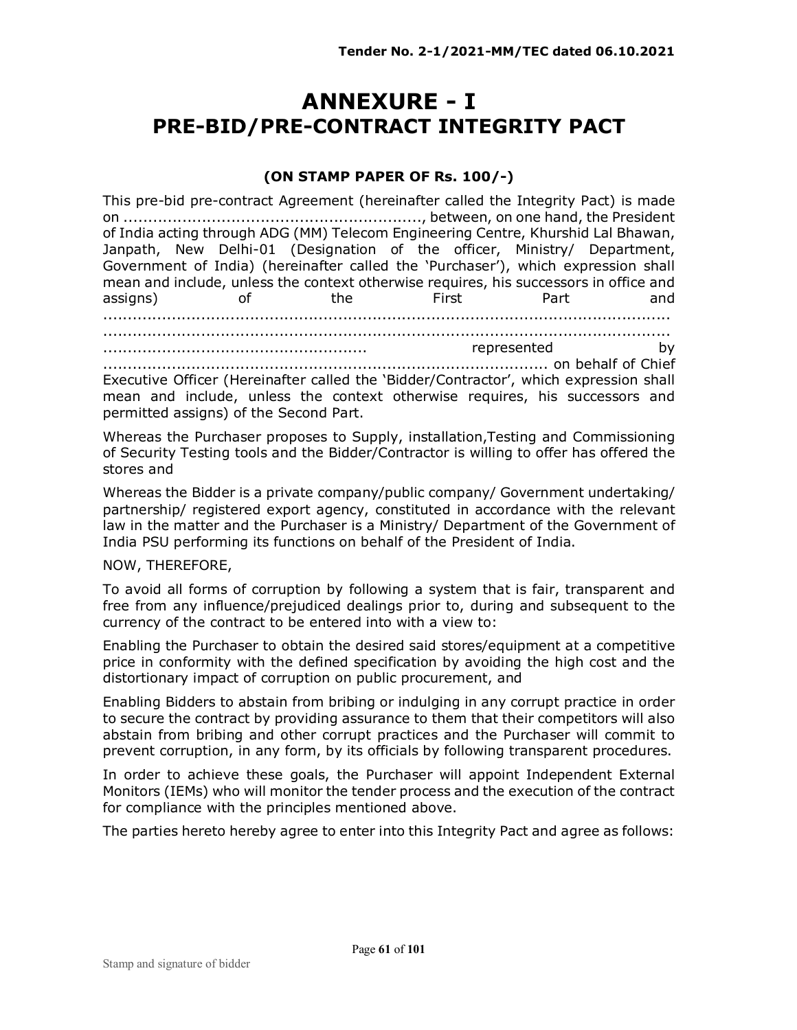# ANNEXURE - I
# PRE-BID/PRE-CONTRACT INTEGRITY PACT

**(ON STAMP PAPER OF Rs. 100/-)**

This pre-bid pre-contract Agreement (hereinafter called the Integrity Pact) is made on ............................................................, between, on one hand, the President of India acting through ADG (MM) Telecom Engineering Centre, Khurshid Lal Bhawan, Janpath, New Delhi-01 (Designation of the officer, Ministry/ Department, Government of India) (hereinafter called the 'Purchaser'), which expression shall mean and include, unless the context otherwise requires, his successors in office and assigns) of the First Part and ........................................................................................................................ ........................................................................................................................ .................................................... represented by ........................................................................................... on behalf of Chief Executive Officer (Hereinafter called the 'Bidder/Contractor', which expression shall mean and include, unless the context otherwise requires, his successors and permitted assigns) of the Second Part.

Whereas the Purchaser proposes to Supply, installation,Testing and Commissioning of Security Testing tools and the Bidder/Contractor is willing to offer has offered the stores and

Whereas the Bidder is a private company/public company/ Government undertaking/ partnership/ registered export agency, constituted in accordance with the relevant law in the matter and the Purchaser is a Ministry/ Department of the Government of India PSU performing its functions on behalf of the President of India.

NOW, THEREFORE,

To avoid all forms of corruption by following a system that is fair, transparent and free from any influence/prejudiced dealings prior to, during and subsequent to the currency of the contract to be entered into with a view to:

Enabling the Purchaser to obtain the desired said stores/equipment at a competitive price in conformity with the defined specification by avoiding the high cost and the distortionary impact of corruption on public procurement, and

Enabling Bidders to abstain from bribing or indulging in any corrupt practice in order to secure the contract by providing assurance to them that their competitors will also abstain from bribing and other corrupt practices and the Purchaser will commit to prevent corruption, in any form, by its officials by following transparent procedures.

In order to achieve these goals, the Purchaser will appoint Independent External Monitors (IEMs) who will monitor the tender process and the execution of the contract for compliance with the principles mentioned above.

The parties hereto hereby agree to enter into this Integrity Pact and agree as follows:

Stamp and signature of bidder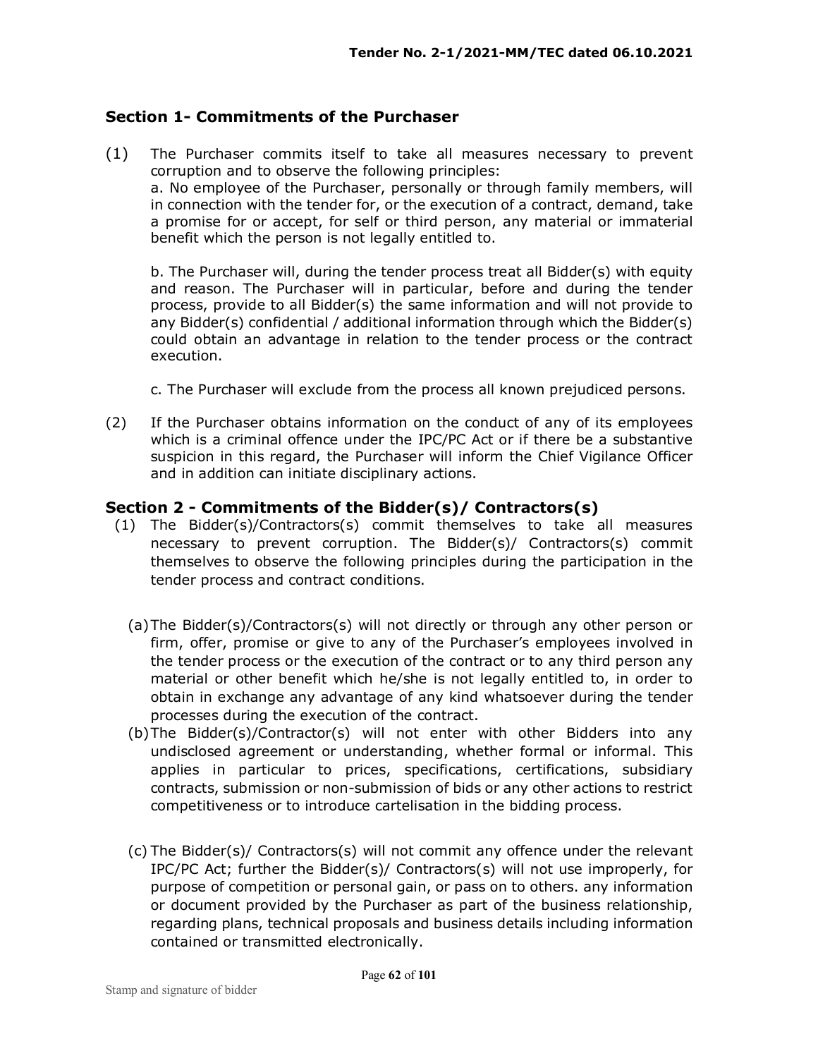## Section 1- Commitments of the Purchaser

(1) The Purchaser commits itself to take all measures necessary to prevent corruption and to observe the following principles:

a. No employee of the Purchaser, personally or through family members, will in connection with the tender for, or the execution of a contract, demand, take a promise for or accept, for self or third person, any material or immaterial benefit which the person is not legally entitled to.

b. The Purchaser will, during the tender process treat all Bidder(s) with equity and reason. The Purchaser will in particular, before and during the tender process, provide to all Bidder(s) the same information and will not provide to any Bidder(s) confidential / additional information through which the Bidder(s) could obtain an advantage in relation to the tender process or the contract execution.

c. The Purchaser will exclude from the process all known prejudiced persons.

(2) If the Purchaser obtains information on the conduct of any of its employees which is a criminal offence under the IPC/PC Act or if there be a substantive suspicion in this regard, the Purchaser will inform the Chief Vigilance Officer and in addition can initiate disciplinary actions.

## Section 2 - Commitments of the Bidder(s)/ Contractors(s)

(1) The Bidder(s)/Contractors(s) commit themselves to take all measures necessary to prevent corruption. The Bidder(s)/ Contractors(s) commit themselves to observe the following principles during the participation in the tender process and contract conditions.

(a) The Bidder(s)/Contractors(s) will not directly or through any other person or firm, offer, promise or give to any of the Purchaser's employees involved in the tender process or the execution of the contract or to any third person any material or other benefit which he/she is not legally entitled to, in order to obtain in exchange any advantage of any kind whatsoever during the tender processes during the execution of the contract.

(b) The Bidder(s)/Contractor(s) will not enter with other Bidders into any undisclosed agreement or understanding, whether formal or informal. This applies in particular to prices, specifications, certifications, subsidiary contracts, submission or non-submission of bids or any other actions to restrict competitiveness or to introduce cartelisation in the bidding process.

(c) The Bidder(s)/ Contractors(s) will not commit any offence under the relevant IPC/PC Act; further the Bidder(s)/ Contractors(s) will not use improperly, for purpose of competition or personal gain, or pass on to others. any information or document provided by the Purchaser as part of the business relationship, regarding plans, technical proposals and business details including information contained or transmitted electronically.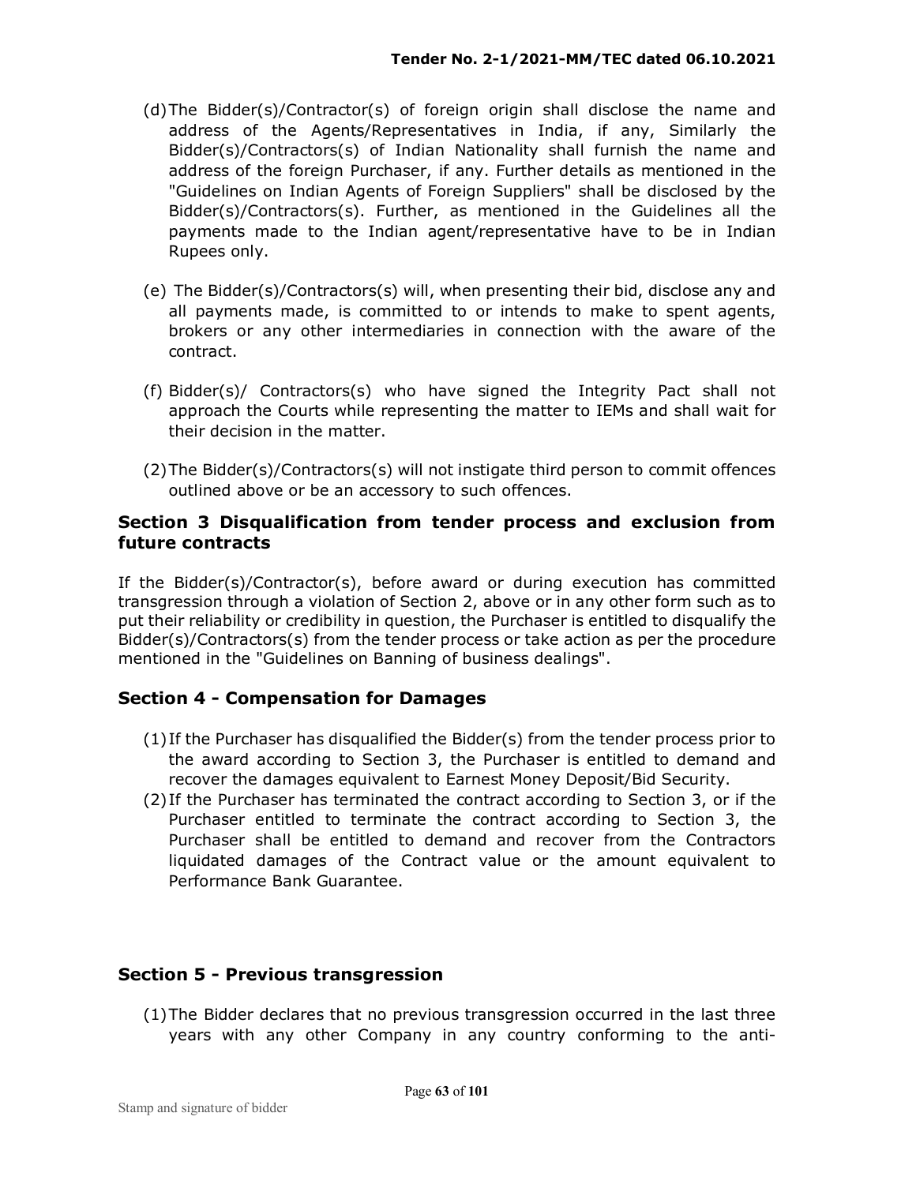(d) The Bidder(s)/Contractor(s) of foreign origin shall disclose the name and address of the Agents/Representatives in India, if any, Similarly the Bidder(s)/Contractors(s) of Indian Nationality shall furnish the name and address of the foreign Purchaser, if any. Further details as mentioned in the "Guidelines on Indian Agents of Foreign Suppliers" shall be disclosed by the Bidder(s)/Contractors(s). Further, as mentioned in the Guidelines all the payments made to the Indian agent/representative have to be in Indian Rupees only.

(e) The Bidder(s)/Contractors(s) will, when presenting their bid, disclose any and all payments made, is committed to or intends to make to spent agents, brokers or any other intermediaries in connection with the aware of the contract.

(f) Bidder(s)/ Contractors(s) who have signed the Integrity Pact shall not approach the Courts while representing the matter to IEMs and shall wait for their decision in the matter.

(2) The Bidder(s)/Contractors(s) will not instigate third person to commit offences outlined above or be an accessory to such offences.

## Section 3 Disqualification from tender process and exclusion from future contracts

If the Bidder(s)/Contractor(s), before award or during execution has committed transgression through a violation of Section 2, above or in any other form such as to put their reliability or credibility in question, the Purchaser is entitled to disqualify the Bidder(s)/Contractors(s) from the tender process or take action as per the procedure mentioned in the "Guidelines on Banning of business dealings".

## Section 4 - Compensation for Damages

(1) If the Purchaser has disqualified the Bidder(s) from the tender process prior to the award according to Section 3, the Purchaser is entitled to demand and recover the damages equivalent to Earnest Money Deposit/Bid Security.

(2) If the Purchaser has terminated the contract according to Section 3, or if the Purchaser entitled to terminate the contract according to Section 3, the Purchaser shall be entitled to demand and recover from the Contractors liquidated damages of the Contract value or the amount equivalent to Performance Bank Guarantee.

## Section 5 - Previous transgression

(1) The Bidder declares that no previous transgression occurred in the last three years with any other Company in any country conforming to the anti-

Stamp and signature of bidder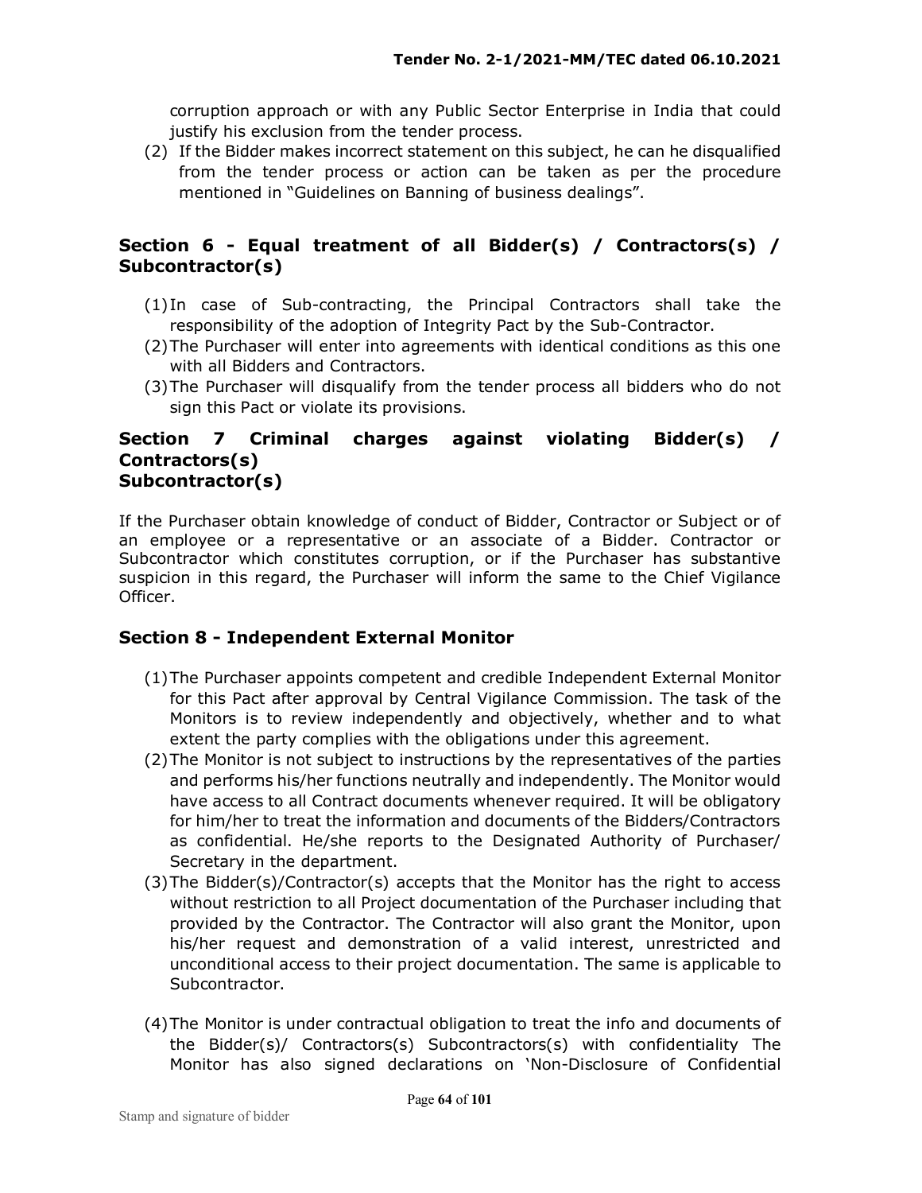corruption approach or with any Public Sector Enterprise in India that could justify his exclusion from the tender process.

(2) If the Bidder makes incorrect statement on this subject, he can he disqualified from the tender process or action can be taken as per the procedure mentioned in "Guidelines on Banning of business dealings".

## Section 6 - Equal treatment of all Bidder(s) / Contractors(s) / Subcontractor(s)

(1) In case of Sub-contracting, the Principal Contractors shall take the responsibility of the adoption of Integrity Pact by the Sub-Contractor.

(2) The Purchaser will enter into agreements with identical conditions as this one with all Bidders and Contractors.

(3) The Purchaser will disqualify from the tender process all bidders who do not sign this Pact or violate its provisions.

## Section 7 Criminal charges against violating Bidder(s) / Contractors(s) Subcontractor(s)

If the Purchaser obtain knowledge of conduct of Bidder, Contractor or Subject or of an employee or a representative or an associate of a Bidder. Contractor or Subcontractor which constitutes corruption, or if the Purchaser has substantive suspicion in this regard, the Purchaser will inform the same to the Chief Vigilance Officer.

## Section 8 - Independent External Monitor

(1) The Purchaser appoints competent and credible Independent External Monitor for this Pact after approval by Central Vigilance Commission. The task of the Monitors is to review independently and objectively, whether and to what extent the party complies with the obligations under this agreement.

(2) The Monitor is not subject to instructions by the representatives of the parties and performs his/her functions neutrally and independently. The Monitor would have access to all Contract documents whenever required. It will be obligatory for him/her to treat the information and documents of the Bidders/Contractors as confidential. He/she reports to the Designated Authority of Purchaser/ Secretary in the department.

(3) The Bidder(s)/Contractor(s) accepts that the Monitor has the right to access without restriction to all Project documentation of the Purchaser including that provided by the Contractor. The Contractor will also grant the Monitor, upon his/her request and demonstration of a valid interest, unrestricted and unconditional access to their project documentation. The same is applicable to Subcontractor.

(4) The Monitor is under contractual obligation to treat the info and documents of the Bidder(s)/ Contractors(s) Subcontractors(s) with confidentiality The Monitor has also signed declarations on 'Non-Disclosure of Confidential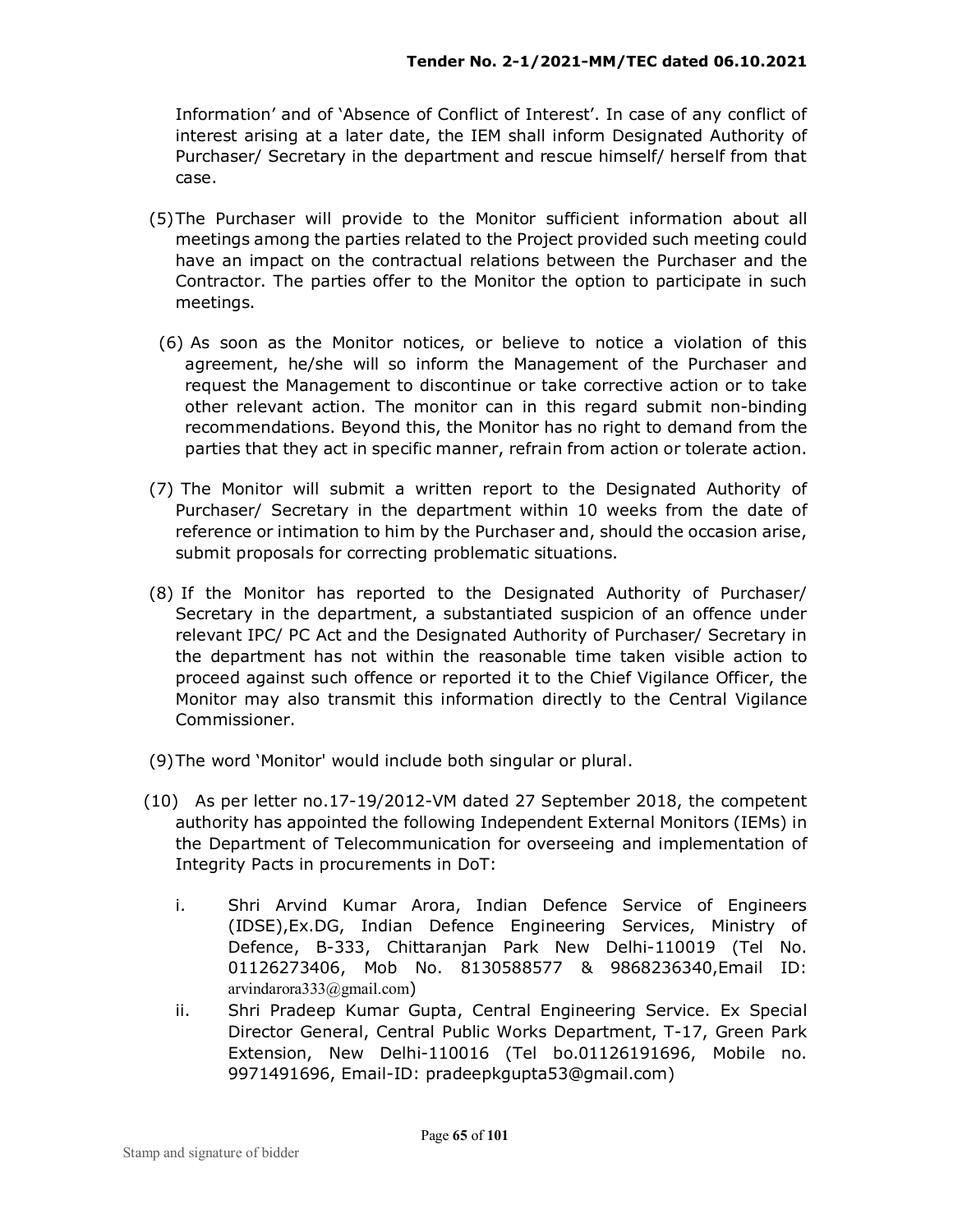Information' and of 'Absence of Conflict of Interest'. In case of any conflict of interest arising at a later date, the IEM shall inform Designated Authority of Purchaser/ Secretary in the department and rescue himself/ herself from that case.

(5) The Purchaser will provide to the Monitor sufficient information about all meetings among the parties related to the Project provided such meeting could have an impact on the contractual relations between the Purchaser and the Contractor. The parties offer to the Monitor the option to participate in such meetings.

(6) As soon as the Monitor notices, or believe to notice a violation of this agreement, he/she will so inform the Management of the Purchaser and request the Management to discontinue or take corrective action or to take other relevant action. The monitor can in this regard submit non-binding recommendations. Beyond this, the Monitor has no right to demand from the parties that they act in specific manner, refrain from action or tolerate action.

(7) The Monitor will submit a written report to the Designated Authority of Purchaser/ Secretary in the department within 10 weeks from the date of reference or intimation to him by the Purchaser and, should the occasion arise, submit proposals for correcting problematic situations.

(8) If the Monitor has reported to the Designated Authority of Purchaser/ Secretary in the department, a substantiated suspicion of an offence under relevant IPC/ PC Act and the Designated Authority of Purchaser/ Secretary in the department has not within the reasonable time taken visible action to proceed against such offence or reported it to the Chief Vigilance Officer, the Monitor may also transmit this information directly to the Central Vigilance Commissioner.

(9) The word 'Monitor' would include both singular or plural.

(10) As per letter no.17-19/2012-VM dated 27 September 2018, the competent authority has appointed the following Independent External Monitors (IEMs) in the Department of Telecommunication for overseeing and implementation of Integrity Pacts in procurements in DoT:

i. Shri Arvind Kumar Arora, Indian Defence Service of Engineers (IDSE),Ex.DG, Indian Defence Engineering Services, Ministry of Defence, B-333, Chittaranjan Park New Delhi-110019 (Tel No. 01126273406, Mob No. 8130588577 & 9868236340,Email ID: arvindarora333@gmail.com)

ii. Shri Pradeep Kumar Gupta, Central Engineering Service. Ex Special Director General, Central Public Works Department, T-17, Green Park Extension, New Delhi-110016 (Tel bo.01126191696, Mobile no. 9971491696, Email-ID: pradeepkgupta53@gmail.com)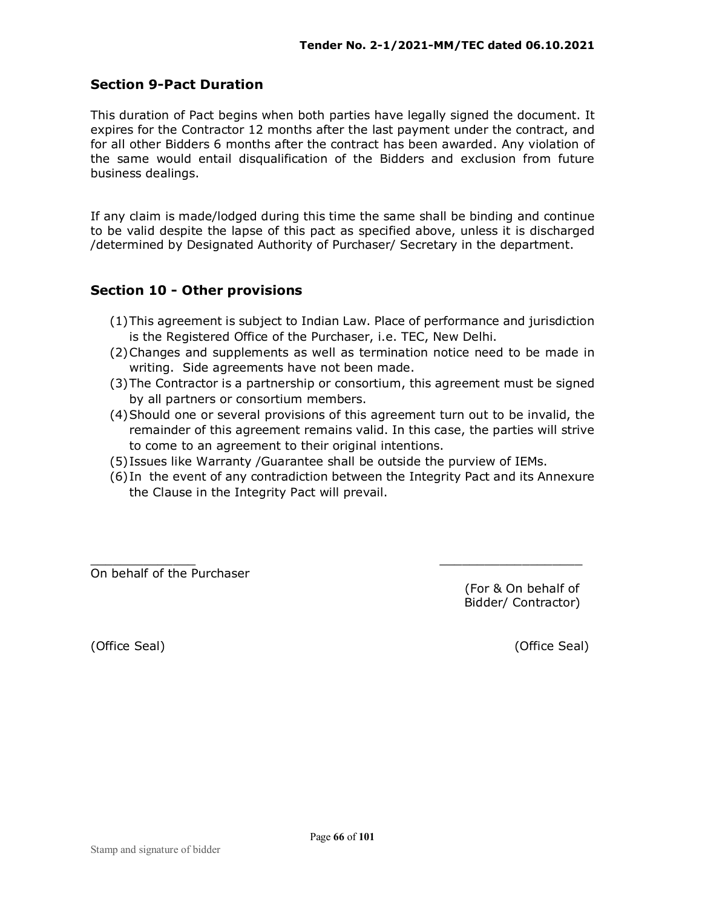## Section 9-Pact Duration

This duration of Pact begins when both parties have legally signed the document. It expires for the Contractor 12 months after the last payment under the contract, and for all other Bidders 6 months after the contract has been awarded. Any violation of the same would entail disqualification of the Bidders and exclusion from future business dealings.

If any claim is made/lodged during this time the same shall be binding and continue to be valid despite the lapse of this pact as specified above, unless it is discharged /determined by Designated Authority of Purchaser/ Secretary in the department.

## Section 10 - Other provisions

(1) This agreement is subject to Indian Law. Place of performance and jurisdiction is the Registered Office of the Purchaser, i.e. TEC, New Delhi.

(2) Changes and supplements as well as termination notice need to be made in writing. Side agreements have not been made.

(3) The Contractor is a partnership or consortium, this agreement must be signed by all partners or consortium members.

(4) Should one or several provisions of this agreement turn out to be invalid, the remainder of this agreement remains valid. In this case, the parties will strive to come to an agreement to their original intentions.

(5) Issues like Warranty /Guarantee shall be outside the purview of IEMs.

(6) In the event of any contradiction between the Integrity Pact and its Annexure the Clause in the Integrity Pact will prevail.

______________ ___________________

On behalf of the Purchaser (For & On behalf of Bidder/ Contractor)

(Office Seal) (Office Seal)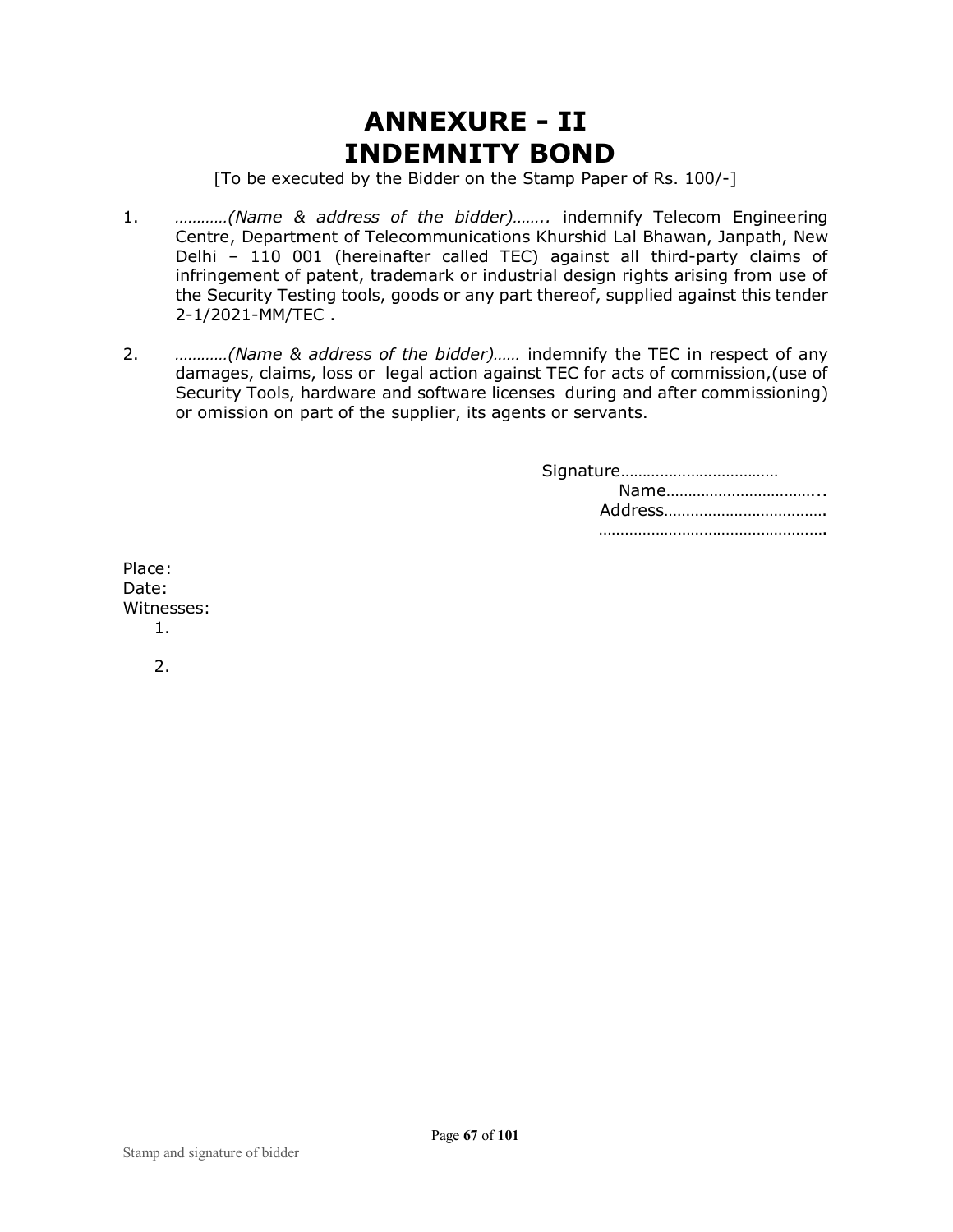# ANNEXURE - II
# INDEMNITY BOND

[To be executed by the Bidder on the Stamp Paper of Rs. 100/-]

1. …………*(Name & address of the bidder)*…….. indemnify Telecom Engineering Centre, Department of Telecommunications Khurshid Lal Bhawan, Janpath, New Delhi – 110 001 (hereinafter called TEC) against all third-party claims of infringement of patent, trademark or industrial design rights arising from use of the Security Testing tools, goods or any part thereof, supplied against this tender 2-1/2021-MM/TEC .

2. …………*(Name & address of the bidder)*…… indemnify the TEC in respect of any damages, claims, loss or legal action against TEC for acts of commission,(use of Security Tools, hardware and software licenses during and after commissioning) or omission on part of the supplier, its agents or servants.

Signature………………………………
Name……………………………...
Address……………………………….
…………………………………………….

Place:
Date:
Witnesses:
1.

2.

Stamp and signature of bidder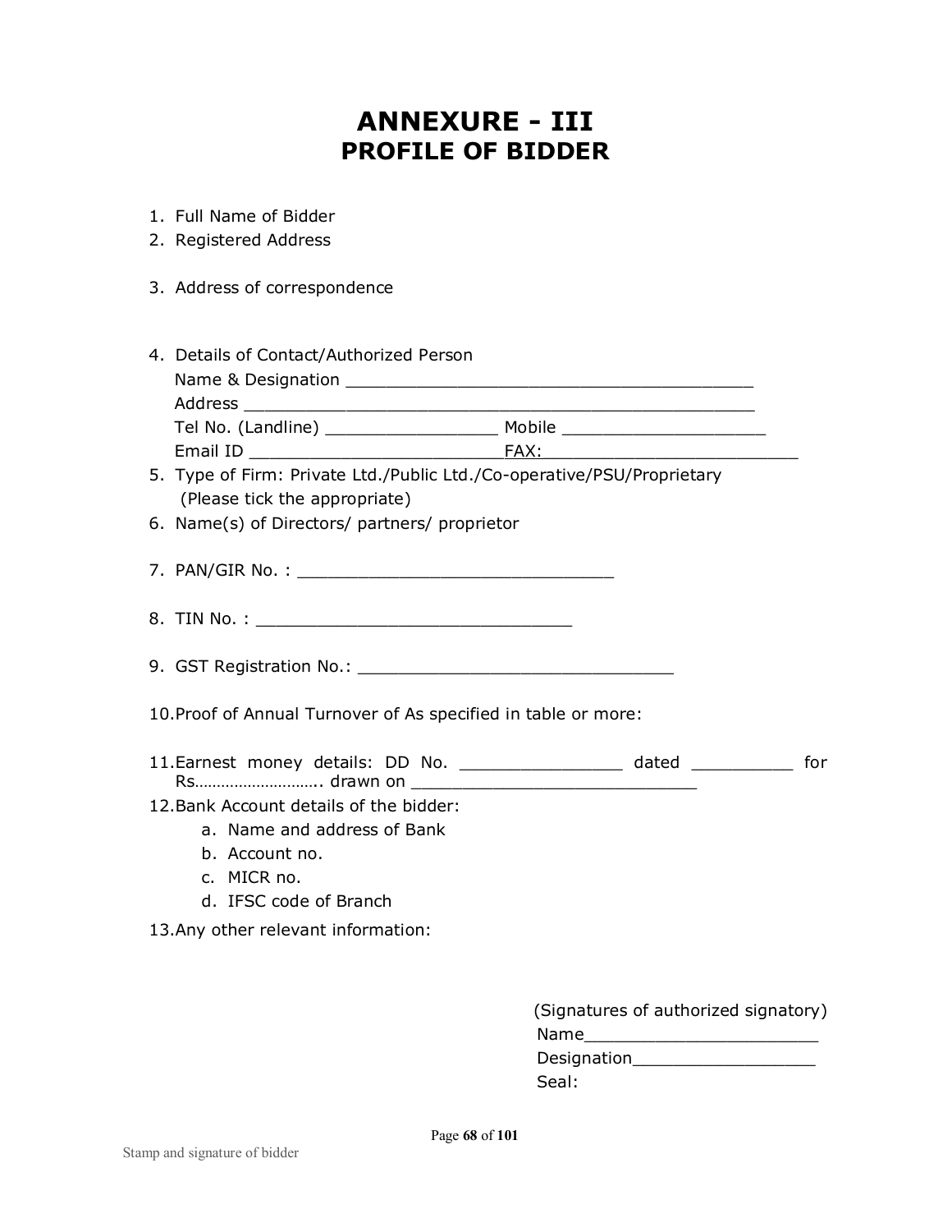# ANNEXURE - III
## PROFILE OF BIDDER

1. Full Name of Bidder
2. Registered Address

3. Address of correspondence

4. Details of Contact/Authorized Person
   Name & Designation ________________________________________
   Address __________________________________________________
   Tel No. (Landline) _________________ Mobile ____________________
   Email ID _________________________FAX:_________________________
5. Type of Firm: Private Ltd./Public Ltd./Co-operative/PSU/Proprietary
   (Please tick the appropriate)
6. Name(s) of Directors/ partners/ proprietor

7. PAN/GIR No. : _______________________________

8. TIN No. : _______________________________

9. GST Registration No.: _______________________________

10. Proof of Annual Turnover of As specified in table or more:

11. Earnest money details: DD No. ________________ dated __________ for Rs……………………….. drawn on ____________________________
12. Bank Account details of the bidder:
    a. Name and address of Bank
    b. Account no.
    c. MICR no.
    d. IFSC code of Branch
13. Any other relevant information:

(Signatures of authorized signatory)
Name_______________________
Designation_________________
Seal:

Stamp and signature of bidder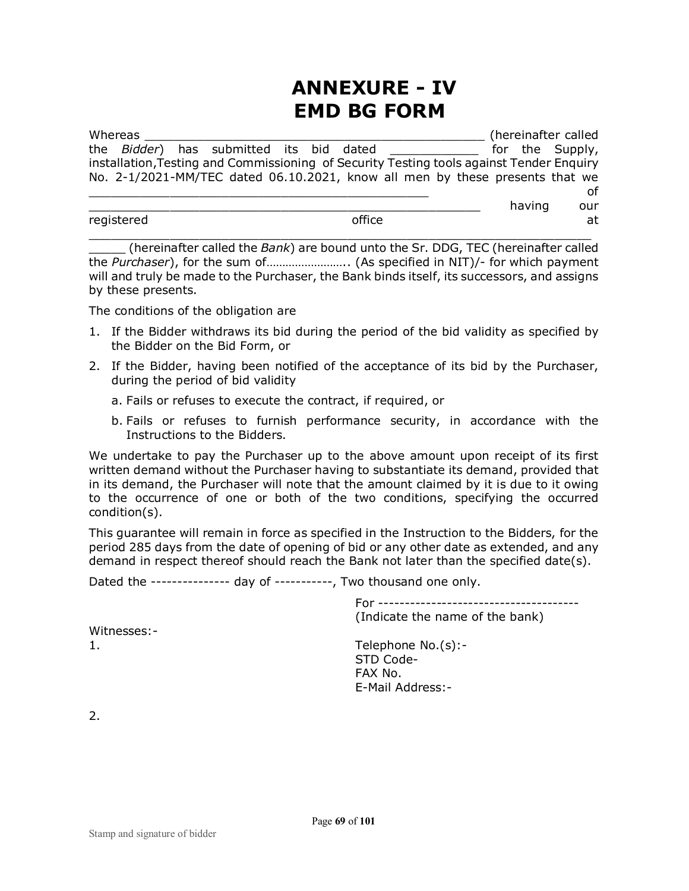# ANNEXURE - IV
# EMD BG FORM

Whereas _____________________________________________ (hereinafter called the *Bidder*) has submitted its bid dated ____________ for the Supply, installation,Testing and Commissioning of Security Testing tools against Tender Enquiry No. 2-1/2021-MM/TEC dated 06.10.2021, know all men by these presents that we _____________________________________________ of _____________________________________________ having our registered office at _______________________________________________________________ _____ (hereinafter called the *Bank*) are bound unto the Sr. DDG, TEC (hereinafter called the *Purchaser*), for the sum of…………………….. (As specified in NIT)/- for which payment will and truly be made to the Purchaser, the Bank binds itself, its successors, and assigns by these presents.

The conditions of the obligation are

1. If the Bidder withdraws its bid during the period of the bid validity as specified by the Bidder on the Bid Form, or
2. If the Bidder, having been notified of the acceptance of its bid by the Purchaser, during the period of bid validity
   a. Fails or refuses to execute the contract, if required, or
   b. Fails or refuses to furnish performance security, in accordance with the Instructions to the Bidders.

We undertake to pay the Purchaser up to the above amount upon receipt of its first written demand without the Purchaser having to substantiate its demand, provided that in its demand, the Purchaser will note that the amount claimed by it is due to it owing to the occurrence of one or both of the two conditions, specifying the occurred condition(s).

This guarantee will remain in force as specified in the Instruction to the Bidders, for the period 285 days from the date of opening of bid or any other date as extended, and any demand in respect thereof should reach the Bank not later than the specified date(s).

Dated the --------------- day of -----------, Two thousand one only.

For --------------------------------------
(Indicate the name of the bank)

Witnesses:-

1.

Telephone No.(s):-
STD Code-
FAX No.
E-Mail Address:-

2.

Stamp and signature of bidder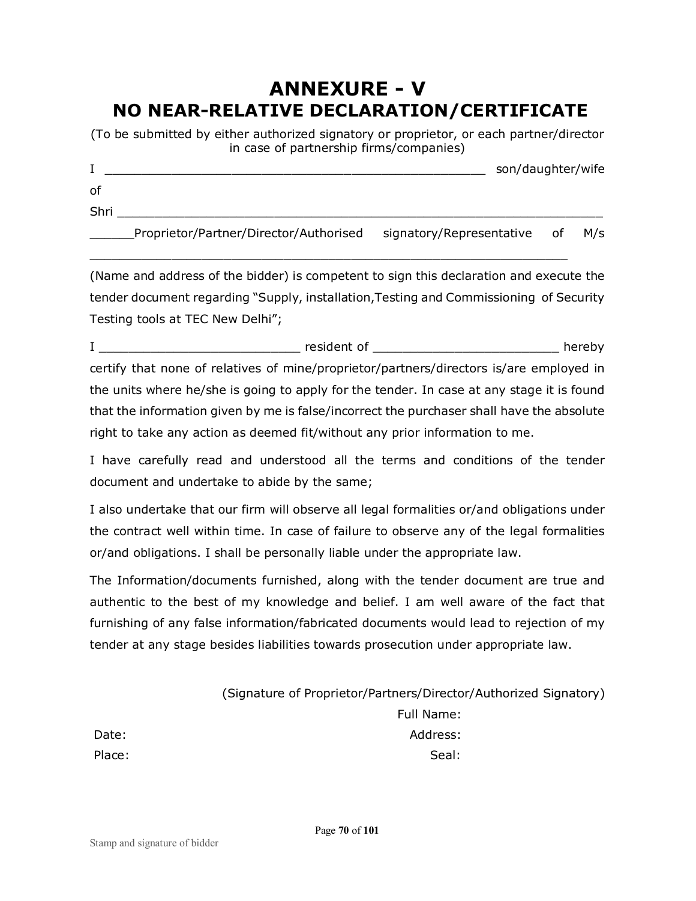# ANNEXURE - V
## NO NEAR-RELATIVE DECLARATION/CERTIFICATE

(To be submitted by either authorized signatory or proprietor, or each partner/director in case of partnership firms/companies)

I ___________________________________________________ son/daughter/wife of

Shri _________________________________________________________________

______Proprietor/Partner/Director/Authorised signatory/Representative of M/s _____________________________________________________________

(Name and address of the bidder) is competent to sign this declaration and execute the tender document regarding "Supply, installation,Testing and Commissioning of Security Testing tools at TEC New Delhi";

I __________________________ resident of ________________________ hereby certify that none of relatives of mine/proprietor/partners/directors is/are employed in the units where he/she is going to apply for the tender. In case at any stage it is found that the information given by me is false/incorrect the purchaser shall have the absolute right to take any action as deemed fit/without any prior information to me.

I have carefully read and understood all the terms and conditions of the tender document and undertake to abide by the same;

I also undertake that our firm will observe all legal formalities or/and obligations under the contract well within time. In case of failure to observe any of the legal formalities or/and obligations. I shall be personally liable under the appropriate law.

The Information/documents furnished, along with the tender document are true and authentic to the best of my knowledge and belief. I am well aware of the fact that furnishing of any false information/fabricated documents would lead to rejection of my tender at any stage besides liabilities towards prosecution under appropriate law.

(Signature of Proprietor/Partners/Director/Authorized Signatory)

Full Name:

Date:

Address:

Place:

Seal:

Stamp and signature of bidder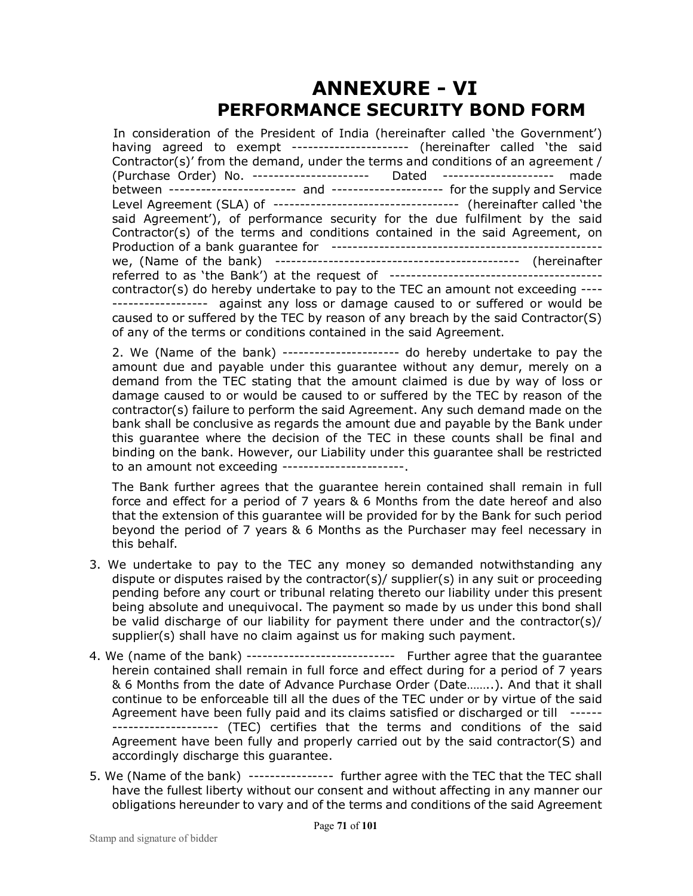# ANNEXURE - VI
## PERFORMANCE SECURITY BOND FORM

In consideration of the President of India (hereinafter called 'the Government') having agreed to exempt ---------------------- (hereinafter called 'the said Contractor(s)' from the demand, under the terms and conditions of an agreement / (Purchase Order) No. ---------------------- Dated --------------------- made between ------------------------ and --------------------- for the supply and Service Level Agreement (SLA) of ---------------------------------- (hereinafter called 'the said Agreement'), of performance security for the due fulfilment by the said Contractor(s) of the terms and conditions contained in the said Agreement, on Production of a bank guarantee for -------------------------------------------------- we, (Name of the bank) -------------------------------------------- (hereinafter referred to as 'the Bank') at the request of ---------------------------------------- contractor(s) do hereby undertake to pay to the TEC an amount not exceeding ---------------------- against any loss or damage caused to or suffered or would be caused to or suffered by the TEC by reason of any breach by the said Contractor(S) of any of the terms or conditions contained in the said Agreement.

2. We (Name of the bank) ---------------------- do hereby undertake to pay the amount due and payable under this guarantee without any demur, merely on a demand from the TEC stating that the amount claimed is due by way of loss or damage caused to or would be caused to or suffered by the TEC by reason of the contractor(s) failure to perform the said Agreement. Any such demand made on the bank shall be conclusive as regards the amount due and payable by the Bank under this guarantee where the decision of the TEC in these counts shall be final and binding on the bank. However, our Liability under this guarantee shall be restricted to an amount not exceeding -----------------------.

The Bank further agrees that the guarantee herein contained shall remain in full force and effect for a period of 7 years & 6 Months from the date hereof and also that the extension of this guarantee will be provided for by the Bank for such period beyond the period of 7 years & 6 Months as the Purchaser may feel necessary in this behalf.

3. We undertake to pay to the TEC any money so demanded notwithstanding any dispute or disputes raised by the contractor(s)/ supplier(s) in any suit or proceeding pending before any court or tribunal relating thereto our liability under this present being absolute and unequivocal. The payment so made by us under this bond shall be valid discharge of our liability for payment there under and the contractor(s)/ supplier(s) shall have no claim against us for making such payment.

4. We (name of the bank) ---------------------------- Further agree that the guarantee herein contained shall remain in full force and effect during for a period of 7 years & 6 Months from the date of Advance Purchase Order (Date……..). And that it shall continue to be enforceable till all the dues of the TEC under or by virtue of the said Agreement have been fully paid and its claims satisfied or discharged or till -------------------------- (TEC) certifies that the terms and conditions of the said Agreement have been fully and properly carried out by the said contractor(S) and accordingly discharge this guarantee.

5. We (Name of the bank) ---------------- further agree with the TEC that the TEC shall have the fullest liberty without our consent and without affecting in any manner our obligations hereunder to vary and of the terms and conditions of the said Agreement

Stamp and signature of bidder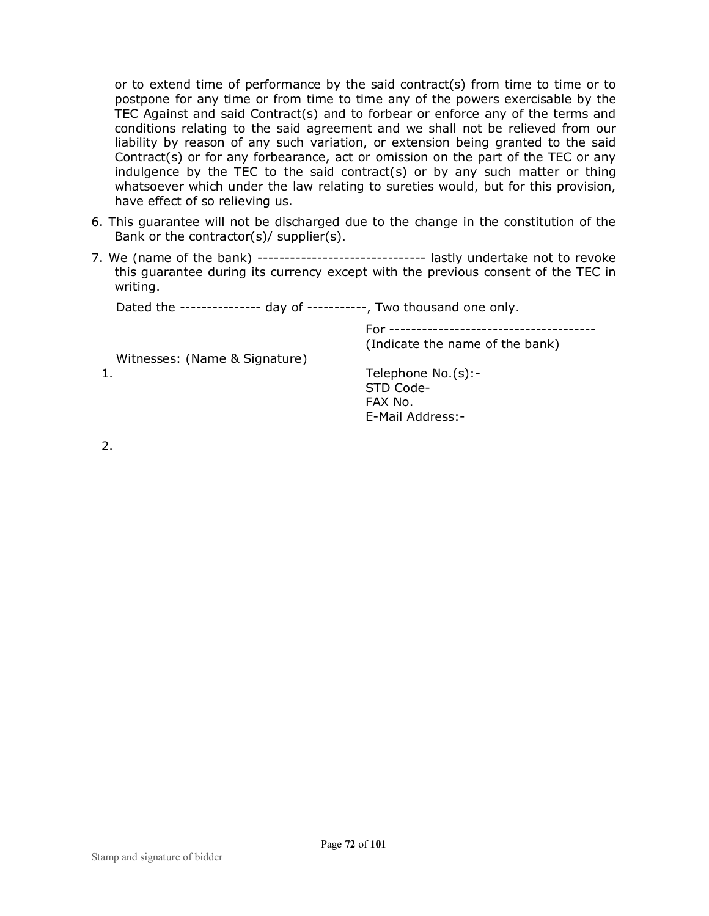or to extend time of performance by the said contract(s) from time to time or to postpone for any time or from time to time any of the powers exercisable by the TEC Against and said Contract(s) and to forbear or enforce any of the terms and conditions relating to the said agreement and we shall not be relieved from our liability by reason of any such variation, or extension being granted to the said Contract(s) or for any forbearance, act or omission on the part of the TEC or any indulgence by the TEC to the said contract(s) or by any such matter or thing whatsoever which under the law relating to sureties would, but for this provision, have effect of so relieving us.

6. This guarantee will not be discharged due to the change in the constitution of the Bank or the contractor(s)/ supplier(s).

7. We (name of the bank) ------------------------------- lastly undertake not to revoke this guarantee during its currency except with the previous consent of the TEC in writing.

Dated the --------------- day of -----------, Two thousand one only.

For --------------------------------------
(Indicate the name of the bank)

Witnesses: (Name & Signature)

1.

Telephone No.(s):-
STD Code-
FAX No.
E-Mail Address:-

2.

Stamp and signature of bidder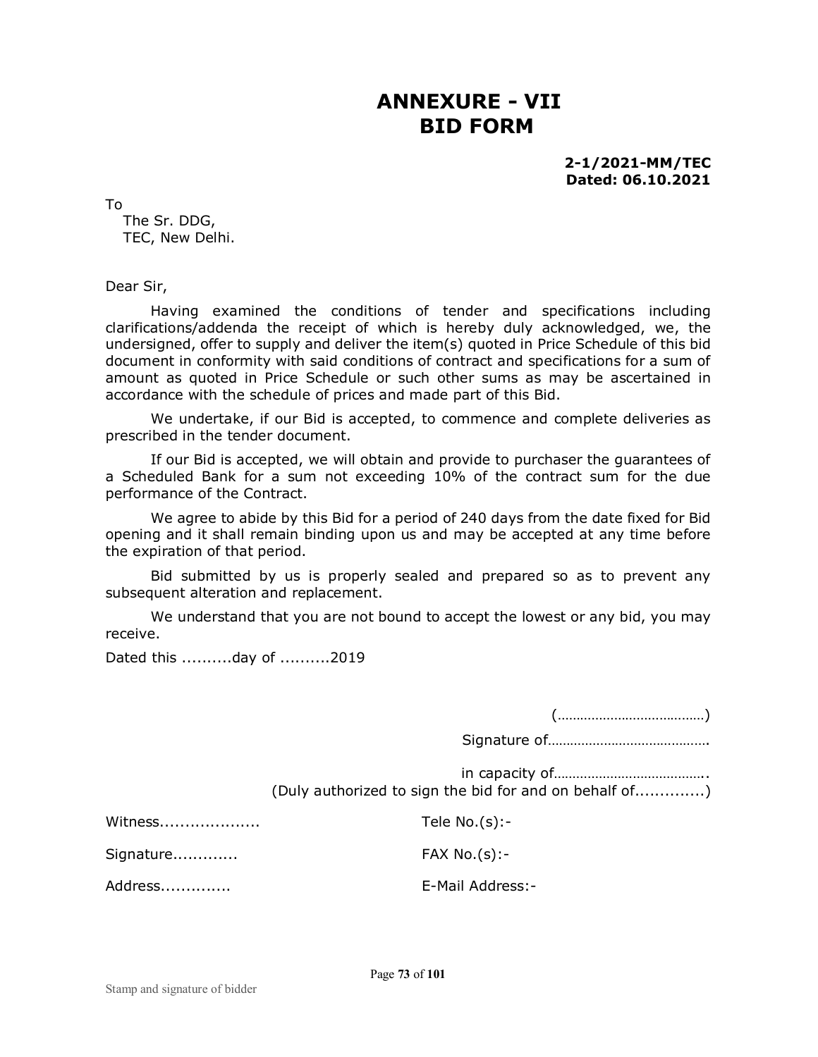# ANNEXURE - VII
# BID FORM

**2-1/2021-MM/TEC**
**Dated: 06.10.2021**

To
The Sr. DDG,
TEC, New Delhi.

Dear Sir,

Having examined the conditions of tender and specifications including clarifications/addenda the receipt of which is hereby duly acknowledged, we, the undersigned, offer to supply and deliver the item(s) quoted in Price Schedule of this bid document in conformity with said conditions of contract and specifications for a sum of amount as quoted in Price Schedule or such other sums as may be ascertained in accordance with the schedule of prices and made part of this Bid.

We undertake, if our Bid is accepted, to commence and complete deliveries as prescribed in the tender document.

If our Bid is accepted, we will obtain and provide to purchaser the guarantees of a Scheduled Bank for a sum not exceeding 10% of the contract sum for the due performance of the Contract.

We agree to abide by this Bid for a period of 240 days from the date fixed for Bid opening and it shall remain binding upon us and may be accepted at any time before the expiration of that period.

Bid submitted by us is properly sealed and prepared so as to prevent any subsequent alteration and replacement.

We understand that you are not bound to accept the lowest or any bid, you may receive.

Dated this ..........day of ..........2019

(…………………………………)

Signature of…………………………………….

in capacity of…………………………………..

(Duly authorized to sign the bid for and on behalf of..............)

Witness...................          Tele No.(s):-

Signature............          FAX No.(s):-

Address.............          E-Mail Address:-

Stamp and signature of bidder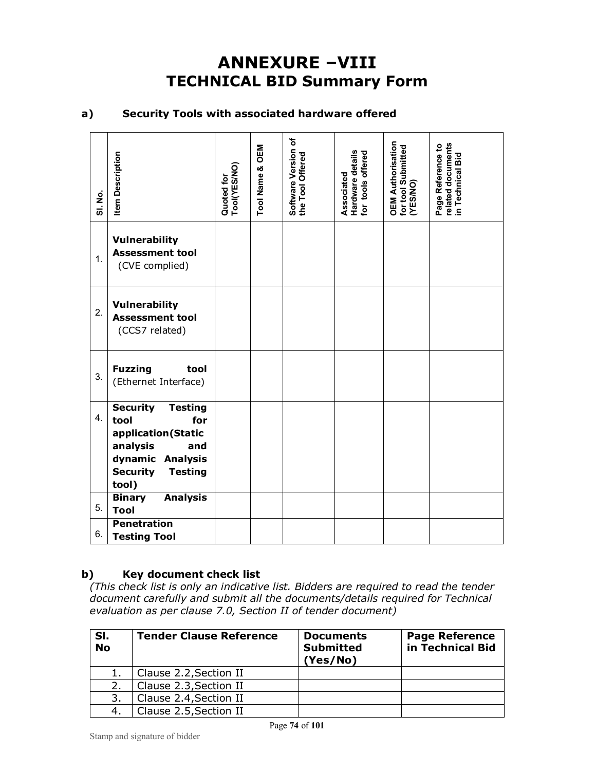# ANNEXURE –VIII
# TECHNICAL BID Summary Form

## a) Security Tools with associated hardware offered

| Sl. No. | Item Description | Quoted for Tool(YES/NO) | Tool Name & OEM | Software Version of the Tool Offered | Associated Hardware details for tools offered | OEM Authorisation for tool Submitted (YES/NO) | Page Reference to related documents in Technical Bid |
|---|---|---|---|---|---|---|---|
| 1. | **Vulnerability Assessment tool** (CVE complied) | | | | | | |
| 2. | **Vulnerability Assessment tool** (CCS7 related) | | | | | | |
| 3. | **Fuzzing tool** (Ethernet Interface) | | | | | | |
| 4. | **Security Testing tool for application(Static analysis and dynamic Analysis Security Testing tool)** | | | | | | |
| 5. | **Binary Analysis Tool** | | | | | | |
| 6. | **Penetration Testing Tool** | | | | | | |

## b) Key document check list

*(This check list is only an indicative list. Bidders are required to read the tender document carefully and submit all the documents/details required for Technical evaluation as per clause 7.0, Section II of tender document)*

| Sl. No | Tender Clause Reference | Documents Submitted (Yes/No) | Page Reference in Technical Bid |
|---|---|---|---|
| 1. | Clause 2.2,Section II | | |
| 2. | Clause 2.3,Section II | | |
| 3. | Clause 2.4,Section II | | |
| 4. | Clause 2.5,Section II | | |

Stamp and signature of bidder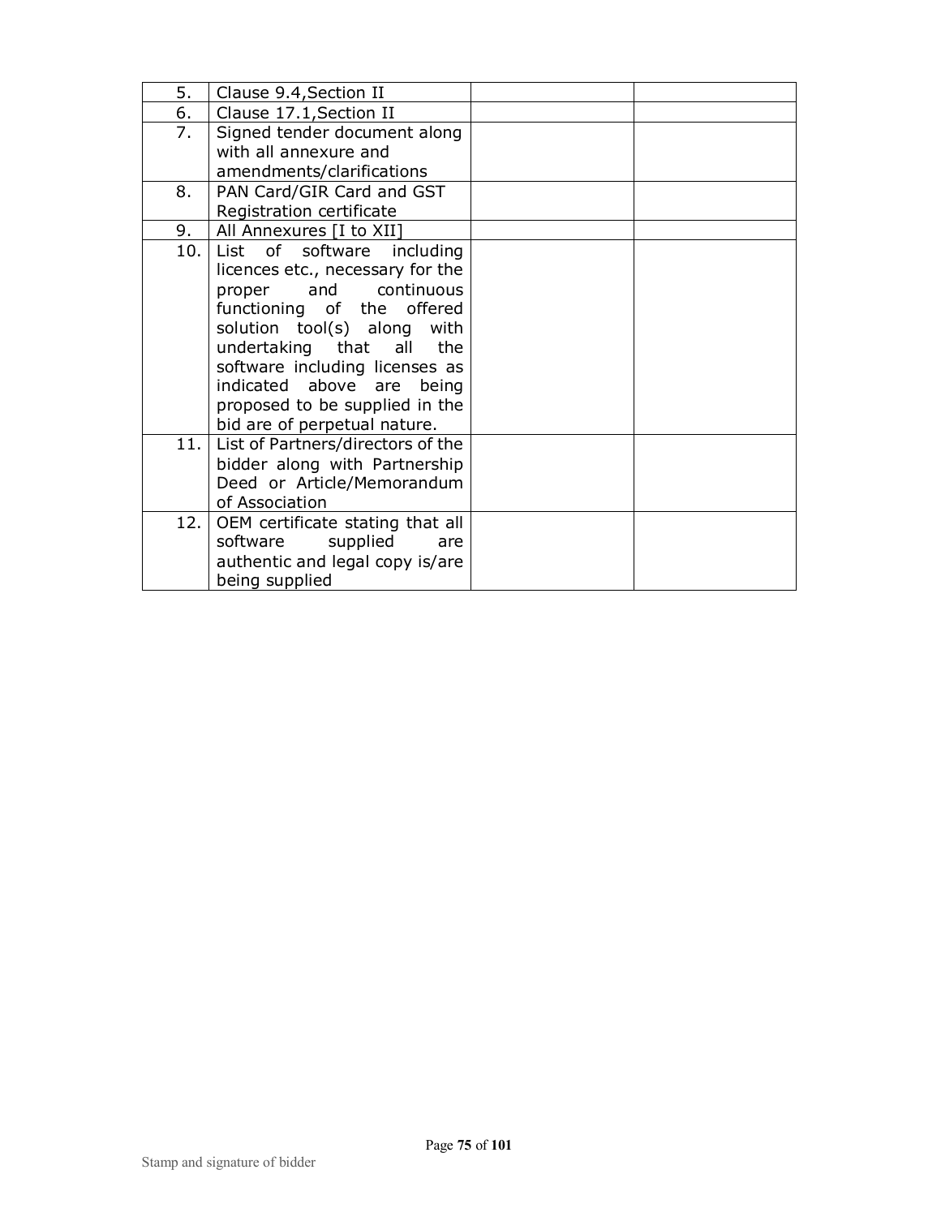|  |  |  |  |
|---|---|---|---|
| 5. | Clause 9.4,Section II | | |
| 6. | Clause 17.1,Section II | | |
| 7. | Signed tender document along with all annexure and amendments/clarifications | | |
| 8. | PAN Card/GIR Card and GST Registration certificate | | |
| 9. | All Annexures [I to XII] | | |
| 10. | List of software including licences etc., necessary for the proper and continuous functioning of the offered solution tool(s) along with undertaking that all the software including licenses as indicated above are being proposed to be supplied in the bid are of perpetual nature. | | |
| 11. | List of Partners/directors of the bidder along with Partnership Deed or Article/Memorandum of Association | | |
| 12. | OEM certificate stating that all software supplied are authentic and legal copy is/are being supplied | | |

Stamp and signature of bidder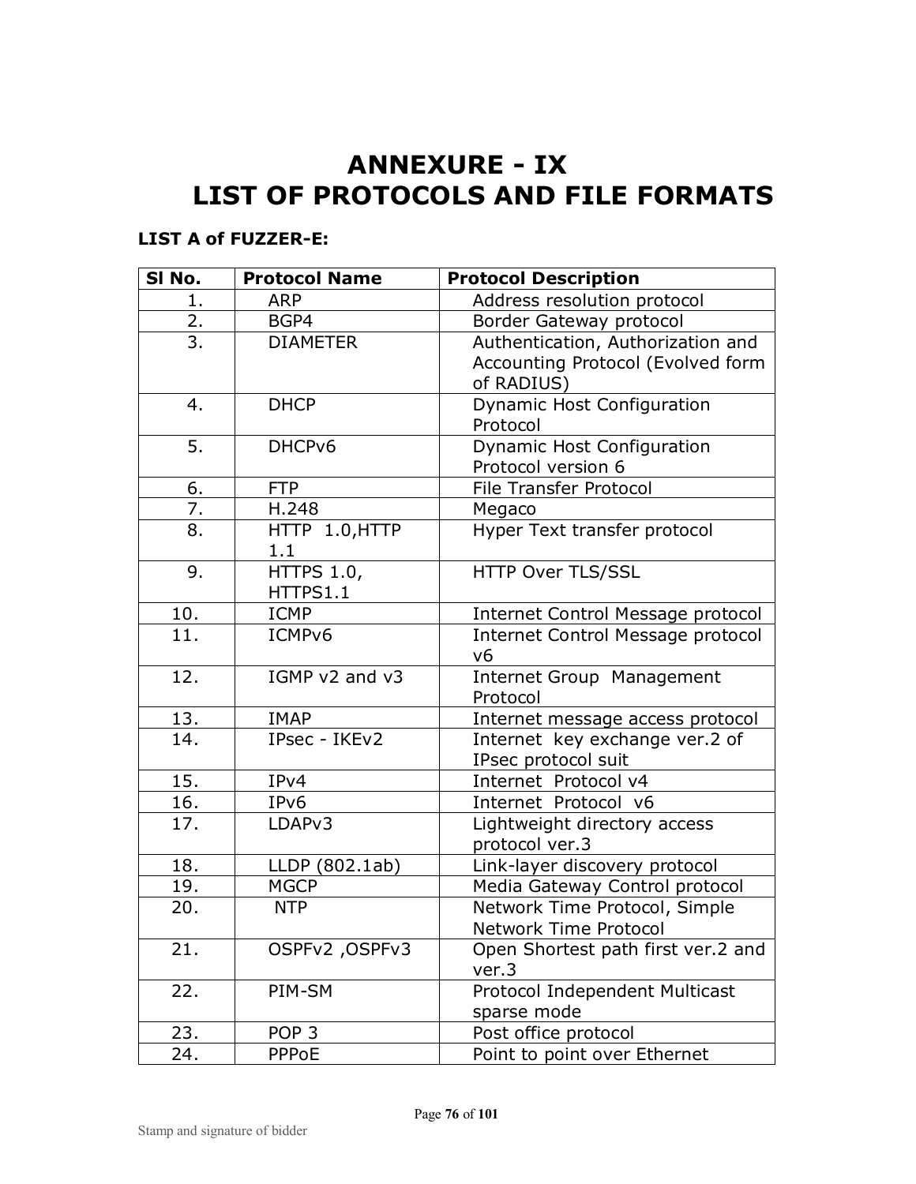# ANNEXURE - IX
# LIST OF PROTOCOLS AND FILE FORMATS

**LIST A of FUZZER-E:**

| Sl No. | Protocol Name | Protocol Description |
|---|---|---|
| 1. | ARP | Address resolution protocol |
| 2. | BGP4 | Border Gateway protocol |
| 3. | DIAMETER | Authentication, Authorization and Accounting Protocol (Evolved form of RADIUS) |
| 4. | DHCP | Dynamic Host Configuration Protocol |
| 5. | DHCPv6 | Dynamic Host Configuration Protocol version 6 |
| 6. | FTP | File Transfer Protocol |
| 7. | H.248 | Megaco |
| 8. | HTTP 1.0,HTTP 1.1 | Hyper Text transfer protocol |
| 9. | HTTPS 1.0, HTTPS1.1 | HTTP Over TLS/SSL |
| 10. | ICMP | Internet Control Message protocol |
| 11. | ICMPv6 | Internet Control Message protocol v6 |
| 12. | IGMP v2 and v3 | Internet Group Management Protocol |
| 13. | IMAP | Internet message access protocol |
| 14. | IPsec - IKEv2 | Internet key exchange ver.2 of IPsec protocol suit |
| 15. | IPv4 | Internet Protocol v4 |
| 16. | IPv6 | Internet Protocol v6 |
| 17. | LDAPv3 | Lightweight directory access protocol ver.3 |
| 18. | LLDP (802.1ab) | Link-layer discovery protocol |
| 19. | MGCP | Media Gateway Control protocol |
| 20. | NTP | Network Time Protocol, Simple Network Time Protocol |
| 21. | OSPFv2 ,OSPFv3 | Open Shortest path first ver.2 and ver.3 |
| 22. | PIM-SM | Protocol Independent Multicast sparse mode |
| 23. | POP 3 | Post office protocol |
| 24. | PPPoE | Point to point over Ethernet |

Stamp and signature of bidder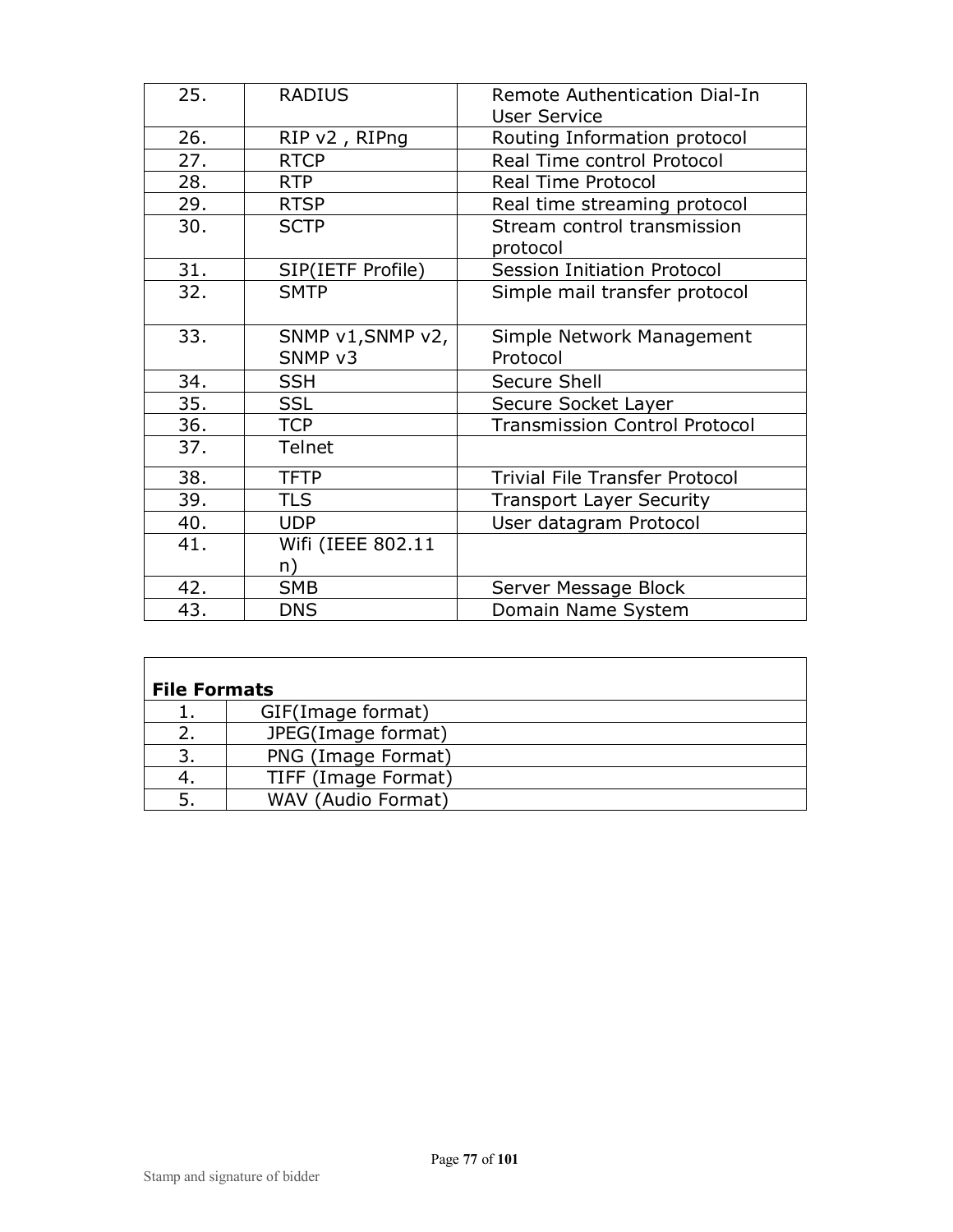| | | |
|---|---|---|
| 25. | RADIUS | Remote Authentication Dial-In User Service |
| 26. | RIP v2 , RIPng | Routing Information protocol |
| 27. | RTCP | Real Time control Protocol |
| 28. | RTP | Real Time Protocol |
| 29. | RTSP | Real time streaming protocol |
| 30. | SCTP | Stream control transmission protocol |
| 31. | SIP(IETF Profile) | Session Initiation Protocol |
| 32. | SMTP | Simple mail transfer protocol |
| 33. | SNMP v1,SNMP v2, SNMP v3 | Simple Network Management Protocol |
| 34. | SSH | Secure Shell |
| 35. | SSL | Secure Socket Layer |
| 36. | TCP | Transmission Control Protocol |
| 37. | Telnet | |
| 38. | TFTP | Trivial File Transfer Protocol |
| 39. | TLS | Transport Layer Security |
| 40. | UDP | User datagram Protocol |
| 41. | Wifi (IEEE 802.11 n) | |
| 42. | SMB | Server Message Block |
| 43. | DNS | Domain Name System |

| **File Formats** | |
|---|---|
| 1. | GIF(Image format) |
| 2. | JPEG(Image format) |
| 3. | PNG (Image Format) |
| 4. | TIFF (Image Format) |
| 5. | WAV (Audio Format) |

Stamp and signature of bidder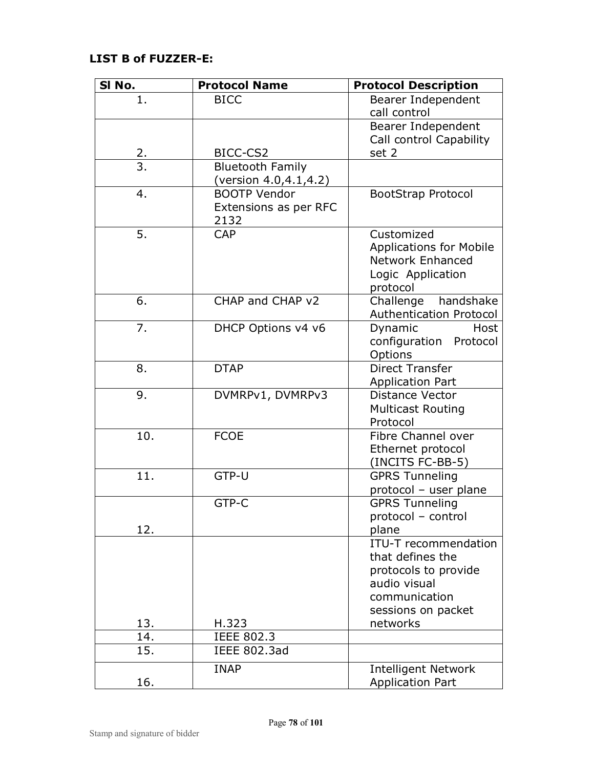**LIST B of FUZZER-E:**

| Sl No. | Protocol Name | Protocol Description |
|---|---|---|
| 1. | BICC | Bearer Independent call control |
| 2. | BICC-CS2 | Bearer Independent Call control Capability set 2 |
| 3. | Bluetooth Family (version 4.0,4.1,4.2) | |
| 4. | BOOTP Vendor Extensions as per RFC 2132 | BootStrap Protocol |
| 5. | CAP | Customized Applications for Mobile Network Enhanced Logic Application protocol |
| 6. | CHAP and CHAP v2 | Challenge handshake Authentication Protocol |
| 7. | DHCP Options v4 v6 | Dynamic Host configuration Protocol Options |
| 8. | DTAP | Direct Transfer Application Part |
| 9. | DVMRPv1, DVMRPv3 | Distance Vector Multicast Routing Protocol |
| 10. | FCOE | Fibre Channel over Ethernet protocol (INCITS FC-BB-5) |
| 11. | GTP-U | GPRS Tunneling protocol – user plane |
| 12. | GTP-C | GPRS Tunneling protocol – control plane |
| 13. | H.323 | ITU-T recommendation that defines the protocols to provide audio visual communication sessions on packet networks |
| 14. | IEEE 802.3 | |
| 15. | IEEE 802.3ad | |
| 16. | INAP | Intelligent Network Application Part |

Stamp and signature of bidder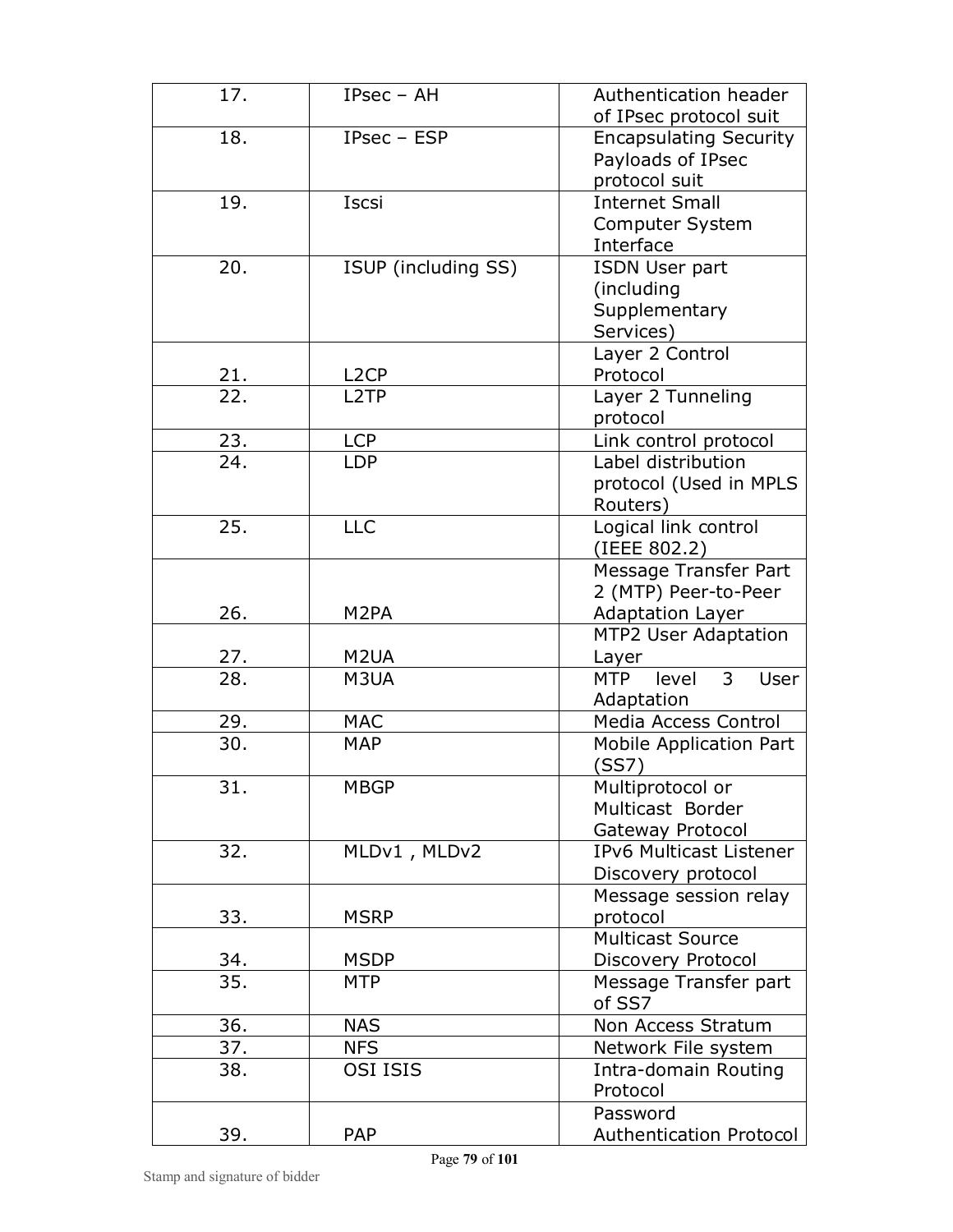| 17. | IPsec – AH | Authentication header of IPsec protocol suit |
|---|---|---|
| 18. | IPsec – ESP | Encapsulating Security Payloads of IPsec protocol suit |
| 19. | Iscsi | Internet Small Computer System Interface |
| 20. | ISUP (including SS) | ISDN User part (including Supplementary Services) |
| 21. | L2CP | Layer 2 Control Protocol |
| 22. | L2TP | Layer 2 Tunneling protocol |
| 23. | LCP | Link control protocol |
| 24. | LDP | Label distribution protocol (Used in MPLS Routers) |
| 25. | LLC | Logical link control (IEEE 802.2) |
| 26. | M2PA | Message Transfer Part 2 (MTP) Peer-to-Peer Adaptation Layer |
| 27. | M2UA | MTP2 User Adaptation Layer |
| 28. | M3UA | MTP level 3 User Adaptation |
| 29. | MAC | Media Access Control |
| 30. | MAP | Mobile Application Part (SS7) |
| 31. | MBGP | Multiprotocol or Multicast Border Gateway Protocol |
| 32. | MLDv1 , MLDv2 | IPv6 Multicast Listener Discovery protocol |
| 33. | MSRP | Message session relay protocol |
| 34. | MSDP | Multicast Source Discovery Protocol |
| 35. | MTP | Message Transfer part of SS7 |
| 36. | NAS | Non Access Stratum |
| 37. | NFS | Network File system |
| 38. | OSI ISIS | Intra-domain Routing Protocol |
| 39. | PAP | Password Authentication Protocol |

Stamp and signature of bidder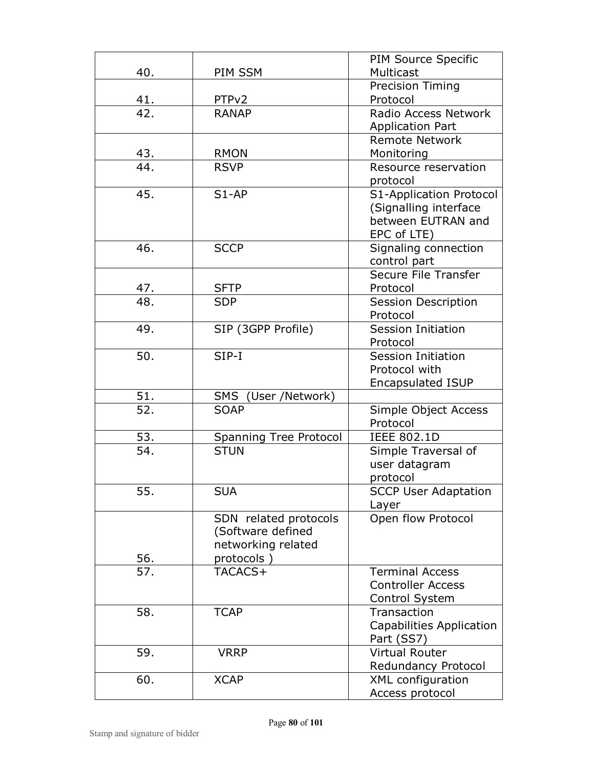| | | |
|---|---|---|
| 40. | PIM SSM | PIM Source Specific Multicast |
| 41. | PTPv2 | Precision Timing Protocol |
| 42. | RANAP | Radio Access Network Application Part |
| 43. | RMON | Remote Network Monitoring |
| 44. | RSVP | Resource reservation protocol |
| 45. | S1-AP | S1-Application Protocol (Signalling interface between EUTRAN and EPC of LTE) |
| 46. | SCCP | Signaling connection control part |
| 47. | SFTP | Secure File Transfer Protocol |
| 48. | SDP | Session Description Protocol |
| 49. | SIP (3GPP Profile) | Session Initiation Protocol |
| 50. | SIP-I | Session Initiation Protocol with Encapsulated ISUP |
| 51. | SMS (User /Network) | |
| 52. | SOAP | Simple Object Access Protocol |
| 53. | Spanning Tree Protocol | IEEE 802.1D |
| 54. | STUN | Simple Traversal of user datagram protocol |
| 55. | SUA | SCCP User Adaptation Layer |
| 56. | SDN related protocols (Software defined networking related protocols ) | Open flow Protocol |
| 57. | TACACS+ | Terminal Access Controller Access Control System |
| 58. | TCAP | Transaction Capabilities Application Part (SS7) |
| 59. | VRRP | Virtual Router Redundancy Protocol |
| 60. | XCAP | XML configuration Access protocol |

Stamp and signature of bidder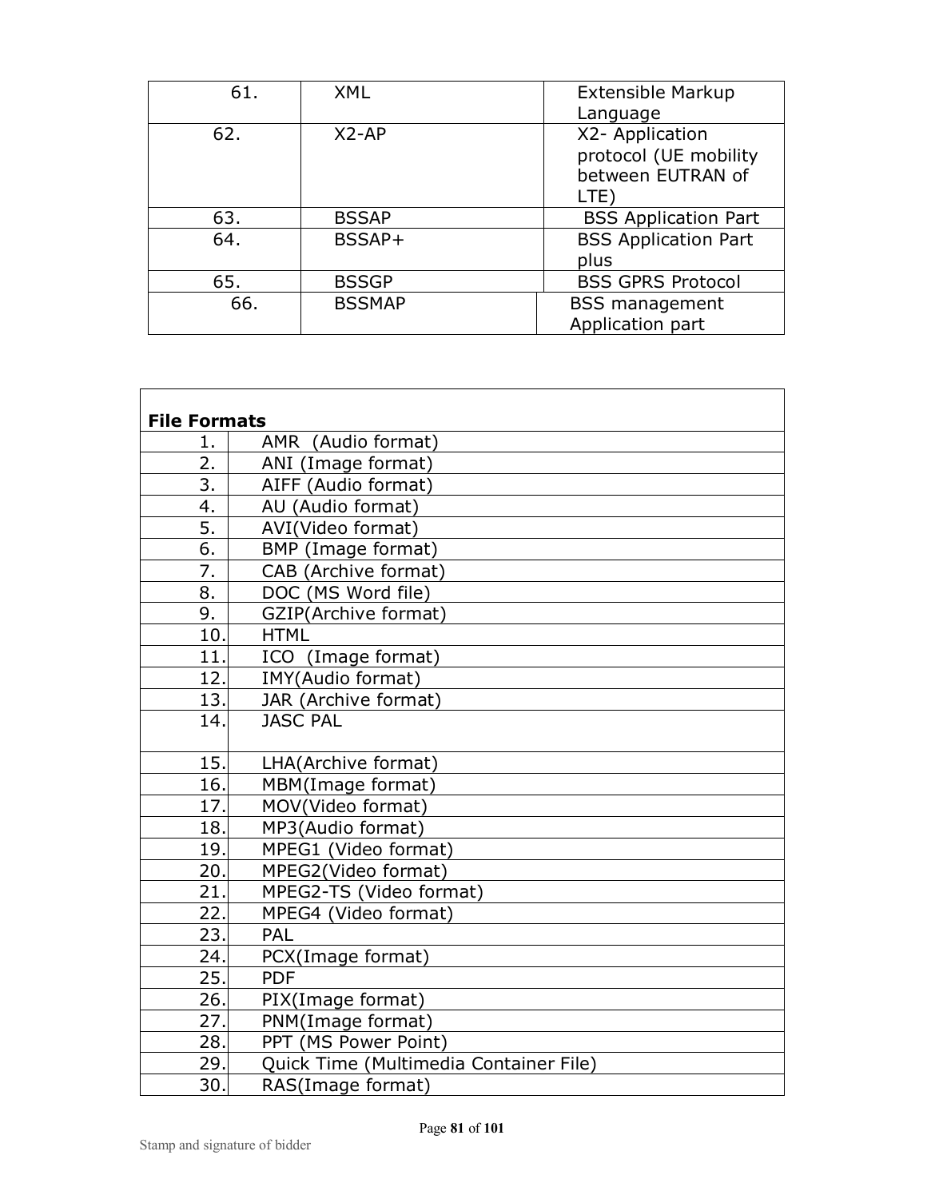| 61. | XML | Extensible Markup Language |
|---|---|---|
| 62. | X2-AP | X2- Application protocol (UE mobility between EUTRAN of LTE) |
| 63. | BSSAP | BSS Application Part |
| 64. | BSSAP+ | BSS Application Part plus |
| 65. | BSSGP | BSS GPRS Protocol |
| 66. | BSSMAP | BSS management Application part |

| **File Formats** | |
|---|---|
| 1. | AMR (Audio format) |
| 2. | ANI (Image format) |
| 3. | AIFF (Audio format) |
| 4. | AU (Audio format) |
| 5. | AVI(Video format) |
| 6. | BMP (Image format) |
| 7. | CAB (Archive format) |
| 8. | DOC (MS Word file) |
| 9. | GZIP(Archive format) |
| 10. | HTML |
| 11. | ICO (Image format) |
| 12. | IMY(Audio format) |
| 13. | JAR (Archive format) |
| 14. | JASC PAL |
| 15. | LHA(Archive format) |
| 16. | MBM(Image format) |
| 17. | MOV(Video format) |
| 18. | MP3(Audio format) |
| 19. | MPEG1 (Video format) |
| 20. | MPEG2(Video format) |
| 21. | MPEG2-TS (Video format) |
| 22. | MPEG4 (Video format) |
| 23. | PAL |
| 24. | PCX(Image format) |
| 25. | PDF |
| 26. | PIX(Image format) |
| 27. | PNM(Image format) |
| 28. | PPT (MS Power Point) |
| 29. | Quick Time (Multimedia Container File) |
| 30. | RAS(Image format) |

Stamp and signature of bidder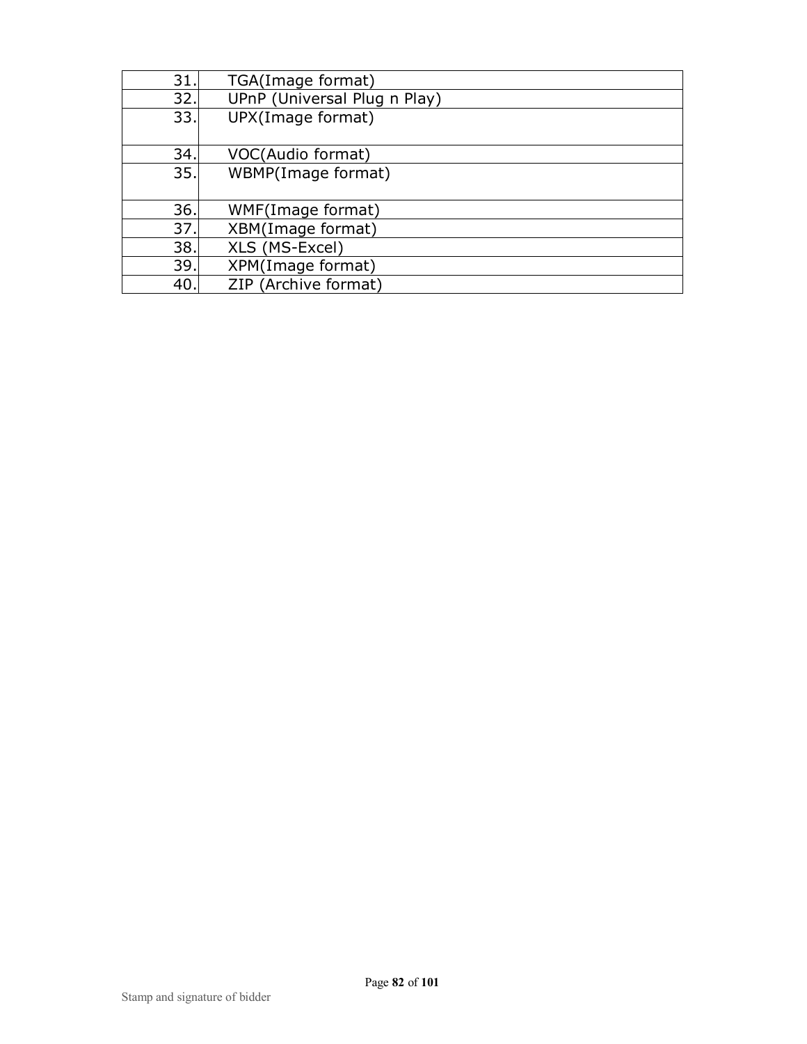| | |
|---|---|
| 31. | TGA(Image format) |
| 32. | UPnP (Universal Plug n Play) |
| 33. | UPX(Image format) |
| 34. | VOC(Audio format) |
| 35. | WBMP(Image format) |
| 36. | WMF(Image format) |
| 37. | XBM(Image format) |
| 38. | XLS (MS-Excel) |
| 39. | XPM(Image format) |
| 40. | ZIP (Archive format) |

Stamp and signature of bidder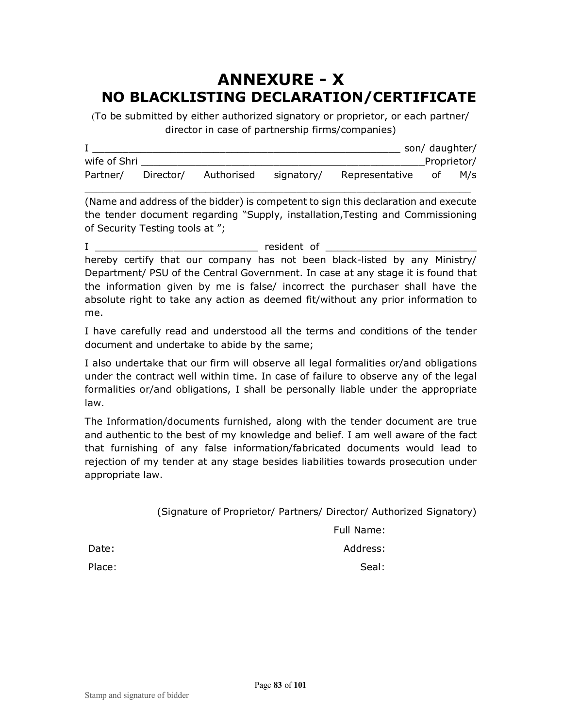# ANNEXURE - X

## NO BLACKLISTING DECLARATION/CERTIFICATE

(To be submitted by either authorized signatory or proprietor, or each partner/ director in case of partnership firms/companies)

I ____________________________________________________ son/ daughter/ wife of Shri _________________________________________________Proprietor/ Partner/ Director/ Authorised signatory/ Representative of M/s ______________________________________________________________________ (Name and address of the bidder) is competent to sign this declaration and execute the tender document regarding "Supply, installation,Testing and Commissioning of Security Testing tools at ";

I ____________________________ resident of _________________________ hereby certify that our company has not been black-listed by any Ministry/ Department/ PSU of the Central Government. In case at any stage it is found that the information given by me is false/ incorrect the purchaser shall have the absolute right to take any action as deemed fit/without any prior information to me.

I have carefully read and understood all the terms and conditions of the tender document and undertake to abide by the same;

I also undertake that our firm will observe all legal formalities or/and obligations under the contract well within time. In case of failure to observe any of the legal formalities or/and obligations, I shall be personally liable under the appropriate law.

The Information/documents furnished, along with the tender document are true and authentic to the best of my knowledge and belief. I am well aware of the fact that furnishing of any false information/fabricated documents would lead to rejection of my tender at any stage besides liabilities towards prosecution under appropriate law.

(Signature of Proprietor/ Partners/ Director/ Authorized Signatory)

Full Name:

Date:

Address:

Place:

Seal:

Stamp and signature of bidder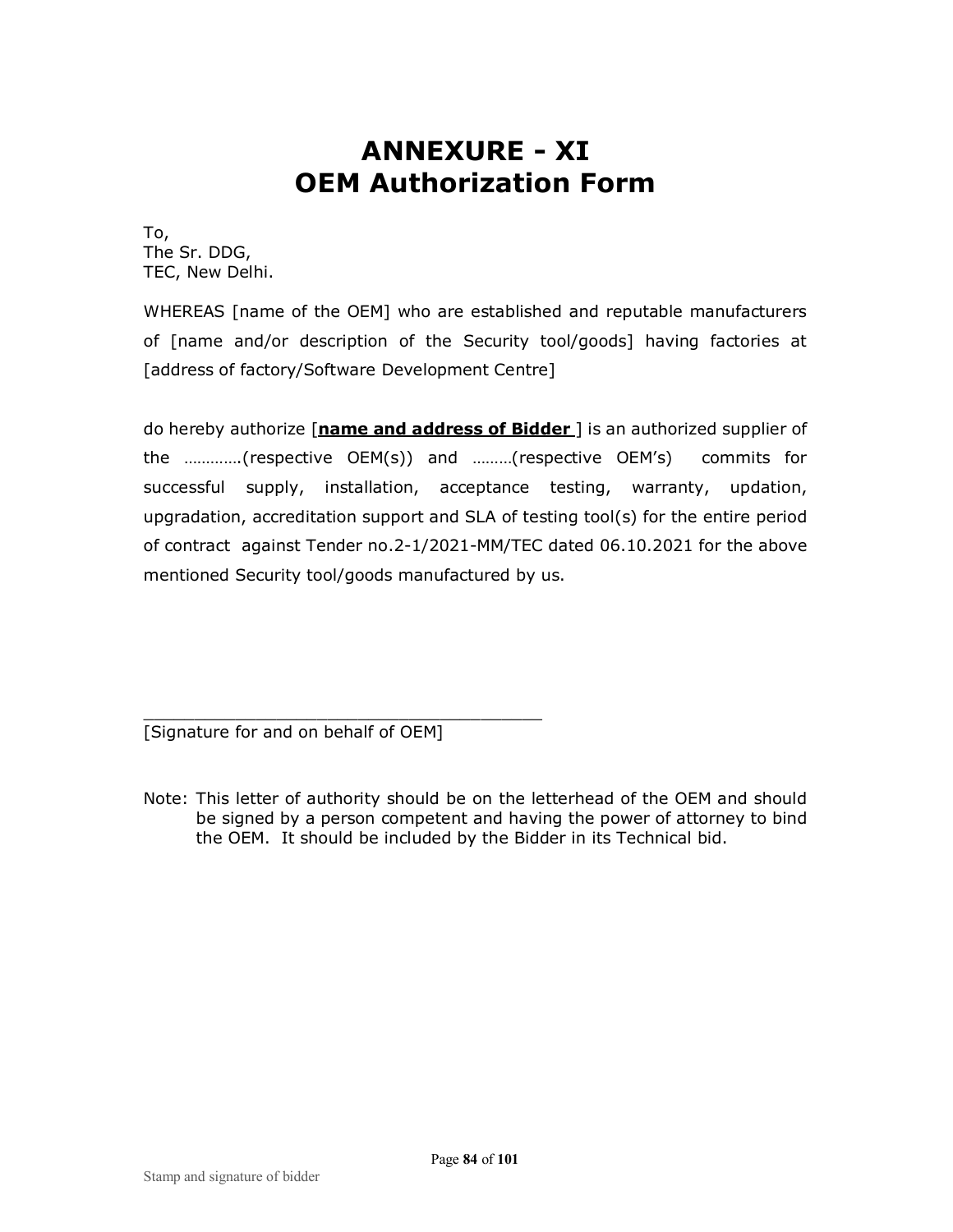# ANNEXURE - XI
# OEM Authorization Form

To,
The Sr. DDG,
TEC, New Delhi.

WHEREAS [name of the OEM] who are established and reputable manufacturers of [name and/or description of the Security tool/goods] having factories at [address of factory/Software Development Centre]

do hereby authorize [**name and address of Bidder** ] is an authorized supplier of the ………….(respective OEM(s)) and ………(respective OEM's) commits for successful supply, installation, acceptance testing, warranty, updation, upgradation, accreditation support and SLA of testing tool(s) for the entire period of contract against Tender no.2-1/2021-MM/TEC dated 06.10.2021 for the above mentioned Security tool/goods manufactured by us.

\_\_\_\_\_\_\_\_\_\_\_\_\_\_\_\_\_\_\_\_\_\_\_\_\_\_\_\_\_\_\_\_\_\_\_\_\_\_\_\_
[Signature for and on behalf of OEM]

Note: This letter of authority should be on the letterhead of the OEM and should be signed by a person competent and having the power of attorney to bind the OEM. It should be included by the Bidder in its Technical bid.

Stamp and signature of bidder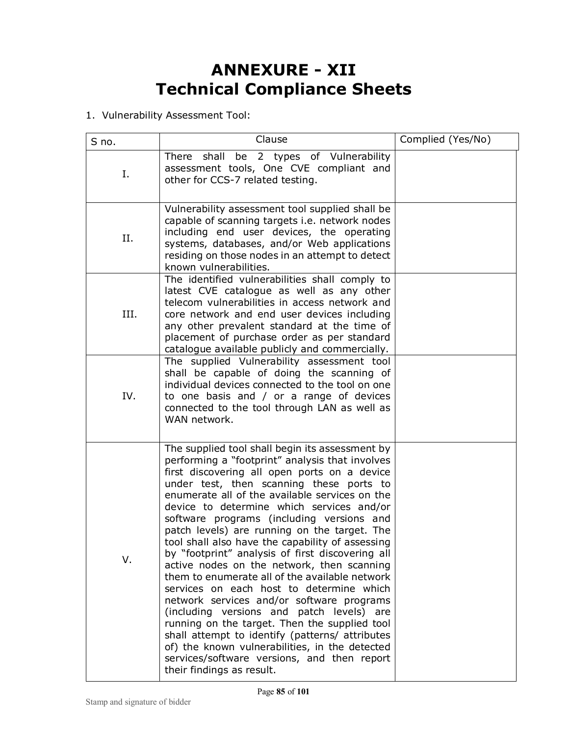# ANNEXURE - XII
# Technical Compliance Sheets

1. Vulnerability Assessment Tool:

| S no. | Clause | Complied (Yes/No) |
|---|---|---|
| I. | There shall be 2 types of Vulnerability assessment tools, One CVE compliant and other for CCS-7 related testing. | |
| II. | Vulnerability assessment tool supplied shall be capable of scanning targets i.e. network nodes including end user devices, the operating systems, databases, and/or Web applications residing on those nodes in an attempt to detect known vulnerabilities. | |
| III. | The identified vulnerabilities shall comply to latest CVE catalogue as well as any other telecom vulnerabilities in access network and core network and end user devices including any other prevalent standard at the time of placement of purchase order as per standard catalogue available publicly and commercially. | |
| IV. | The supplied Vulnerability assessment tool shall be capable of doing the scanning of individual devices connected to the tool on one to one basis and / or a range of devices connected to the tool through LAN as well as WAN network. | |
| V. | The supplied tool shall begin its assessment by performing a "footprint" analysis that involves first discovering all open ports on a device under test, then scanning these ports to enumerate all of the available services on the device to determine which services and/or software programs (including versions and patch levels) are running on the target. The tool shall also have the capability of assessing by "footprint" analysis of first discovering all active nodes on the network, then scanning them to enumerate all of the available network services on each host to determine which network services and/or software programs (including versions and patch levels) are running on the target. Then the supplied tool shall attempt to identify (patterns/ attributes of) the known vulnerabilities, in the detected services/software versions, and then report their findings as result. | |

Stamp and signature of bidder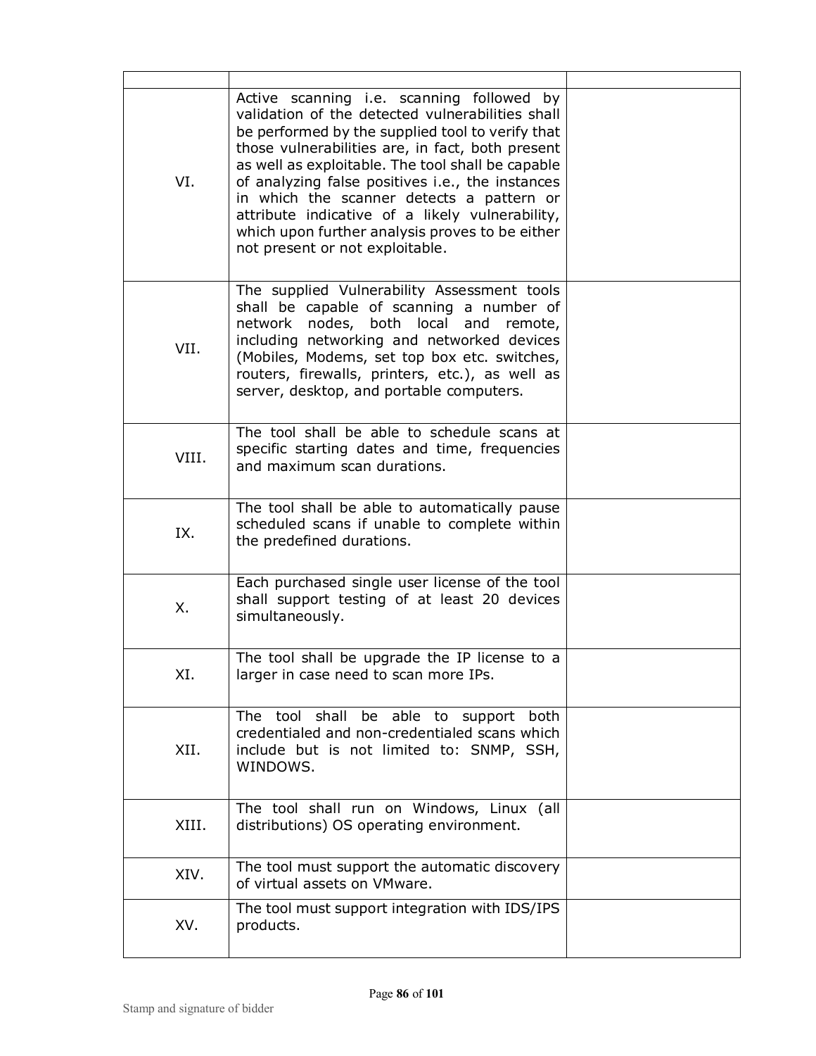| | | |
|---|---|---|
| VI. | Active scanning i.e. scanning followed by validation of the detected vulnerabilities shall be performed by the supplied tool to verify that those vulnerabilities are, in fact, both present as well as exploitable. The tool shall be capable of analyzing false positives i.e., the instances in which the scanner detects a pattern or attribute indicative of a likely vulnerability, which upon further analysis proves to be either not present or not exploitable. | |
| VII. | The supplied Vulnerability Assessment tools shall be capable of scanning a number of network nodes, both local and remote, including networking and networked devices (Mobiles, Modems, set top box etc. switches, routers, firewalls, printers, etc.), as well as server, desktop, and portable computers. | |
| VIII. | The tool shall be able to schedule scans at specific starting dates and time, frequencies and maximum scan durations. | |
| IX. | The tool shall be able to automatically pause scheduled scans if unable to complete within the predefined durations. | |
| X. | Each purchased single user license of the tool shall support testing of at least 20 devices simultaneously. | |
| XI. | The tool shall be upgrade the IP license to a larger in case need to scan more IPs. | |
| XII. | The tool shall be able to support both credentialed and non-credentialed scans which include but is not limited to: SNMP, SSH, WINDOWS. | |
| XIII. | The tool shall run on Windows, Linux (all distributions) OS operating environment. | |
| XIV. | The tool must support the automatic discovery of virtual assets on VMware. | |
| XV. | The tool must support integration with IDS/IPS products. | |

Stamp and signature of bidder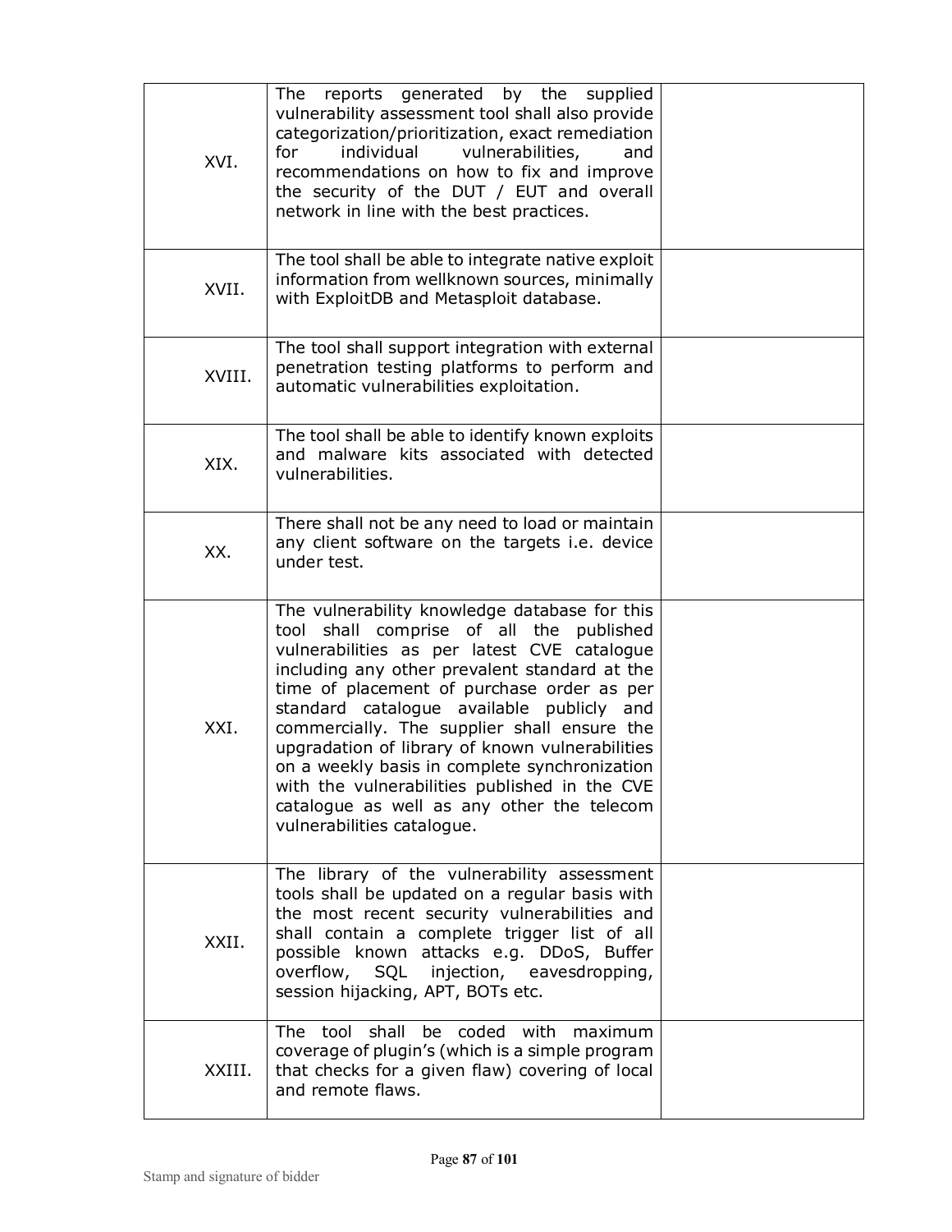| | | |
|---|---|---|
| XVI. | The reports generated by the supplied vulnerability assessment tool shall also provide categorization/prioritization, exact remediation for individual vulnerabilities, and recommendations on how to fix and improve the security of the DUT / EUT and overall network in line with the best practices. | |
| XVII. | The tool shall be able to integrate native exploit information from wellknown sources, minimally with ExploitDB and Metasploit database. | |
| XVIII. | The tool shall support integration with external penetration testing platforms to perform and automatic vulnerabilities exploitation. | |
| XIX. | The tool shall be able to identify known exploits and malware kits associated with detected vulnerabilities. | |
| XX. | There shall not be any need to load or maintain any client software on the targets i.e. device under test. | |
| XXI. | The vulnerability knowledge database for this tool shall comprise of all the published vulnerabilities as per latest CVE catalogue including any other prevalent standard at the time of placement of purchase order as per standard catalogue available publicly and commercially. The supplier shall ensure the upgradation of library of known vulnerabilities on a weekly basis in complete synchronization with the vulnerabilities published in the CVE catalogue as well as any other the telecom vulnerabilities catalogue. | |
| XXII. | The library of the vulnerability assessment tools shall be updated on a regular basis with the most recent security vulnerabilities and shall contain a complete trigger list of all possible known attacks e.g. DDoS, Buffer overflow, SQL injection, eavesdropping, session hijacking, APT, BOTs etc. | |
| XXIII. | The tool shall be coded with maximum coverage of plugin's (which is a simple program that checks for a given flaw) covering of local and remote flaws. | |

Stamp and signature of bidder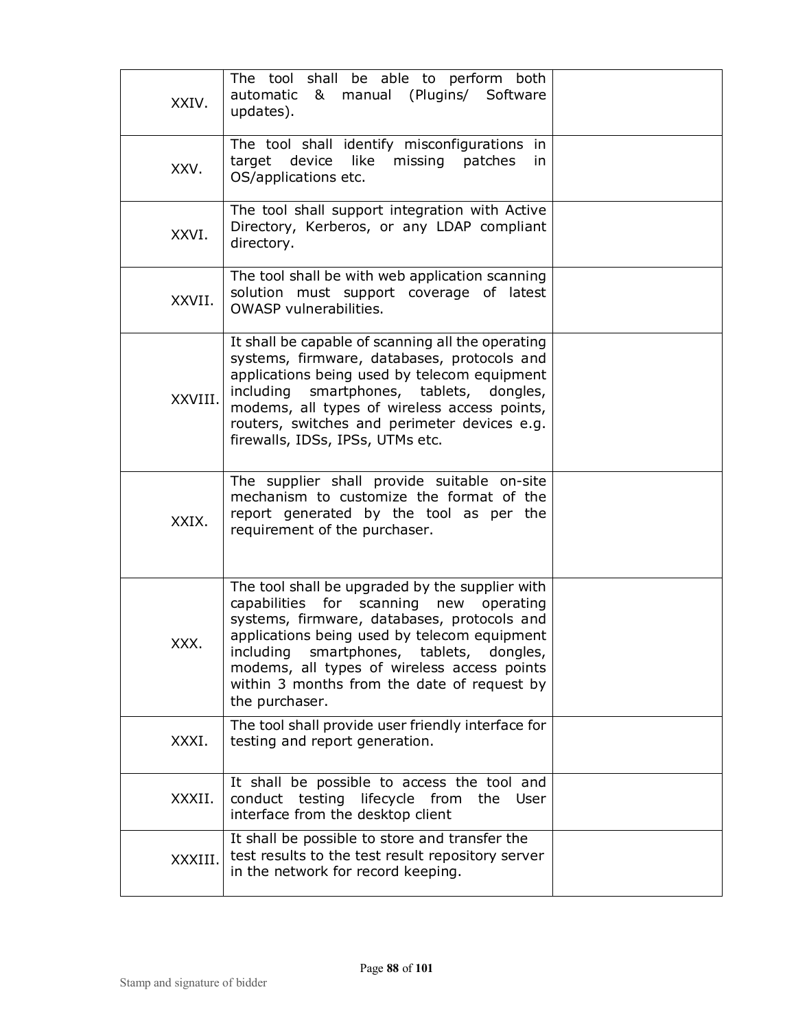| | | |
|---|---|---|
| XXIV. | The tool shall be able to perform both automatic & manual (Plugins/ Software updates). | |
| XXV. | The tool shall identify misconfigurations in target device like missing patches in OS/applications etc. | |
| XXVI. | The tool shall support integration with Active Directory, Kerberos, or any LDAP compliant directory. | |
| XXVII. | The tool shall be with web application scanning solution must support coverage of latest OWASP vulnerabilities. | |
| XXVIII. | It shall be capable of scanning all the operating systems, firmware, databases, protocols and applications being used by telecom equipment including smartphones, tablets, dongles, modems, all types of wireless access points, routers, switches and perimeter devices e.g. firewalls, IDSs, IPSs, UTMs etc. | |
| XXIX. | The supplier shall provide suitable on-site mechanism to customize the format of the report generated by the tool as per the requirement of the purchaser. | |
| XXX. | The tool shall be upgraded by the supplier with capabilities for scanning new operating systems, firmware, databases, protocols and applications being used by telecom equipment including smartphones, tablets, dongles, modems, all types of wireless access points within 3 months from the date of request by the purchaser. | |
| XXXI. | The tool shall provide user friendly interface for testing and report generation. | |
| XXXII. | It shall be possible to access the tool and conduct testing lifecycle from the User interface from the desktop client | |
| XXXIII. | It shall be possible to store and transfer the test results to the test result repository server in the network for record keeping. | |

Stamp and signature of bidder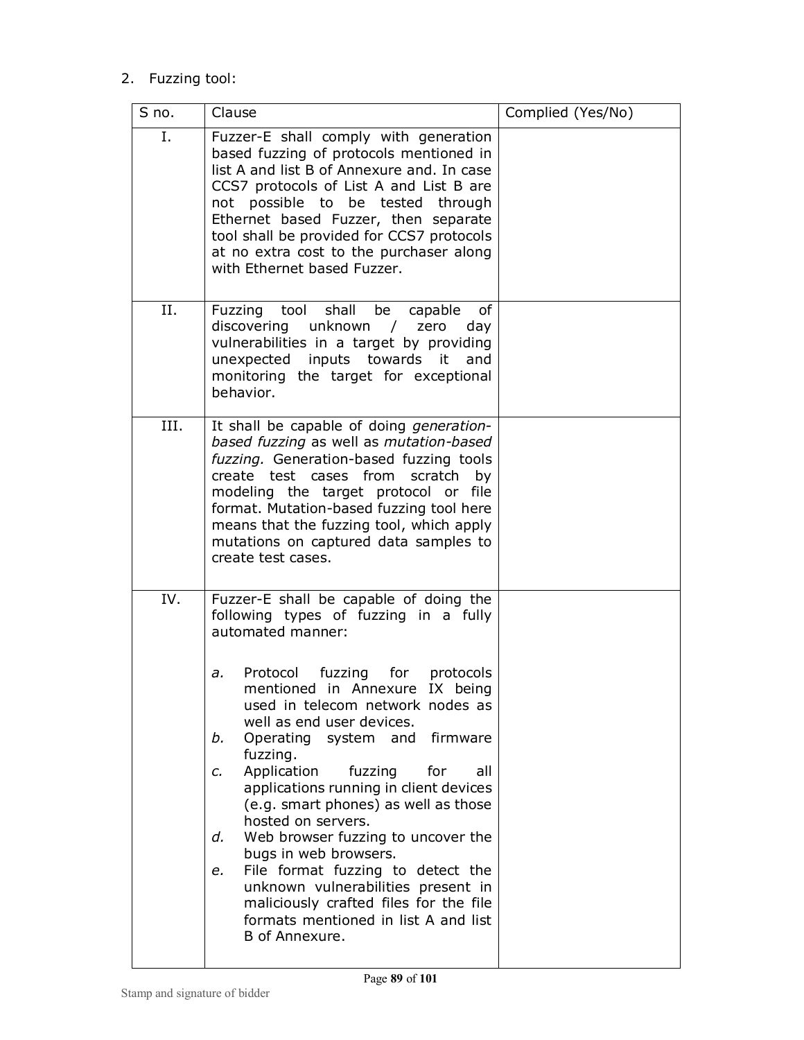2. Fuzzing tool:

| S no. | Clause | Complied (Yes/No) |
|---|---|---|
| I. | Fuzzer-E shall comply with generation based fuzzing of protocols mentioned in list A and list B of Annexure and. In case CCS7 protocols of List A and List B are not possible to be tested through Ethernet based Fuzzer, then separate tool shall be provided for CCS7 protocols at no extra cost to the purchaser along with Ethernet based Fuzzer. | |
| II. | Fuzzing tool shall be capable of discovering unknown / zero day vulnerabilities in a target by providing unexpected inputs towards it and monitoring the target for exceptional behavior. | |
| III. | It shall be capable of doing *generation-based fuzzing* as well as *mutation-based fuzzing.* Generation-based fuzzing tools create test cases from scratch by modeling the target protocol or file format. Mutation-based fuzzing tool here means that the fuzzing tool, which apply mutations on captured data samples to create test cases. | |
| IV. | Fuzzer-E shall be capable of doing the following types of fuzzing in a fully automated manner:<br><br>*a.* Protocol fuzzing for protocols mentioned in Annexure IX being used in telecom network nodes as well as end user devices.<br>*b.* Operating system and firmware fuzzing.<br>*c.* Application fuzzing for all applications running in client devices (e.g. smart phones) as well as those hosted on servers.<br>*d.* Web browser fuzzing to uncover the bugs in web browsers.<br>*e.* File format fuzzing to detect the unknown vulnerabilities present in maliciously crafted files for the file formats mentioned in list A and list B of Annexure. | |

Stamp and signature of bidder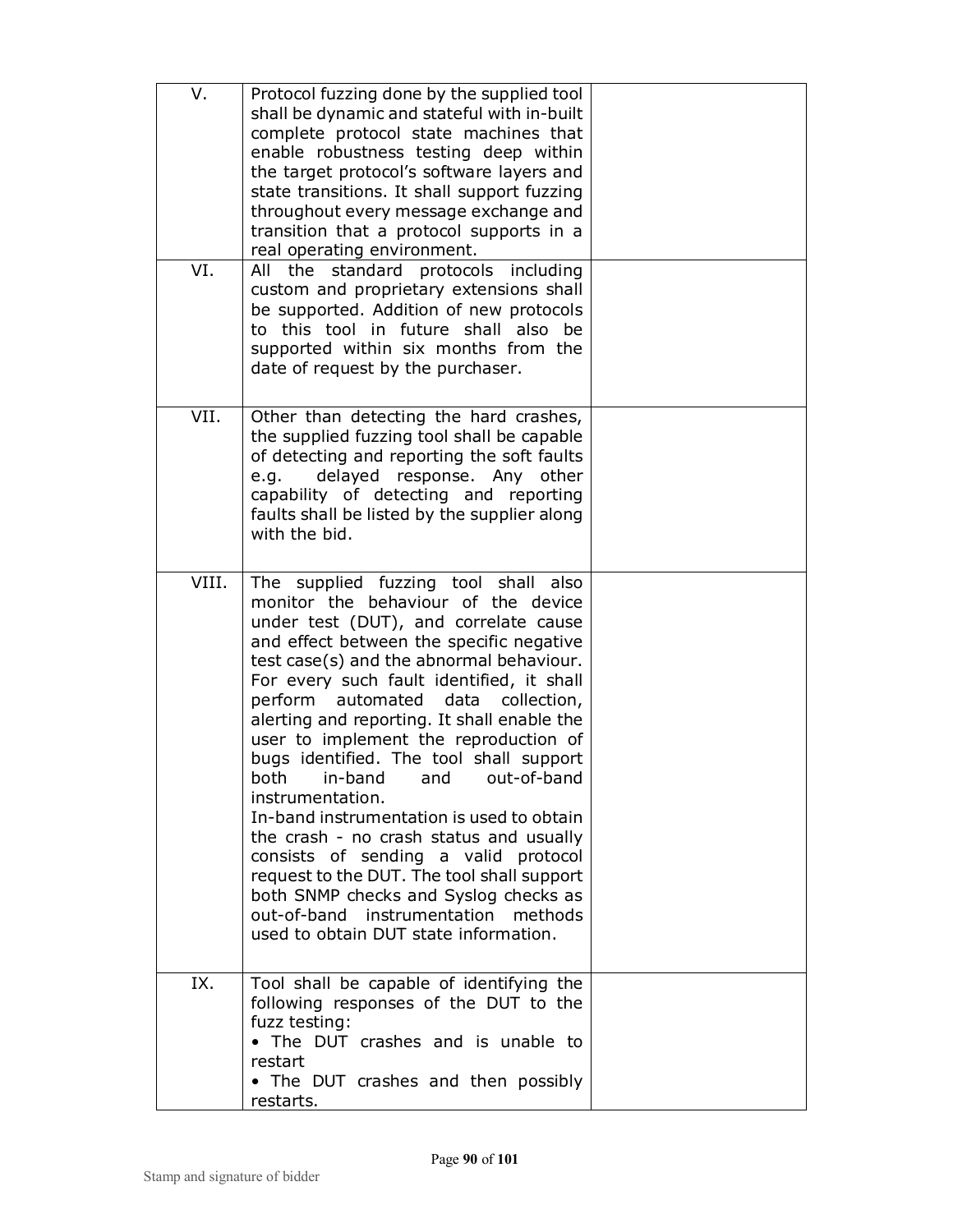| | | |
|---|---|---|
| V. | Protocol fuzzing done by the supplied tool shall be dynamic and stateful with in-built complete protocol state machines that enable robustness testing deep within the target protocol's software layers and state transitions. It shall support fuzzing throughout every message exchange and transition that a protocol supports in a real operating environment. | |
| VI. | All the standard protocols including custom and proprietary extensions shall be supported. Addition of new protocols to this tool in future shall also be supported within six months from the date of request by the purchaser. | |
| VII. | Other than detecting the hard crashes, the supplied fuzzing tool shall be capable of detecting and reporting the soft faults e.g. delayed response. Any other capability of detecting and reporting faults shall be listed by the supplier along with the bid. | |
| VIII. | The supplied fuzzing tool shall also monitor the behaviour of the device under test (DUT), and correlate cause and effect between the specific negative test case(s) and the abnormal behaviour. For every such fault identified, it shall perform automated data collection, alerting and reporting. It shall enable the user to implement the reproduction of bugs identified. The tool shall support both in-band and out-of-band instrumentation.<br>In-band instrumentation is used to obtain the crash - no crash status and usually consists of sending a valid protocol request to the DUT. The tool shall support both SNMP checks and Syslog checks as out-of-band instrumentation methods used to obtain DUT state information. | |
| IX. | Tool shall be capable of identifying the following responses of the DUT to the fuzz testing:<br>• The DUT crashes and is unable to restart<br>• The DUT crashes and then possibly restarts. | |

Stamp and signature of bidder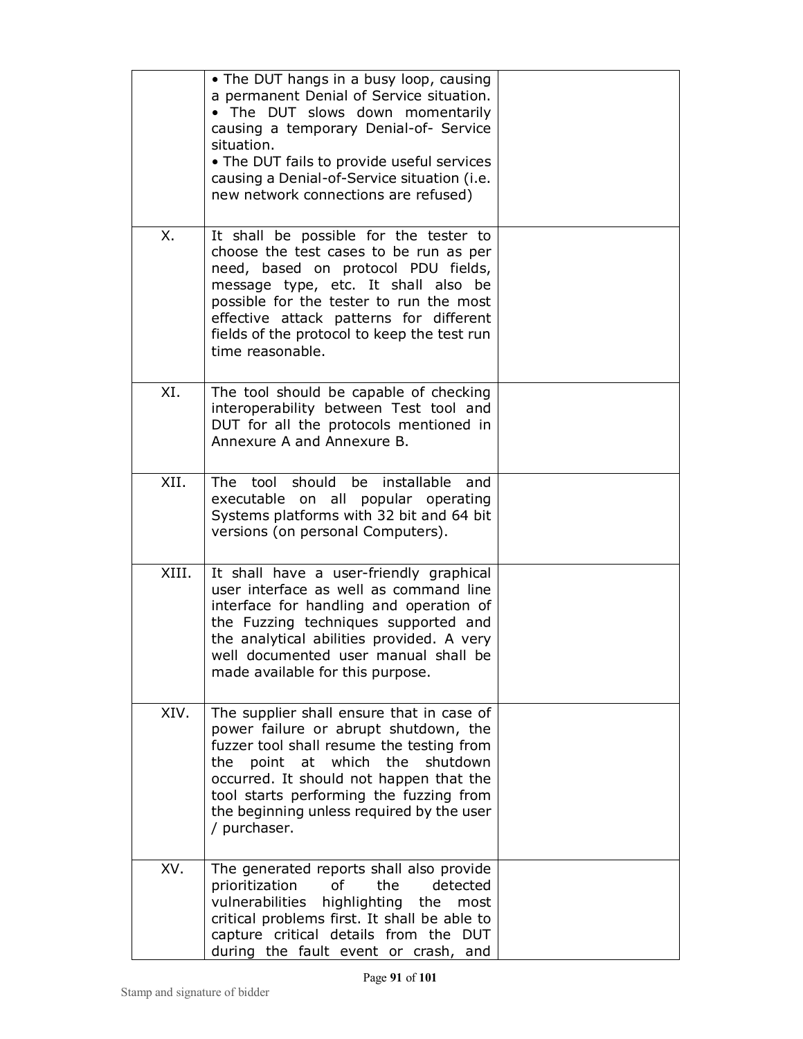| | | |
|---|---|---|
| | • The DUT hangs in a busy loop, causing a permanent Denial of Service situation.<br>• The DUT slows down momentarily causing a temporary Denial-of- Service situation.<br>• The DUT fails to provide useful services causing a Denial-of-Service situation (i.e. new network connections are refused) | |
| X. | It shall be possible for the tester to choose the test cases to be run as per need, based on protocol PDU fields, message type, etc. It shall also be possible for the tester to run the most effective attack patterns for different fields of the protocol to keep the test run time reasonable. | |
| XI. | The tool should be capable of checking interoperability between Test tool and DUT for all the protocols mentioned in Annexure A and Annexure B. | |
| XII. | The tool should be installable and executable on all popular operating Systems platforms with 32 bit and 64 bit versions (on personal Computers). | |
| XIII. | It shall have a user-friendly graphical user interface as well as command line interface for handling and operation of the Fuzzing techniques supported and the analytical abilities provided. A very well documented user manual shall be made available for this purpose. | |
| XIV. | The supplier shall ensure that in case of power failure or abrupt shutdown, the fuzzer tool shall resume the testing from the point at which the shutdown occurred. It should not happen that the tool starts performing the fuzzing from the beginning unless required by the user / purchaser. | |
| XV. | The generated reports shall also provide prioritization of the detected vulnerabilities highlighting the most critical problems first. It shall be able to capture critical details from the DUT during the fault event or crash, and | |

Stamp and signature of bidder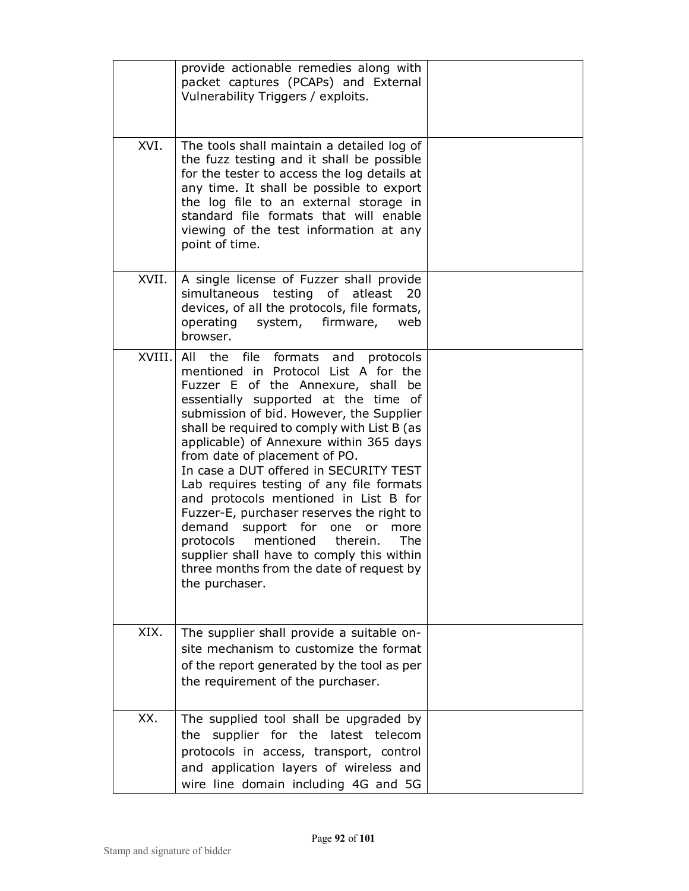| | | |
|---|---|---|
| | provide actionable remedies along with packet captures (PCAPs) and External Vulnerability Triggers / exploits. | |
| XVI. | The tools shall maintain a detailed log of the fuzz testing and it shall be possible for the tester to access the log details at any time. It shall be possible to export the log file to an external storage in standard file formats that will enable viewing of the test information at any point of time. | |
| XVII. | A single license of Fuzzer shall provide simultaneous testing of atleast 20 devices, of all the protocols, file formats, operating system, firmware, web browser. | |
| XVIII. | All the file formats and protocols mentioned in Protocol List A for the Fuzzer E of the Annexure, shall be essentially supported at the time of submission of bid. However, the Supplier shall be required to comply with List B (as applicable) of Annexure within 365 days from date of placement of PO.<br>In case a DUT offered in SECURITY TEST Lab requires testing of any file formats and protocols mentioned in List B for Fuzzer-E, purchaser reserves the right to demand support for one or more protocols mentioned therein. The supplier shall have to comply this within three months from the date of request by the purchaser. | |
| XIX. | The supplier shall provide a suitable on-site mechanism to customize the format of the report generated by the tool as per the requirement of the purchaser. | |
| XX. | The supplied tool shall be upgraded by the supplier for the latest telecom protocols in access, transport, control and application layers of wireless and wire line domain including 4G and 5G | |

Stamp and signature of bidder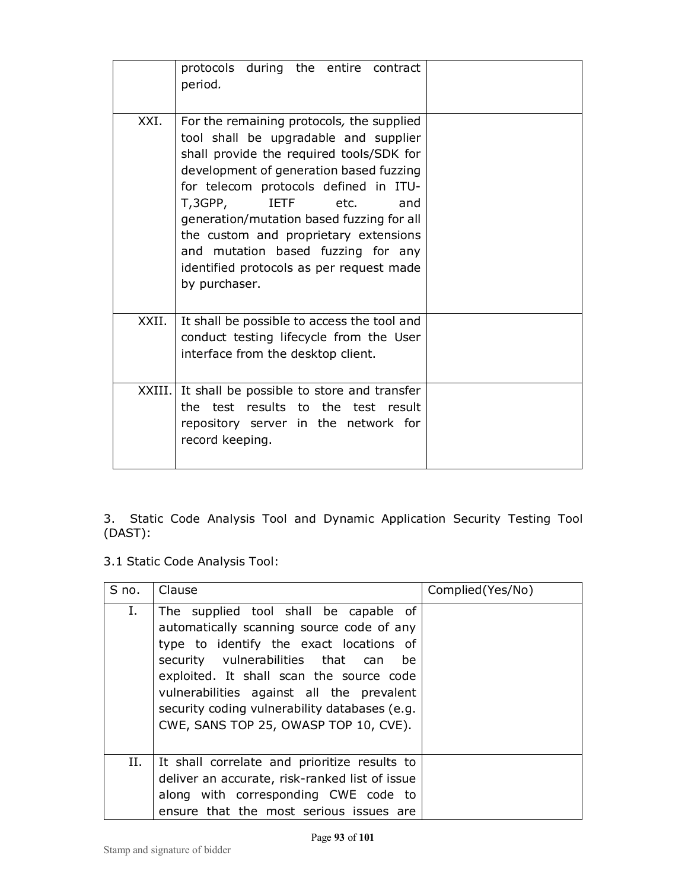| | | |
|---|---|---|
| | protocols during the entire contract period. | |
| XXI. | For the remaining protocols, the supplied tool shall be upgradable and supplier shall provide the required tools/SDK for development of generation based fuzzing for telecom protocols defined in ITU-T,3GPP, IETF etc. and generation/mutation based fuzzing for all the custom and proprietary extensions and mutation based fuzzing for any identified protocols as per request made by purchaser. | |
| XXII. | It shall be possible to access the tool and conduct testing lifecycle from the User interface from the desktop client. | |
| XXIII. | It shall be possible to store and transfer the test results to the test result repository server in the network for record keeping. | |

3. Static Code Analysis Tool and Dynamic Application Security Testing Tool (DAST):

3.1 Static Code Analysis Tool:

| S no. | Clause | Complied(Yes/No) |
|---|---|---|
| I. | The supplied tool shall be capable of automatically scanning source code of any type to identify the exact locations of security vulnerabilities that can be exploited. It shall scan the source code vulnerabilities against all the prevalent security coding vulnerability databases (e.g. CWE, SANS TOP 25, OWASP TOP 10, CVE). | |
| II. | It shall correlate and prioritize results to deliver an accurate, risk-ranked list of issue along with corresponding CWE code to ensure that the most serious issues are | |

Stamp and signature of bidder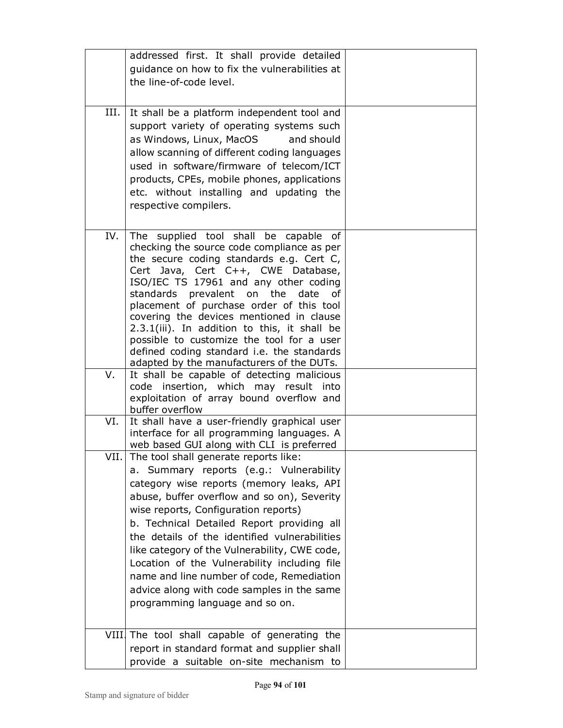| | | |
|---|---|---|
| | addressed first. It shall provide detailed guidance on how to fix the vulnerabilities at the line-of-code level. | |
| III. | It shall be a platform independent tool and support variety of operating systems such as Windows, Linux, MacOS and should allow scanning of different coding languages used in software/firmware of telecom/ICT products, CPEs, mobile phones, applications etc. without installing and updating the respective compilers. | |
| IV. | The supplied tool shall be capable of checking the source code compliance as per the secure coding standards e.g. Cert C, Cert Java, Cert C++, CWE Database, ISO/IEC TS 17961 and any other coding standards prevalent on the date of placement of purchase order of this tool covering the devices mentioned in clause 2.3.1(iii). In addition to this, it shall be possible to customize the tool for a user defined coding standard i.e. the standards adapted by the manufacturers of the DUTs. | |
| V. | It shall be capable of detecting malicious code insertion, which may result into exploitation of array bound overflow and buffer overflow | |
| VI. | It shall have a user-friendly graphical user interface for all programming languages. A web based GUI along with CLI is preferred | |
| VII. | The tool shall generate reports like:<br>a. Summary reports (e.g.: Vulnerability category wise reports (memory leaks, API abuse, buffer overflow and so on), Severity wise reports, Configuration reports)<br>b. Technical Detailed Report providing all the details of the identified vulnerabilities like category of the Vulnerability, CWE code, Location of the Vulnerability including file name and line number of code, Remediation advice along with code samples in the same programming language and so on. | |
| VIII. | The tool shall capable of generating the report in standard format and supplier shall provide a suitable on-site mechanism to | |

Stamp and signature of bidder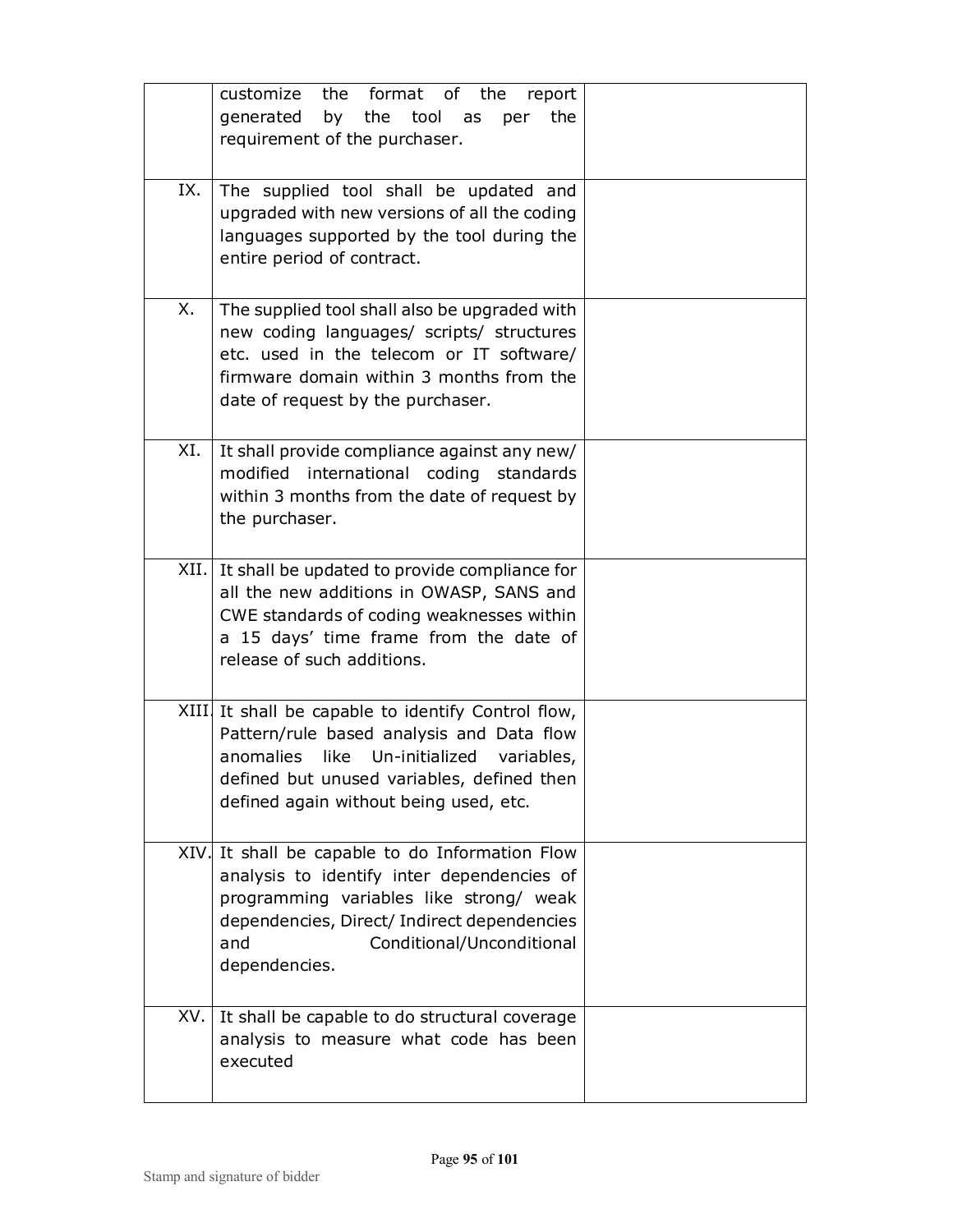| | | |
|---|---|---|
| | customize the format of the report generated by the tool as per the requirement of the purchaser. | |
| IX. | The supplied tool shall be updated and upgraded with new versions of all the coding languages supported by the tool during the entire period of contract. | |
| X. | The supplied tool shall also be upgraded with new coding languages/ scripts/ structures etc. used in the telecom or IT software/ firmware domain within 3 months from the date of request by the purchaser. | |
| XI. | It shall provide compliance against any new/ modified international coding standards within 3 months from the date of request by the purchaser. | |
| XII. | It shall be updated to provide compliance for all the new additions in OWASP, SANS and CWE standards of coding weaknesses within a 15 days' time frame from the date of release of such additions. | |
| XIII. | It shall be capable to identify Control flow, Pattern/rule based analysis and Data flow anomalies like Un-initialized variables, defined but unused variables, defined then defined again without being used, etc. | |
| XIV. | It shall be capable to do Information Flow analysis to identify inter dependencies of programming variables like strong/ weak dependencies, Direct/ Indirect dependencies and Conditional/Unconditional dependencies. | |
| XV. | It shall be capable to do structural coverage analysis to measure what code has been executed | |

Stamp and signature of bidder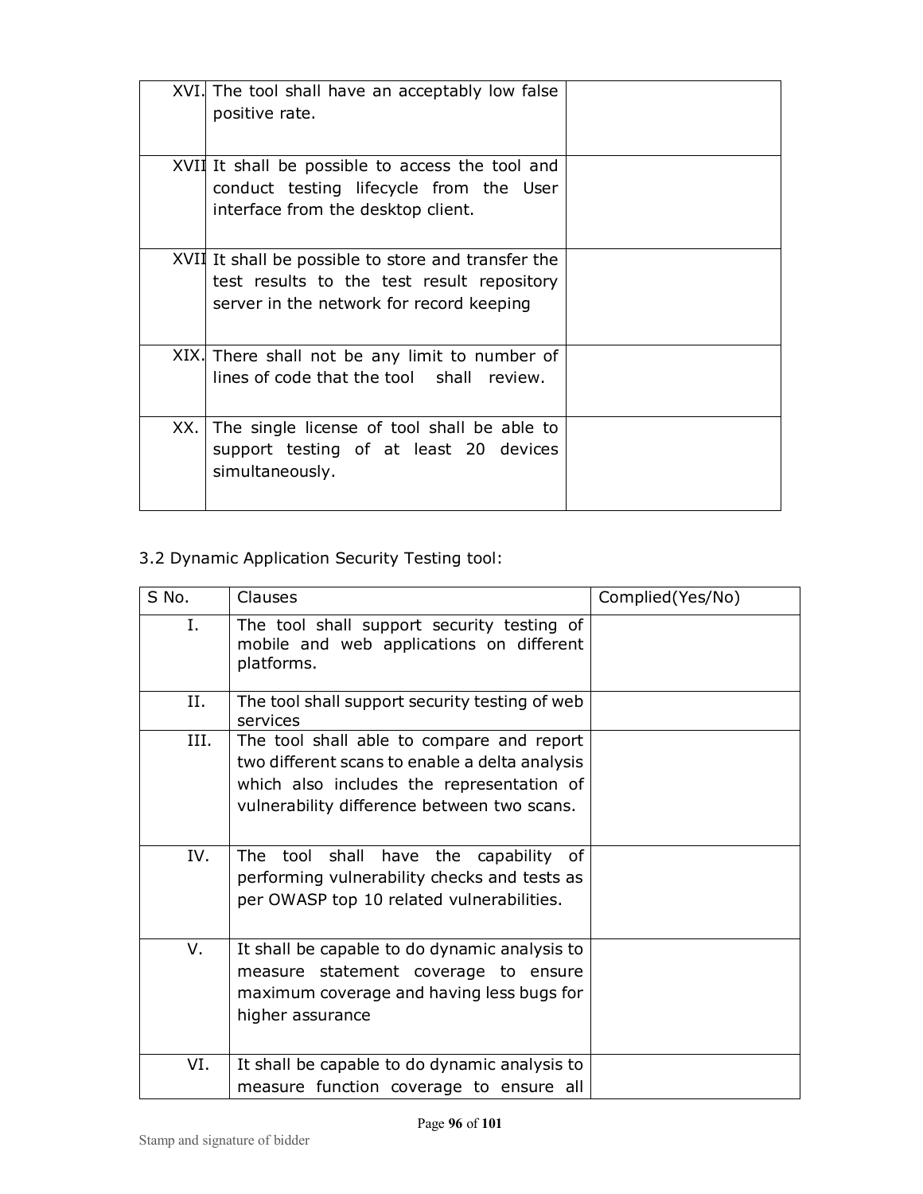| | | |
|---|---|---|
| XVI. | The tool shall have an acceptably low false positive rate. | |
| XVII | It shall be possible to access the tool and conduct testing lifecycle from the User interface from the desktop client. | |
| XVII | It shall be possible to store and transfer the test results to the test result repository server in the network for record keeping | |
| XIX. | There shall not be any limit to number of lines of code that the tool shall review. | |
| XX. | The single license of tool shall be able to support testing of at least 20 devices simultaneously. | |

3.2 Dynamic Application Security Testing tool:

| S No. | Clauses | Complied(Yes/No) |
|---|---|---|
| I. | The tool shall support security testing of mobile and web applications on different platforms. | |
| II. | The tool shall support security testing of web services | |
| III. | The tool shall able to compare and report two different scans to enable a delta analysis which also includes the representation of vulnerability difference between two scans. | |
| IV. | The tool shall have the capability of performing vulnerability checks and tests as per OWASP top 10 related vulnerabilities. | |
| V. | It shall be capable to do dynamic analysis to measure statement coverage to ensure maximum coverage and having less bugs for higher assurance | |
| VI. | It shall be capable to do dynamic analysis to measure function coverage to ensure all | |

Stamp and signature of bidder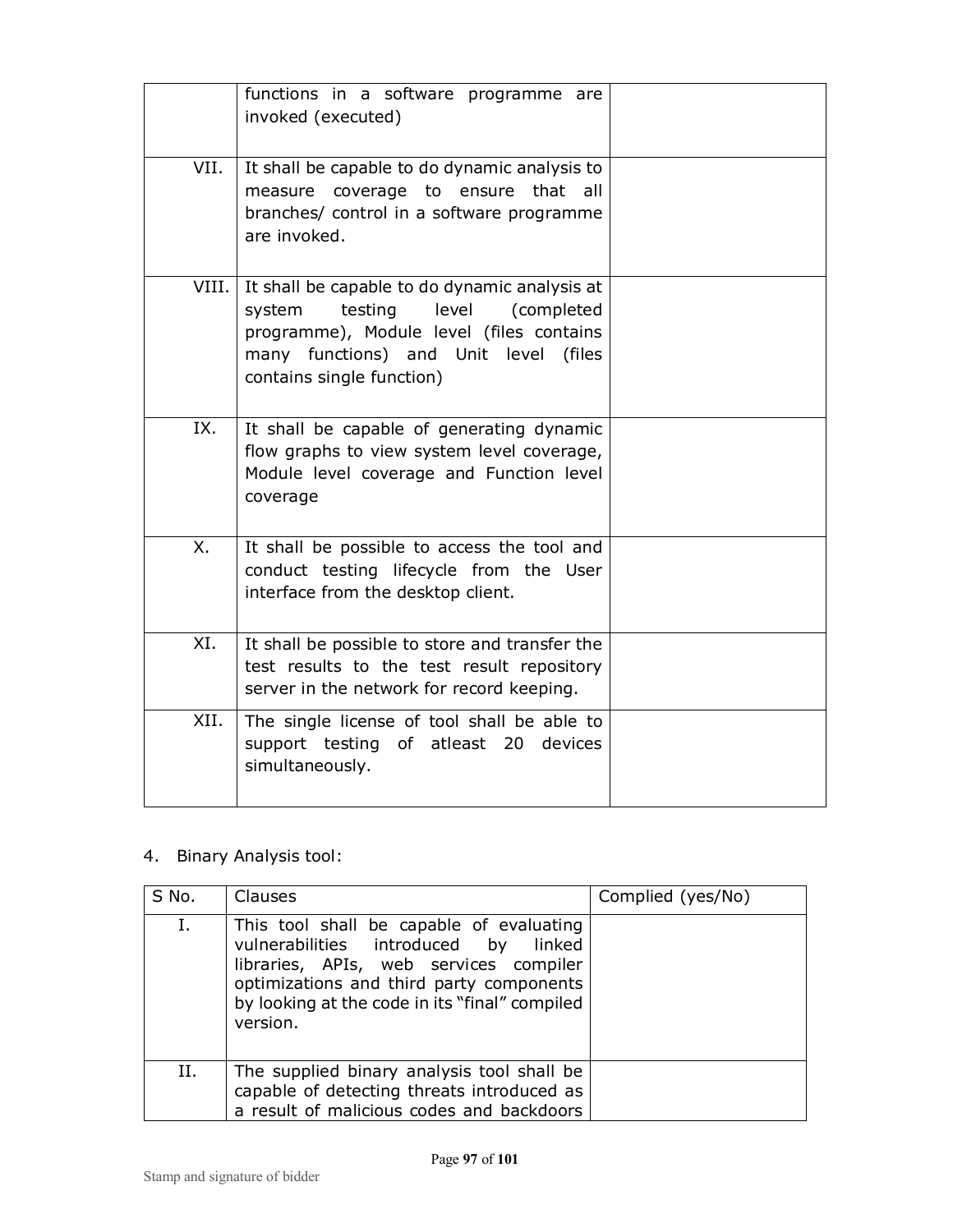| | | |
|---|---|---|
| | functions in a software programme are invoked (executed) | |
| VII. | It shall be capable to do dynamic analysis to measure coverage to ensure that all branches/ control in a software programme are invoked. | |
| VIII. | It shall be capable to do dynamic analysis at system testing level (completed programme), Module level (files contains many functions) and Unit level (files contains single function) | |
| IX. | It shall be capable of generating dynamic flow graphs to view system level coverage, Module level coverage and Function level coverage | |
| X. | It shall be possible to access the tool and conduct testing lifecycle from the User interface from the desktop client. | |
| XI. | It shall be possible to store and transfer the test results to the test result repository server in the network for record keeping. | |
| XII. | The single license of tool shall be able to support testing of atleast 20 devices simultaneously. | |

4. Binary Analysis tool:

| S No. | Clauses | Complied (yes/No) |
|---|---|---|
| I. | This tool shall be capable of evaluating vulnerabilities introduced by linked libraries, APIs, web services compiler optimizations and third party components by looking at the code in its "final" compiled version. | |
| II. | The supplied binary analysis tool shall be capable of detecting threats introduced as a result of malicious codes and backdoors | |

Stamp and signature of bidder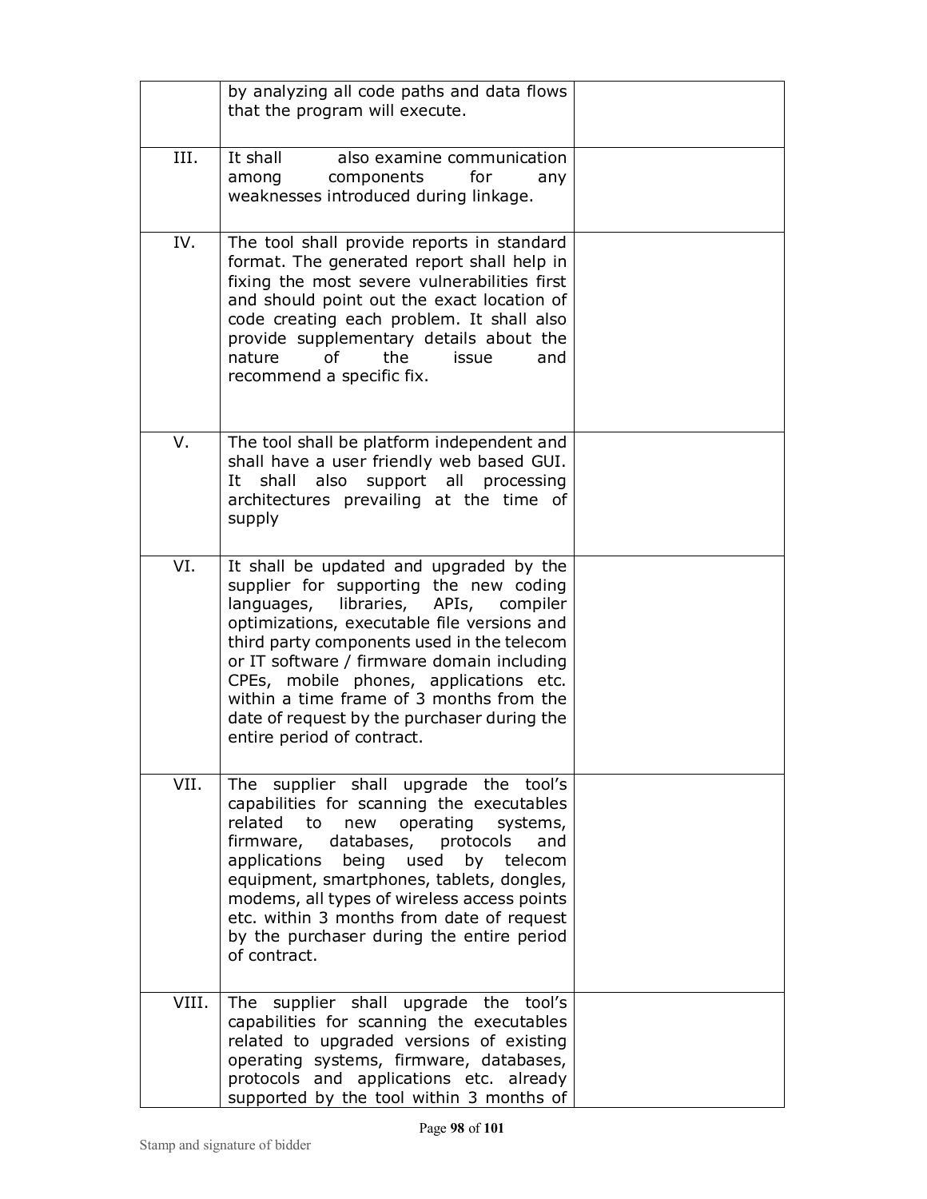| | | |
|---|---|---|
| | by analyzing all code paths and data flows that the program will execute. | |
| III. | It shall also examine communication among components for any weaknesses introduced during linkage. | |
| IV. | The tool shall provide reports in standard format. The generated report shall help in fixing the most severe vulnerabilities first and should point out the exact location of code creating each problem. It shall also provide supplementary details about the nature of the issue and recommend a specific fix. | |
| V. | The tool shall be platform independent and shall have a user friendly web based GUI. It shall also support all processing architectures prevailing at the time of supply | |
| VI. | It shall be updated and upgraded by the supplier for supporting the new coding languages, libraries, APIs, compiler optimizations, executable file versions and third party components used in the telecom or IT software / firmware domain including CPEs, mobile phones, applications etc. within a time frame of 3 months from the date of request by the purchaser during the entire period of contract. | |
| VII. | The supplier shall upgrade the tool's capabilities for scanning the executables related to new operating systems, firmware, databases, protocols and applications being used by telecom equipment, smartphones, tablets, dongles, modems, all types of wireless access points etc. within 3 months from date of request by the purchaser during the entire period of contract. | |
| VIII. | The supplier shall upgrade the tool's capabilities for scanning the executables related to upgraded versions of existing operating systems, firmware, databases, protocols and applications etc. already supported by the tool within 3 months of | |

Stamp and signature of bidder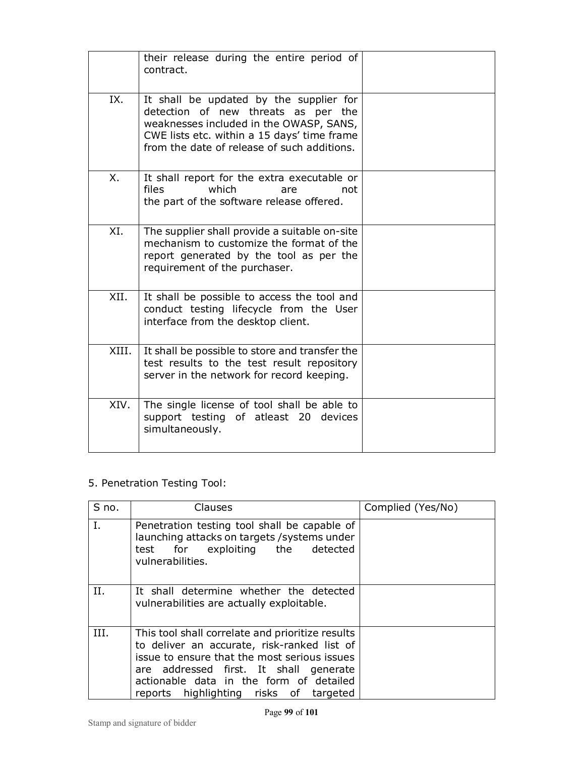|  | their release during the entire period of contract. |  |
|---|---|---|
| IX. | It shall be updated by the supplier for detection of new threats as per the weaknesses included in the OWASP, SANS, CWE lists etc. within a 15 days' time frame from the date of release of such additions. |  |
| X. | It shall report for the extra executable or files which are not the part of the software release offered. |  |
| XI. | The supplier shall provide a suitable on-site mechanism to customize the format of the report generated by the tool as per the requirement of the purchaser. |  |
| XII. | It shall be possible to access the tool and conduct testing lifecycle from the User interface from the desktop client. |  |
| XIII. | It shall be possible to store and transfer the test results to the test result repository server in the network for record keeping. |  |
| XIV. | The single license of tool shall be able to support testing of atleast 20 devices simultaneously. |  |

5. Penetration Testing Tool:

| S no. | Clauses | Complied (Yes/No) |
|---|---|---|
| I. | Penetration testing tool shall be capable of launching attacks on targets /systems under test for exploiting the detected vulnerabilities. |  |
| II. | It shall determine whether the detected vulnerabilities are actually exploitable. |  |
| III. | This tool shall correlate and prioritize results to deliver an accurate, risk-ranked list of issue to ensure that the most serious issues are addressed first. It shall generate actionable data in the form of detailed reports highlighting risks of targeted |  |

Stamp and signature of bidder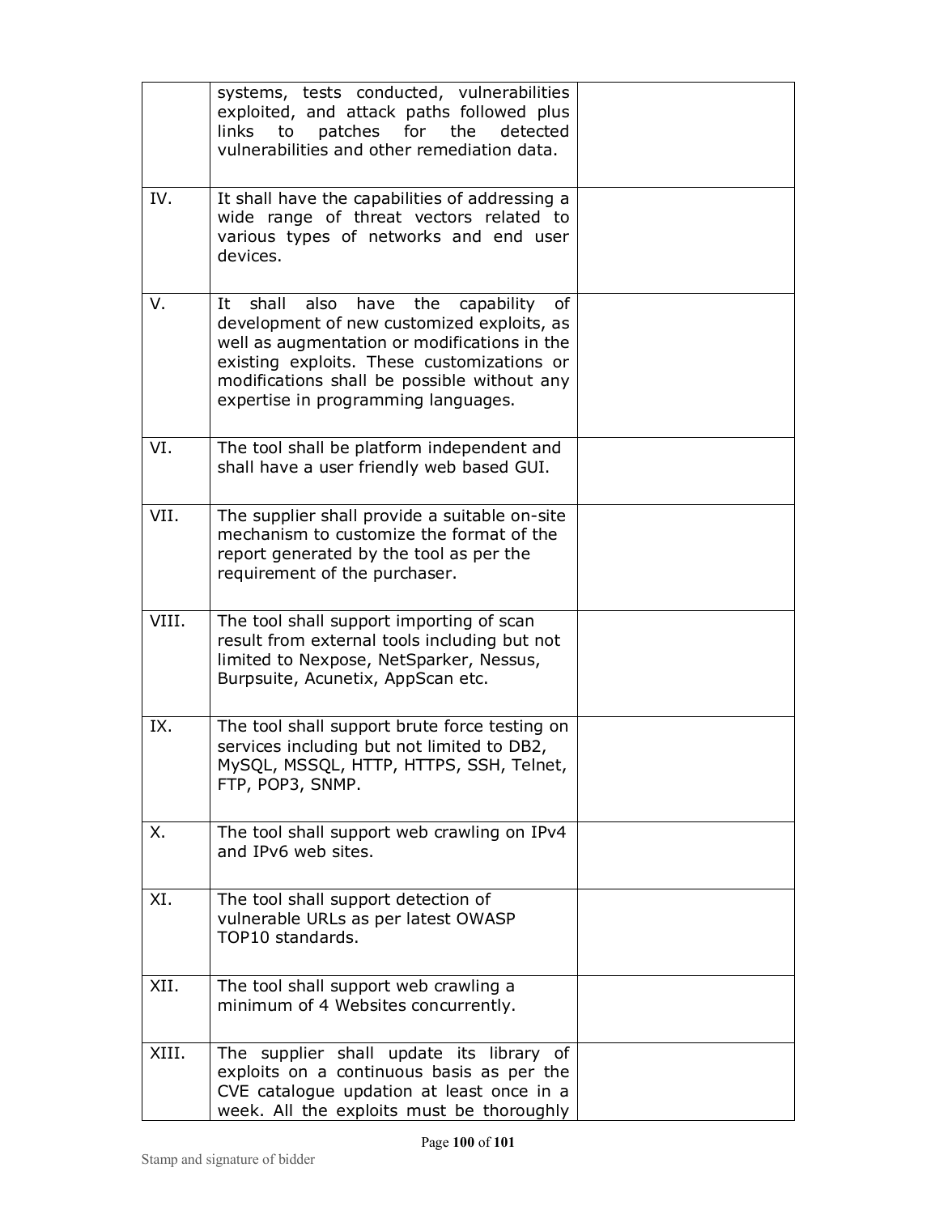| | | |
|---|---|---|
| | systems, tests conducted, vulnerabilities exploited, and attack paths followed plus links to patches for the detected vulnerabilities and other remediation data. | |
| IV. | It shall have the capabilities of addressing a wide range of threat vectors related to various types of networks and end user devices. | |
| V. | It shall also have the capability of development of new customized exploits, as well as augmentation or modifications in the existing exploits. These customizations or modifications shall be possible without any expertise in programming languages. | |
| VI. | The tool shall be platform independent and shall have a user friendly web based GUI. | |
| VII. | The supplier shall provide a suitable on-site mechanism to customize the format of the report generated by the tool as per the requirement of the purchaser. | |
| VIII. | The tool shall support importing of scan result from external tools including but not limited to Nexpose, NetSparker, Nessus, Burpsuite, Acunetix, AppScan etc. | |
| IX. | The tool shall support brute force testing on services including but not limited to DB2, MySQL, MSSQL, HTTP, HTTPS, SSH, Telnet, FTP, POP3, SNMP. | |
| X. | The tool shall support web crawling on IPv4 and IPv6 web sites. | |
| XI. | The tool shall support detection of vulnerable URLs as per latest OWASP TOP10 standards. | |
| XII. | The tool shall support web crawling a minimum of 4 Websites concurrently. | |
| XIII. | The supplier shall update its library of exploits on a continuous basis as per the CVE catalogue updation at least once in a week. All the exploits must be thoroughly | |

Stamp and signature of bidder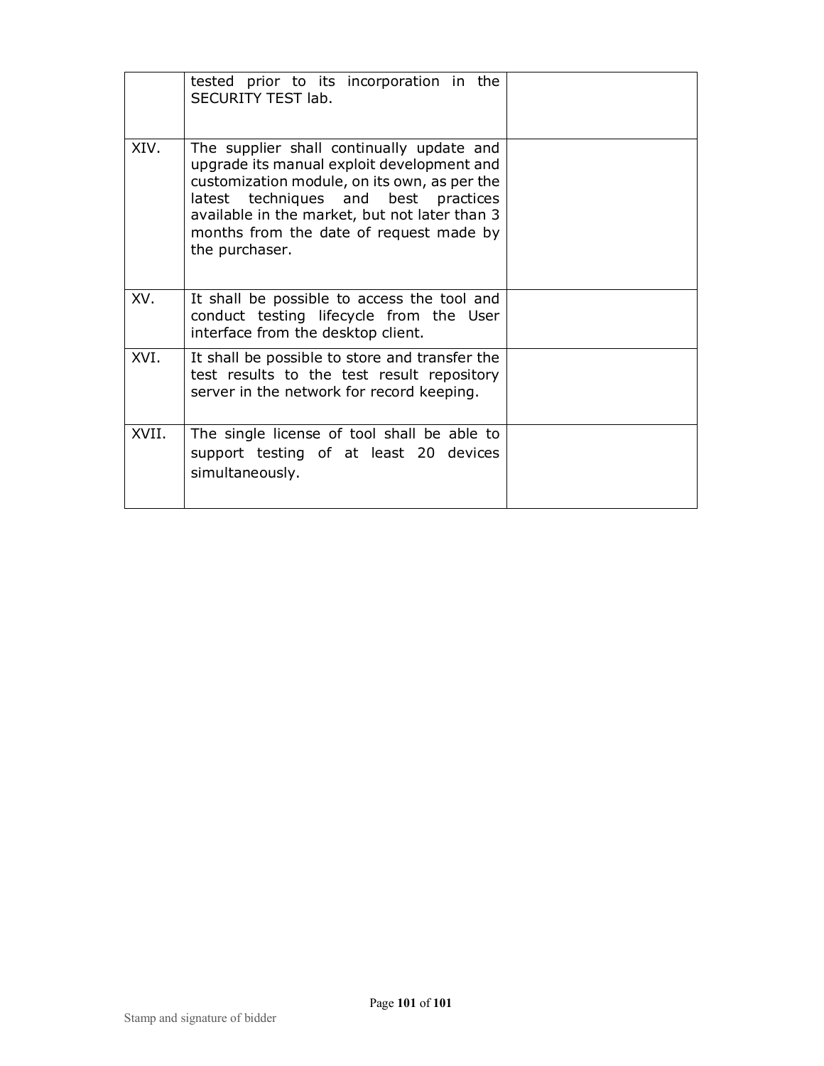| | | |
|---|---|---|
| | tested prior to its incorporation in the SECURITY TEST lab. | |
| XIV. | The supplier shall continually update and upgrade its manual exploit development and customization module, on its own, as per the latest techniques and best practices available in the market, but not later than 3 months from the date of request made by the purchaser. | |
| XV. | It shall be possible to access the tool and conduct testing lifecycle from the User interface from the desktop client. | |
| XVI. | It shall be possible to store and transfer the test results to the test result repository server in the network for record keeping. | |
| XVII. | The single license of tool shall be able to support testing of at least 20 devices simultaneously. | |

Stamp and signature of bidder